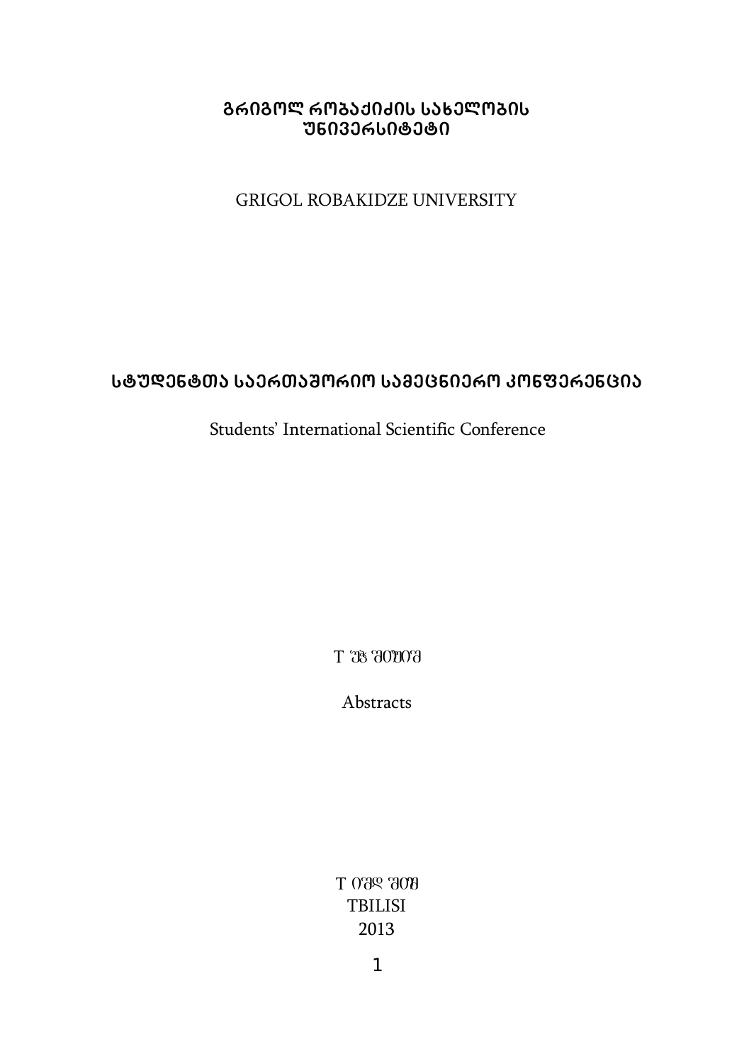**გრიგოლ რობაქიძის სახელობის უნივერსიტეტი**

GRIGOL ROBAKIDZE UNIVERSITY

# სტუდენტთა საერთაშორისო სამეცნიერო კონფერენცია

Students' International Scientific Conference

თეზისები

Abstracts

თბილისი

TBILISI

2013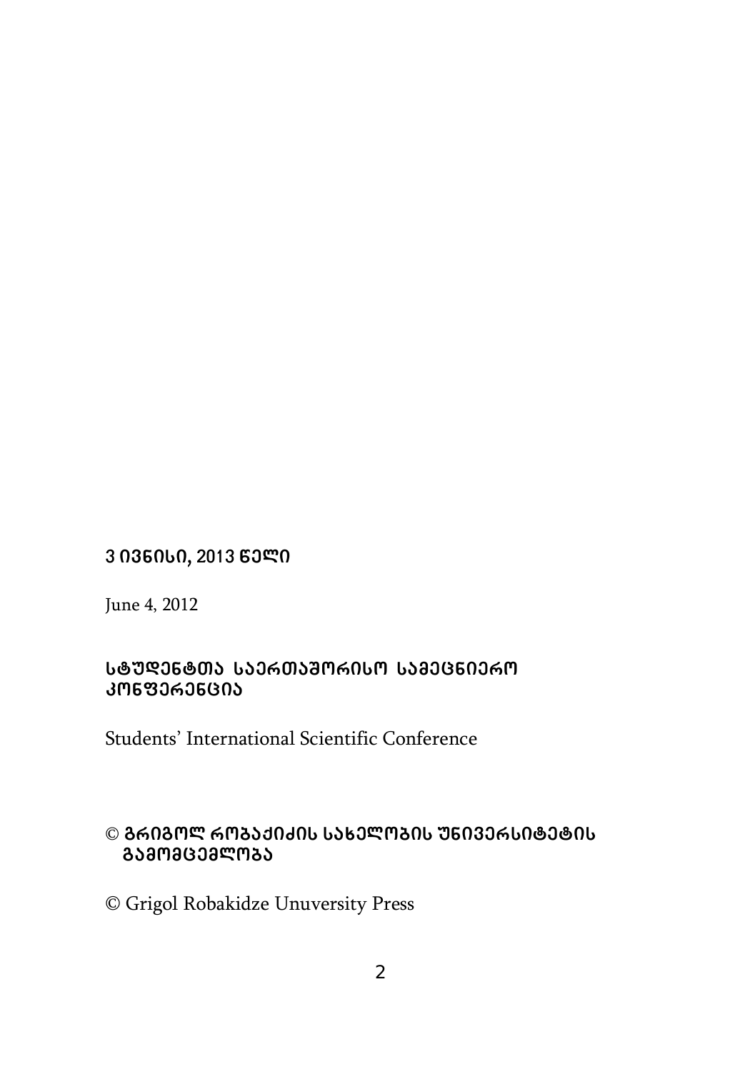**3 ივნისი, 2013 წელი**

June 4, 2012

**სტუდენტთა საერთაშორისო სამეცნიერო კონფერენცია**

Students' International Scientific Conference

© **გრიგოლ რობაქიძის სახელობის უნივერსიტეტის გამომცემლობა**

© Grigol Robakidze Unuversity Press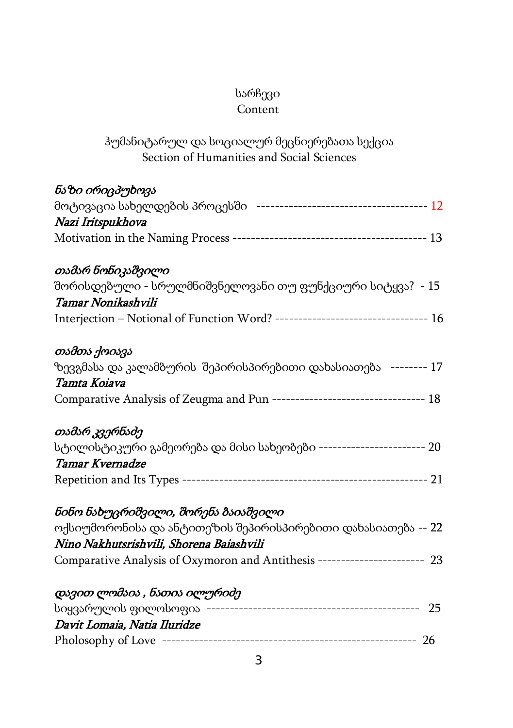# სარჩევი
# Content

## ჰუმანიტარულ და სოციალურ მეცნიერებათა სექცია
## Section of Humanities and Social Sciences

*ნაზი ირიცპუხოვა*
მოტივაცია სახელდების პროცესში ------------------------------------ 12
*Nazi Iritspukhova*
Motivation in the Naming Process ----------------------------------------- 13

*თამარ ნონიკაშვილი*
შორისდებული - სრულმნიშვნელოვანი თუ ფუნქციური სიტყვა? - 15
*Tamar Nonikashvili*
Interjection – Notional of Function Word? -------------------------------- 16

*თამთა ქოიავა*
ზევგმასა და კალამბურის შეპირისპირებითი დახასიათება -------- 17
*Tamta Koiava*
Comparative Analysis of Zeugma and Pun -------------------------------- 18

*თამარ კვერნაძე*
სტილისტიკური გამეორება და მისი სახეობები ---------------------- 20
*Tamar Kvernadze*
Repetition and Its Types --------------------------------------------------- 21

*ნინო ნახუცრიშვილი, შორენა ბაიაშვილი*
ოქსიუმორონისა და ანტითეზის შეპირისპირებითი დახასიათება -- 22
*Nino Nakhutsrishvili, Shorena Baiashvili*
Comparative Analysis of Oxymoron and Antithesis ---------------------- 23

*დავით ლომაია , ნათია ილურიძე*
სიყვარულის ფილოსოფია ------------------------------------------- 25
*Davit Lomaia, Natia Iluridze*
Pholosophy of Love -------------------------------------------------- 26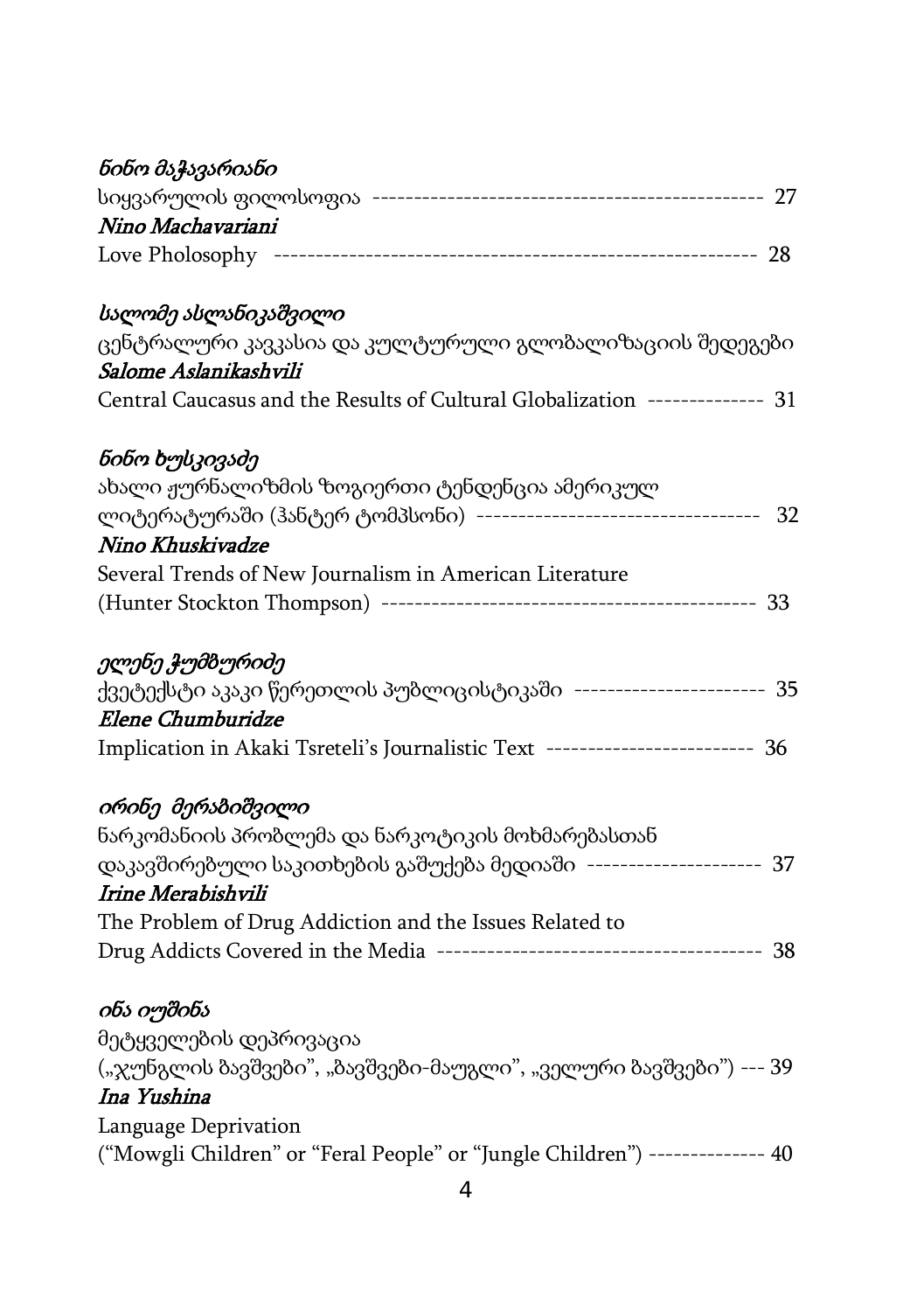*ნინო მაჭავარიანი*
სიყვარულის ფილოსოფია ---------------------------------------------- 27
*Nino Machavariani*
Love Pholosophy ------------------------------------------------------- 28

*სალომე ასლანიკაშვილი*
ცენტრალური კავკასია და კულტურული გლობალიზაციის შედეგები
*Salome Aslanikashvili*
Central Caucasus and the Results of Cultural Globalization -------------- 31

*ნინო ხუსკივაძე*
ახალი ჟურნალიზმის ზოგიერთი ტენდენცია ამერიკულ ლიტერატურაში (ჰანტერ ტომპსონი) ---------------------------------- 32
*Nino Khuskivadze*
Several Trends of New Journalism in American Literature (Hunter Stockton Thompson) -------------------------------------------- 33

*ელენე ჭუმბურიძე*
ქვეტექსტი აკაკი წერეთლის პუბლიცისტიკაში ----------------------- 35
*Elene Chumburidze*
Implication in Akaki Tsreteli's Journalistic Text ------------------------- 36

*ირინე მერაბიშვილი*
ნარკომანიის პრობლემა და ნარკოტიკის მოხმარებასთან დაკავშირებული საკითხების გაშუქება მედიაში --------------------- 37
*Irine Merabishvili*
The Problem of Drug Addiction and the Issues Related to Drug Addicts Covered in the Media --------------------------------------- 38

*ინა იუშინა*
მეტყველების დეპრივაცია („ჯუნგლის ბავშვები", „ბავშვები-მაუგლი", „ველური ბავშვები") --- 39
*Ina Yushina*
Language Deprivation ("Mowgli Children" or "Feral People" or "Jungle Children") -------------- 40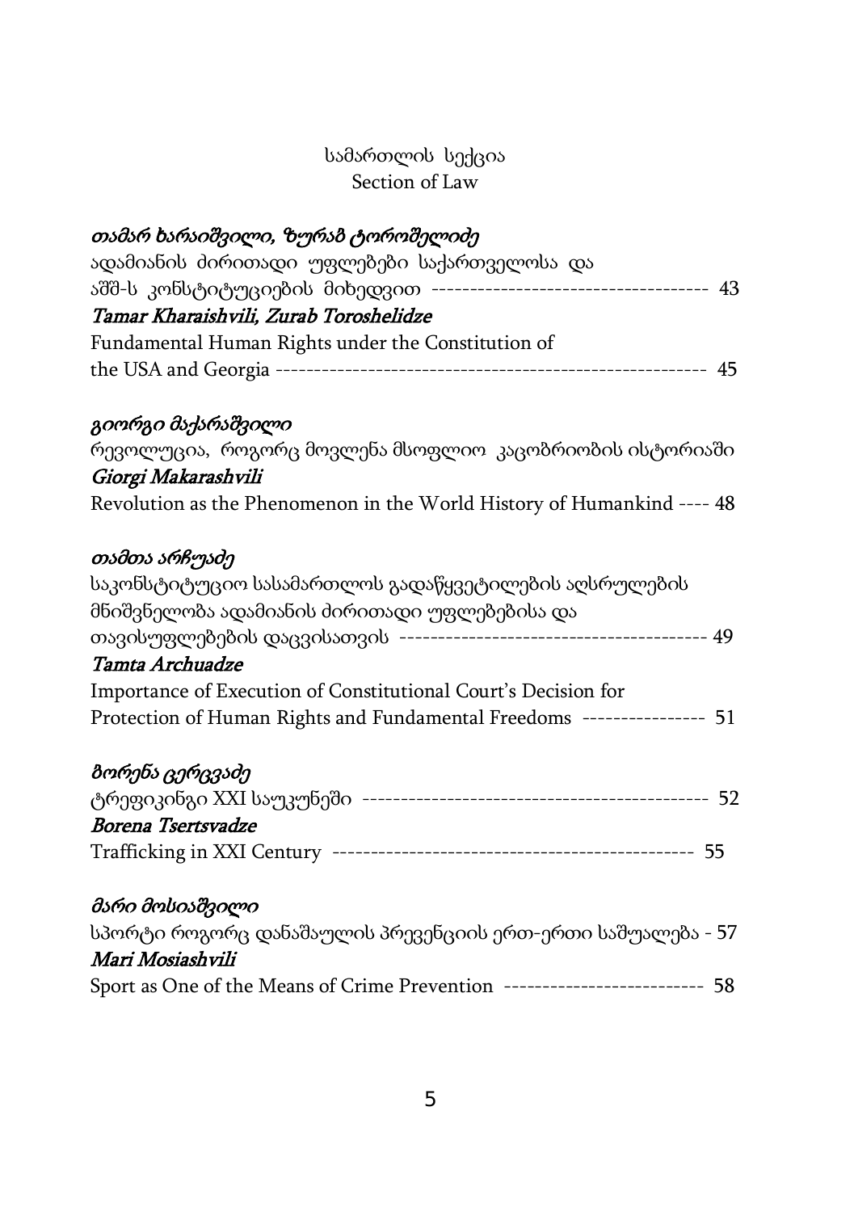სამართლის სექცია
Section of Law

*თამარ ხარაიშვილი, ზურაბ ტოროშელიძე*
ადამიანის ძირითადი უფლებები საქართველოსა და აშშ-ს კონსტიტუციების მიხედვით ------------------------------------ 43
*Tamar Kharaishvili, Zurab Toroshelidze*
Fundamental Human Rights under the Constitution of the USA and Georgia ------------------------------------------------------ 45

*გიორგი მაქარაშვილი*
რევოლუცია, როგორც მოვლენა მსოფლიო კაცობრიობის ისტორიაში
*Giorgi Makarashvili*
Revolution as the Phenomenon in the World History of Humankind ---- 48

*თამთა არჩუაძე*
საკონსტიტუციო სასამართლოს გადაწყვეტილების აღსრულების მნიშვნელობა ადამიანის ძირითადი უფლებებისა და თავისუფლებების დაცვისათვის ---------------------------------------- 49
*Tamta Archuadze*
Importance of Execution of Constitutional Court's Decision for Protection of Human Rights and Fundamental Freedoms ---------------- 51

*ბორენა ცერცვაძე*
ტრეფიკინგი XXI საუკუნეში ---------------------------------------------- 52
*Borena Tsertsvadze*
Trafficking in XXI Century ------------------------------------------------ 55

*მარი მოსიაშვილი*
სპორტი როგორც დანაშაულის პრევენციის ერთ-ერთი საშუალება - 57
*Mari Mosiashvili*
Sport as One of the Means of Crime Prevention -------------------------- 58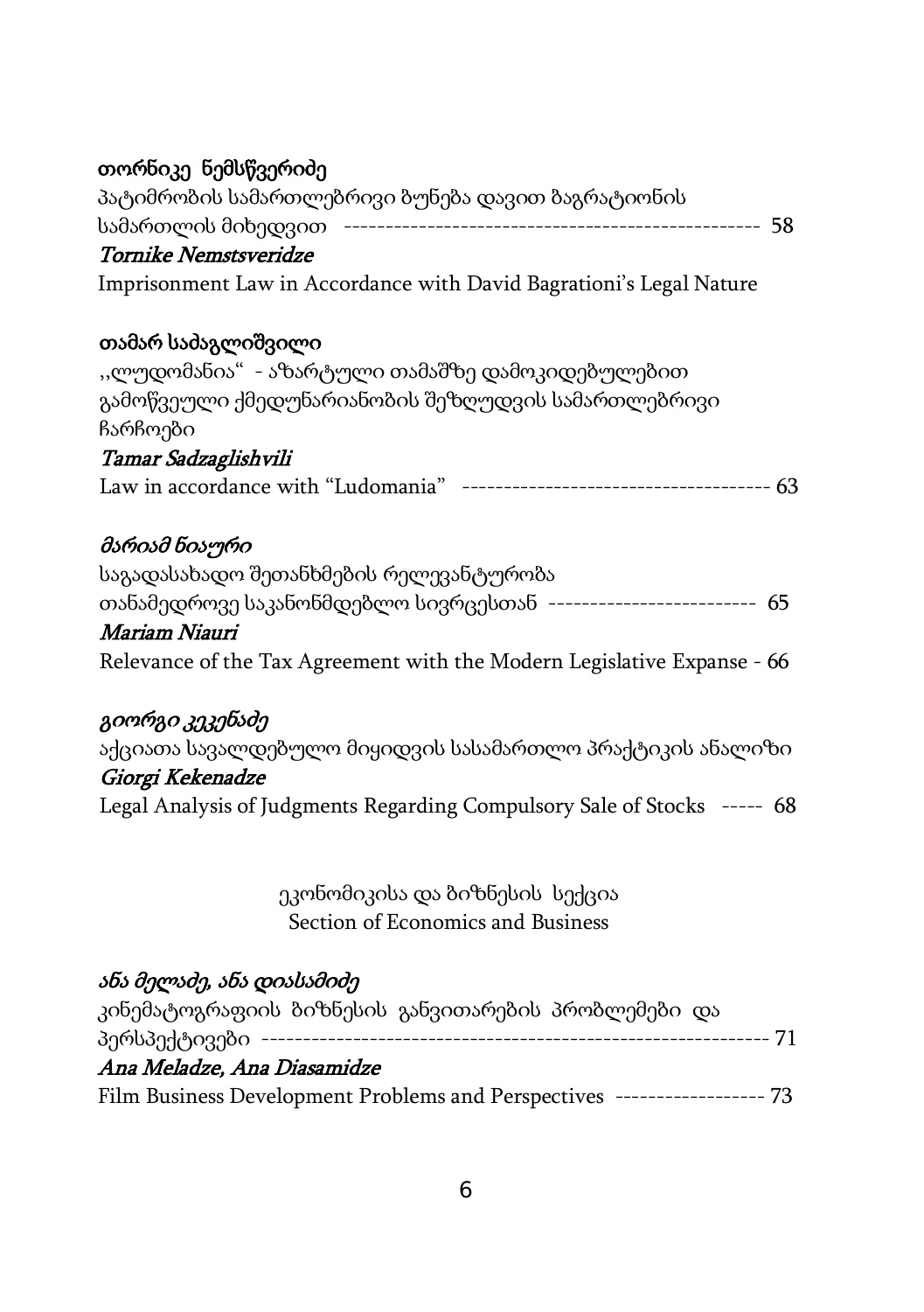**თორნიკე ნემსწვერიძე**
პატიმრობის სამართლებრივი ბუნება დავით ბაგრატიონის სამართლის მიხედვით ------------------------------------------------- 58
*Tornike Nemstsveridze*
Imprisonment Law in Accordance with David Bagrationi's Legal Nature

**თამარ საძაგლიშვილი**
,,ლუდომანია" - აზარტული თამაშზე დამოკიდებულებით გამოწვეული ქმედუნარიანობის შეზღუდვის სამართლებრივი ჩარჩოები
*Tamar Sadzaglishvili*
Law in accordance with "Ludomania" ------------------------------------- 63

*მარიამ ნიაური*
საგადასახადო შეთანხმების რელევანტურობა თანამედროვე საკანონმდებლო სივრცესთან ------------------------- 65
*Mariam Niauri*
Relevance of the Tax Agreement with the Modern Legislative Expanse - 66

*გიორგი კეკენაძე*
აქციათა სავალდებულო მიყიდვის სასამართლო პრაქტიკის ანალიზი
*Giorgi Kekenadze*
Legal Analysis of Judgments Regarding Compulsory Sale of Stocks ----- 68

ეკონომიკისა და ბიზნესის სექცია
Section of Economics and Business

*ანა მელაძე, ანა დიასამიძე*
კინემატოგრაფიის ბიზნესის განვითარების პრობლემები და პერსპექტივები --------------------------------------------------------- 71
*Ana Meladze, Ana Diasamidze*
Film Business Development Problems and Perspectives ------------------ 73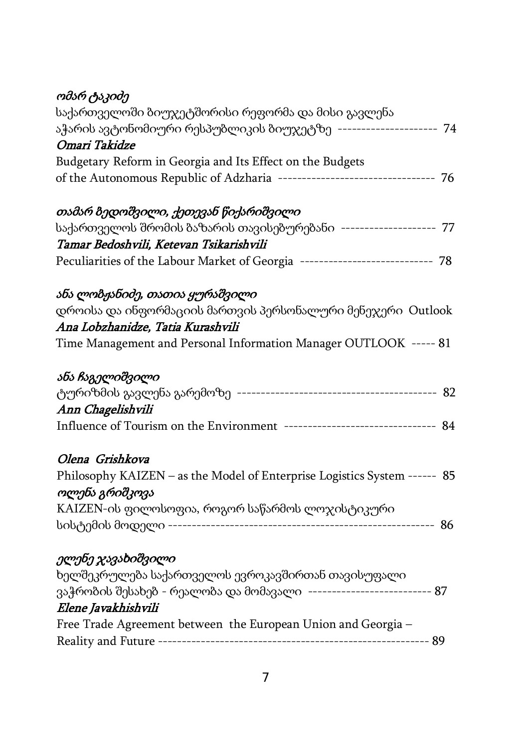*ომარ ტაკიძე*
საქართველოში ბიუჯეტშორისი რეფორმა და მისი გავლენა აჭარის ავტონომიური რესპუბლიკის ბიუჯეტზე --------------------- 74
*Omari Takidze*
Budgetary Reform in Georgia and Its Effect on the Budgets of the Autonomous Republic of Adzharia --------------------------------- 76

*თამარ ბედოშვილი, ქეთევან წიქარიშვილი*
საქართველოს შრომის ბაზარის თავისებურებანი -------------------- 77
*Tamar Bedoshvili, Ketevan Tsikarishvili*
Peculiarities of the Labour Market of Georgia ---------------------------- 78

*ანა ლობჟანიძე, თათია ყურაშვილი*
დროისა და ინფორმაციის მართვის პერსონალური მენეჯერი Outlook
*Ana Lobzhanidze, Tatia Kurashvili*
Time Management and Personal Information Manager OUTLOOK ----- 81

*ანა ჩაგელიშვილი*
ტურიზმის გავლენა გარემოზე ------------------------------------------ 82
*Ann Chagelishvili*
Influence of Tourism on the Environment -------------------------------- 84

*Olena Grishkova*
Philosophy KAIZEN – as the Model of Enterprise Logistics System ------ 85
*ოლენა გრიშკოვა*
KAIZEN-ის ფილოსოფია, როგორ საწარმოს ლოჯისტიკური სისტემის მოდელი ------------------------------------------------------ 86

*ელენე ჯავახიშვილი*
ხელშეკრულება საქართველოს ევროკავშირთან თავისუფალი ვაჭრობის შესახებ - რეალობა და მომავალი -------------------------- 87
*Elene Javakhishvili*
Free Trade Agreement between the European Union and Georgia – Reality and Future -------------------------------------------------------- 89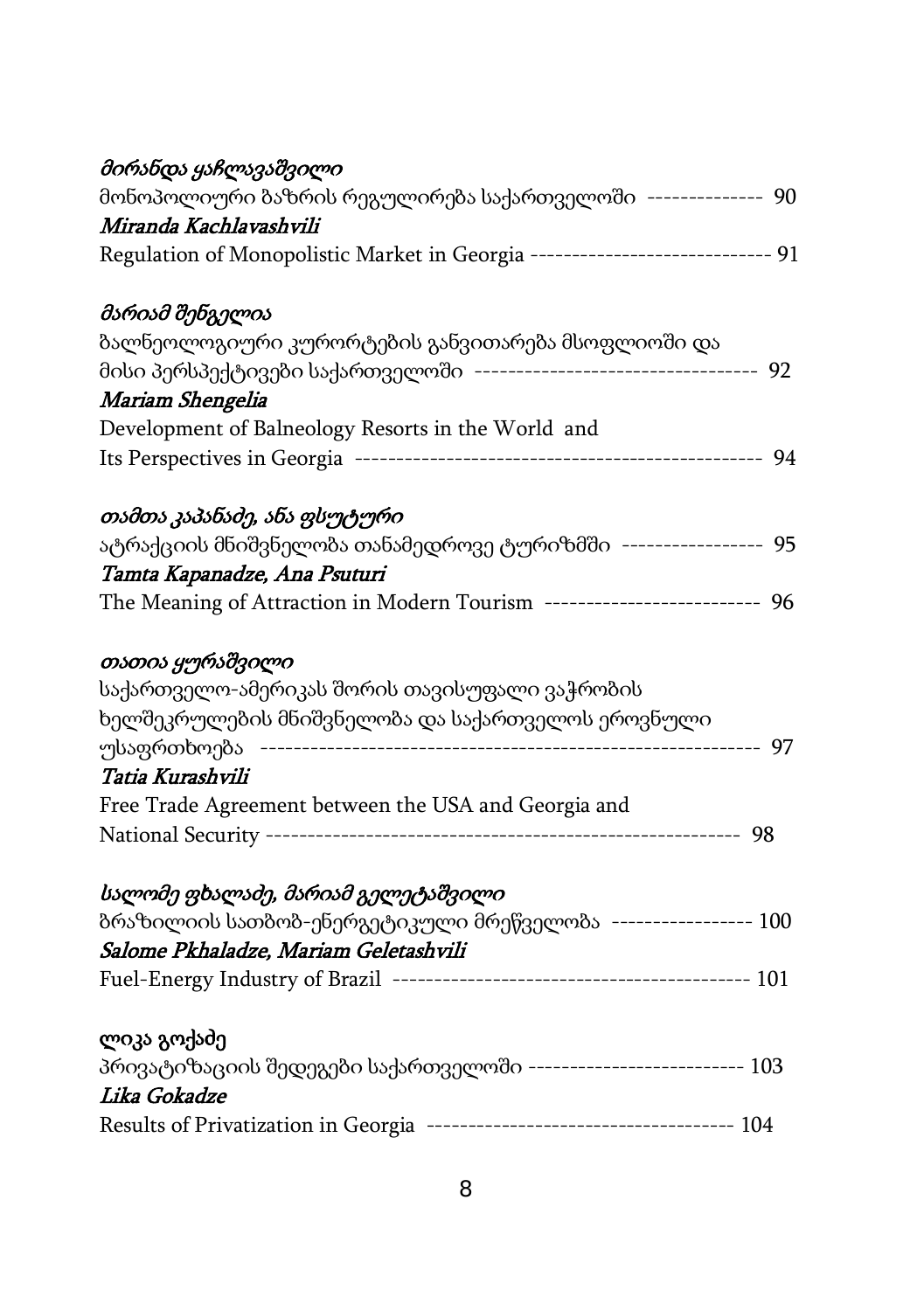*მირანდა ყაჩლავაშვილი*
მონოპოლიური ბაზრის რეგულირება საქართველოში -------------- 90
*Miranda Kachlavashvili*
Regulation of Monopolistic Market in Georgia ----------------------------- 91

*მარიამ შენგელია*
ბალნეოლოგიური კურორტების განვითარება მსოფლიოში და
მისი პერსპექტივები საქართველოში ---------------------------------- 92
*Mariam Shengelia*
Development of Balneology Resorts in the World and
Its Perspectives in Georgia ------------------------------------------------- 94

*თამთა კაპანაძე, ანა ფსუტური*
ატრაქციის მნიშვნელობა თანამედროვე ტურიზმში ----------------- 95
*Tamta Kapanadze, Ana Psuturi*
The Meaning of Attraction in Modern Tourism -------------------------- 96

*თათია ყურაშვილი*
საქართველო-ამერიკას შორის თავისუფალი ვაჭრობის
ხელშეკრულების მნიშვნელობა და საქართველოს ეროვნული
უსაფრთხოება ------------------------------------------------------------- 97
*Tatia Kurashvili*
Free Trade Agreement between the USA and Georgia and
National Security -------------------------------------------------------- 98

*სალომე ფხალაძე, მარიამ გელეტაშვილი*
ბრაზილიის სათბობ-ენერგეტიკული მრეწველობა ----------------- 100
*Salome Pkhaladze, Mariam Geletashvili*
Fuel-Energy Industry of Brazil ------------------------------------------- 101

ლიკა გოქაძე
პრივატიზაციის შედეგები საქართველოში -------------------------- 103
*Lika Gokadze*
Results of Privatization in Georgia ------------------------------------- 104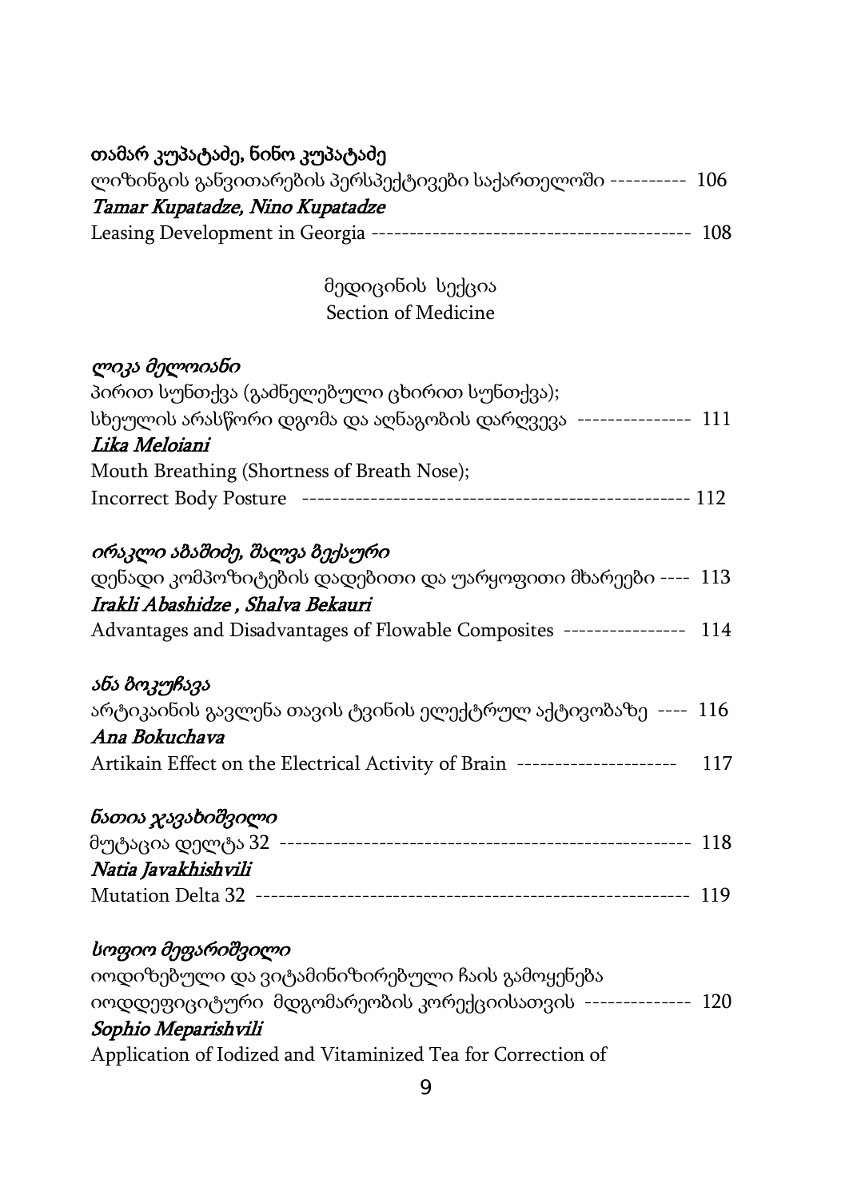**თამარ კუპატაძე, ნინო კუპატაძე**
ლიზინგის განვითარების პერსპექტივები საქართველოში ---------- 106
***Tamar Kupatadze, Nino Kupatadze***
Leasing Development in Georgia ----------------------------------------- 108

## მედიცინის სექცია
## Section of Medicine

*ლიკა მელოიანი*
პირით სუნთქვა (გაძნელებული ცხირით სუნთქვა);
სხეულის არასწორი დგომა და აღნაგობის დარღვევა --------------- 111
***Lika Meloiani***
Mouth Breathing (Shortness of Breath Nose);
Incorrect Body Posture --------------------------------------------------- 112

*ირაკლი აბაშიძე, შალვა ბექაური*
დენადი კომპოზიტების დადებითი და უარყოფითი მხარეები ---- 113
***Irakli Abashidze , Shalva Bekauri***
Advantages and Disadvantages of Flowable Composites ---------------- 114

*ანა ბოკუჩავა*
არტიკაინის გავლენა თავის ტვინის ელექტრულ აქტივობაზე ---- 116
***Ana Bokuchava***
Artikain Effect on the Electrical Activity of Brain --------------------- 117

*ნათია ჯავახიშვილი*
მუტაცია დელტა 32 -------------------------------------------------------- 118
***Natia Javakhishvili***
Mutation Delta 32 ----------------------------------------------------------- 119

*სოფიო მეფარიშვილი*
იოდიზებული და ვიტამინიზირებული ჩაის გამოყენება
იოდდეფიციტური მდგომარეობის კორექციისათვის -------------- 120
***Sophio Meparishvili***
Application of Iodized and Vitaminized Tea for Correction of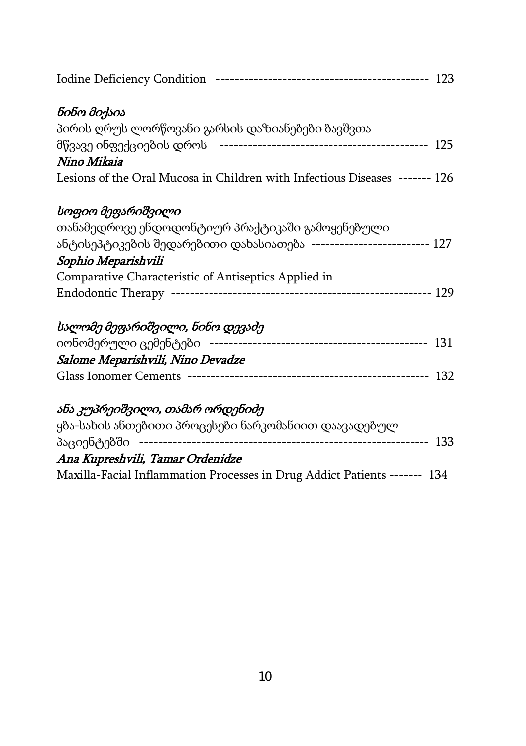Iodine Deficiency Condition ------------------------------------------- 123

*ნინო მიქაია*
პირის ღრუს ლორწოვანი გარსის დაზიანებები ბავშვთა მწვავე ინფექციების დროს ------------------------------------------- 125
***Nino Mikaia***
Lesions of the Oral Mucosa in Children with Infectious Diseases ------- 126

*სოფიო მეფარიშვილი*
თანამედროვე ენდოდონტიურ პრაქტიკაში გამოყენებული ანტისეპტიკების შედარებითი დახასიათება ------------------------- 127
***Sophio Meparishvili***
Comparative Characteristic of Antiseptics Applied in Endodontic Therapy ----------------------------------------------------- 129

*სალომე მეფარიშვილი, ნინო დევაძე*
იონომერული ცემენტები --------------------------------------------- 131
***Salome Meparishvili, Nino Devadze***
Glass Ionomer Cements ------------------------------------------------- 132

*ანა კუპრეიშვილი, თამარ ორდენიძე*
ყბა-სახის ანთებითი პროცესები ნარკომანიით დაავადებულ პაციენტებში ----------------------------------------------------------- 133
***Ana Kupreshvili, Tamar Ordenidze***
Maxilla-Facial Inflammation Processes in Drug Addict Patients ------- 134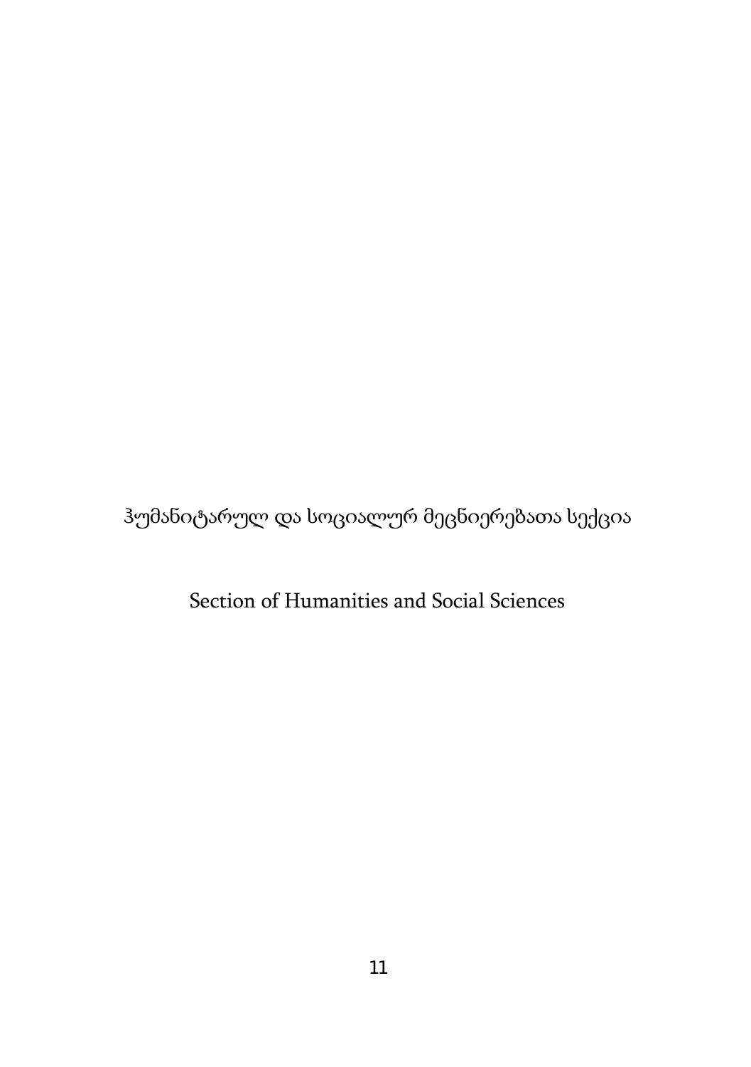# ჰუმანიტარულ და სოციალურ მეცნიერებათა სექცია

# Section of Humanities and Social Sciences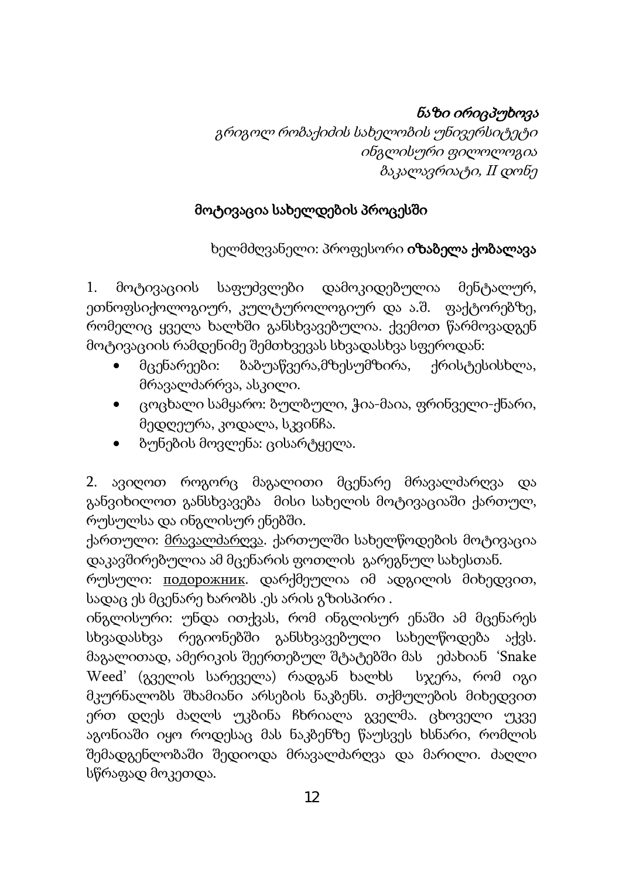*ნაზი ირიცპუხოვა*
*გრიგოლ რობაქიძის სახელობის უნივერსიტეტი*
*ინგლისური ფილოლოგია*
*ბაკალავრიატი, II დონე*

## მოტივაცია სახელდების პროცესში

ხელმძღვანელი: პროფესორი **იზაბელა ქობალავა**

1. მოტივაციის საფუძვლები დამოკიდებულია მენტალურ, ეთნოფსიქოლოგიურ, კულტუროლოგიურ და ა.შ. ფაქტორებზე, რომელიც ყველა ხალხში განსხვავებულია. ქვემოთ წარმოვადგენ მოტივაციის რამდენიმე შემთხვევას სხვადასხვა სფეროდან:

- მცენარეები: ბაბუაწვერა,მზესუმზირა, ქრისტესისხლა, მრავალძარღვა, ასკილი.
- ცოცხალი სამყარო: ბულბული, ჭია-მაია, ფრინველი-ქნარი, მედღეურა, კოდალა, სკვინჩა.
- ბუნების მოვლენა: ცისარტყელა.

2. ავიღოთ როგორც მაგალითი მცენარე მრავალძარღვა და განვიხილოთ განსხვავება მისი სახელის მოტივაციაში ქართულ, რუსულსა და ინგლისურ ენებში.

ქართული: <u>მრავალძარღვა</u>. ქართულში სახელწოდების მოტივაცია დაკავშირებულია ამ მცენარის ფოთლის გარეგნულ სახესთან.

რუსული: <u>подорожник</u>. დარქმეულია იმ ადგილის მიხედვით, სადაც ეს მცენარე ხარობს .ეს არის გზისპირი .

ინგლისური: უნდა ითქვას, რომ ინგლისურ ენაში ამ მცენარეს სხვადასხვა რეგიონებში განსხვავებული სახელწოდება აქვს. მაგალითად, ამერიკის შეერთებულ შტატებში მას ეძახიან 'Snake Weed' (გველის სარეველა) რადგან ხალხს სჯერა, რომ იგი მკურნალობს შხამიანი არსების ნაკბენს. თქმულების მიხედვით ერთ დღეს ძაღლს უკბინა ჩხრიალა გველმა. ცხოველი უკვე აგონიაში იყო როდესაც მას ნაკბენზე წაუსვეს ხსნარი, რომლის შემადგენლობაში შედიოდა მრავალძარღვა და მარილი. ძაღლი სწრაფად მოკეთდა.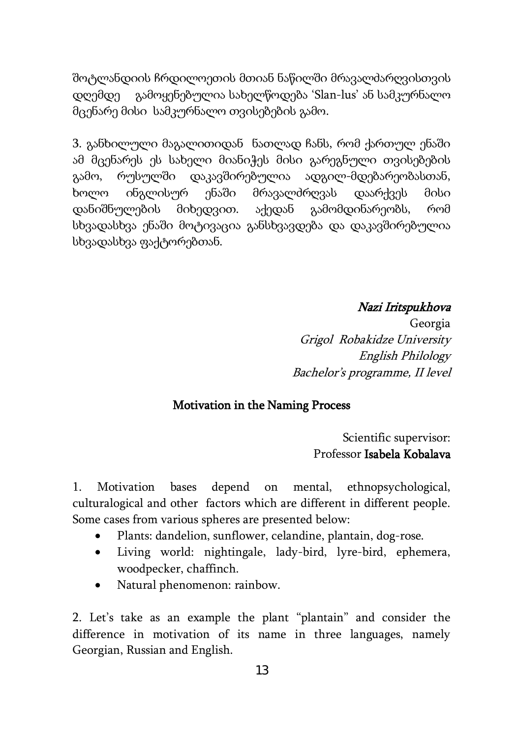შოტლანდიის ჩრდილოეთის მთიან ნაწილში მრავალძარღვისთვის დღემდე გამოყენებულია სახელწოდება 'Slan-lus' ან სამკურნალო მცენარე მისი სამკურნალო თვისებების გამო.

3. განხილული მაგალითიდან ნათლად ჩანს, რომ ქართულ ენაში ამ მცენარეს ეს სახელი მიანიჭეს მისი გარეგნული თვისებების გამო, რუსულში დაკავშირებულია ადგილ-მდებარეობასთან, ხოლო ინგლისურ ენაში მრავალძრღვას დაარქვეს მისი დანიშნულების მიხედვით. აქედან გამომდინარეობს, რომ სხვადასხვა ენაში მოტივაცია განსხვავდება და დაკავშირებულია სხვადასხვა ფაქტორებთან.

***Nazi Iritspukhova***
Georgia
*Grigol Robakidze University*
*English Philology*
*Bachelor's programme, II level*

## Motivation in the Naming Process

Scientific supervisor:
Professor **Isabela Kobalava**

1. Motivation bases depend on mental, ethnopsychological, culturalogical and other factors which are different in different people. Some cases from various spheres are presented below:

- Plants: dandelion, sunflower, celandine, plantain, dog-rose.
- Living world: nightingale, lady-bird, lyre-bird, ephemera, woodpecker, chaffinch.
- Natural phenomenon: rainbow.

2. Let's take as an example the plant "plantain" and consider the difference in motivation of its name in three languages, namely Georgian, Russian and English.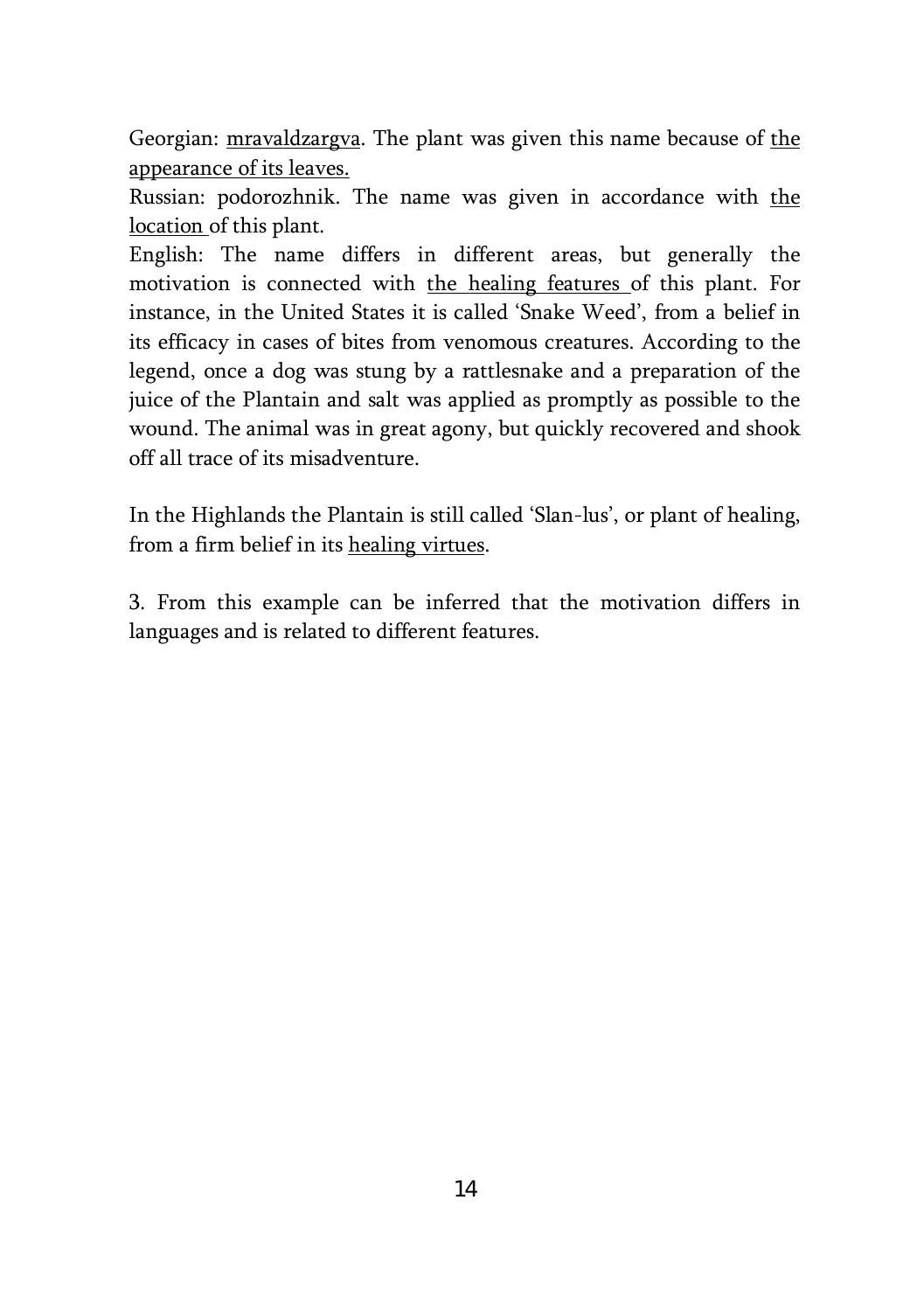Georgian: <u>mravaldzargva</u>. The plant was given this name because of <u>the appearance of its leaves.</u>

Russian: podorozhnik. The name was given in accordance with <u>the location</u> of this plant.

English: The name differs in different areas, but generally the motivation is connected with <u>the healing features</u> of this plant. For instance, in the United States it is called 'Snake Weed', from a belief in its efficacy in cases of bites from venomous creatures. According to the legend, once a dog was stung by a rattlesnake and a preparation of the juice of the Plantain and salt was applied as promptly as possible to the wound. The animal was in great agony, but quickly recovered and shook off all trace of its misadventure.

In the Highlands the Plantain is still called 'Slan-lus', or plant of healing, from a firm belief in its <u>healing virtues</u>.

3. From this example can be inferred that the motivation differs in languages and is related to different features.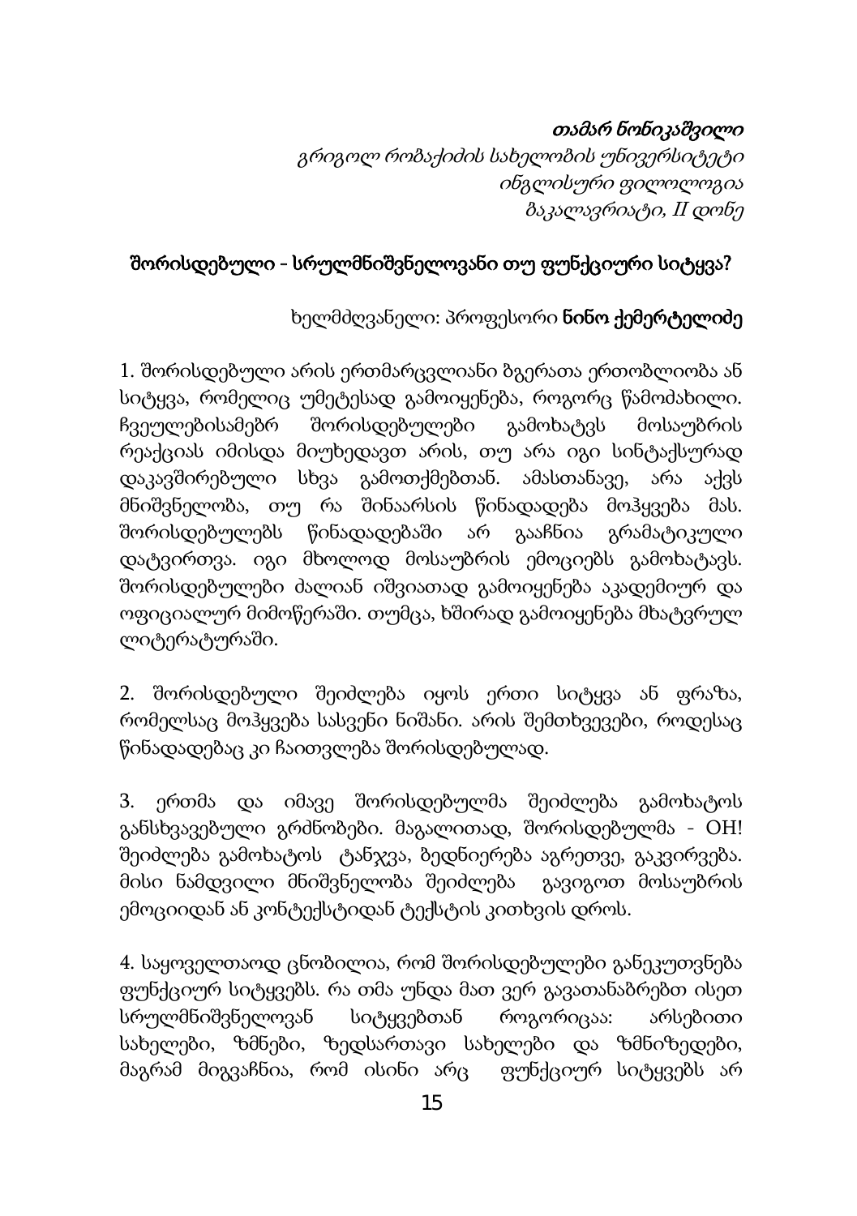*თამარ ნონიკაშვილი*
*გრიგოლ რობაქიძის სახელობის უნივერსიტეტი*
*ინგლისური ფილოლოგია*
*ბაკალავრიატი, II დონე*

## შორისდებული - სრულმნიშვნელოვანი თუ ფუნქციური სიტყვა?

ხელმძღვანელი: პროფესორი **ნინო ქემერტელიძე**

1. შორისდებული არის ერთმარცვლიანი ბგერათა ერთობლიობა ან სიტყვა, რომელიც უმეტესად გამოიყენება, როგორც წამოძახილი. ჩვეულებისამებრ შორისდებულები გამოხატავს მოსაუბრის რეაქციას იმისდა მიუხედავათ არის, თუ არა იგი სინტაქსურად დაკავშირებული სხვა გამოთქმებთან. ამასთანავე, არა აქვს მნიშვნელობა, თუ რა შინაარსის წინადადება მოჰყვება მას. შორისდებულებს წინადადებაში არ გააჩნია გრამატიკული დატვირთვა. იგი მხოლოდ მოსაუბრის ემოციებს გამოხატავს. შორისდებულები ძალიან იშვიათად გამოიყენება აკადემიურ და ოფიციალურ მიმოწერაში. თუმცა, ხშირად გამოიყენება მხატვრულ ლიტერატურაში.

2. შორისდებული შეიძლება იყოს ერთი სიტყვა ან ფრაზა, რომელსაც მოჰყვება სასვენი ნიშანი. არის შემთხვევები, როდესაც წინადადებაც კი ჩაითვლება შორისდებულად.

3. ერთმა და იმავე შორისდებულმა შეიძლება გამოხატოს განსხვავებული გრძნობები. მაგალითად, შორისდებულმა - OH! შეიძლება გამოხატოს ტანჯვა, ბედნიერება აგრეთვე, გაკვირვება. მისი ნამდვილი მნიშვნელობა შეიძლება გავიგოთ მოსაუბრის ემოციიდან ან კონტექსტიდან ტექსტის კითხვის დროს.

4. საყოველთაოდ ცნობილია, რომ შორისდებულები განეკუთვნება ფუნქციურ სიტყვებს. რა თმა უნდა მათ ვერ გავათანაბრებთ ისეთ სრულმნიშვნელოვან სიტყვებთან როგორიცაა: არსებითი სახელები, ზმნები, ზედსართავი სახელები და ზმნიზედები, მაგრამ მიგვაჩნია, რომ ისინი არც ფუნქციურ სიტყვებს არ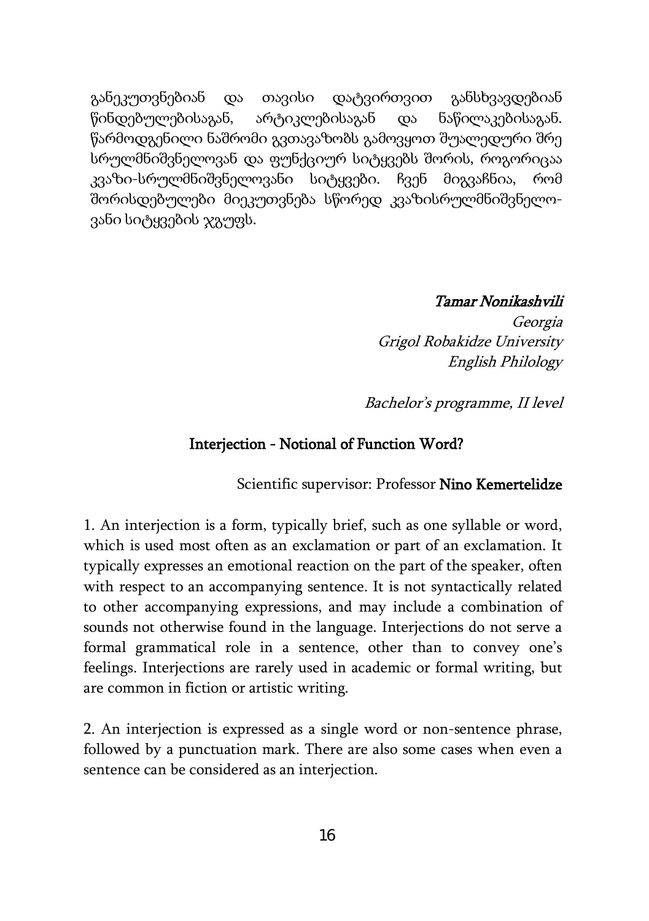განეკუთვნებიან და თავისი დატვირთვით განსხვავდებიან წინდებულებისაგან, არტიკლებისაგან და ნაწილაკებისაგან. წარმოდგენილი ნაშრომი გვთავაზობს გამოვყოთ შუალედური შრე სრულმნიშვნელოვან და ფუნქციურ სიტყვებს შორის, როგორიცაა კვაზი-სრულმნიშვნელოვანი სიტყვები. ჩვენ მიგვაჩნია, რომ შორისდებულები მიეკუთვნება სწორედ კვაზისრულმნიშვნელოვანი სიტყვების ჯგუფს.

*Tamar Nonikashvili*
*Georgia*
*Grigol Robakidze University*
*English Philology*

*Bachelor's programme, II level*

## Interjection - Notional of Function Word?

Scientific supervisor: Professor **Nino Kemertelidze**

1. An interjection is a form, typically brief, such as one syllable or word, which is used most often as an exclamation or part of an exclamation. It typically expresses an emotional reaction on the part of the speaker, often with respect to an accompanying sentence. It is not syntactically related to other accompanying expressions, and may include a combination of sounds not otherwise found in the language. Interjections do not serve a formal grammatical role in a sentence, other than to convey one's feelings. Interjections are rarely used in academic or formal writing, but are common in fiction or artistic writing.

2. An interjection is expressed as a single word or non-sentence phrase, followed by a punctuation mark. There are also some cases when even a sentence can be considered as an interjection.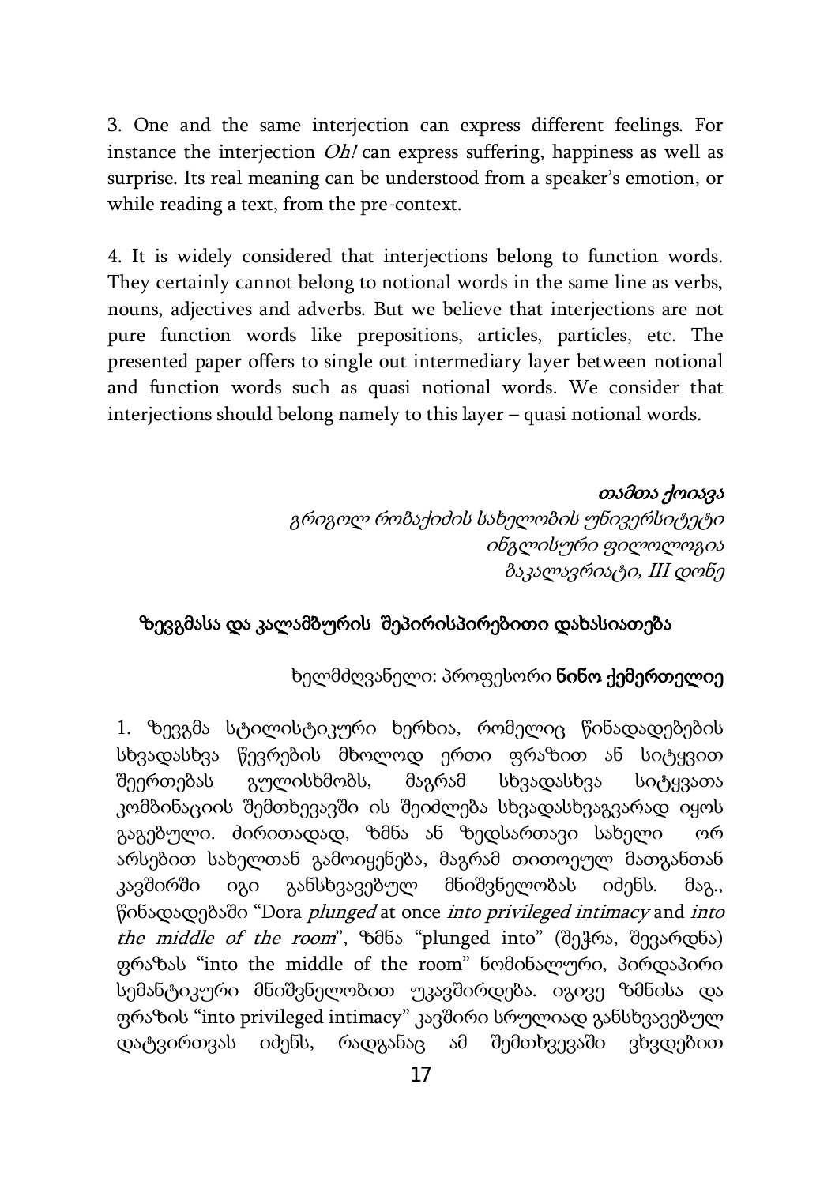3. One and the same interjection can express different feelings. For instance the interjection *Oh!* can express suffering, happiness as well as surprise. Its real meaning can be understood from a speaker's emotion, or while reading a text, from the pre-context.

4. It is widely considered that interjections belong to function words. They certainly cannot belong to notional words in the same line as verbs, nouns, adjectives and adverbs. But we believe that interjections are not pure function words like prepositions, articles, particles, etc. The presented paper offers to single out intermediary layer between notional and function words such as quasi notional words. We consider that interjections should belong namely to this layer – quasi notional words.

*თამთა ქოიავა*
*გრიგოლ რობაქიძის სახელობის უნივერსიტეტი*
*ინგლისური ფილოლოგია*
*ბაკალავრიატი, III დონე*

## ზევგმასა და კალამბურის შეპირისპირებითი დახასიათება

ხელმძღვანელი: პროფესორი **ნინო ქემერთელიძე**

1. ზევგმა სტილისტიკური ხერხია, რომელიც წინადადებების სხვადასხვა წევრების მხოლოდ ერთი ფრაზით ან სიტყვით შეერთებას გულისხმობს, მაგრამ სხვადასხვა სიტყვათა კომბინაციის შემთხვევაში ის შეიძლება სხვადასხვაგვარად იყოს გაგებული. ძირითადად, ზმნა ან ზედსართავი სახელი ორ არსებით სახელთან გამოიყენება, მაგრამ თითოეულ მათგანთან კავშირში იგი განსხვავებულ მნიშვნელობას იძენს. მაგ., წინადადებაში "Dora *plunged* at once *into privileged intimacy* and *into the middle of the room*", ზმნა "plunged into" (შეჭრა, შევარდნა) ფრაზას "into the middle of the room" ნომინალური, პირდაპირი სემანტიკური მნიშვნელობით უკავშირდება. იგივე ზმნისა და ფრაზის "into privileged intimacy" კავშირი სრულიად განსხვავებულ დატვირთვას იძენს, რადგანაც ამ შემთხვევაში ვხვდებით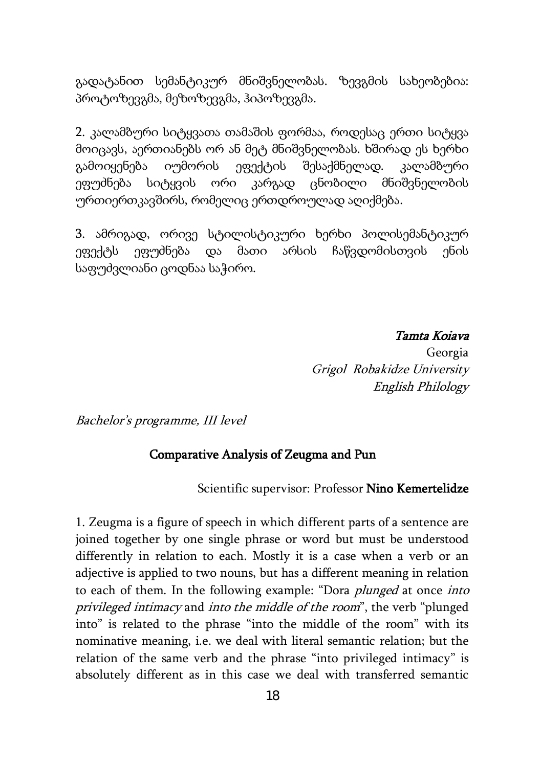გადატანით სემანტიკურ მნიშვნელობას. ზევგმის სახეობებია: პროტოზევგმა, მეზოზევგმა, ჰიპოზევგმა.

2. კალამბური სიტყვათა თამაშის ფორმაა, როდესაც ერთი სიტყვა მოიცავს, აერთიანებს ორ ან მეტ მნიშვნელობას. ხშირად ეს ხერხი გამოიყენება იუმორის ეფექტის შესაქმნელად. კალამბური ეფუძნება სიტყვის ორი კარგად ცნობილი მნიშვნელობის ურთიერთკავშირს, რომელიც ერთდროულად აღიქმება.

3. ამრიგად, ორივე სტილისტიკური ხერხი პოლისემანტიკურ ეფექტს ეფუძნება და მათი არსის ჩაწვდომისთვის ენის საფუძვლიანი ცოდნაა საჭირო.

***Tamta Koiava***
Georgia
*Grigol Robakidze University*
*English Philology*

*Bachelor's programme, III level*

## Comparative Analysis of Zeugma and Pun

Scientific supervisor: Professor **Nino Kemertelidze**

1. Zeugma is a figure of speech in which different parts of a sentence are joined together by one single phrase or word but must be understood differently in relation to each. Mostly it is a case when a verb or an adjective is applied to two nouns, but has a different meaning in relation to each of them. In the following example: "Dora *plunged* at once *into privileged intimacy* and *into the middle of the room*", the verb "plunged into" is related to the phrase "into the middle of the room" with its nominative meaning, i.e. we deal with literal semantic relation; but the relation of the same verb and the phrase "into privileged intimacy" is absolutely different as in this case we deal with transferred semantic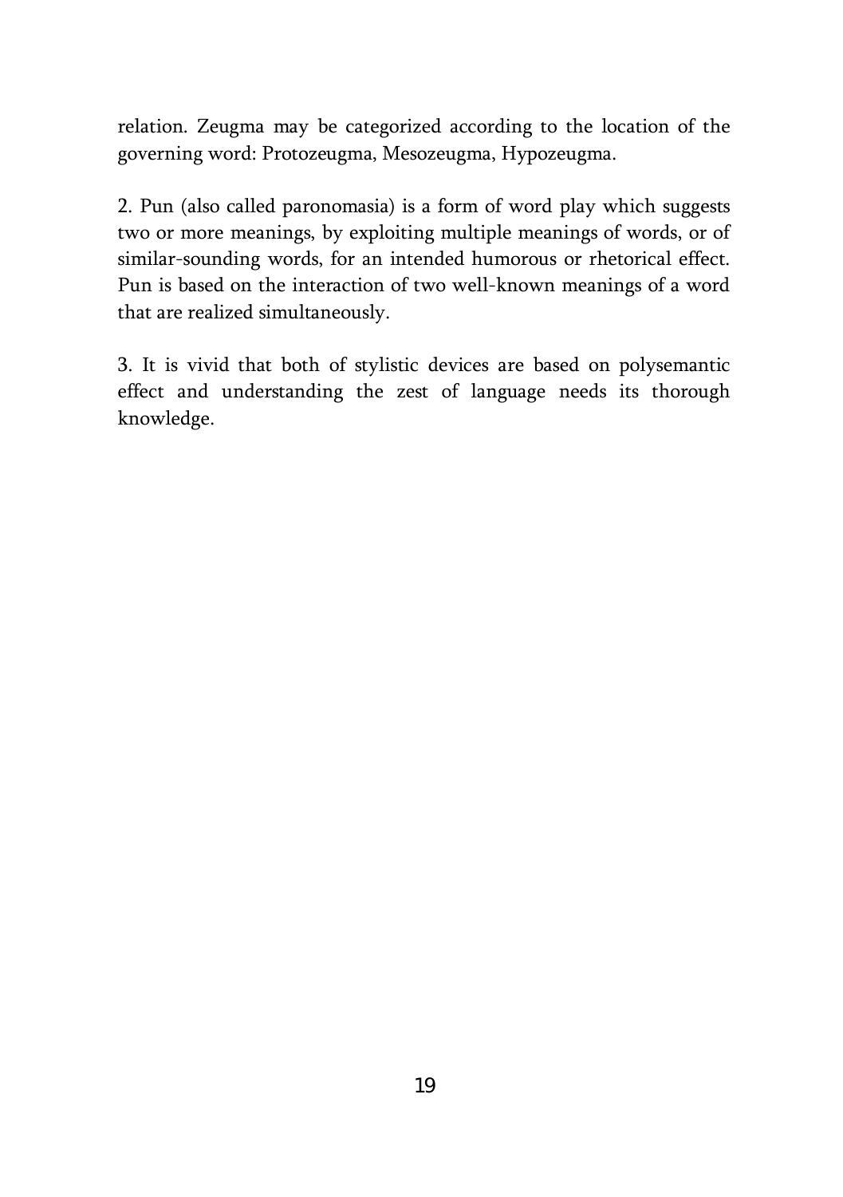relation. Zeugma may be categorized according to the location of the governing word: Protozeugma, Mesozeugma, Hypozeugma.

2. Pun (also called paronomasia) is a form of word play which suggests two or more meanings, by exploiting multiple meanings of words, or of similar-sounding words, for an intended humorous or rhetorical effect. Pun is based on the interaction of two well-known meanings of a word that are realized simultaneously.

3. It is vivid that both of stylistic devices are based on polysemantic effect and understanding the zest of language needs its thorough knowledge.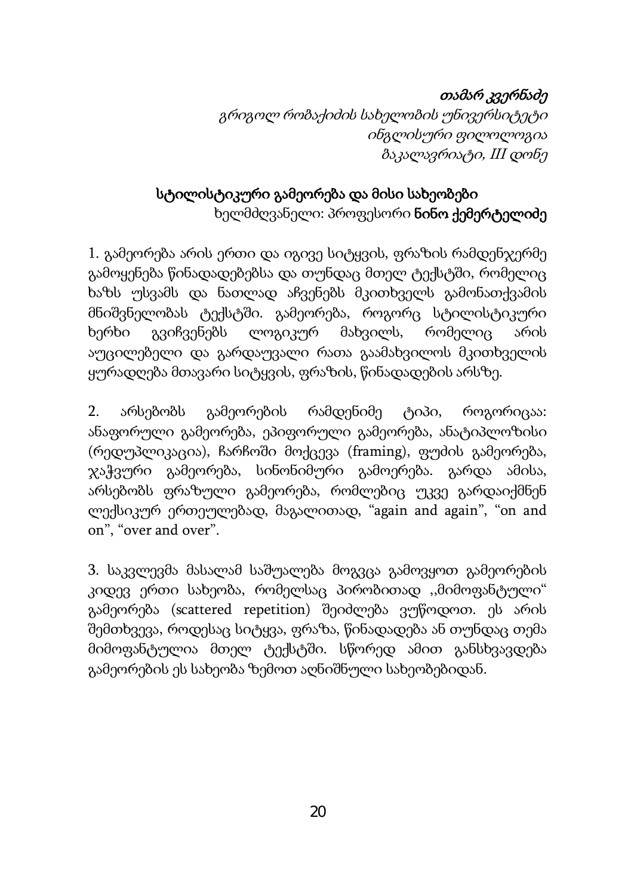*თამარ კვერნაძე*
*გრიგოლ რობაქიძის სახელობის უნივერსიტეტი*
*ინგლისური ფილოლოგია*
*ბაკალავრიატი, III დონე*

## სტილისტიკური გამეორება და მისი სახეობები

ხელმძღვანელი: პროფესორი **ნინო ქემერტელიძე**

1. გამეორება არის ერთი და იგივე სიტყვის, ფრაზის რამდენჯერმე გამოყენება წინადადებებსა და თუნდაც მთელ ტექსტში, რომელიც ხაზს უსვამს და ნათლად აჩვენებს მკითხველს გამონათქვამის მნიშვნელობას ტექსტში. გამეორება, როგორც სტილისტიკური ხერხი გვიჩვენებს ლოგიკურ მახვილს, რომელიც არის აუცილებელი და გარდაუვალი რათა გაამახვილოს მკითხველის ყურადღება მთავარი სიტყვის, ფრაზის, წინადადების არსზე.

2. არსებობს გამეორების რამდენიმე ტიპი, როგორიცაა: ანაფორული გამეორება, ეპიფორული გამეორება, ანატიპლოზისი (რედუპლიკაცია), ჩარჩოში მოქცევა (framing), ფუძის გამეორება, ჯაჭვური გამეორება, სინონიმური გამოერება. გარდა ამისა, არსებობს ფრაზული გამეორება, რომლებიც უკვე გარდაიქმნენ ლექსიკურ ერთეულებად, მაგალითად, "again and again", "on and on", "over and over".

3. საკვლევმა მასალამ საშუალება მოგვცა გამოვყოთ გამეორების კიდევ ერთი სახეობა, რომელსაც პირობითად ,,მიმოფანტული" გამეორება (scattered repetition) შეიძლება ვუწოდოთ. ეს არის შემთხვევა, როდესაც სიტყვა, ფრაზა, წინადადება ან თუნდაც თემა მიმოფანტულია მთელ ტექსტში. სწორედ ამით განსხვავდება გამეორების ეს სახეობა ზემოთ აღნიშნული სახეობებიდან.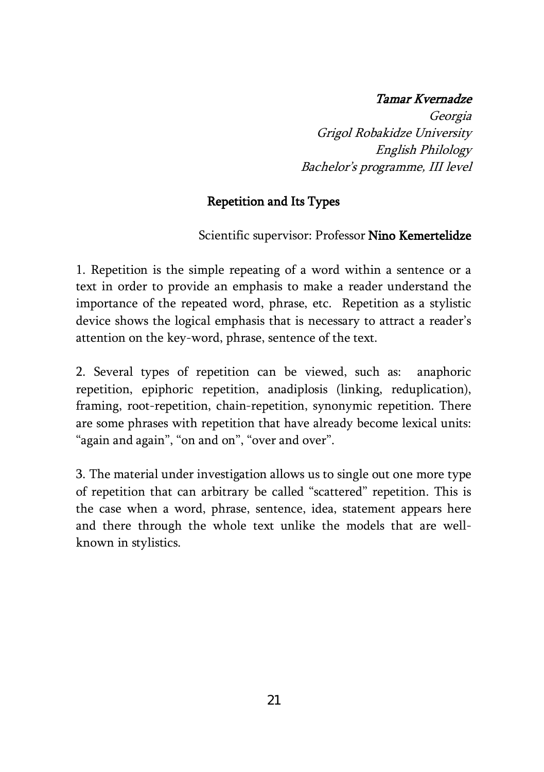***Tamar Kvernadze***

*Georgia*

*Grigol Robakidze University*

*English Philology*

*Bachelor's programme, III level*

## Repetition and Its Types

Scientific supervisor: Professor **Nino Kemertelidze**

1. Repetition is the simple repeating of a word within a sentence or a text in order to provide an emphasis to make a reader understand the importance of the repeated word, phrase, etc. Repetition as a stylistic device shows the logical emphasis that is necessary to attract a reader's attention on the key-word, phrase, sentence of the text.

2. Several types of repetition can be viewed, such as: anaphoric repetition, epiphoric repetition, anadiplosis (linking, reduplication), framing, root-repetition, chain-repetition, synonymic repetition. There are some phrases with repetition that have already become lexical units: "again and again", "on and on", "over and over".

3. The material under investigation allows us to single out one more type of repetition that can arbitrary be called "scattered" repetition. This is the case when a word, phrase, sentence, idea, statement appears here and there through the whole text unlike the models that are well-known in stylistics.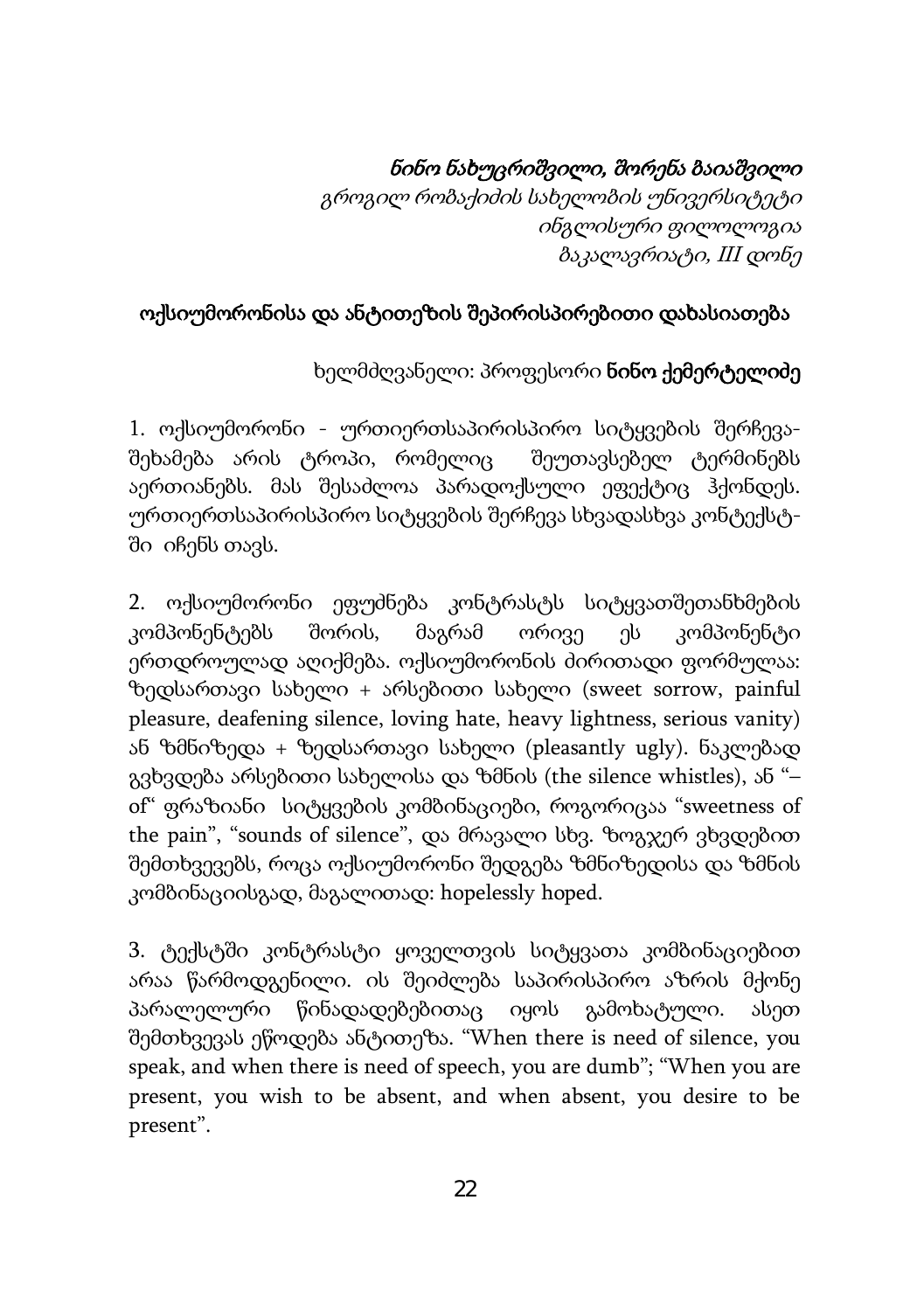*ნინო ნახუცრიშვილი, შორენა ბაიაშვილი*
*გროგილ რობაქიძის სახელობის უნივერსიტეტი*
*ინგლისური ფილოლოგია*
*ბაკალავრიატი, III დონე*

## ოქსიუმორონისა და ანტითეზის შეპირისპირებითი დახასიათება

ხელმძღვანელი: პროფესორი **ნინო ქემერტელიძე**

1. ოქსიუმორონი - ურთიერთსაპირისპირო სიტყვების შერჩევა-შეხამება არის ტროპი, რომელიც შეუთავსებელ ტერმინებს აერთიანებს. მას შესაძლოა პარადოქსული ეფექტიც ჰქონდეს. ურთიერთსაპირისპირო სიტყვების შერჩევა სხვადასხვა კონტექსტში იჩენს თავს.

2. ოქსიუმორონი ეფუძნება კონტრასტს სიტყვათშეთანხმების კომპონენტებს შორის, მაგრამ ორივე ეს კომპონენტი ერთდროულად აღიქმება. ოქსიუმორონის ძირითადი ფორმულაა: ზედსართავი სახელი + არსებითი სახელი (sweet sorrow, painful pleasure, deafening silence, loving hate, heavy lightness, serious vanity) ან ზმნიზედა + ზედსართავი სახელი (pleasantly ugly). ნაკლებად გვხვდება არსებითი სახელისა და ზმნის (the silence whistles), ან "–of" ფრაზიანი სიტყვების კომბინაციები, როგორიცაა "sweetness of the pain", "sounds of silence", და მრავალი სხვ. ზოგჯერ ვხვდებით შემთხვევებს, როცა ოქსიუმორონი შედგება ზმნიზედისა და ზმნის კომბინაციისგად, მაგალითად: hopelessly hoped.

3. ტექსტში კონტრასტი ყოველთვის სიტყვათა კომბინაციებით არაა წარმოდგენილი. ის შეიძლება საპირისპირო აზრის მქონე პარალელური წინადადებებითაც იყოს გამოხატული. ასეთ შემთხვევას ეწოდება ანტითეზა. "When there is need of silence, you speak, and when there is need of speech, you are dumb"; "When you are present, you wish to be absent, and when absent, you desire to be present".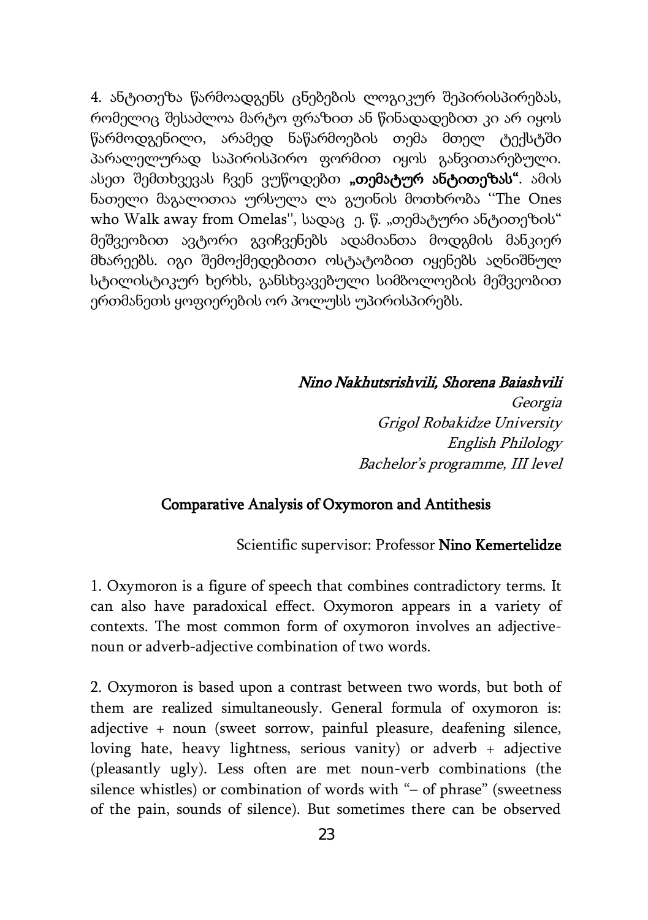4. ანტითეზა წარმოადგენს ცნებების ლოგიკურ შეპირისპირებას, რომელიც შესაძლოა მარტო ფრაზით ან წინადადებით კი არ იყოს წარმოდგენილი, არამედ ნაწარმოების თემა მთელ ტექსტში პარალელურად საპირისპირო ფორმით იყოს განვითარებული. ასეთ შემთხვევას ჩვენ ვუწოდებთ **„თემატურ ანტითეზას“**. ამის ნათელი მაგალითია ურსულა ლა გუინის მოთხრობა ''The Ones who Walk away from Omelas'', სადაც ე. წ. „თემატური ანტითეზის“ მეშვეობით ავტორი გვიჩვენებს ადამიანთა მოდგმის მანკიერ მხარეებს. იგი შემოქმედებითი ოსტატობით იყენებს აღნიშნულ სტილისტიკურ ხერხს, განსხვავებული სიმბოლოების მეშვეობით ერთმანეთს ყოფიერების ორ პოლუსს უპირისპირებს.

*Nino Nakhutsrishvili, Shorena Baiashvili*
*Georgia*
*Grigol Robakidze University*
*English Philology*
*Bachelor's programme, III level*

## Comparative Analysis of Oxymoron and Antithesis

Scientific supervisor: Professor Nino Kemertelidze

1. Oxymoron is a figure of speech that combines contradictory terms. It can also have paradoxical effect. Oxymoron appears in a variety of contexts. The most common form of oxymoron involves an adjective-noun or adverb-adjective combination of two words.

2. Oxymoron is based upon a contrast between two words, but both of them are realized simultaneously. General formula of oxymoron is: adjective + noun (sweet sorrow, painful pleasure, deafening silence, loving hate, heavy lightness, serious vanity) or adverb + adjective (pleasantly ugly). Less often are met noun-verb combinations (the silence whistles) or combination of words with "– of phrase" (sweetness of the pain, sounds of silence). But sometimes there can be observed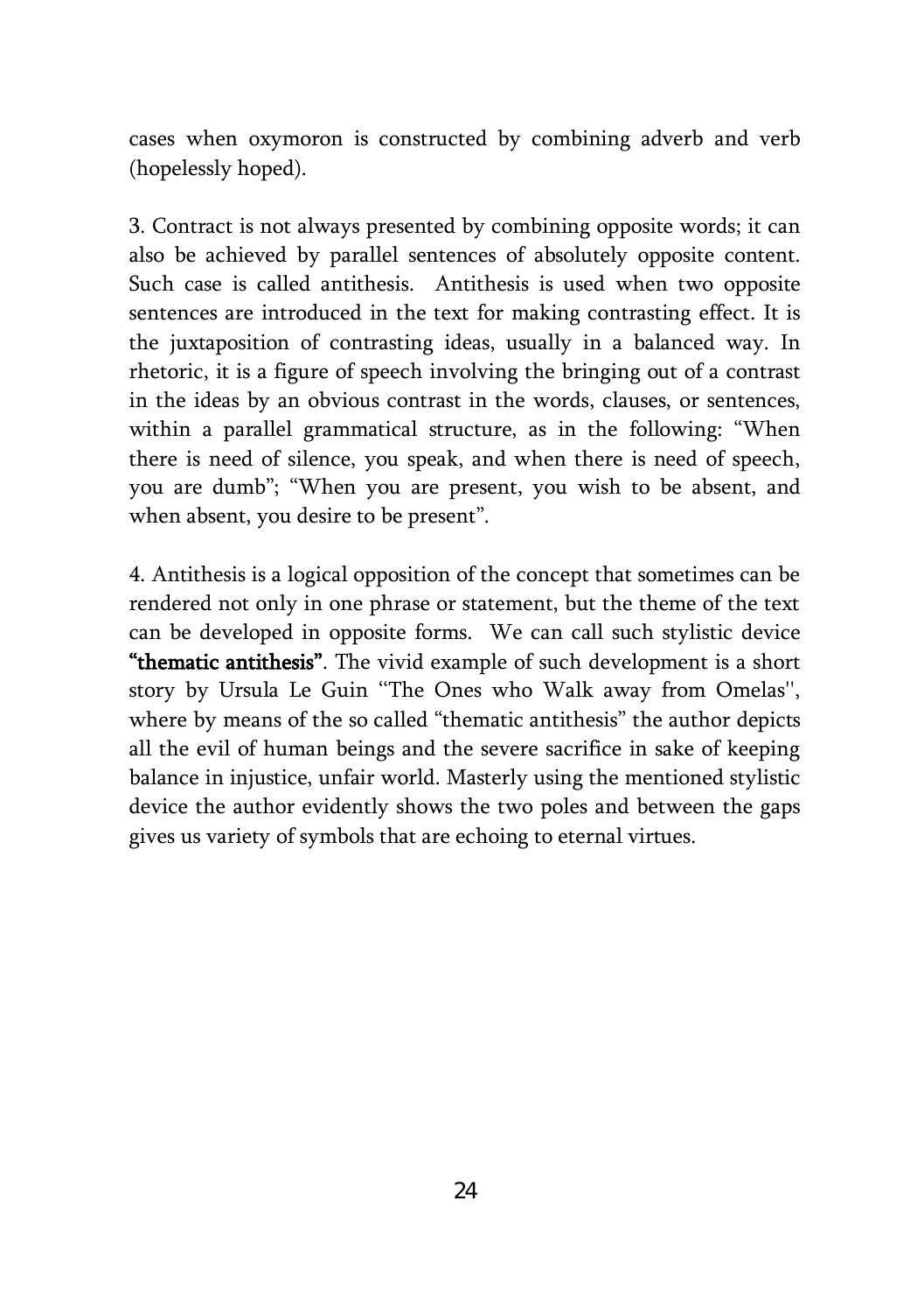cases when oxymoron is constructed by combining adverb and verb (hopelessly hoped).

3. Contract is not always presented by combining opposite words; it can also be achieved by parallel sentences of absolutely opposite content. Such case is called antithesis. Antithesis is used when two opposite sentences are introduced in the text for making contrasting effect. It is the juxtaposition of contrasting ideas, usually in a balanced way. In rhetoric, it is a figure of speech involving the bringing out of a contrast in the ideas by an obvious contrast in the words, clauses, or sentences, within a parallel grammatical structure, as in the following: "When there is need of silence, you speak, and when there is need of speech, you are dumb"; "When you are present, you wish to be absent, and when absent, you desire to be present".

4. Antithesis is a logical opposition of the concept that sometimes can be rendered not only in one phrase or statement, but the theme of the text can be developed in opposite forms. We can call such stylistic device **"thematic antithesis"**. The vivid example of such development is a short story by Ursula Le Guin "The Ones who Walk away from Omelas'', where by means of the so called "thematic antithesis" the author depicts all the evil of human beings and the severe sacrifice in sake of keeping balance in injustice, unfair world. Masterly using the mentioned stylistic device the author evidently shows the two poles and between the gaps gives us variety of symbols that are echoing to eternal virtues.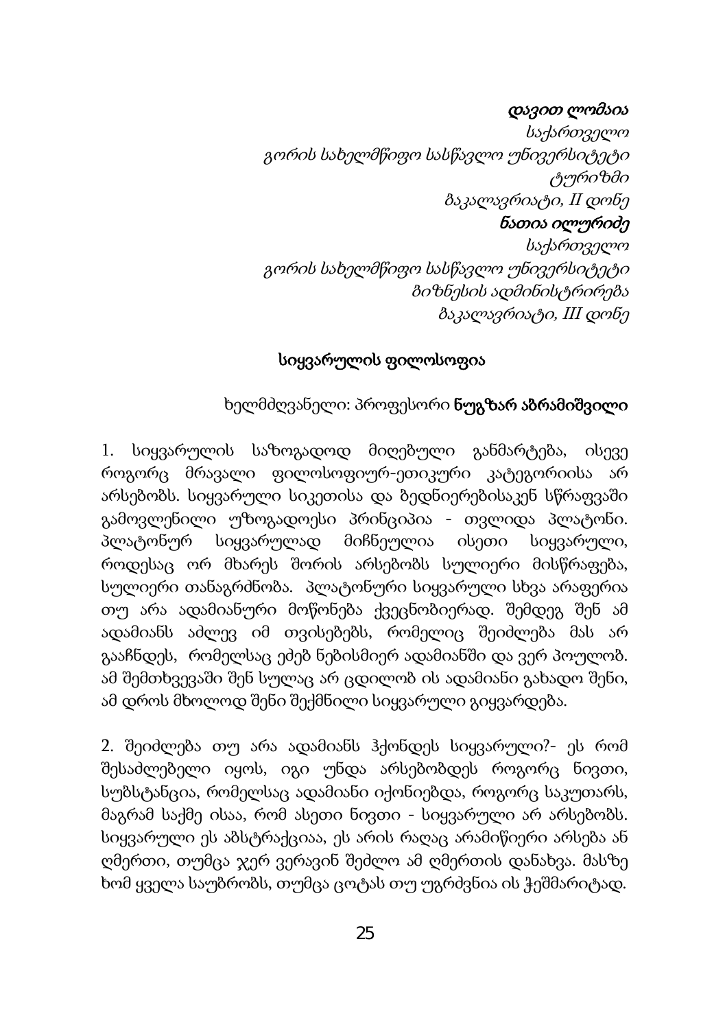***დავით ლომაია***

*საქართველო*

*გორის სახელმწიფო სასწავლო უნივერსიტეტი*

*ტურიზმი*

*ბაკალავრიატი, II დონე*

***ნათია ილურიძე***

*საქართველო*

*გორის სახელმწიფო სასწავლო უნივერსიტეტი*

*ბიზნესის ადმინისტრირება*

*ბაკალავრიატი, III დონე*

## სიყვარულის ფილოსოფია

ხელმძღვანელი: პროფესორი **ნუგზარ აბრამიშვილი**

1. სიყვარულის საზოგადოდ მიღებული განმარტება, ისევე როგორც მრავალი ფილოსოფიურ-ეთიკური კატეგორიისა არ არსებობს. სიყვარული სიკეთისა და ზედნიერებისაკენ სწრაფვაში გამოვლენილი უზოგადოესი პრინციპია - თვლიდა პლატონი. პლატონურ სიყვარულად მიჩნეულია ისეთი სიყვარული, როდესაც ორ მხარეს შორის არსებობს სულიერი მისწრაფება, სულიერი თანაგრძნობა. პლატონური სიყვარული სხვა არაფერია თუ არა ადამიანური მოწონება ქვეცნობიერად. შემდეგ შენ ამ ადამიანს აძლევ იმ თვისებებს, რომელიც შეიძლება მას არ გააჩნდეს, რომელსაც ეძებ ნებისმიერ ადამიანში და ვერ პოულობ. ამ შემთხვევაში შენ სულაც არ ცდილობ ის ადამიანი გახადო შენი, ამ დროს მხოლოდ შენი შექმნილი სიყვარული გიყვარდება.

2. შეიძლება თუ არა ადამიანს ჰქონდეს სიყვარული?- ეს რომ შესაძლებელი იყოს, იგი უნდა არსებობდეს როგორც ნივთი, სუბსტანცია, რომელსაც ადამიანი იქონიებდა, როგორც საკუთარს, მაგრამ საქმე ისაა, რომ ასეთი ნივთი - სიყვარული არ არსებობს. სიყვარული ეს აბსტრაქციაა, ეს არის რაღაც არამიწიერი არსება ან ღმერთი, თუმცა ჯერ ვერავინ შეძლო ამ ღმერთის დანახვა. მასზე ხომ ყველა საუბრობს, თუმცა ცოტას თუ უგრძვნია ის ჭეშმარიტად.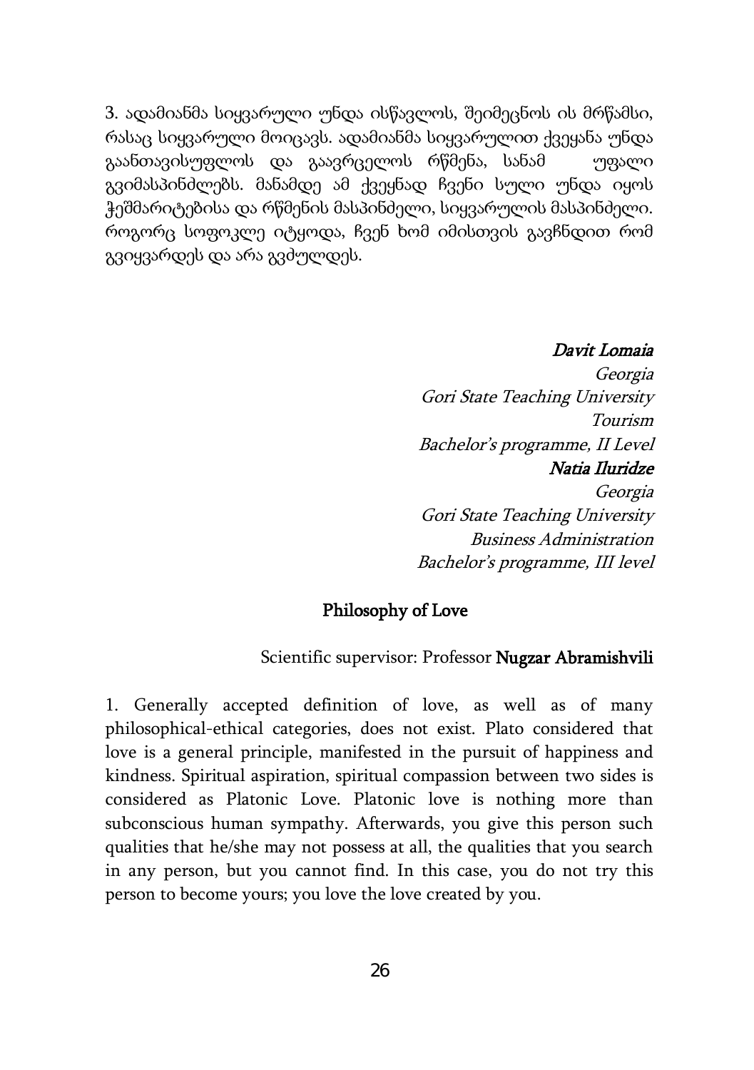3. ადამიანმა სიყვარული უნდა ისწავლოს, შეიმეცნოს ის მრწამსი, რასაც სიყვარული მოიცავს. ადამიანმა სიყვარულით ქვეყანა უნდა გაანთავისუფლოს და გაავრცელოს რწმენა, სანამ უფალი გვიმასპინძლებს. მანამდე ამ ქვეყნად ჩვენი სული უნდა იყოს ჭეშმარიტებისა და რწმენის მასპინძელი, სიყვარულის მასპინძელი. როგორც სოფოკლე იტყოდა, ჩვენ ხომ იმისთვის გავჩნდით რომ გვიყვარდეს და არა გვძულდეს.

***Davit Lomaia***
*Georgia*
*Gori State Teaching University*
*Tourism*
*Bachelor's programme, II Level*

***Natia Iluridze***
*Georgia*
*Gori State Teaching University*
*Business Administration*
*Bachelor's programme, III level*

## Philosophy of Love

Scientific supervisor: Professor **Nugzar Abramishvili**

1. Generally accepted definition of love, as well as of many philosophical-ethical categories, does not exist. Plato considered that love is a general principle, manifested in the pursuit of happiness and kindness. Spiritual aspiration, spiritual compassion between two sides is considered as Platonic Love. Platonic love is nothing more than subconscious human sympathy. Afterwards, you give this person such qualities that he/she may not possess at all, the qualities that you search in any person, but you cannot find. In this case, you do not try this person to become yours; you love the love created by you.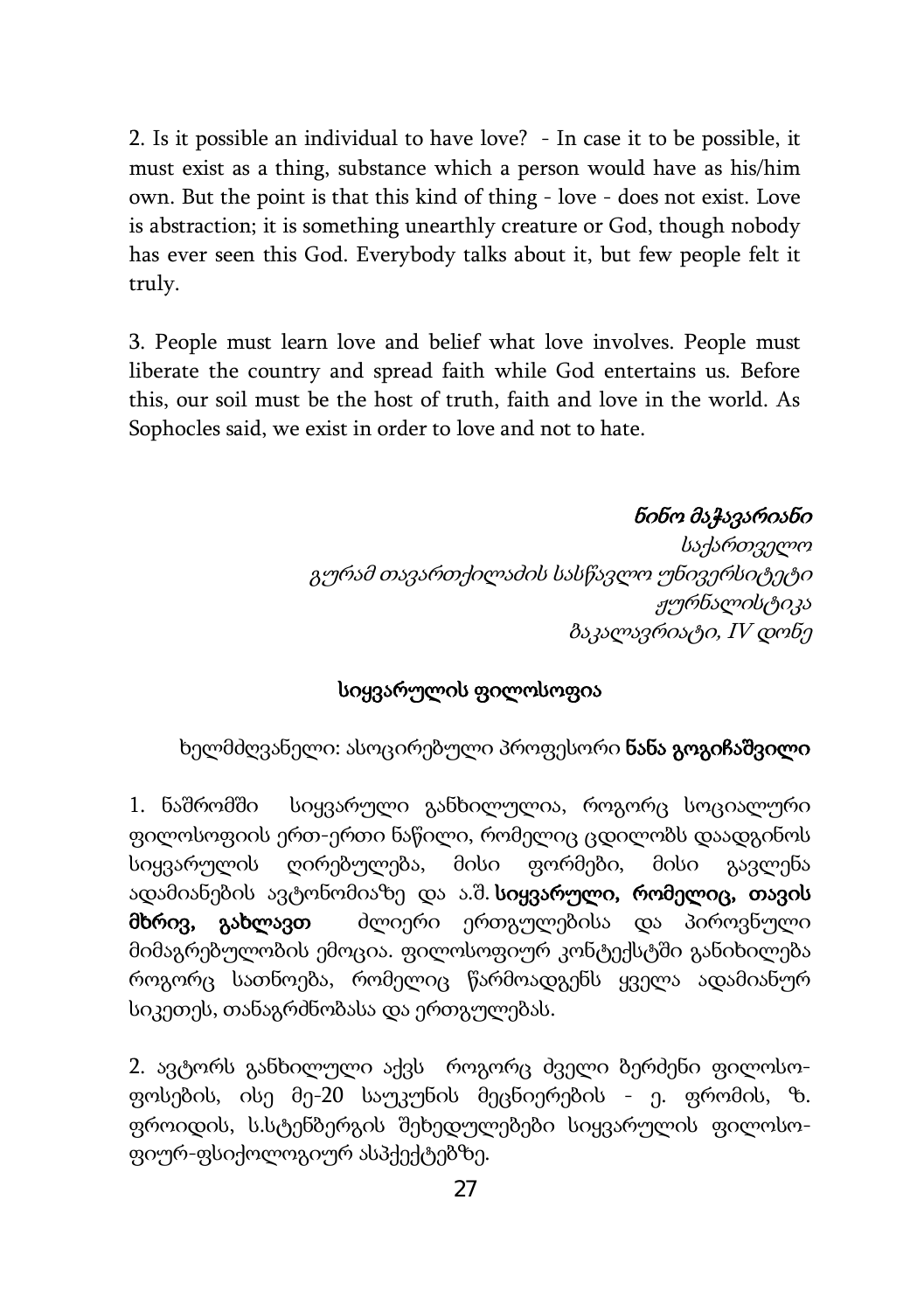2. Is it possible an individual to have love? - In case it to be possible, it must exist as a thing, substance which a person would have as his/him own. But the point is that this kind of thing - love - does not exist. Love is abstraction; it is something unearthly creature or God, though nobody has ever seen this God. Everybody talks about it, but few people felt it truly.

3. People must learn love and belief what love involves. People must liberate the country and spread faith while God entertains us. Before this, our soil must be the host of truth, faith and love in the world. As Sophocles said, we exist in order to love and not to hate.

*ნინო მაჭავარიანი*
*საქართველო*
*გურამ თავართქილაძის სასწავლო უნივერსიტეტი*
*ჟურნალისტიკა*
*ბაკალავრიატი, IV დონე*

## სიყვარულის ფილოსოფია

ხელმძღვანელი: ასოცირებული პროფესორი **ნანა გოგიჩაშვილი**

1. ნაშრომში სიყვარული განხილულია, როგორც სოციალური ფილოსოფიის ერთ-ერთი ნაწილი, რომელიც ცდილობს დაადგინოს სიყვარულის ღირებულება, მისი ფორმები, მისი გავლენა ადამიანების ავტონომიაზე და ა.შ. **სიყვარული, რომელიც, თავის მხრივ, გახლავთ** ძლიერი ერთგულებისა და პიროვნული მიმაგრებულობის ემოცია. ფილოსოფიურ კონტექსტში განიხილება როგორც სათნოება, რომელიც წარმოადგენს ყველა ადამიანურ სიკეთეს, თანაგრძნობასა და ერთგულებას.

2. ავტორს განხილული აქვს როგორც ძველი ბერძენი ფილოსოფოსების, ისე მე-20 საუკუნის მეცნიერების - ე. ფრომის, ზ. ფროიდის, ს.სტენბერგის შეხედულებები სიყვარულის ფილოსოფიურ-ფსიქოლოგიურ ასპექტებზე.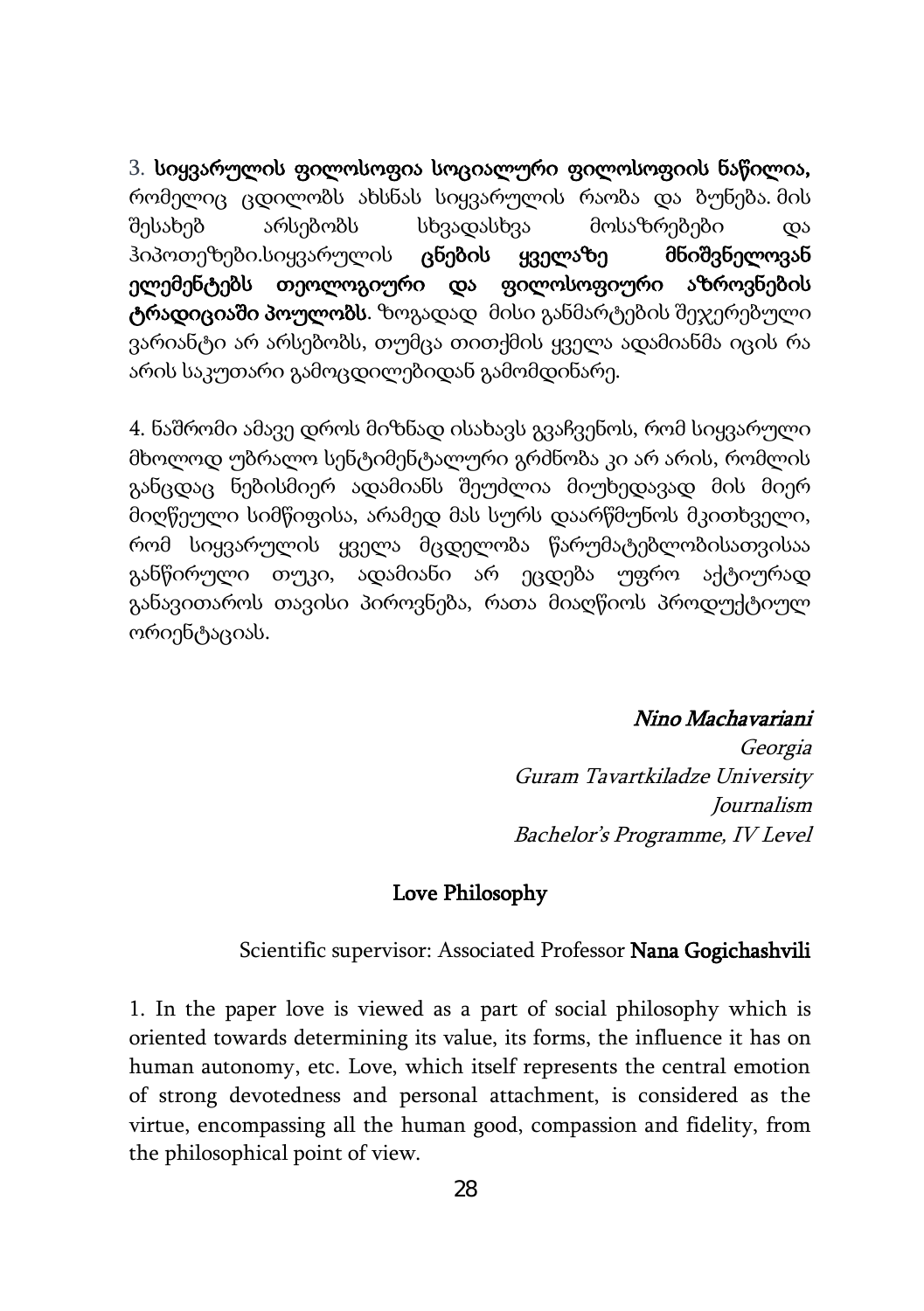3. **სიყვარულის ფილოსოფია სოციალური ფილოსოფიის ნაწილია,** რომელიც ცდილობს ახსნას სიყვარულის რაობა და ბუნება. მის შესახებ არსებობს სხვადასხვა მოსაზრებები და ჰიპოთეზები.სიყვარულის **ცნების ყველაზე მნიშვნელოვან ელემენტებს თეოლოგიური და ფილოსოფიური აზროვნების ტრადიციაში პოულობს**. ზოგადად მისი განმარტების შეჯერებული ვარიანტი არ არსებობს, თუმცა თითქმის ყველა ადამიანმა იცის რა არის საკუთარი გამოცდილებიდან გამომდინარე.

4. ნაშრომი ამავე დროს მიზნად ისახავს გვაჩვენოს, რომ სიყვარული მხოლოდ უბრალო სენტიმენტალური გრძნობა კი არ არის, რომლის განცდაც ნებისმიერ ადამიანს შეუძლია მიუხედავად მის მიერ მიღწეული სიმწიფისა, არამედ მას სურს დაარწმუნოს მკითხველი, რომ სიყვარულის ყველა მცდელობა წარუმატებლობისათვისაა განწირული თუკი, ადამიანი არ ეცდება უფრო აქტიურად განავითაროს თავისი პიროვნება, რათა მიაღწიოს პროდუქტიულ ორიენტაციას.

*Nino Machavariani*

*Georgia*
*Guram Tavartkiladze University*
*Journalism*
*Bachelor's Programme, IV Level*

## Love Philosophy

Scientific supervisor: Associated Professor **Nana Gogichashvili**

1. In the paper love is viewed as a part of social philosophy which is oriented towards determining its value, its forms, the influence it has on human autonomy, etc. Love, which itself represents the central emotion of strong devotedness and personal attachment, is considered as the virtue, encompassing all the human good, compassion and fidelity, from the philosophical point of view.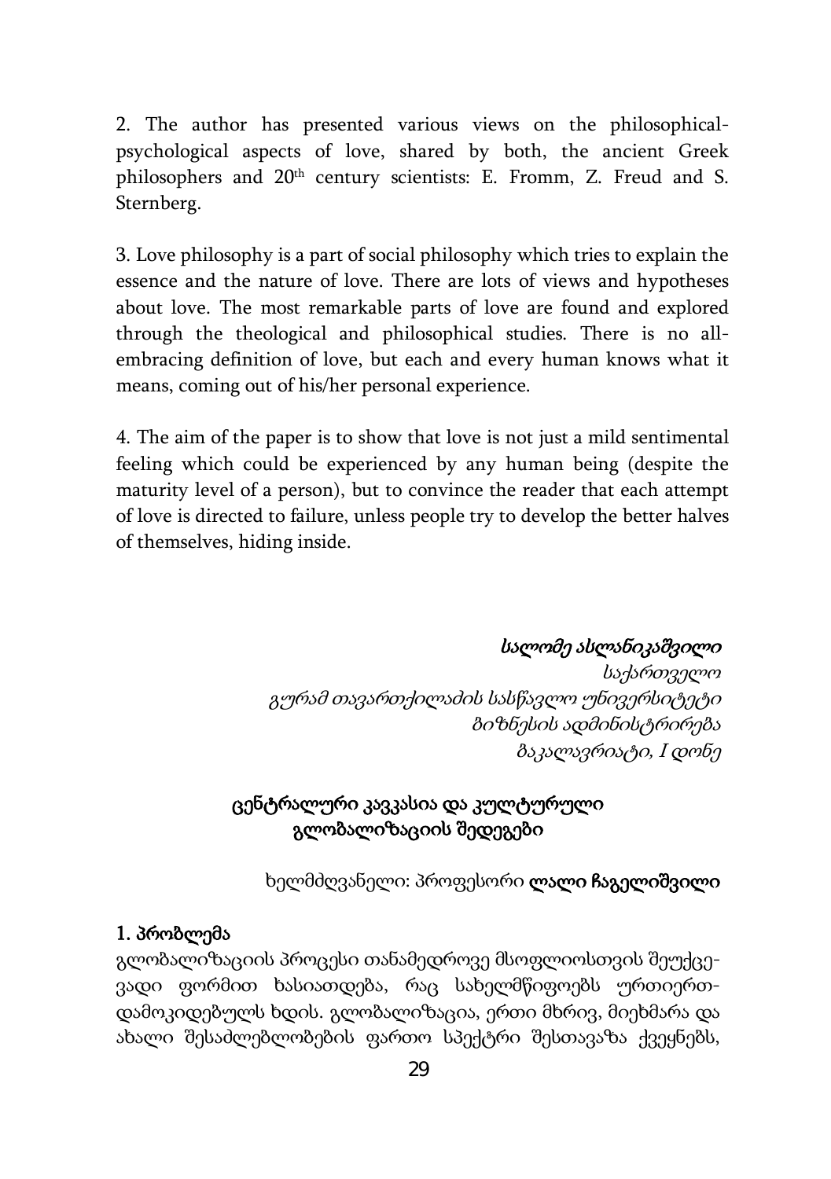2. The author has presented various views on the philosophical-psychological aspects of love, shared by both, the ancient Greek philosophers and 20th century scientists: E. Fromm, Z. Freud and S. Sternberg.

3. Love philosophy is a part of social philosophy which tries to explain the essence and the nature of love. There are lots of views and hypotheses about love. The most remarkable parts of love are found and explored through the theological and philosophical studies. There is no all-embracing definition of love, but each and every human knows what it means, coming out of his/her personal experience.

4. The aim of the paper is to show that love is not just a mild sentimental feeling which could be experienced by any human being (despite the maturity level of a person), but to convince the reader that each attempt of love is directed to failure, unless people try to develop the better halves of themselves, hiding inside.

***სალომე ასლანიკაშვილი***
*საქართველო*
*გურამ თავართქილაძის სასწავლო უნივერსიტეტი*
*ბიზნესის ადმინისტრირება*
*ბაკალავრიატი, I დონე*

## ცენტრალური კავკასია და კულტურული გლობალიზაციის შედეგები

ხელმძღვანელი: პროფესორი **ლალი ჩაგელიშვილი**

### 1. პრობლემა

გლობალიზაციის პროცესი თანამედროვე მსოფლიოსთვის შეუქცევადი ფორმით ხასიათდება, რაც სახელმწიფოებს ურთიერთდამოკიდებულს ხდის. გლობალიზაცია, ერთი მხრივ, მიეხმარა და ახალი შესაძლებლობების ფართო სპექტრი შესთავაზა ქვეყნებს,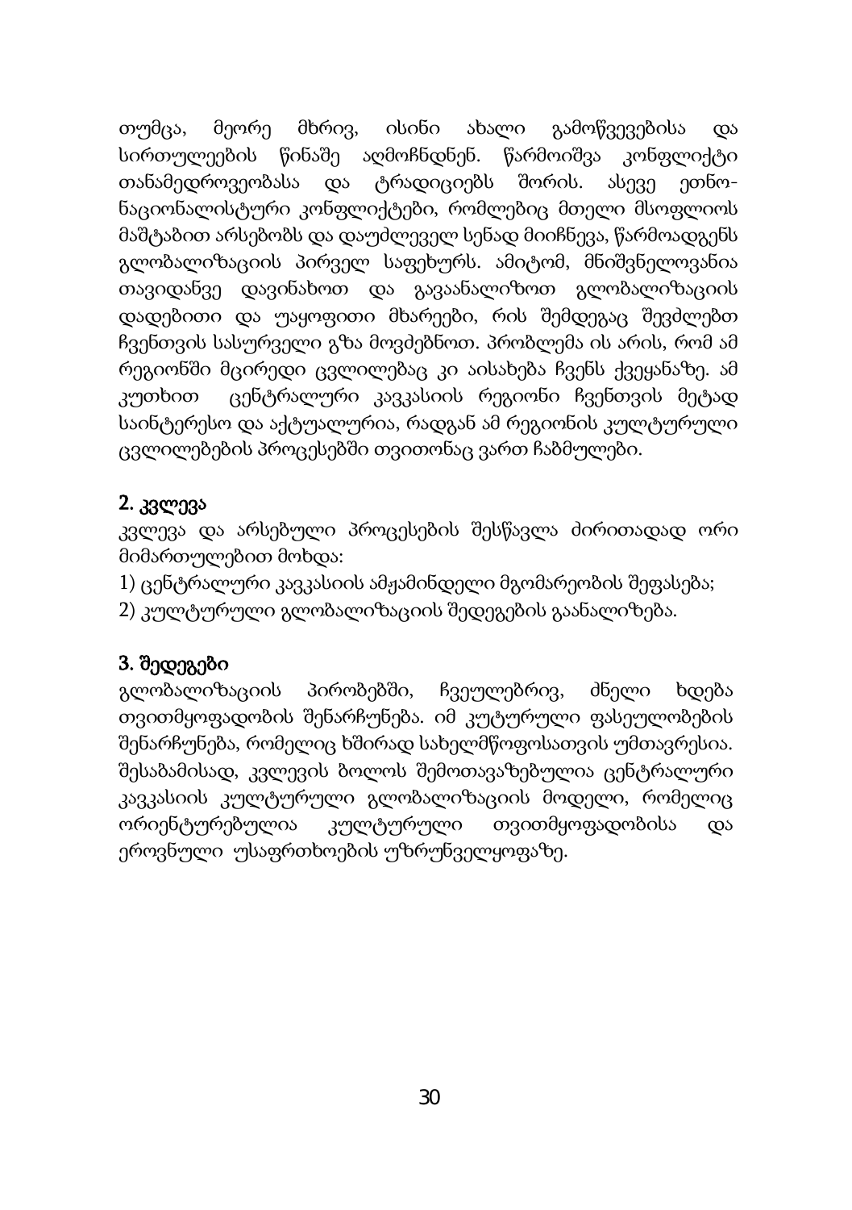თუმცა, მეორე მხრივ, ისინი ახალი გამოწვევებისა და სირთულეების წინაშე აღმოჩნდნენ. წარმოიშვა კონფლიქტი თანამედროვეობასა და ტრადიციებს შორის. ასევე ეთნო-ნაციონალისტური კონფლიქტები, რომლებიც მთელი მსოფლიოს მაშტაბით არსებობს და დაუძლეველ სენად მიიჩნევა, წარმოადგენს გლობალიზაციის პირველ საფეხურს. ამიტომ, მნიშვნელოვანია თავიდანვე დავინახოთ და გავაანალიზოთ გლობალიზაციის დადებითი და უაყოფითი მხარეები, რის შემდეგაც შევძლებთ ჩვენთვის სასურველი გზა მოვძებნოთ. პრობლემა ის არის, რომ ამ რეგიონში მცირედი ცვლილებაც კი აისახება ჩვენს ქვეყანაზე. ამ კუთხით ცენტრალური კავკასიის რეგიონი ჩვენთვის მეტად საინტერესო და აქტუალურია, რადგან ამ რეგიონის კულტურული ცვლილებების პროცესებში თვითონაც ვართ ჩაბმულები.

## 2. კვლევა

კვლევა და არსებული პროცესების შესწავლა ძირითადად ორი მიმართულებით მოხდა:

1) ცენტრალური კავკასიის ამჟამინდელი მგომარეობის შეფასება;

2) კულტურული გლობალიზაციის შედეგების გაანალიზება.

## 3. შედეგები

გლობალიზაციის პირობებში, ჩვეულებრივ, ძნელი ხდება თვითმყოფადობის შენარჩუნება. იმ კუტურული ფასეულობების შენარჩუნება, რომელიც ხშირად სახელმწოფოსათვის უმთავრესია. შესაბამისად, კვლევის ბოლოს შემოთავაზებულია ცენტრალური კავკასიის კულტურული გლობალიზაციის მოდელი, რომელიც ორიენტურებულია კულტურული თვითმყოფადობისა და ეროვნული უსაფრთხოების უზრუნველყოფაზე.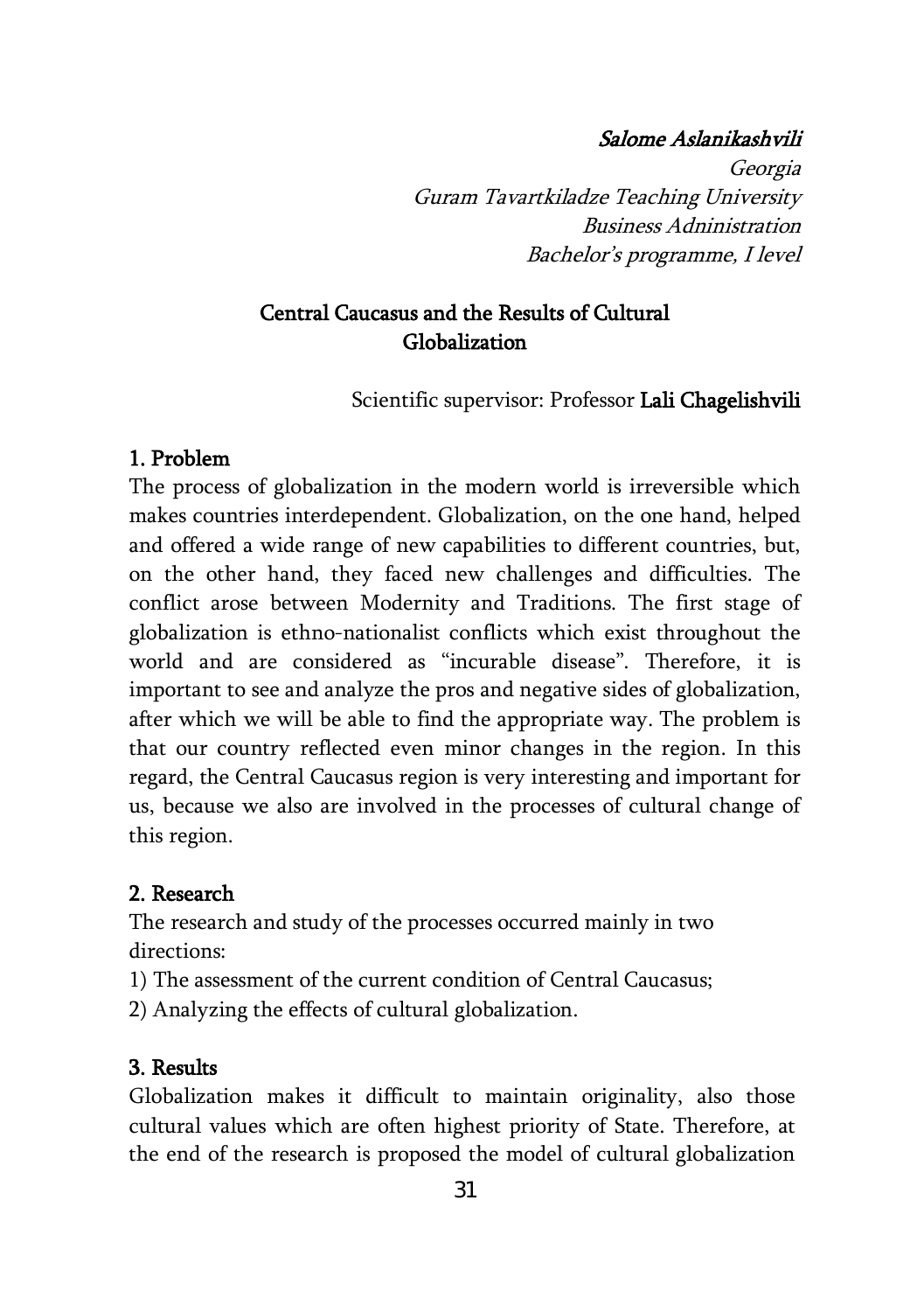*Salome Aslanikashvili*

*Georgia*

*Guram Tavartkiladze Teaching University*

*Business Adninistration*

*Bachelor's programme, I level*

## Central Caucasus and the Results of Cultural Globalization

Scientific supervisor: Professor **Lali Chagelishvili**

### 1. Problem

The process of globalization in the modern world is irreversible which makes countries interdependent. Globalization, on the one hand, helped and offered a wide range of new capabilities to different countries, but, on the other hand, they faced new challenges and difficulties. The conflict arose between Modernity and Traditions. The first stage of globalization is ethno-nationalist conflicts which exist throughout the world and are considered as "incurable disease". Therefore, it is important to see and analyze the pros and negative sides of globalization, after which we will be able to find the appropriate way. The problem is that our country reflected even minor changes in the region. In this regard, the Central Caucasus region is very interesting and important for us, because we also are involved in the processes of cultural change of this region.

### 2. Research

The research and study of the processes occurred mainly in two directions:

1) The assessment of the current condition of Central Caucasus;
2) Analyzing the effects of cultural globalization.

### 3. Results

Globalization makes it difficult to maintain originality, also those cultural values which are often highest priority of State. Therefore, at the end of the research is proposed the model of cultural globalization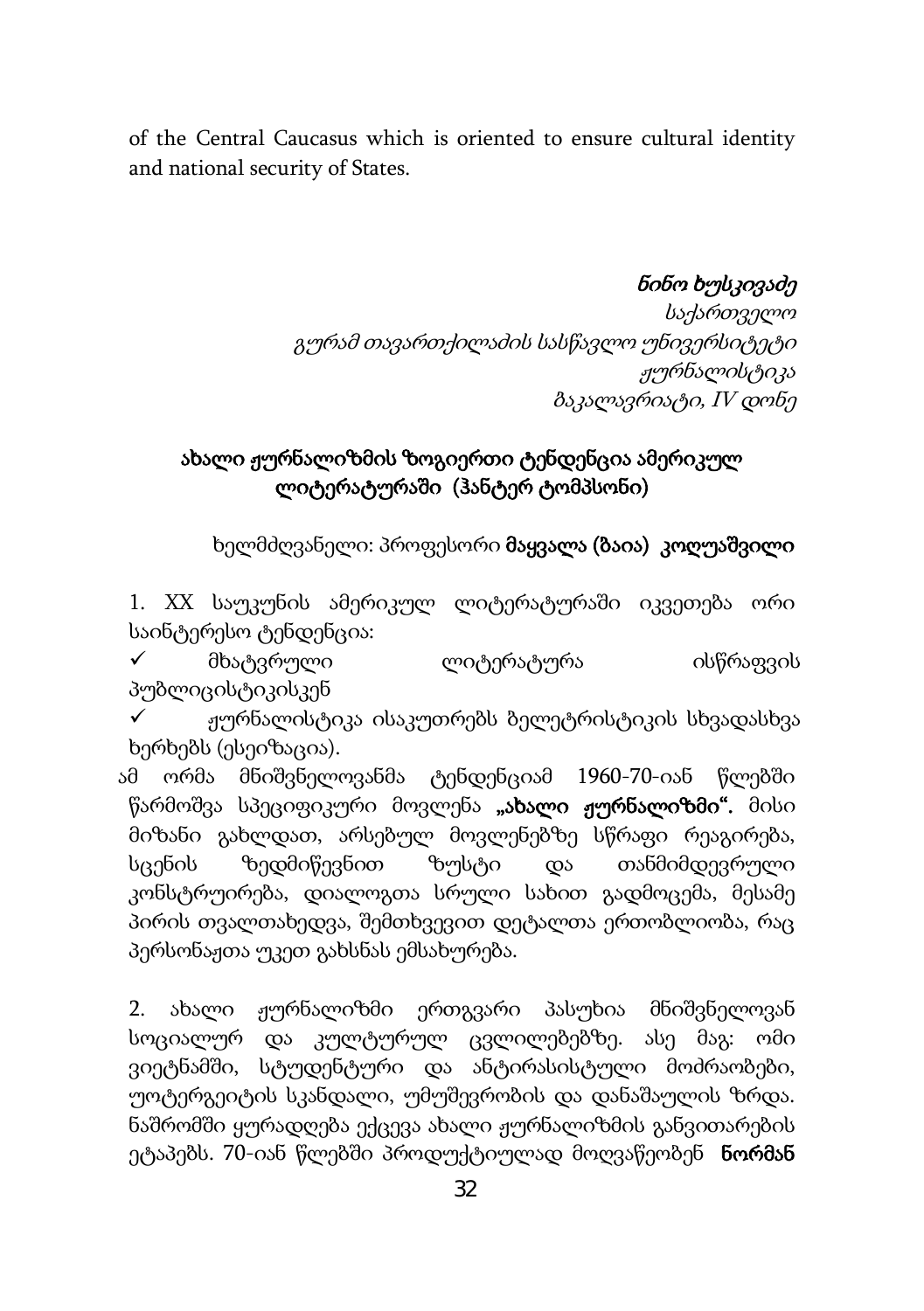of the Central Caucasus which is oriented to ensure cultural identity and national security of States.

*ნინო ხუსკივაძე*
*საქართველო*
*გურამ თავართქილაძის სასწავლო უნივერსიტეტი*
*ჟურნალისტიკა*
*ბაკალავრიატი, IV დონე*

## ახალი ჟურნალიზმის ზოგიერთი ტენდენცია ამერიკულ ლიტერატურაში (ჰანტერ ტომპსონი)

ხელმძღვანელი: პროფესორი **მაყვალა (ზაია) კოღუაშვილი**

1. XX საუკუნის ამერიკულ ლიტერატურაში იკვეთება ორი საინტერესო ტენდენცია:

- ✓ მხატვრული ლიტერატურა ისწრაფვის პუბლიცისტიკისკენ
- ✓ ჟურნალისტიკა ისაკუთრებს ბელეტრისტიკის სხვადასხვა ხერხებს (ესეიზაცია).

ამ ორმა მნიშვნელოვანმა ტენდენციამ 1960-70-იან წლებში წარმოშვა სპეციფიკური მოვლენა **„ახალი ჟურნალიზმი“.** მისი მიზანი გახლდათ, არსებულ მოვლენებზე სწრაფი რეაგირება, სცენის ზედმიწევნით ზუსტი და თანმიმდევრული კონსტრუირება, დიალოგთა სრული სახით გადმოცემა, მესამე პირის თვალთახედვა, შემთხვევით დეტალთა ერთობლიობა, რაც პერსონაჟთა უკეთ გახსნას ემსახურება.

2. ახალი ჟურნალიზმი ერთგვარი პასუხია მნიშვნელოვან სოციალურ და კულტურულ ცვლილებებზე. ასე მაგ: ომი ვიეტნამში, სტუდენტური და ანტირასისტული მოძრაობები, უოტერგეიტის სკანდალი, უმუშევრობის და დანაშაულის ზრდა. ნაშრომში ყურადღება ექცევა ახალი ჟურნალიზმის განვითარების ეტაპებს. 70-იან წლებში პროდუქტიულად მოღვაწეობენ **ნორმან**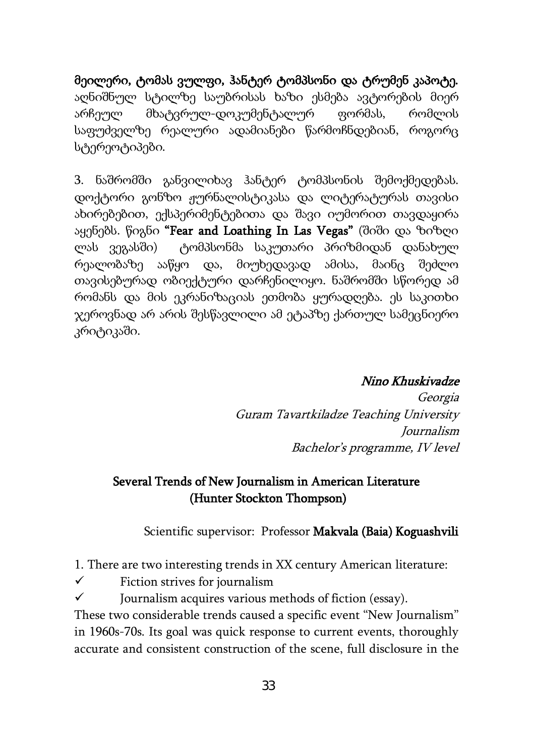**მეილერი, ტომას ვულფი, ჰანტერ ტომპსონი და ტრუმენ კაპოტე.** აღნიშნულ სტილზე საუბრისას ხაზი ესმება ავტორების მიერ არჩეულ მხატვრულ-დოკუმენტალურ ფორმას, რომლის საფუძველზე რეალური ადამიანები წარმოჩნდებიან, როგორც სტერეოტიპები.

3. ნაშრომში განვილიხავ ჰანტერ ტომპსონის შემოქმედებას. დოქტორი გონზო ჟურნალისტიკასა და ლიტერატურას თავისი ახირებებით, ექსპერიმენტებითა და შავი იუმორით თავდაყირა აყენებს. წიგნი **"Fear and Loathing In Las Vegas"** (შიში და ზიზღი ლას ვეგასში) ტომპსონმა საკუთარი პრიზმიდან დანახულ რეალობაზე ააწყო და, მიუხედავად ამისა, მაინც შეძლო თავისებურად ობიექტური დარჩენილიყო. ნაშრომში სწორედ ამ რომანს და მის ეკრანიზაციას ეთმობა ყურადღება. ეს საკითხი ჯეროვნად არ არის შესწავლილი ამ ეტაპზე ქართულ სამეცნიერო კრიტიკაში.

*Nino Khuskivadze*
*Georgia*
*Guram Tavartkiladze Teaching University*
*Journalism*
*Bachelor's programme, IV level*

## Several Trends of New Journalism in American Literature (Hunter Stockton Thompson)

Scientific supervisor: Professor **Makvala (Baia) Koguashvili**

1. There are two interesting trends in XX century American literature:

- ✓ Fiction strives for journalism
- ✓ Journalism acquires various methods of fiction (essay).

These two considerable trends caused a specific event "New Journalism" in 1960s-70s. Its goal was quick response to current events, thoroughly accurate and consistent construction of the scene, full disclosure in the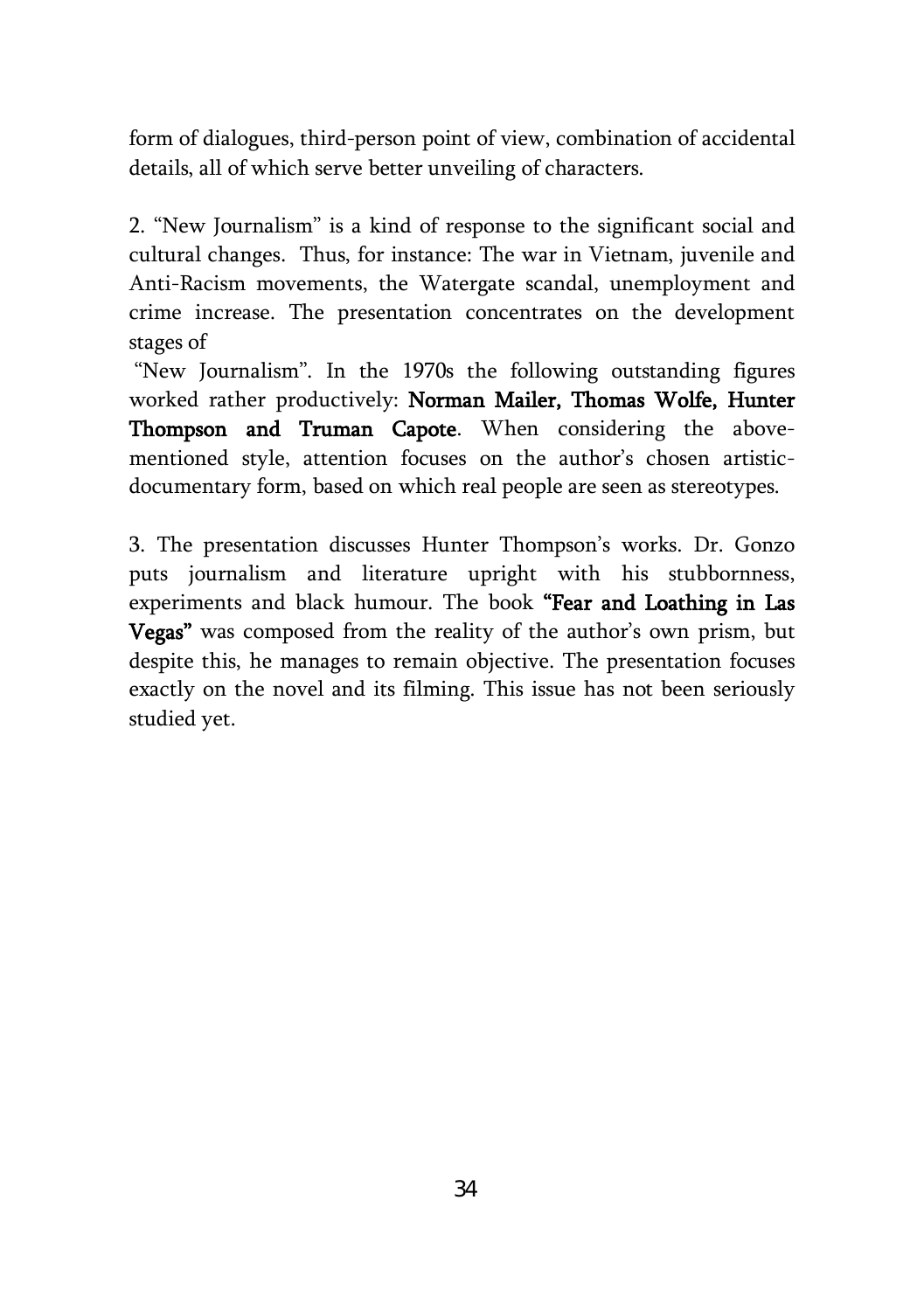form of dialogues, third-person point of view, combination of accidental details, all of which serve better unveiling of characters.

2. "New Journalism" is a kind of response to the significant social and cultural changes. Thus, for instance: The war in Vietnam, juvenile and Anti-Racism movements, the Watergate scandal, unemployment and crime increase. The presentation concentrates on the development stages of "New Journalism". In the 1970s the following outstanding figures worked rather productively: **Norman Mailer, Thomas Wolfe, Hunter Thompson and Truman Capote**. When considering the above-mentioned style, attention focuses on the author's chosen artistic-documentary form, based on which real people are seen as stereotypes.

3. The presentation discusses Hunter Thompson's works. Dr. Gonzo puts journalism and literature upright with his stubbornness, experiments and black humour. The book **"Fear and Loathing in Las Vegas"** was composed from the reality of the author's own prism, but despite this, he manages to remain objective. The presentation focuses exactly on the novel and its filming. This issue has not been seriously studied yet.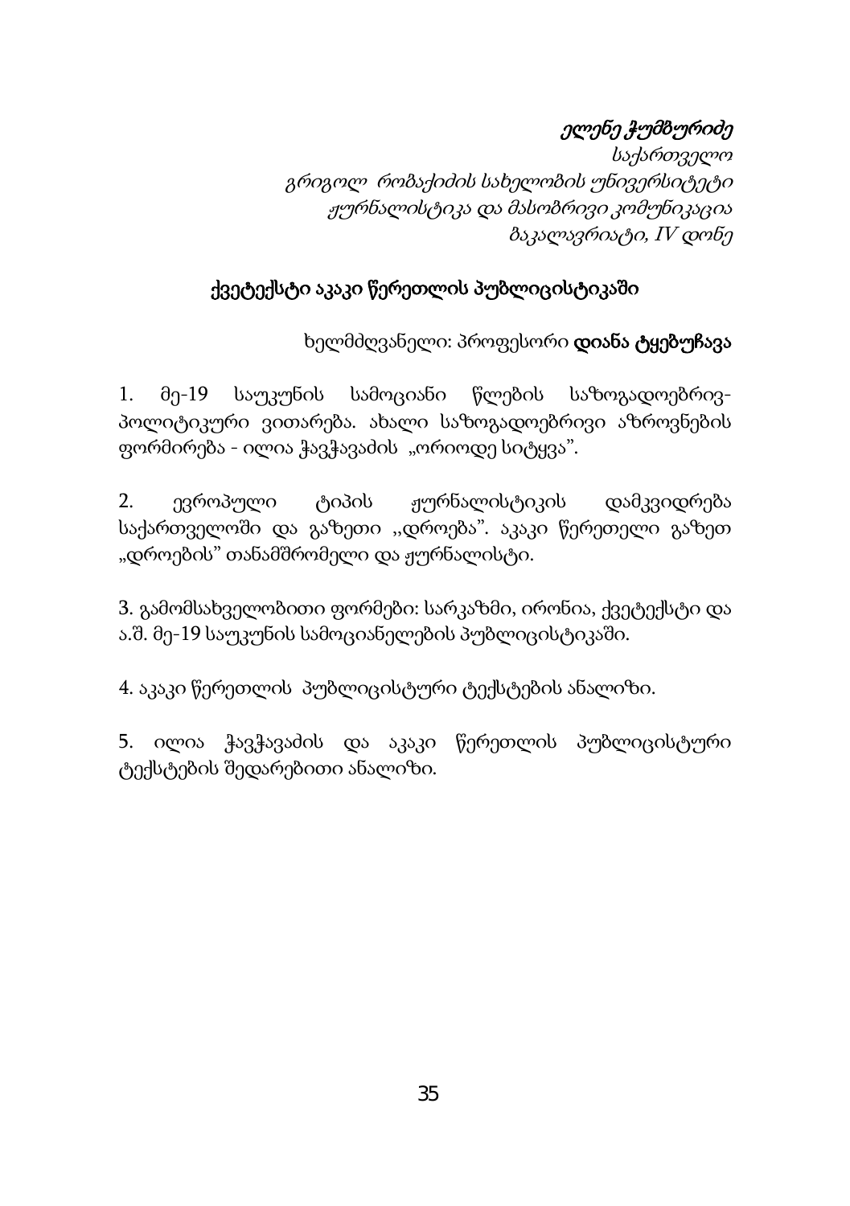*ელენე ჭუმბურიძე*

*საქართველო*

*გრიგოლ რობაქიძის სახელობის უნივერსიტეტი*

*ჟურნალისტიკა და მასობრივი კომუნიკაცია*

*ბაკალავრიატი, IV დონე*

## ქვეტექსტი აკაკი წერეთლის პუბლიცისტიკაში

ხელმძღვანელი: პროფესორი **დიანა ტყებუჩავა**

1. მე-19 საუკუნის სამოციანი წლების საზოგადოებრივ-პოლიტიკური ვითარება. ახალი საზოგადოებრივი აზროვნების ფორმირება - ილია ჭავჭავაძის „ორიოდე სიტყვა".

2. ევროპული ტიპის ჟურნალისტიკის დამკვიდრება საქართველოში და გაზეთი ,,დროება". აკაკი წერეთელი გაზეთ „დროების" თანამშრომელი და ჟურნალისტი.

3. გამომსახველობითი ფორმები: სარკაზმი, ირონია, ქვეტექსტი და ა.შ. მე-19 საუკუნის სამოციანელების პუბლიცისტიკაში.

4. აკაკი წერეთლის პუბლიცისტური ტექსტების ანალიზი.

5. ილია ჭავჭავაძის და აკაკი წერეთლის პუბლიცისტური ტექსტების შედარებითი ანალიზი.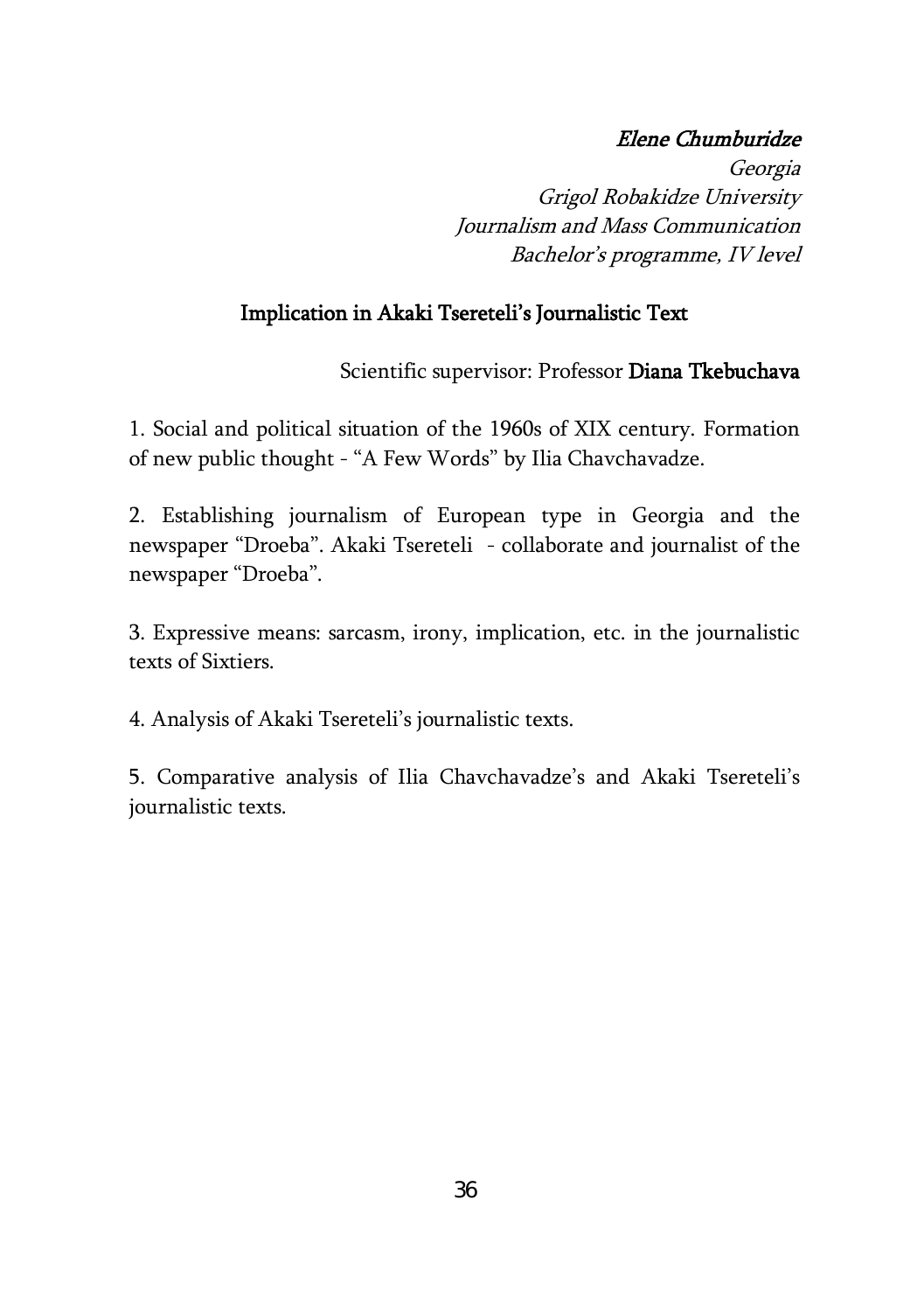*Elene Chumburidze*

*Georgia*

*Grigol Robakidze University*

*Journalism and Mass Communication*

*Bachelor's programme, IV level*

## Implication in Akaki Tsereteli's Journalistic Text

Scientific supervisor: Professor **Diana Tkebuchava**

1. Social and political situation of the 1960s of XIX century. Formation of new public thought - "A Few Words" by Ilia Chavchavadze.

2. Establishing journalism of European type in Georgia and the newspaper "Droeba". Akaki Tsereteli - collaborate and journalist of the newspaper "Droeba".

3. Expressive means: sarcasm, irony, implication, etc. in the journalistic texts of Sixtiers.

4. Analysis of Akaki Tsereteli's journalistic texts.

5. Comparative analysis of Ilia Chavchavadze's and Akaki Tsereteli's journalistic texts.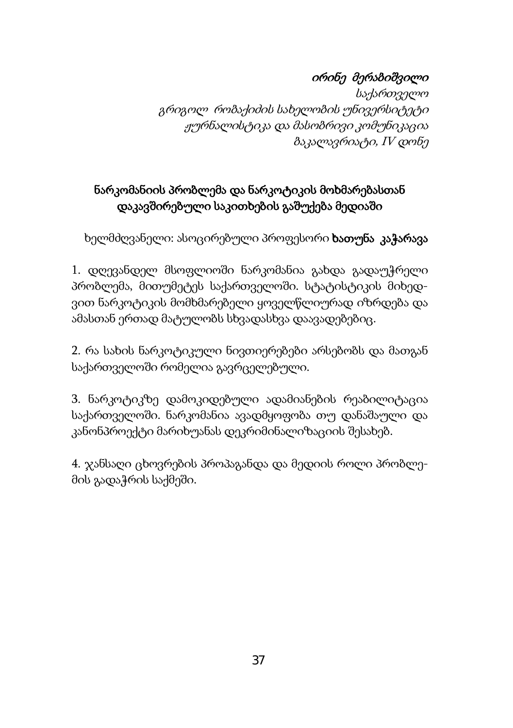*ირინე მერაბიშვილი*

*საქართველო*

*გრიგოლ რობაქიძის სახელობის უნივერსიტეტი*

*ჟურნალისტიკა და მასობრივი კომუნიკაცია*

*ბაკალავრიატი, IV დონე*

## ნარკომანიის პრობლემა და ნარკოტიკის მოხმარებასთან დაკავშირებული საკითხების გაშუქება მედიაში

ხელმძღვანელი: ასოცირებული პროფესორი **ხათუნა კაჭარავა**

1. დღევანდელ მსოფლიოში ნარკომანია გახდა გადაუჭრელი პრობლემა, მითუმეტეს საქართველოში. სტატისტიკის მიხედვით ნარკოტიკის მომხმარებელი ყოველწლიურად იზრდება და ამასთან ერთად მატულობს სხვადასხვა დაავადებებიც.

2. რა სახის ნარკოტიკული ნივთიერებები არსებობს და მათგან საქართველოში რომელია გავრცელებული.

3. ნარკოტიკზე დამოკიდებული ადამიანების რეაბილიტაცია საქართველოში. ნარკომანია ავადმყოფობა თუ დანაშაული და კანონპროექტი მარიხუანას დეკრიმინალიზაციის შესახებ.

4. ჯანსაღი ცხოვრების პროპაგანდა და მედიის როლი პრობლემის გადაჭრის საქმეში.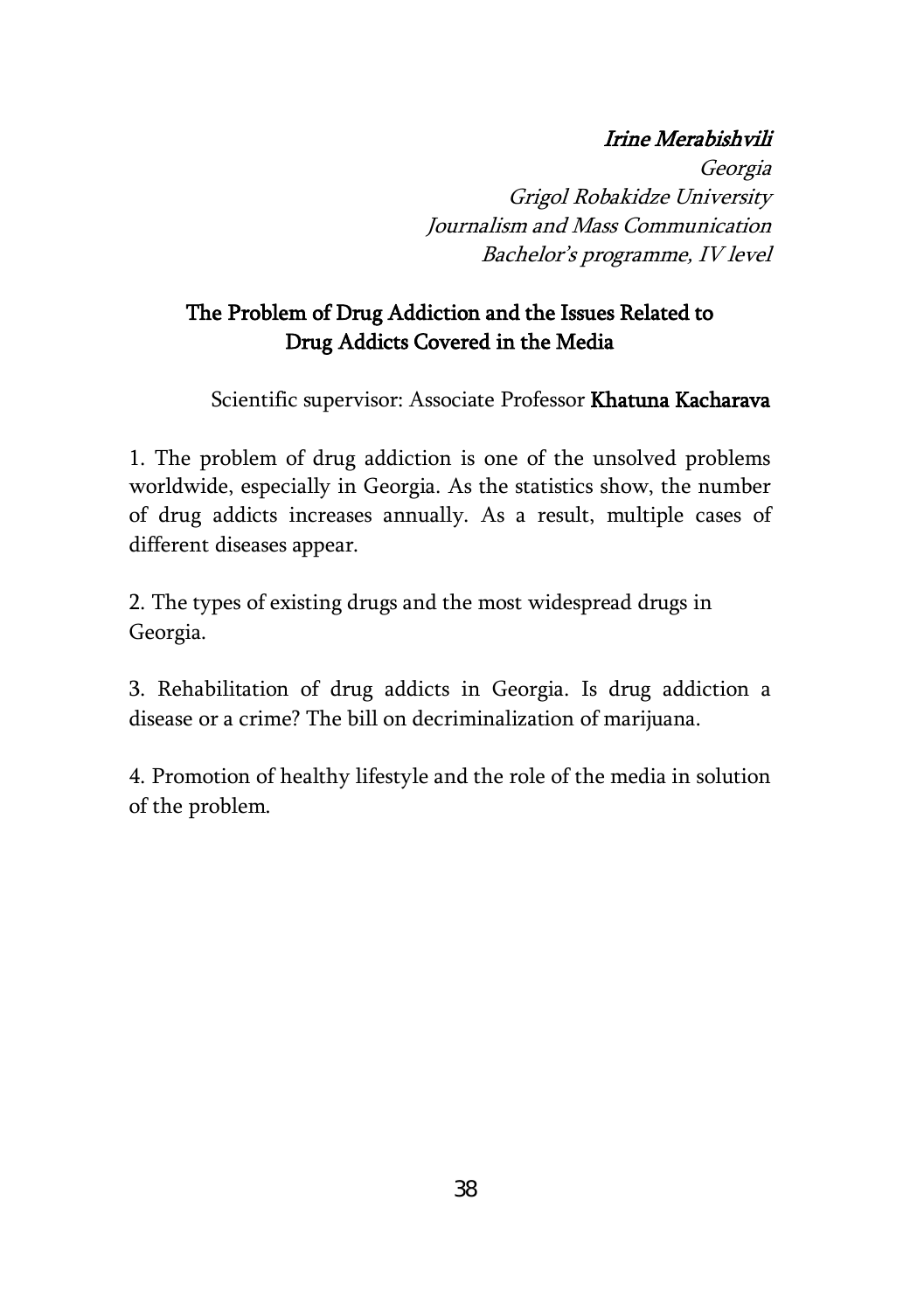*Irine Merabishvili*

*Georgia*

*Grigol Robakidze University*

*Journalism and Mass Communication*

*Bachelor's programme, IV level*

## The Problem of Drug Addiction and the Issues Related to Drug Addicts Covered in the Media

Scientific supervisor: Associate Professor **Khatuna Kacharava**

1. The problem of drug addiction is one of the unsolved problems worldwide, especially in Georgia. As the statistics show, the number of drug addicts increases annually. As a result, multiple cases of different diseases appear.

2. The types of existing drugs and the most widespread drugs in Georgia.

3. Rehabilitation of drug addicts in Georgia. Is drug addiction a disease or a crime? The bill on decriminalization of marijuana.

4. Promotion of healthy lifestyle and the role of the media in solution of the problem.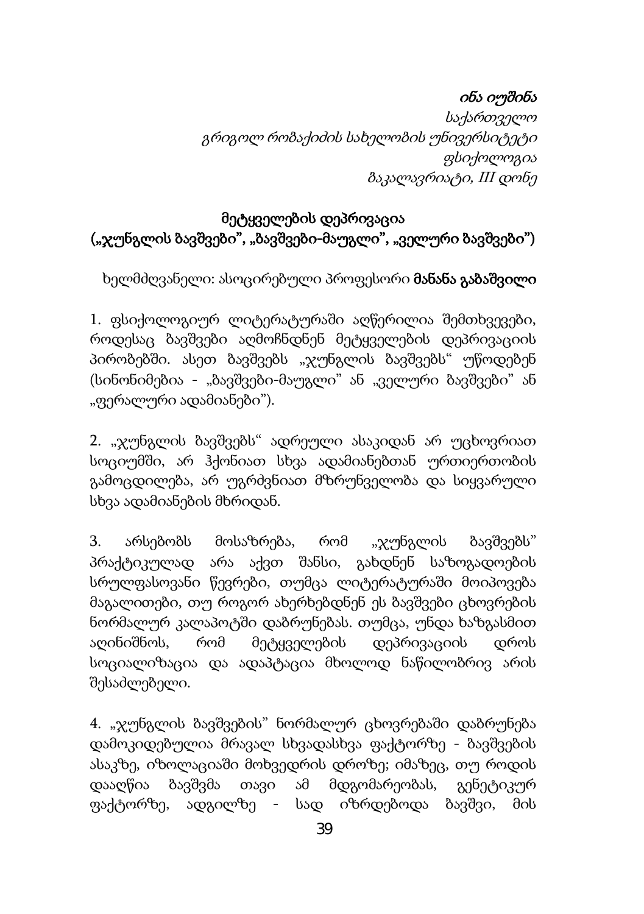*ინა იუშინა*
*საქართველო*
*გრიგოლ რობაქიძის სახელობის უნივერსიტეტი*
*ფსიქოლოგია*
*ბაკალავრიატი, III დონე*

## მეტყველების დეპრივაცია („ჯუნგლის ბავშვები”, „ბავშვები-მაუგლი”, „ველური ბავშვები”)

ხელმძღვანელი: ასოცირებული პროფესორი **მანანა გაბაშვილი**

1. ფსიქოლოგიურ ლიტერატურაში აღწერილია შემთხვევები, როდესაც ბავშვები აღმოჩნდნენ მეტყველების დეპრივაციის პირობებში. ასეთ ბავშვებს „ჯუნგლის ბავშვებს“ უწოდებენ (სინონიმებია - „ბავშვები-მაუგლი” ან „ველური ბავშვები” ან „ფერალური ადამიანები”).

2. „ჯუნგლის ბავშვებს“ ადრეული ასაკიდან არ უცხოვრიათ სოციუმში, არ ჰქონიათ სხვა ადამიანებთან ურთიერთობის გამოცდილება, არ უგრძვნიათ მზრუნველობა და სიყვარული სხვა ადამიანების მხრიდან.

3. არსებობს მოსაზრება, რომ „ჯუნგლის ბავშვებს” პრაქტიკულად არა აქვთ შანსი, გახდნენ საზოგადოების სრულფასოვანი წევრები, თუმცა ლიტერატურაში მოიპოვება მაგალითები, თუ როგორ ახერხებდნენ ეს ბავშვები ცხოვრების ნორმალურ კალაპოტში დაბრუნებას. თუმცა, უნდა ხაზგასმით აღინიშნოს, რომ მეტყველების დეპრივაციის დროს სოციალიზაცია და ადაპტაცია მხოლოდ ნაწილობრივ არის შესაძლებელი.

4. „ჯუნგლის ბავშვების” ნორმალურ ცხოვრებაში დაბრუნება დამოკიდებულია მრავალ სხვადასხვა ფაქტორზე - ბავშვების ასაკზე, იზოლაციაში მოხვედრის დროზე; იმაზეც, თუ როდის დააღწია ბავშვმა თავი ამ მდგომარეობას, გენეტიკურ ფაქტორზე, ადგილზე - სად იზრდებოდა ბავშვი, მის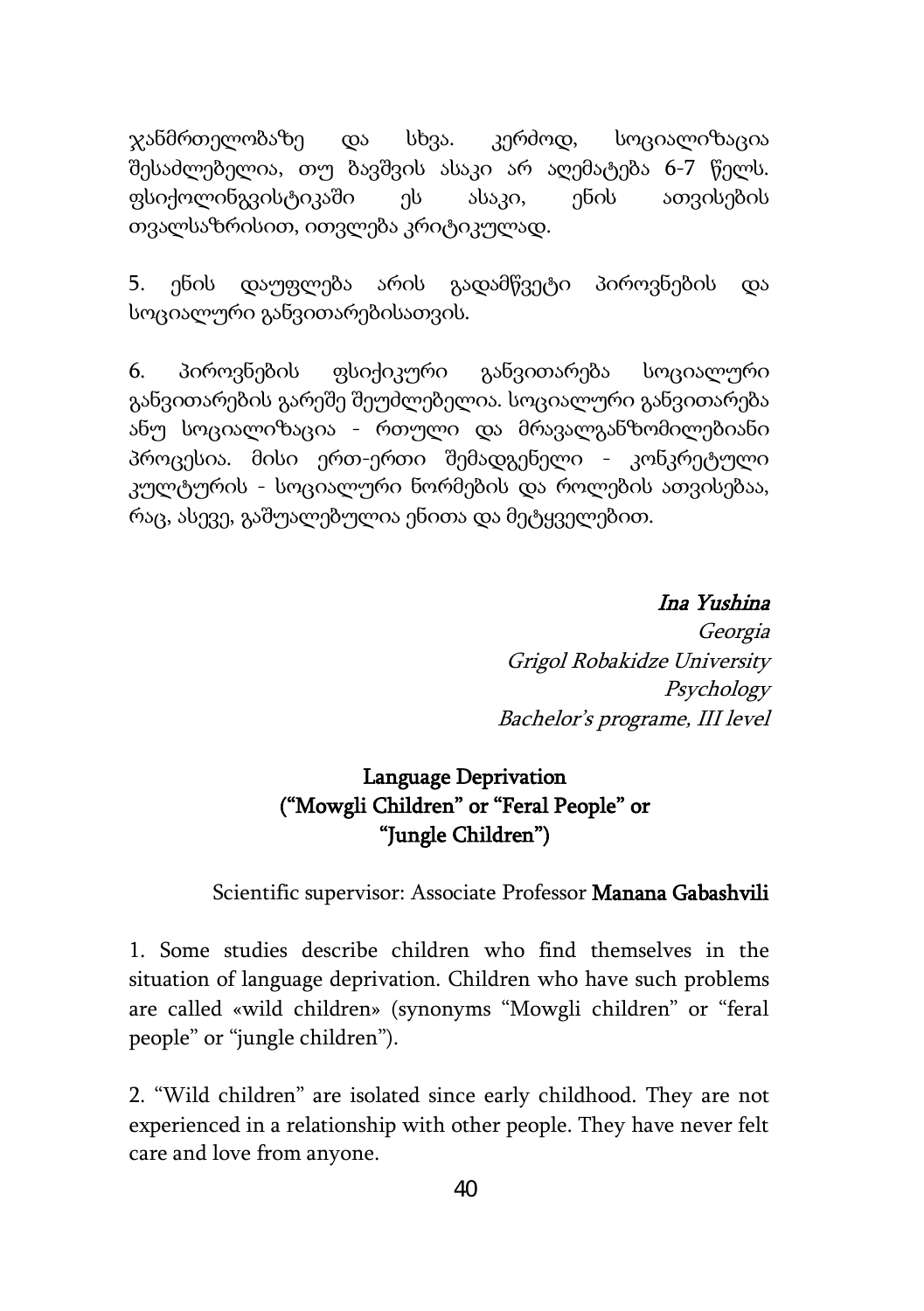ჯანმრთელობაზე და სხვა. კერძოდ, სოციალიზაცია შესაძლებელია, თუ ბავშვის ასაკი არ აღემატება 6-7 წელს. ფსიქოლინგვისტიკაში ეს ასაკი, ენის ათვისების თვალსაზრისით, ითვლება კრიტიკულად.

5. ენის დაუფლება არის გადამწვეტი პიროვნების და სოციალური განვითარებისათვის.

6. პიროვნების ფსიქიკური განვითარება სოციალური განვითარების გარეშე შეუძლებელია. სოციალური განვითარება ანუ სოციალიზაცია - რთული და მრავალგანზომილებიანი პროცესია. მისი ერთ-ერთი შემადგენელი - კონკრეტული კულტურის - სოციალური ნორმების და როლების ათვისებაა, რაც, ასევე, გაშუალებულია ენითა და მეტყველებით.

*Ina Yushina*

*Georgia*

*Grigol Robakidze University*

*Psychology*

*Bachelor's programe, III level*

## Language Deprivation ("Mowgli Children" or "Feral People" or "Jungle Children")

Scientific supervisor: Associate Professor **Manana Gabashvili**

1. Some studies describe children who find themselves in the situation of language deprivation. Children who have such problems are called «wild children» (synonyms "Mowgli children" or "feral people" or "jungle children").

2. "Wild children" are isolated since early childhood. They are not experienced in a relationship with other people. They have never felt care and love from anyone.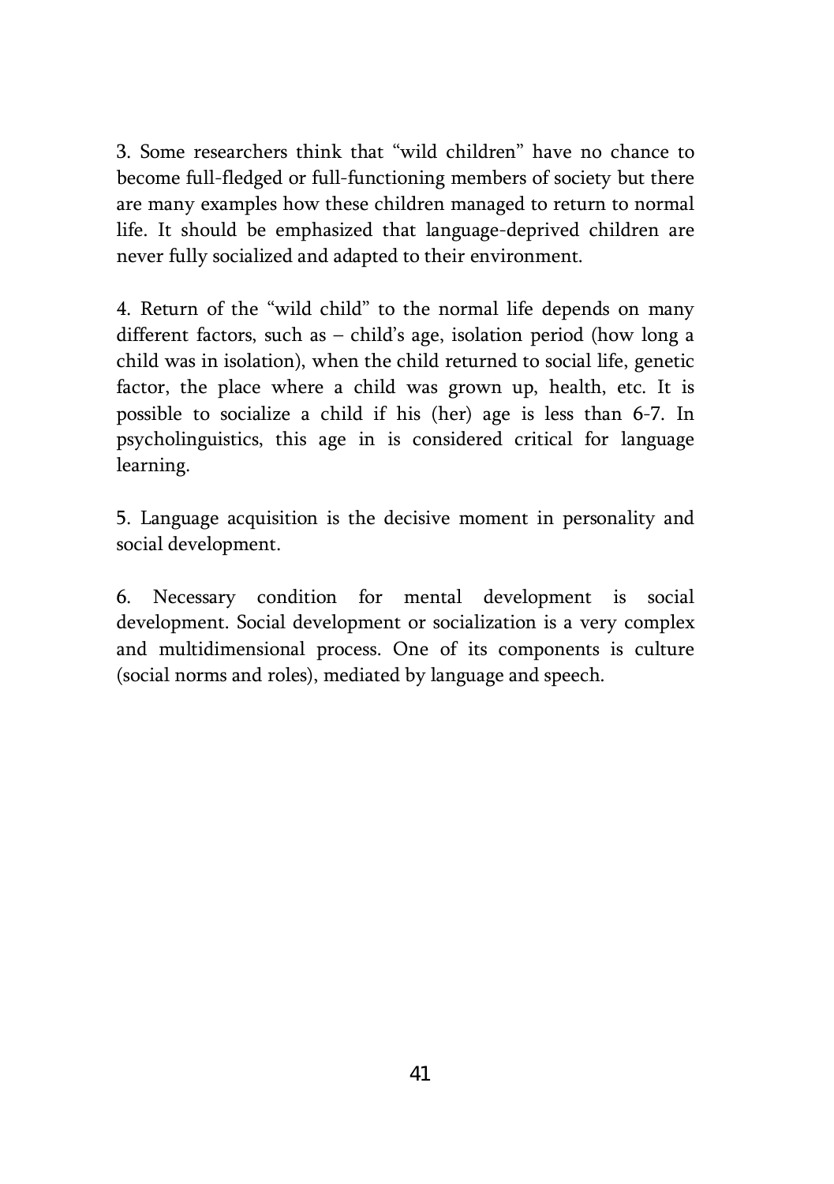3. Some researchers think that "wild children" have no chance to become full-fledged or full-functioning members of society but there are many examples how these children managed to return to normal life. It should be emphasized that language-deprived children are never fully socialized and adapted to their environment.

4. Return of the "wild child" to the normal life depends on many different factors, such as – child's age, isolation period (how long a child was in isolation), when the child returned to social life, genetic factor, the place where a child was grown up, health, etc. It is possible to socialize a child if his (her) age is less than 6-7. In psycholinguistics, this age in is considered critical for language learning.

5. Language acquisition is the decisive moment in personality and social development.

6. Necessary condition for mental development is social development. Social development or socialization is a very complex and multidimensional process. One of its components is culture (social norms and roles), mediated by language and speech.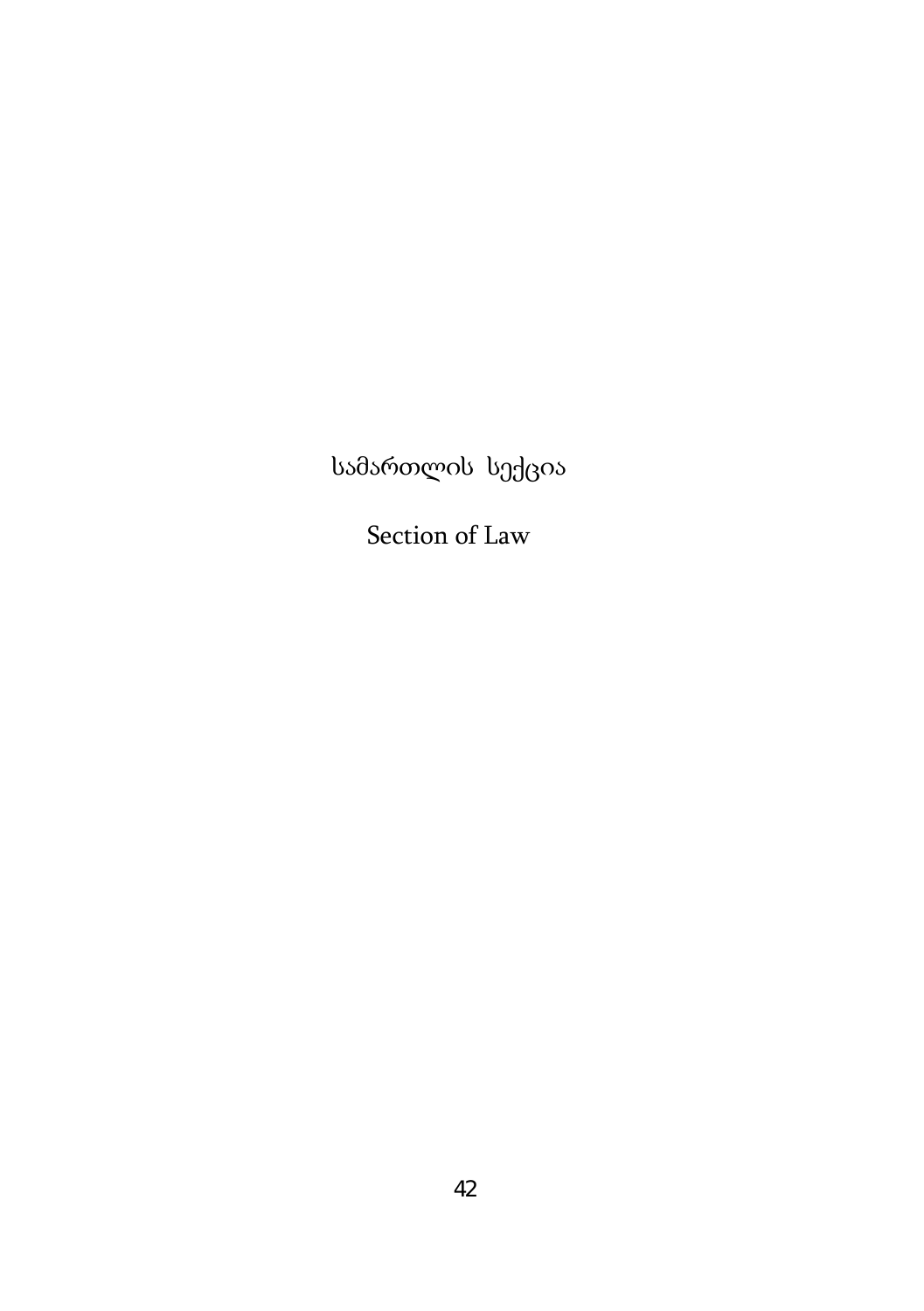# სამართლის სექცია

# Section of Law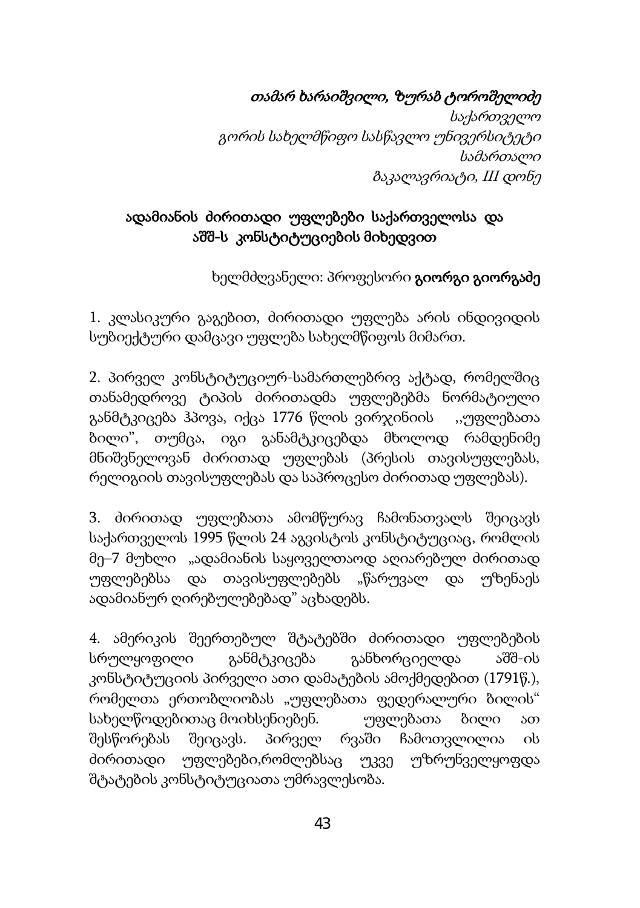*თამარ ხარაიშვილი, ზურაბ ტოროშელიძე*
*საქართველო*
*გორის სახელმწიფო სასწავლო უნივერსიტეტი*
*სამართალი*
*ბაკალავრიატი, III დონე*

## ადამიანის ძირითადი უფლებები საქართველოსა და აშშ-ს კონსტიტუციების მიხედვით

ხელმძღვანელი: პროფესორი **გიორგი გიორგაძე**

1. კლასიკური გაგებით, ძირითადი უფლება არის ინდივიდის სუბიექტური დამცავი უფლება სახელმწიფოს მიმართ.

2. პირველ კონსტიტუციურ-სამართლებრივ აქტად, რომელშიც თანამედროვე ტიპის ძირითადმა უფლებებმა ნორმატიული განმტკიცება ჰპოვა, იქცა 1776 წლის ვირჯინიის ,,უფლებათა ბილი", თუმცა, იგი განამტკიცებდა მხოლოდ რამდენიმე მნიშვნელოვან ძირითად უფლებას (პრესის თავისუფლებას, რელიგიის თავისუფლებას და საპროცესო ძირითად უფლებას).

3. ძირითად უფლებათა ამომწურავ ჩამონათვალს შეიცავს საქართველოს 1995 წლის 24 აგვისტოს კონსტიტუციაც, რომლის მე–7 მუხლი „ადამიანის საყოველთაოდ აღიარებულ ძირითად უფლებებსა და თავისუფლებებს „წარუვალ და უზენაეს ადამიანურ ღირებულებებად" აცხადებს.

4. ამერიკის შეერთებულ შტატებში ძირითადი უფლებების სრულყოფილი განმტკიცება განხორციელდა აშშ-ის კონსტიტუციის პირველი ათი დამატების ამოქმედებით (1791წ.), რომელთა ერთობლიობას „უფლებათა ფედერალური ბილის" სახელწოდებითაც მოიხსენიებენ. უფლებათა ბილი ათ შესწორებას შეიცავს. პირველ რვაში ჩამოთვლილია ის ძირითადი უფლებები,რომლებსაც უკვე უზრუნველყოფდა შტატების კონსტიტუციათა უმრავლესობა.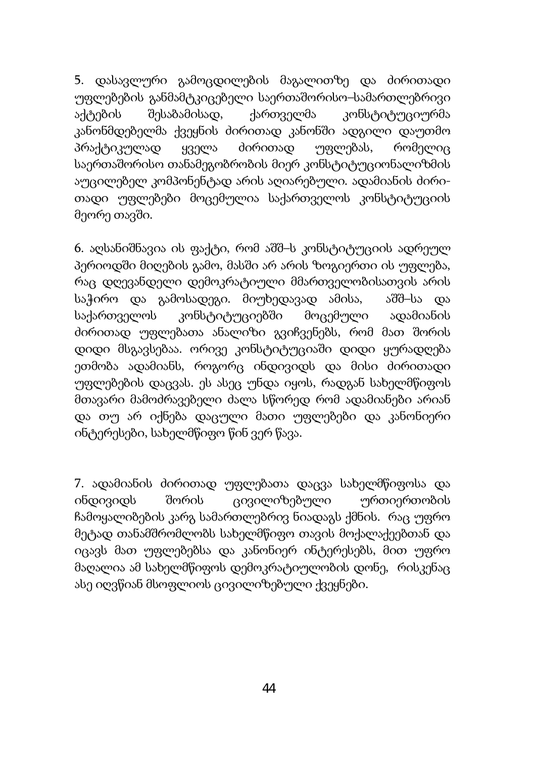5. დასავლური გამოცდილების მაგალითზე და ძირითადი უფლებების განმამტკიცებელი საერთაშორისო–სამართლებრივი აქტების შესაბამისად, ქართველმა კონსტიტუციურმა კანონმდებელმა ქვეყნის ძირითად კანონში ადგილი დაუთმო პრაქტიკულად ყველა ძირითად უფლებას, რომელიც საერთაშორისო თანამეგობრობის მიერ კონსტიტუციონალიზმის აუცილებელ კომპონენტად არის აღიარებული. ადამიანის ძირითადი უფლებები მოცემულია საქართველოს კონსტიტუციის მეორე თავში.

6. აღსანიშნავია ის ფაქტი, რომ აშშ–ს კონსტიტუციის ადრეულ პერიოდში მიღების გამო, მასში არ არის ზოგიერთი ის უფლება, რაც დღევანდელი დემოკრატიული მმართველობისათვის არის საჭირო და გამოსადეგი. მიუხედავად ამისა, აშშ–სა და საქართველოს კონსტიტუციებში მოცემული ადამიანის ძირითად უფლებათა ანალიზი გვიჩვენებს, რომ მათ შორის დიდი მსგავსებაა. ორივე კონსტიტუციაში დიდი ყურადღება ეთმობა ადამიანს, როგორც ინდივიდს და მისი ძირითადი უფლებების დაცვას. ეს ასეც უნდა იყოს, რადგან სახელმწიფოს მთავარი მამოძრავებელი ძალა სწორედ რომ ადამიანები არიან და თუ არ იქნება დაცული მათი უფლებები და კანონიერი ინტერესები, სახელმწიფო წინ ვერ წავა.

7. ადამიანის ძირითად უფლებათა დაცვა სახელმწიფოსა და ინდივიდს შორის ცივილიზებული ურთიერთობის ჩამოყალიბების კარგ სამართლებრივ ნიადაგს ქმნის. რაც უფრო მეტად თანამშრომლობს სახელმწიფო თავის მოქალაქეებთან და იცავს მათ უფლებებსა და კანონიერ ინტერესებს, მით უფრო მაღალია ამ სახელმწიფოს დემოკრატიულობის დონე, რისკენაც ასე იღვწიან მსოფლიოს ცივილიზებული ქვეყნები.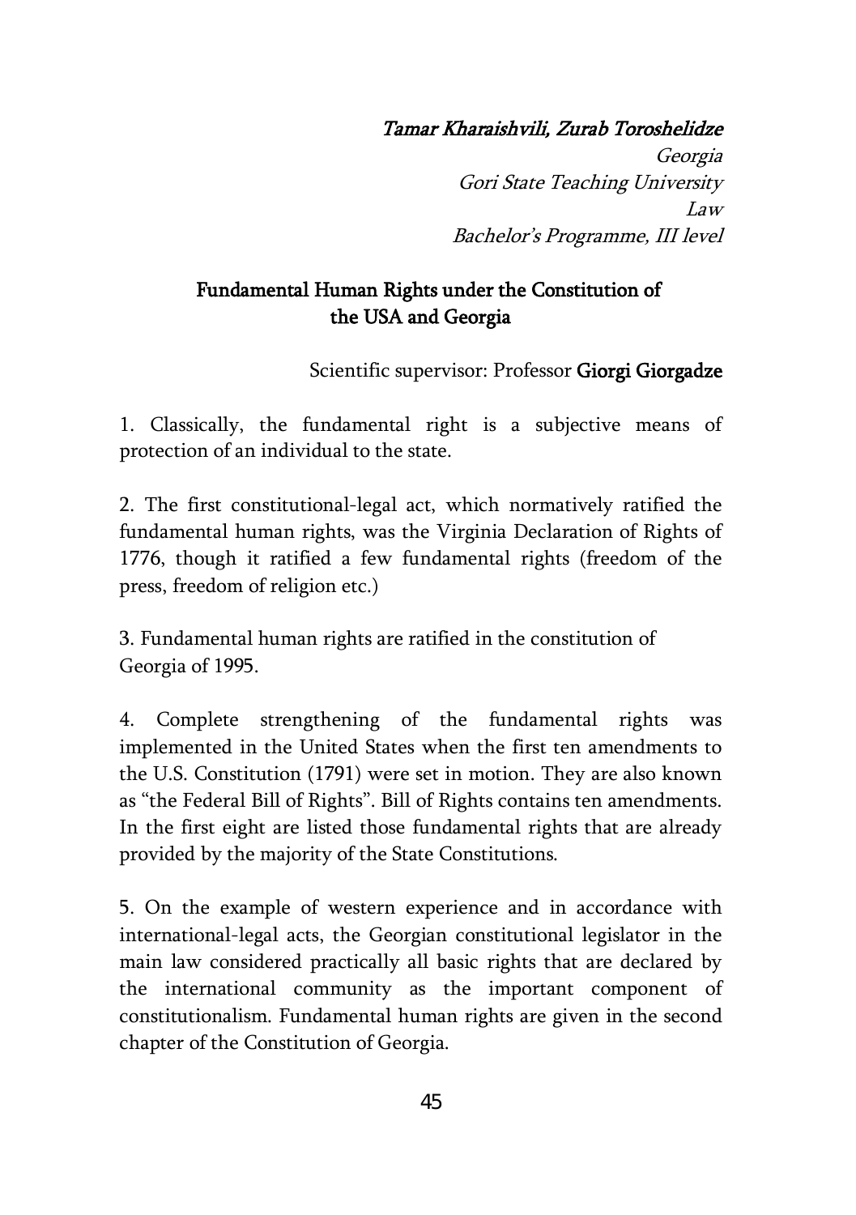*Tamar Kharaishvili, Zurab Toroshelidze*
*Georgia*
*Gori State Teaching University*
*Law*
*Bachelor's Programme, III level*

## Fundamental Human Rights under the Constitution of the USA and Georgia

Scientific supervisor: Professor **Giorgi Giorgadze**

1. Classically, the fundamental right is a subjective means of protection of an individual to the state.

2. The first constitutional-legal act, which normatively ratified the fundamental human rights, was the Virginia Declaration of Rights of 1776, though it ratified a few fundamental rights (freedom of the press, freedom of religion etc.)

3. Fundamental human rights are ratified in the constitution of Georgia of 1995.

4. Complete strengthening of the fundamental rights was implemented in the United States when the first ten amendments to the U.S. Constitution (1791) were set in motion. They are also known as "the Federal Bill of Rights". Bill of Rights contains ten amendments. In the first eight are listed those fundamental rights that are already provided by the majority of the State Constitutions.

5. On the example of western experience and in accordance with international-legal acts, the Georgian constitutional legislator in the main law considered practically all basic rights that are declared by the international community as the important component of constitutionalism. Fundamental human rights are given in the second chapter of the Constitution of Georgia.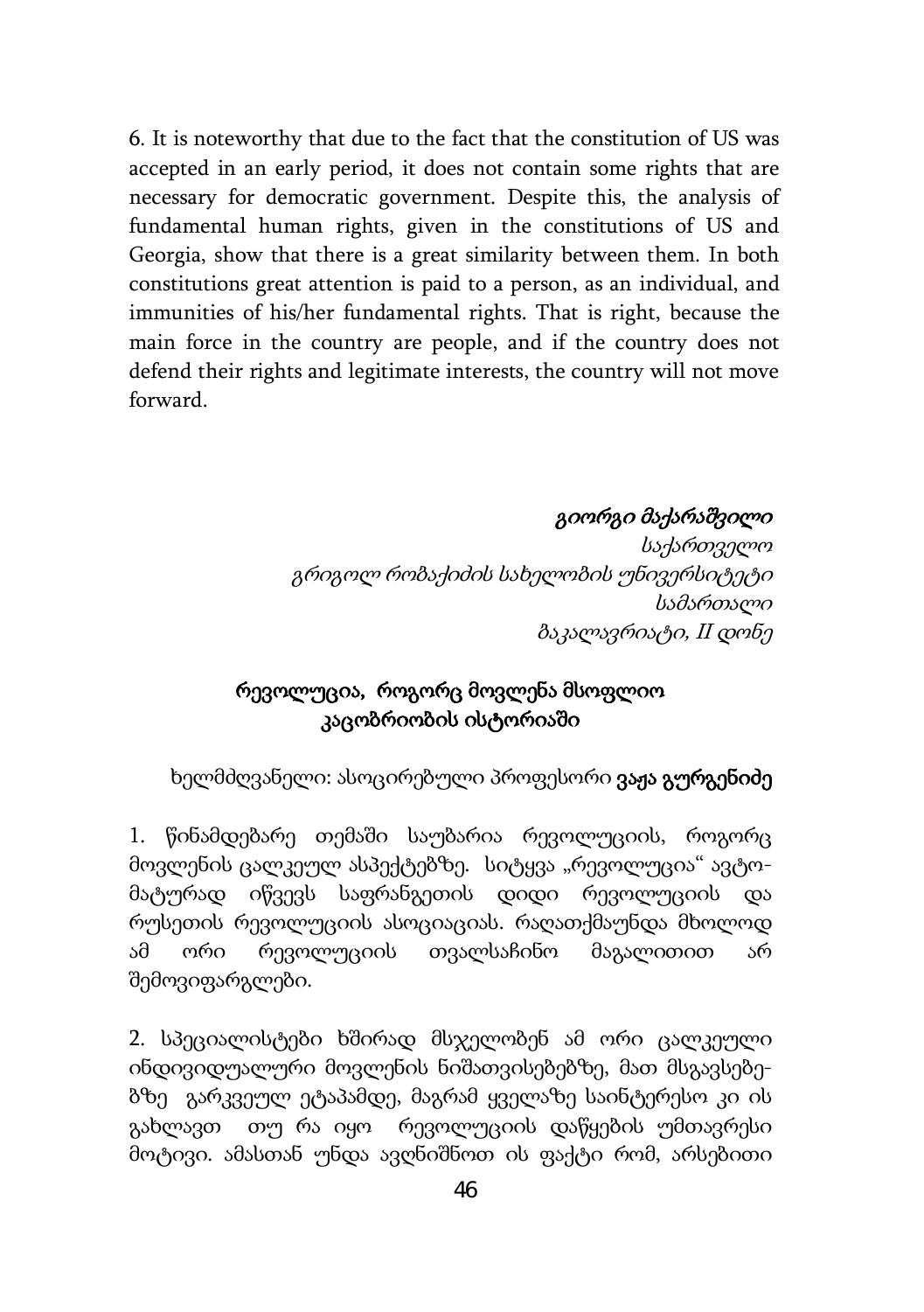6. It is noteworthy that due to the fact that the constitution of US was accepted in an early period, it does not contain some rights that are necessary for democratic government. Despite this, the analysis of fundamental human rights, given in the constitutions of US and Georgia, show that there is a great similarity between them. In both constitutions great attention is paid to a person, as an individual, and immunities of his/her fundamental rights. That is right, because the main force in the country are people, and if the country does not defend their rights and legitimate interests, the country will not move forward.

*გიორგი მაქარაშვილი*
*საქართველო*
*გრიგოლ რობაქიძის სახელობის უნივერსიტეტი*
*სამართალი*
*ბაკალავრიატი, II დონე*

## რევოლუცია, როგორც მოვლენა მსოფლიო კაცობრიობის ისტორიაში

ხელმძღვანელი: ასოცირებული პროფესორი **ვაჟა გურგენიძე**

1. წინამდებარე თემაში საუბარია რევოლუციის, როგორც მოვლენის ცალკეულ ასპექტებზე. სიტყვა „რევოლუცია" ავტომატურად იწვევს საფრანგეთის დიდი რევოლუციის და რუსეთის რევოლუციის ასოციაციას. რაღათქმაუნდა მხოლოდ ამ ორი რევოლუციის თვალსაჩინო მაგალითით არ შემოვიფარგლები.

2. სპეციალისტები ხშირად მსჯელობენ ამ ორი ცალკეული ინდივიდუალური მოვლენის ნიშათვისებებზე, მათ მსგავსებებზე გარკვეულ ეტაპამდე, მაგრამ ყველაზე საინტერესო კი ის გახლავთ თუ რა იყო რევოლუციის დაწყების უმთავრესი მოტივი. ამასთან უნდა ავღნიშნოთ ის ფაქტი რომ, არსებითი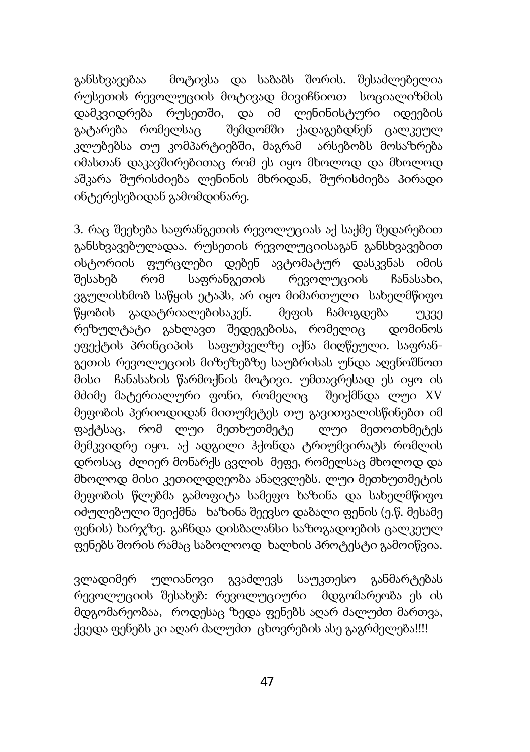განსხვავებაა მოტივსა და საბაბს შორის. შესაძლებელია რუსეთის რევოლუციის მოტივად მივიჩნიოთ სოციალიზმის დამკვიდრება რუსეთში, და იმ ლენინისტური იდეების გატარება რომელსაც შემდომში ქადაგებდნენ ცალკეულ კლუბებსა თუ კომპარტიებში, მაგრამ არსებობს მოსაზრება იმასთან დაკავშირებითაც რომ ეს იყო მხოლოდ და მხოლოდ აშკარა შურისძიება ლენინის მხრიდან, შურისძიება პირადი ინტერესებიდან გამომდინარე.

3. რაც შეეხება საფრანგეთის რევოლუციას აქ საქმე შედარებით განსხვავებულადაა. რუსეთის რევოლუციისაგან განსხვავებით ისტორიის ფურცლები დებენ ავტომატურ დასკვნას იმის შესახებ რომ საფრანგეთის რევოლუციის ჩანასახი, ვგულისხმობ საწყის ეტაპს, არ იყო მიმართული სახელმწიფო წყობის გადატრიალებისაკენ. მეფის ჩამოგდება უკვე რეზულტატი გახლავთ შედეგებისა, რომელიც დომინოს ეფექტის პრინციპის საფუძველზე იქნა მიღწეული. საფრან-გეთის რევოლუციის მიზეზებზე საუბრისას უნდა აღვნიშნოთ მისი ჩანასახის წარმოქნის მოტივი. უმთავრესად ეს იყო ის მძიმე მატერიალური ფონი, რომელიც შეიქმნდა ლუი XV მეფობის პერიოდიდან მითუმეტეს თუ გავითვალისწინებთ იმ ფაქტსაც, რომ ლუი მეთხუთმეტე ლუი მეთოთხმეტეს მემკვიდრე იყო. აქ ადგილი ჰქონდა ტრიუმვირატს რომლის დროსაც ძლიერ მონარქს ცვლის მეფე, რომელსაც მხოლოდ და მხოლოდ მისი კეთილდღეობა ანაღვლებს. ლუი მეთხუთმეტის მეფობის წლებმა გამოფიტა სამეფო ხაზინა და სახელმწიფო იძულებული შეიქმნა ხაზინა შეევსო დაბალი ფენის (ე.წ. მესამე ფენის) ხარჯზე. გაჩნდა დისბალანსი საზოგადოების ცალკეულ ფენებს შორის რამაც საბოლოოდ ხალხის პროტესტი გამოიწვია.

ვლადიმერ ულიანოვი გვაძლევს საუკთესო განმარტებას რევოლუციის შესახებ: რევოლუციური მდგომარეობა ეს ის მდგომარეობაა, როდესაც ზედა ფენებს აღარ ძალუძთ მართვა, ქვედა ფენებს კი აღარ ძალუძთ ცხოვრების ასე გაგრძელება!!!!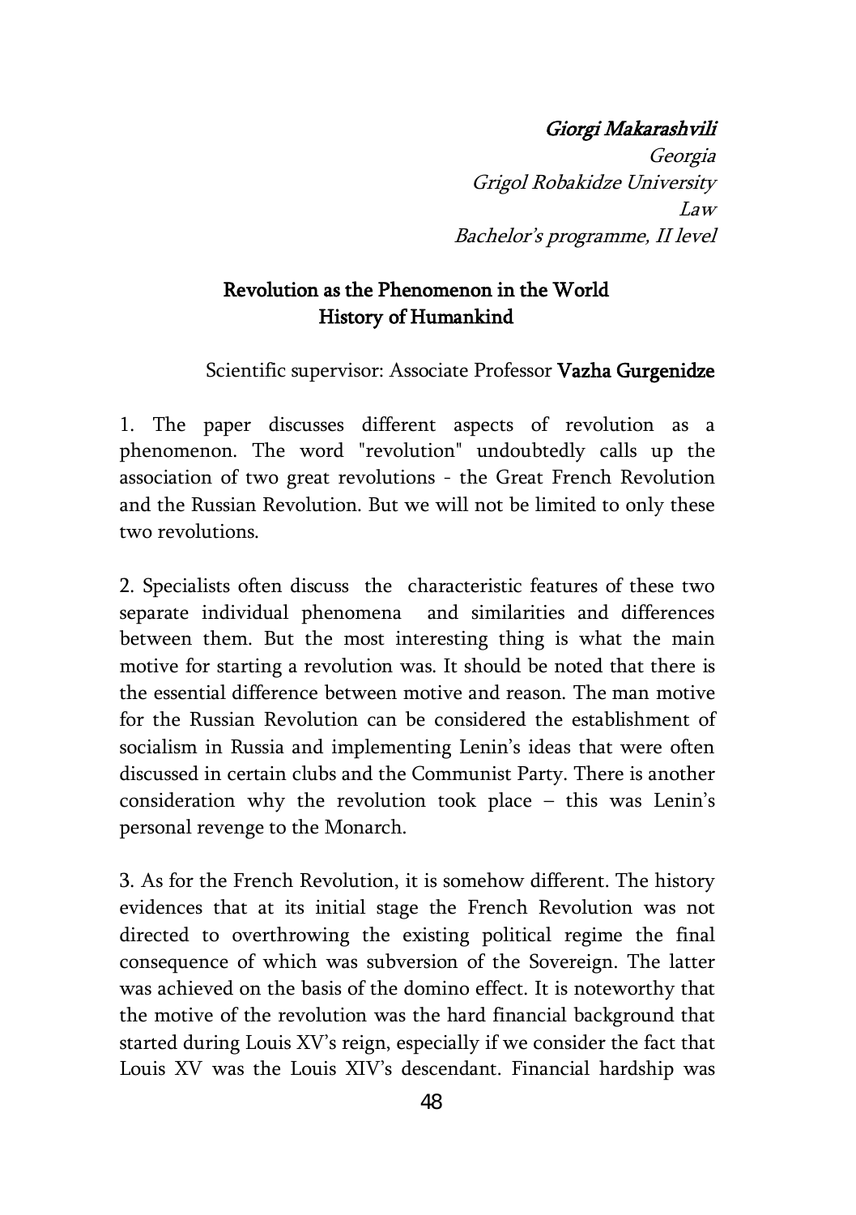*Giorgi Makarashvili*
*Georgia*
*Grigol Robakidze University*
*Law*
*Bachelor's programme, II level*

## Revolution as the Phenomenon in the World History of Humankind

Scientific supervisor: Associate Professor **Vazha Gurgenidze**

1. The paper discusses different aspects of revolution as a phenomenon. The word "revolution" undoubtedly calls up the association of two great revolutions - the Great French Revolution and the Russian Revolution. But we will not be limited to only these two revolutions.

2. Specialists often discuss the characteristic features of these two separate individual phenomena and similarities and differences between them. But the most interesting thing is what the main motive for starting a revolution was. It should be noted that there is the essential difference between motive and reason. The man motive for the Russian Revolution can be considered the establishment of socialism in Russia and implementing Lenin's ideas that were often discussed in certain clubs and the Communist Party. There is another consideration why the revolution took place – this was Lenin's personal revenge to the Monarch.

3. As for the French Revolution, it is somehow different. The history evidences that at its initial stage the French Revolution was not directed to overthrowing the existing political regime the final consequence of which was subversion of the Sovereign. The latter was achieved on the basis of the domino effect. It is noteworthy that the motive of the revolution was the hard financial background that started during Louis XV's reign, especially if we consider the fact that Louis XV was the Louis XIV's descendant. Financial hardship was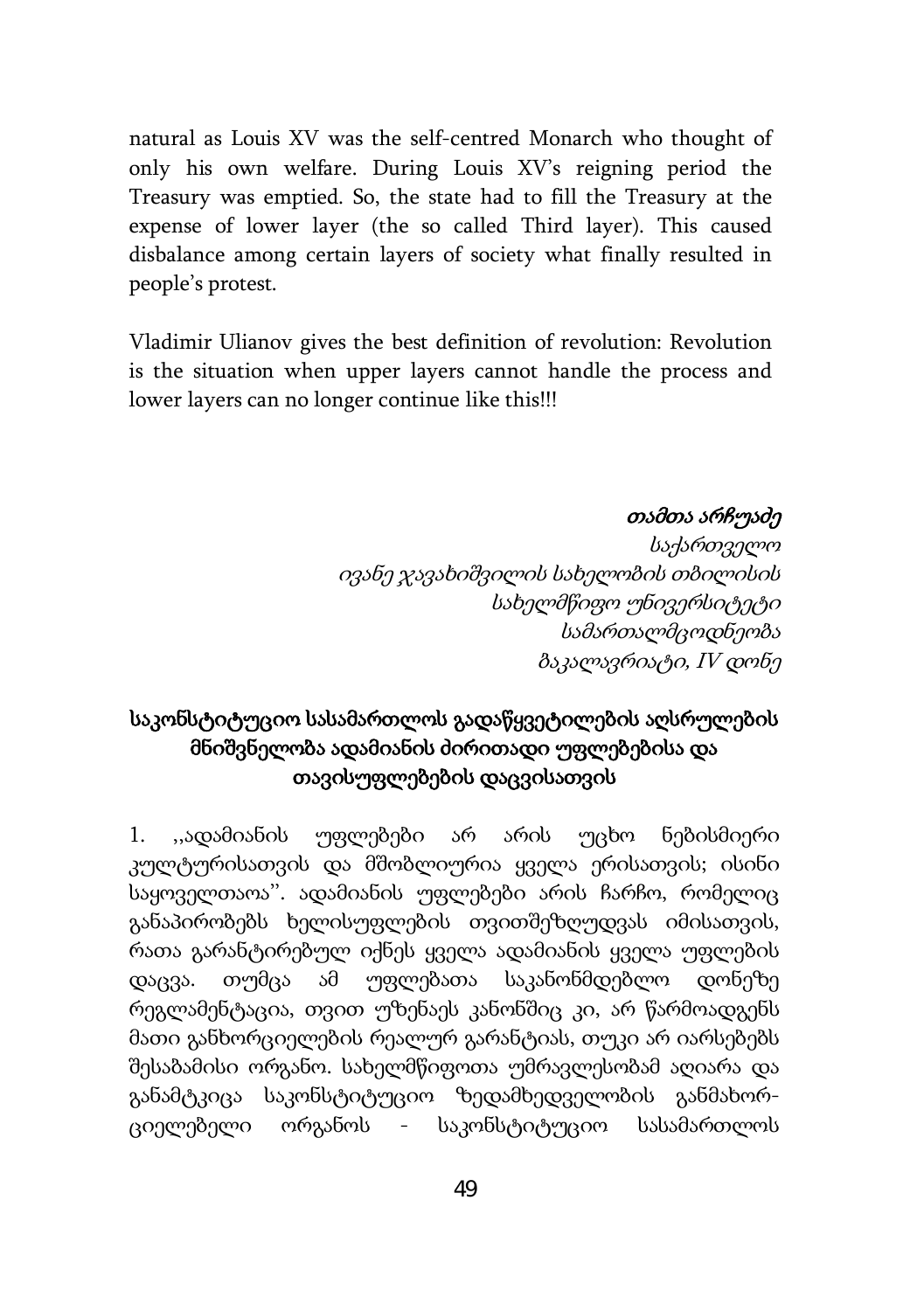natural as Louis XV was the self-centred Monarch who thought of only his own welfare. During Louis XV's reigning period the Treasury was emptied. So, the state had to fill the Treasury at the expense of lower layer (the so called Third layer). This caused disbalance among certain layers of society what finally resulted in people's protest.

Vladimir Ulianov gives the best definition of revolution: Revolution is the situation when upper layers cannot handle the process and lower layers can no longer continue like this!!!

*თამთა არჩუაძე*
*საქართველო*
*ივანე ჯავახიშვილის სახელობის თბილისის სახელმწიფო უნივერსიტეტი*
*სამართალმცოდნეობა*
*ბაკალავრიატი, IV დონე*

## საკონსტიტუციო სასამართლოს გადაწყვეტილების აღსრულების მნიშვნელობა ადამიანის ძირითადი უფლებებისა და თავისუფლებების დაცვისათვის

1. ,,ადამიანის უფლებები არ არის უცხო ნებისმიერი კულტურისათვის და მშობლიურია ყველა ერისათვის; ისინი საყოველთაოა''. ადამიანის უფლებები არის ჩარჩო, რომელიც განაპირობებს ხელისუფლების თვითშეზღუდვას იმისათვის, რათა გარანტირებულ იქნეს ყველა ადამიანის ყველა უფლების დაცვა. თუმცა ამ უფლებათა საკანონმდებლო დონეზე რეგლამენტაცია, თვით უზენაეს კანონშიც კი, არ წარმოადგენს მათი განხორციელების რეალურ გარანტიას, თუკი არ იარსებებს შესაბამისი ორგანო. სახელმწიფოთა უმრავლესობამ აღიარა და განამტკიცა საკონსტიტუციო ზედამხედველობის განმახორციელებელი ორგანოს - საკონსტიტუციო სასამართლოს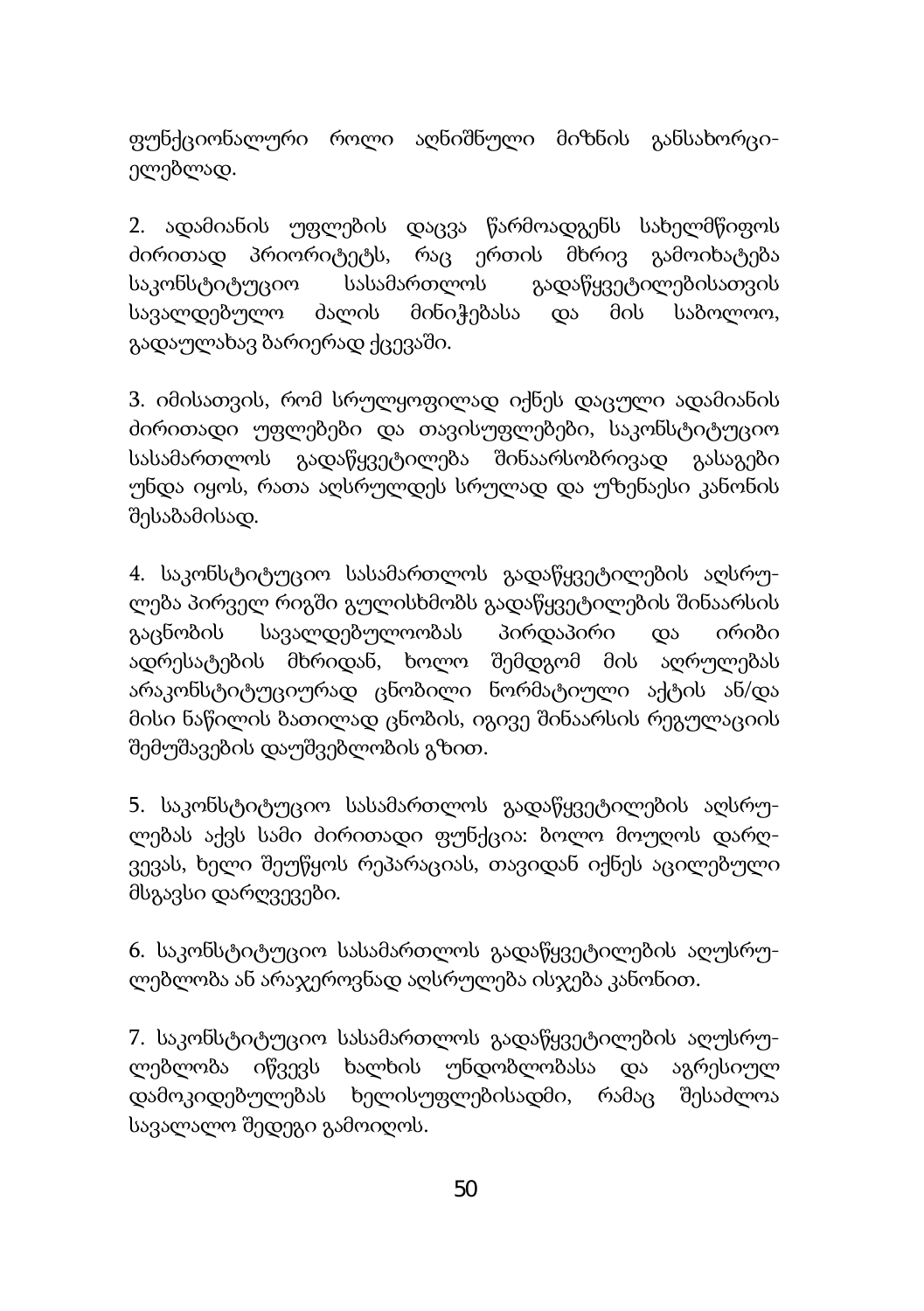ფუნქციონალური როლი აღნიშნული მიზნის განსახორციელებლად.

2. ადამიანის უფლების დაცვა წარმოადგენს სახელმწიფოს ძირითად პრიორიტეტს, რაც ერთის მხრივ გამოიხატება საკონსტიტუციო სასამართლოს გადაწყვეტილებისათვის სავალდებულო ძალის მინიჭებასა და მის საბოლოო, გადაულახავ ბარიერად ქცევაში.

3. იმისათვის, რომ სრულყოფილად იქნეს დაცული ადამიანის ძირითადი უფლებები და თავისუფლებები, საკონსტიტუციო სასამართლოს გადაწყვეტილება შინაარსობრივად გასაგები უნდა იყოს, რათა აღსრულდეს სრულად და უზენაესი კანონის შესაბამისად.

4. საკონსტიტუციო სასამართლოს გადაწყვეტილების აღსრულება პირველ რიგში გულისხმობს გადაწყვეტილების შინაარსის გაცნობის სავალდებულოობას პირდაპირი და ირიბი ადრესატების მხრიდან, ხოლო შემდგომ მის აღრულებას არაკონსტიტუციურად ცნობილი ნორმატიული აქტის ან/და მისი ნაწილის ბათილად ცნობის, იგივე შინაარსის რეგულაციის შემუშავების დაუშვებლობის გზით.

5. საკონსტიტუციო სასამართლოს გადაწყვეტილების აღსრულებას აქვს სამი ძირითადი ფუნქცია: ბოლო მოუღოს დარღვევას, ხელი შეუწყოს რეპარაციას, თავიდან იქნეს აცილებული მსგავსი დარღვევები.

6. საკონსტიტუციო სასამართლოს გადაწყვეტილების აღუსრულებლობა ან არაჯეროვნად აღსრულება ისჯება კანონით.

7. საკონსტიტუციო სასამართლოს გადაწყვეტილების აღუსრულებლობა იწვევს ხალხის უნდობლობასა და აგრესიულ დამოკიდებულებას ხელისუფლებისადმი, რამაც შესაძლოა სავალალო შედეგი გამოიღოს.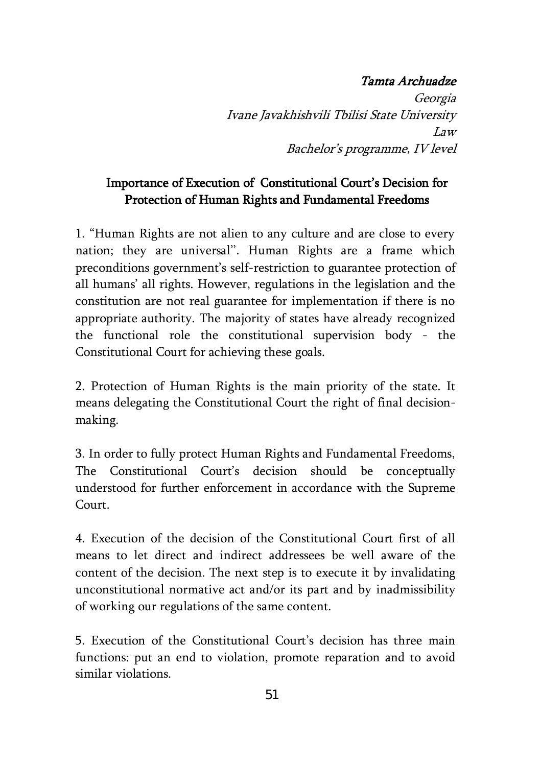*Tamta Archuadze*

*Georgia*

*Ivane Javakhishvili Tbilisi State University*

*Law*

*Bachelor's programme, IV level*

## Importance of Execution of Constitutional Court's Decision for Protection of Human Rights and Fundamental Freedoms

1. "Human Rights are not alien to any culture and are close to every nation; they are universal". Human Rights are a frame which preconditions government's self-restriction to guarantee protection of all humans' all rights. However, regulations in the legislation and the constitution are not real guarantee for implementation if there is no appropriate authority. The majority of states have already recognized the functional role the constitutional supervision body - the Constitutional Court for achieving these goals.

2. Protection of Human Rights is the main priority of the state. It means delegating the Constitutional Court the right of final decision-making.

3. In order to fully protect Human Rights and Fundamental Freedoms, The Constitutional Court's decision should be conceptually understood for further enforcement in accordance with the Supreme Court.

4. Execution of the decision of the Constitutional Court first of all means to let direct and indirect addressees be well aware of the content of the decision. The next step is to execute it by invalidating unconstitutional normative act and/or its part and by inadmissibility of working our regulations of the same content.

5. Execution of the Constitutional Court's decision has three main functions: put an end to violation, promote reparation and to avoid similar violations.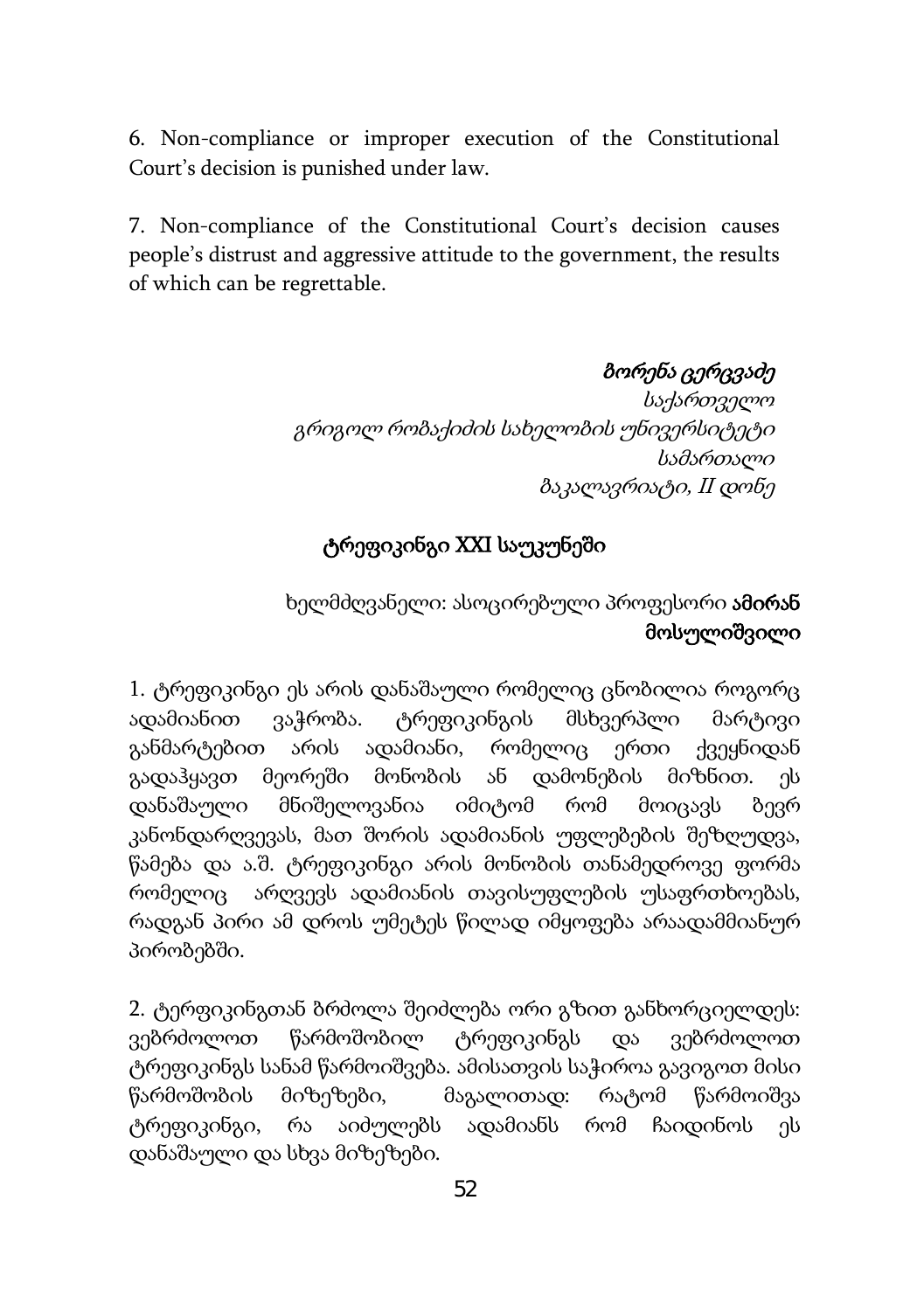6. Non-compliance or improper execution of the Constitutional Court's decision is punished under law.

7. Non-compliance of the Constitutional Court's decision causes people's distrust and aggressive attitude to the government, the results of which can be regrettable.

***ბორენა ცერცვაძე***
*საქართველო*
*გრიგოლ რობაქიძის სახელობის უნივერსიტეტი*
*სამართალი*
*ბაკალავრიატი, II დონე*

## ტრეფიკინგი XXI საუკუნეში

ხელმძღვანელი: ასოცირებული პროფესორი **ამირან მოსულიშვილი**

1. ტრეფიკინგი ეს არის დანაშაული რომელიც ცნობილია როგორც ადამიანით ვაჭრობა. ტრეფიკინგის მსხვერპლი მარტივი განმარტებით არის ადამიანი, რომელიც ერთი ქვეყნიდან გადაჰყავთ მეორეში მონობის ან დამონების მიზნით. ეს დანაშაული მნიშვნელოვანია იმიტომ რომ მოიცავს ბევრ კანონდარღვევას, მათ შორის ადამიანის უფლებების შეზღუდვა, წამება და ა.შ. ტრეფიკინგი არის მონობის თანამედროვე ფორმა რომელიც არღვევს ადამიანის თავისუფლების უსაფრთხოებას, რადგან პირი ამ დროს უმეტეს წილად იმყოფება არაადამიანურ პირობებში.

2. ტერფიკინგთან ბრძოლა შეიძლება ორი გზით განხორციელდეს: ვებრძოლოთ წარმოშობილ ტრეფიკინგს და ვებრძოლოთ ტრეფიკინგს სანამ წარმოიშვება. ამისათვის საჭიროა გავიგოთ მისი წარმოშობის მიზეზები, მაგალითად: რატომ წარმოიშვა ტრეფიკინგი, რა აიძულებს ადამიანს რომ ჩაიდინოს ეს დანაშაული და სხვა მიზეზები.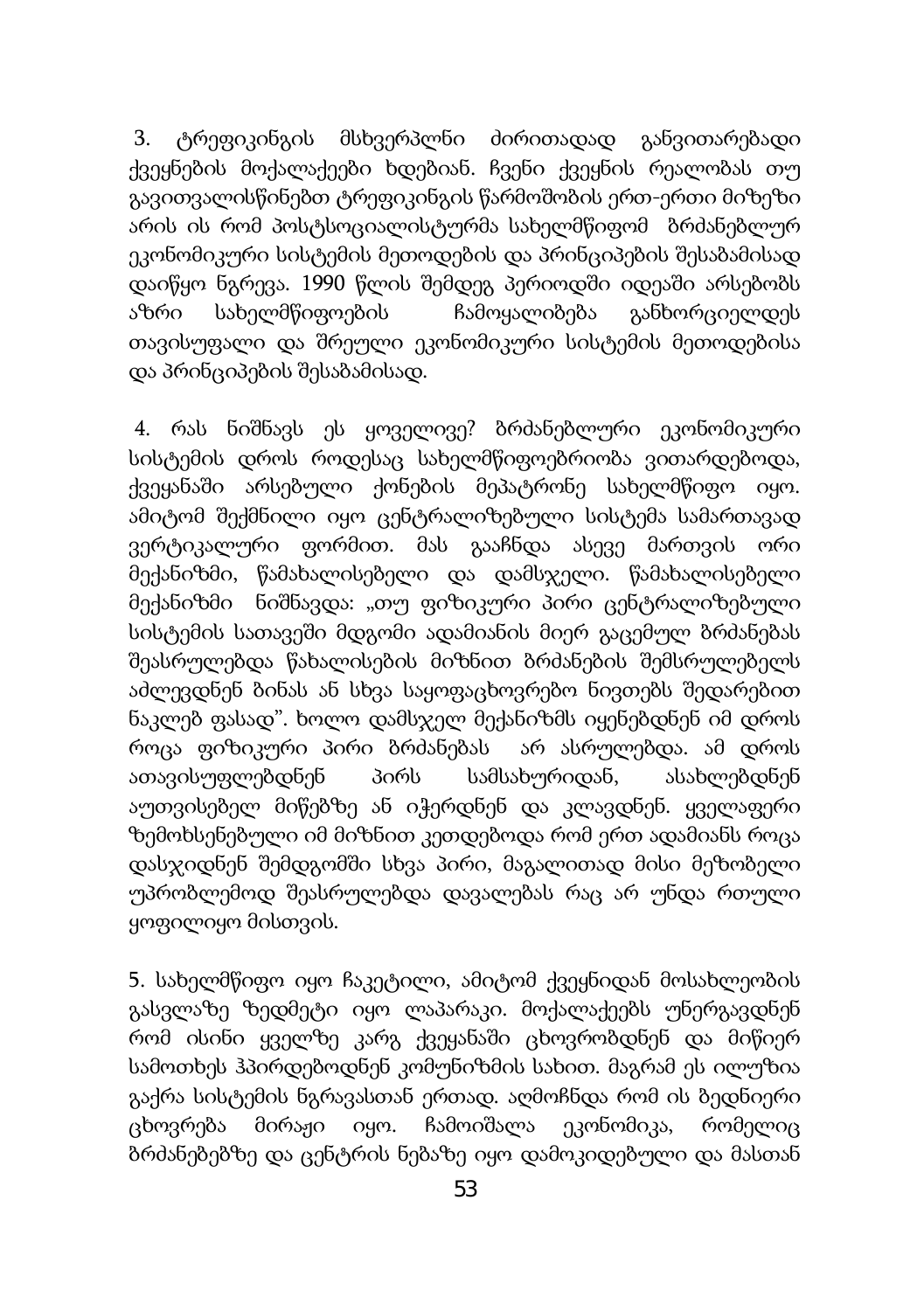3. ტრეფიკინგის მსხვერპლნი ძირითადად განვითარებადი ქვეყნების მოქალაქეები ხდებიან. ჩვენი ქვეყნის რეალობას თუ გავითვალისწინებთ ტრეფიკინგის წარმოშობის ერთ-ერთი მიზეზი არის ის რომ პოსტსოციალისტურმა სახელმწიფომ ბრძანებლურ ეკონომიკური სისტემის მეთოდების და პრინციპების შესაბამისად დაიწყო ნგრევა. 1990 წლის შემდეგ პერიოდში იდეაში არსებობს აზრი სახელმწიფოების ჩამოყალიბება განხორციელდეს თავისუფალი და შრეული ეკონომიკური სისტემის მეთოდებისა და პრინციპების შესაბამისად.

4. რას ნიშნავს ეს ყოველივე? ბრძანებლური ეკონომიკური სისტემის დროს როდესაც სახელმწიფოებრიობა ვითარდებოდა, ქვეყანაში არსებული ქონების მეპატრონე სახელმწიფო იყო. ამიტომ შექმნილი იყო ცენტრალიზებული სისტემა სამართავად ვერტიკალური ფორმით. მას გააჩნდა ასევე მართვის ორი მექანიზმი, წამახალისებელი და დამსჯელი. წამახალისებელი მექანიზმი ნიშნავდა: „თუ ფიზიკური პირი ცენტრალიზებული სისტემის სათავეში მდგომი ადამიანის მიერ გაცემულ ბრძანებას შეასრულებდა წახალისების მიზნით ბრძანების შემსრულებელს აძლევდნენ ბინას ან სხვა საყოფაცხოვრებო ნივთებს შედარებით ნაკლებ ფასად". ხოლო დამსჯელ მექანიზმს იყენებდნენ იმ დროს როცა ფიზიკური პირი ბრძანებას არ ასრულებდა. ამ დროს ათავისუფლებდნენ პირს სამსახურიდან, ასახლებდნენ აუთვისებელ მიწებზე ან იჭერდნენ და კლავდნენ. ყველაფერი ზემოხსენებული იმ მიზნით კეთდებოდა რომ ერთ ადამიანს როცა დასჯიდნენ შემდგომში სხვა პირი, მაგალითად მისი მეზობელი უპრობლემოდ შეასრულებდა დავალებას რაც არ უნდა რთული ყოფილიყო მისთვის.

5. სახელმწიფო იყო ჩაკეტილი, ამიტომ ქვეყნიდან მოსახლეობის გასვლაზე ზედმეტი იყო ლაპარაკი. მოქალაქეებს უნერგავდნენ რომ ისინი ყველზე კარგ ქვეყანაში ცხოვრობდნენ და მიწიერ სამოთხეს ჰპირდებოდნენ კომუნიზმის სახით. მაგრამ ეს ილუზია გაქრა სისტემის ნგრავასთან ერთად. აღმოჩნდა რომ ის ბედნიერი ცხოვრება მირაჟი იყო. ჩამოიშალა ეკონომიკა, რომელიც ბრძანებებზე და ცენტრის ნებაზე იყო დამოკიდებული და მასთან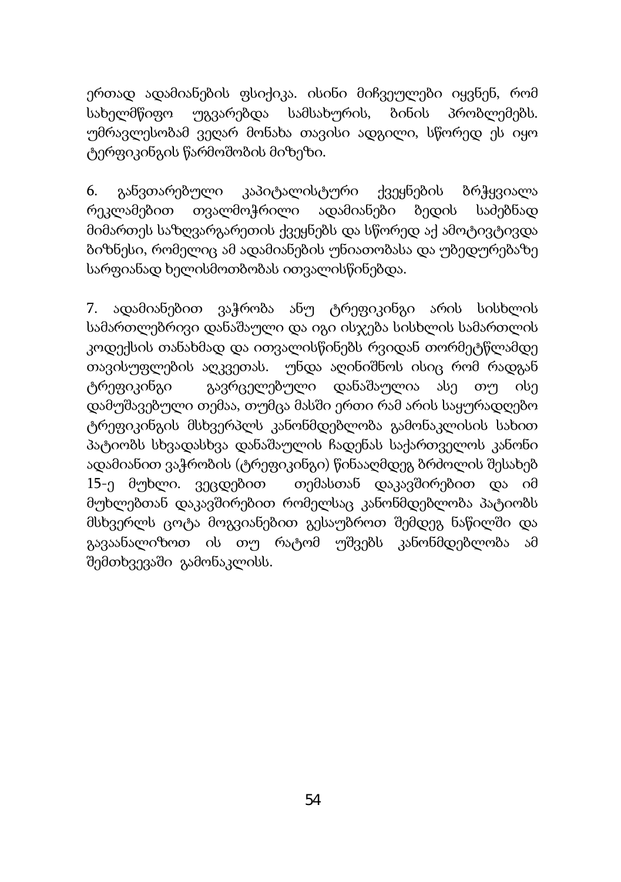ერთად ადამიანების ფსიქიკა. ისინი მიჩვეულები იყვნენ, რომ სახელმწიფო უგვარებდა სამსახურის, ბინის პრობლემებს. უმრავლესობამ ვეღარ მონახა თავისი ადგილი, სწორედ ეს იყო ტერფიკინგის წარმოშობის მიზეზი.

6. განვთარებული კაპიტალისტური ქვეყნების ბრჭყვიალა რეკლამებით თვალმოჭრილი ადამიანები ბედის საძებნად მიმართეს საზღვარგარეთის ქვეყნებს და სწორედ აქ ამოტივტივდა ბიზნესი, რომელიც ამ ადამიანების უნიათობასა და უბედურებაზე სარფიანად ხელისმოთბობას ითვალისწინებდა.

7. ადამიანებით ვაჭრობა ანუ ტრეფიკინგი არის სისხლის სამართლებრივი დანაშაული და იგი ისჯება სისხლის სამართლის კოდექსის თანახმად და ითვალისწინებს რვიდან თორმეტწლამდე თავისუფლების აღკვეთას. უნდა აღინიშნოს ისიც რომ რადგან ტრეფიკინგი გავრცელებული დანაშაულია ასე თუ ისე დამუშავებული თემაა, თუმცა მასში ერთი რამ არის საყურადღებო ტრეფიკინგის მსხვერპლს კანონმდებლობა გამონაკლისის სახით პატიობს სხვადასხვა დანაშაულის ჩადენას საქართველოს კანონი ადამიანით ვაჭრობის (ტრეფიკინგი) წინააღმდეგ ბრძოლის შესახებ 15-ე მუხლი. ვეცდებით თემასთან დაკავშირებით და იმ მუხლებთან დაკავშირებით რომელსაც კანონმდებლობა პატიობს მსხვერლს ცოტა მოგვიანებით გესაუბროთ შემდეგ ნაწილში და გავაანალიზოთ ის თუ რატომ უშვებს კანონმდებლობა ამ შემთხვევაში გამონაკლისს.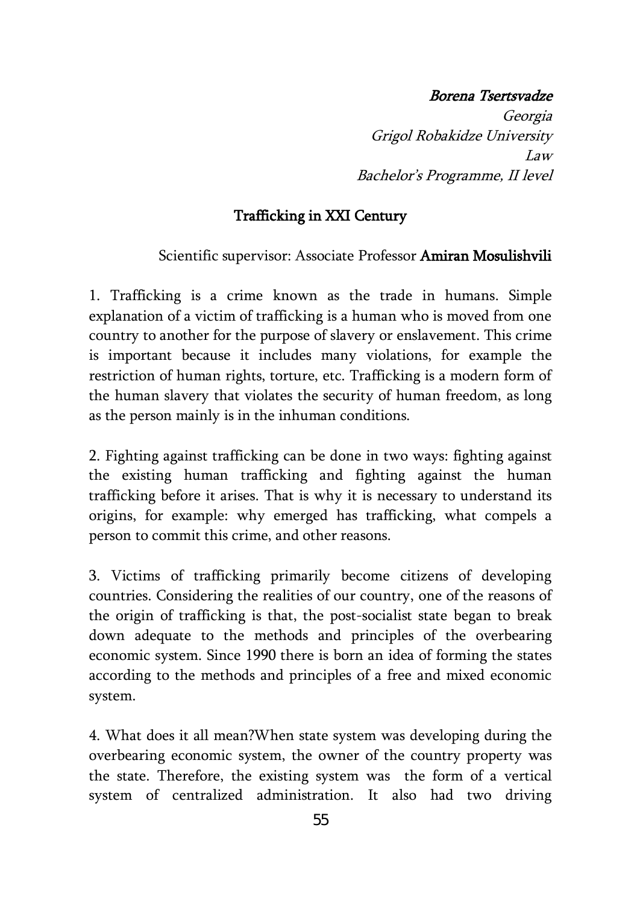***Borena Tsertsvadze***
*Georgia*
*Grigol Robakidze University*
*Law*
*Bachelor's Programme, II level*

## Trafficking in XXI Century

Scientific supervisor: Associate Professor **Amiran Mosulishvili**

1. Trafficking is a crime known as the trade in humans. Simple explanation of a victim of trafficking is a human who is moved from one country to another for the purpose of slavery or enslavement. This crime is important because it includes many violations, for example the restriction of human rights, torture, etc. Trafficking is a modern form of the human slavery that violates the security of human freedom, as long as the person mainly is in the inhuman conditions.

2. Fighting against trafficking can be done in two ways: fighting against the existing human trafficking and fighting against the human trafficking before it arises. That is why it is necessary to understand its origins, for example: why emerged has trafficking, what compels a person to commit this crime, and other reasons.

3. Victims of trafficking primarily become citizens of developing countries. Considering the realities of our country, one of the reasons of the origin of trafficking is that, the post-socialist state began to break down adequate to the methods and principles of the overbearing economic system. Since 1990 there is born an idea of forming the states according to the methods and principles of a free and mixed economic system.

4. What does it all mean?When state system was developing during the overbearing economic system, the owner of the country property was the state. Therefore, the existing system was the form of a vertical system of centralized administration. It also had two driving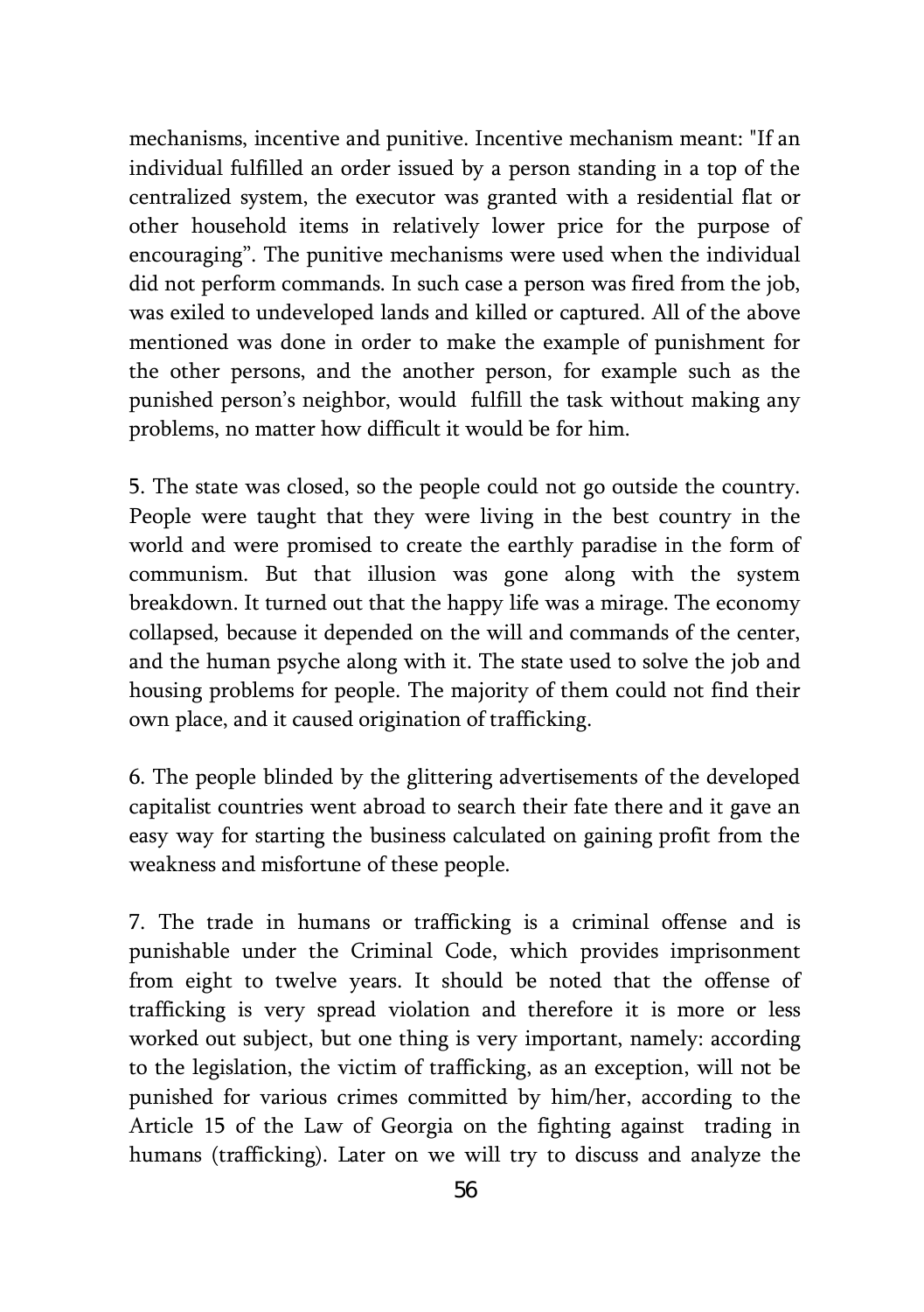mechanisms, incentive and punitive. Incentive mechanism meant: "If an individual fulfilled an order issued by a person standing in a top of the centralized system, the executor was granted with a residential flat or other household items in relatively lower price for the purpose of encouraging". The punitive mechanisms were used when the individual did not perform commands. In such case a person was fired from the job, was exiled to undeveloped lands and killed or captured. All of the above mentioned was done in order to make the example of punishment for the other persons, and the another person, for example such as the punished person's neighbor, would fulfill the task without making any problems, no matter how difficult it would be for him.

5. The state was closed, so the people could not go outside the country. People were taught that they were living in the best country in the world and were promised to create the earthly paradise in the form of communism. But that illusion was gone along with the system breakdown. It turned out that the happy life was a mirage. The economy collapsed, because it depended on the will and commands of the center, and the human psyche along with it. The state used to solve the job and housing problems for people. The majority of them could not find their own place, and it caused origination of trafficking.

6. The people blinded by the glittering advertisements of the developed capitalist countries went abroad to search their fate there and it gave an easy way for starting the business calculated on gaining profit from the weakness and misfortune of these people.

7. The trade in humans or trafficking is a criminal offense and is punishable under the Criminal Code, which provides imprisonment from eight to twelve years. It should be noted that the offense of trafficking is very spread violation and therefore it is more or less worked out subject, but one thing is very important, namely: according to the legislation, the victim of trafficking, as an exception, will not be punished for various crimes committed by him/her, according to the Article 15 of the Law of Georgia on the fighting against trading in humans (trafficking). Later on we will try to discuss and analyze the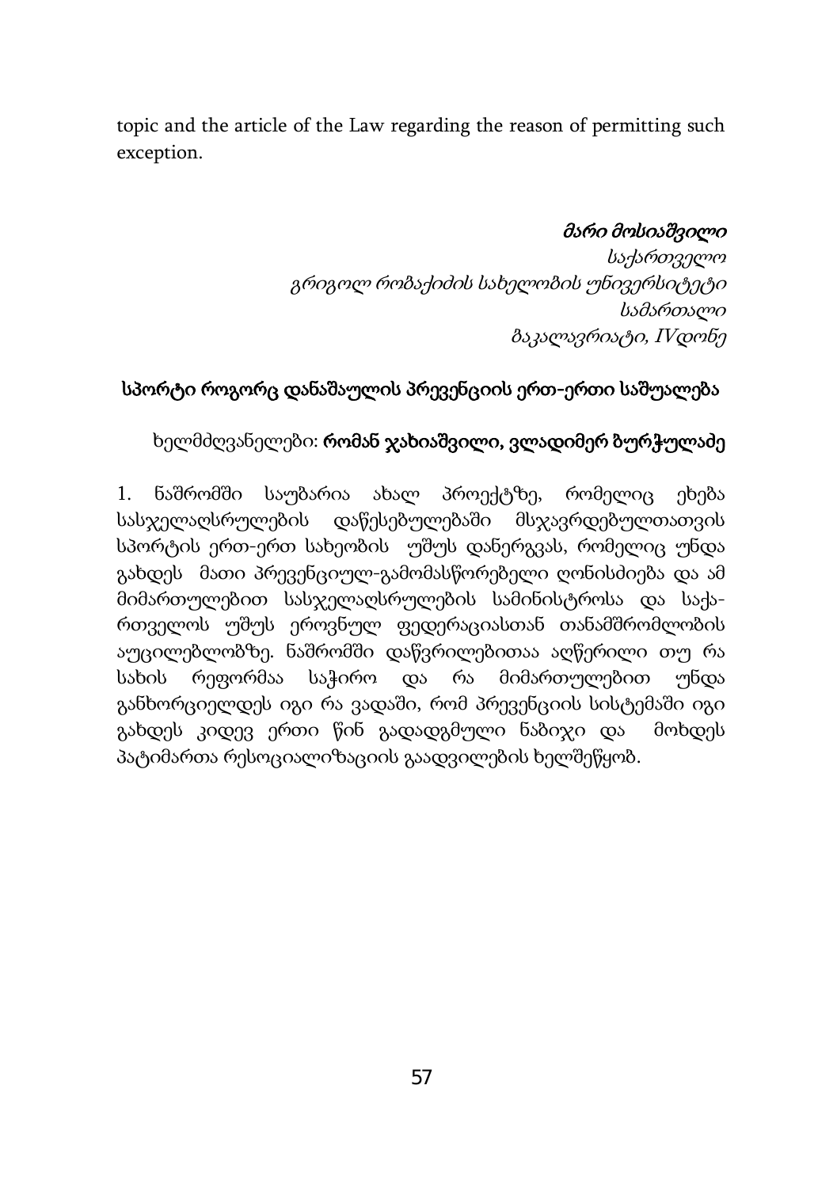topic and the article of the Law regarding the reason of permitting such exception.

*მარი მოსიაშვილი*
*საქართველო*
*გრიგოლ რობაქიძის სახელობის უნივერსიტეტი*
*სამართალი*
*ბაკალავრიატი, IVდონე*

## სპორტი როგორც დანაშაულის პრევენციის ერთ-ერთი საშუალება

ხელმძღვანელები: **რომან ჯახიაშვილი, ვლადიმერ ბურჭულაძე**

1. ნაშრომში საუბარია ახალ პროექტზე, რომელიც ეხება სასჯელაღსრულების დაწესებულებაში მსჯავრდებულთათვის სპორტის ერთ-ერთ სახეობის უშუს დანერგვას, რომელიც უნდა გახდეს მათი პრევენციულ-გამომასწორებელი ღონისძიება და ამ მიმართულებით სასჯელაღსრულების სამინისტროსა და საქართველოს უშუს ეროვნულ ფედერაციასთან თანამშრომლობის აუცილებლობზე. ნაშრომში დაწვრილებითაა აღწერილი თუ რა სახის რეფორმაა საჭირო და რა მიმართულებით უნდა განხორციელდეს იგი რა ვადაში, რომ პრევენციის სისტემაში იგი გახდეს კიდევ ერთი წინ გადადგმული ნაბიჯი და მოხდეს პატიმართა რესოციალიზაციის გაადვილების ხელშეწყობ.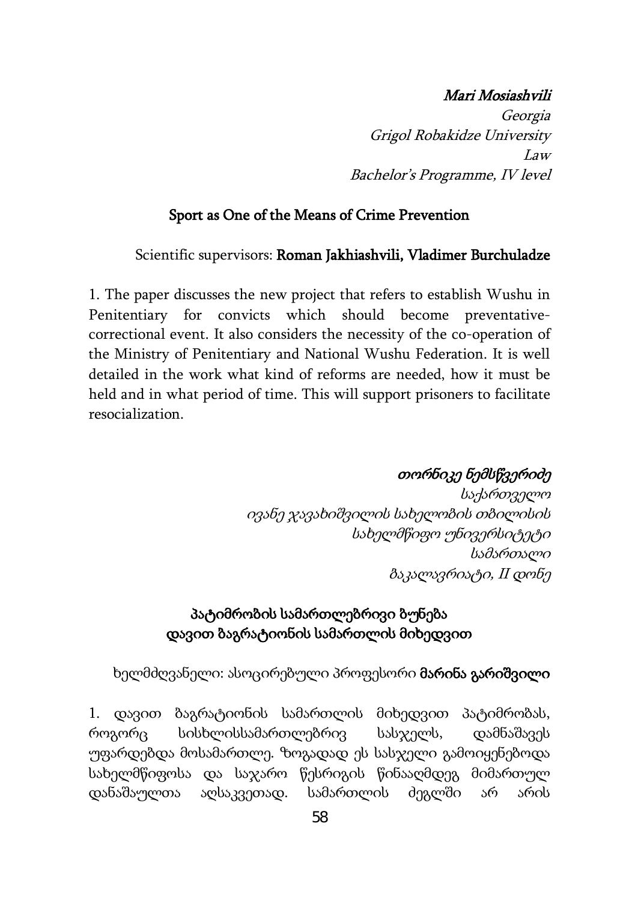*Mari Mosiashvili*
*Georgia*
*Grigol Robakidze University*
*Law*
*Bachelor's Programme, IV level*

## Sport as One of the Means of Crime Prevention

Scientific supervisors: **Roman Jakhiashvili, Vladimer Burchuladze**

1. The paper discusses the new project that refers to establish Wushu in Penitentiary for convicts which should become preventative-correctional event. It also considers the necessity of the co-operation of the Ministry of Penitentiary and National Wushu Federation. It is well detailed in the work what kind of reforms are needed, how it must be held and in what period of time. This will support prisoners to facilitate resocialization.

*თორნიკე ნემსწვერიძე*
*საქართველო*
*ივანე ჯავახიშვილის სახელობის თბილისის სახელმწიფო უნივერსიტეტი*
*სამართალი*
*ბაკალავრიატი, II დონე*

## პატიმრობის სამართლებრივი ბუნება დავით ბაგრატიონის სამართლის მიხედვით

ხელმძღვანელი: ასოცირებული პროფესორი **მარინა გარიშვილი**

1. დავით ბაგრატიონის სამართლის მიხედვით პატიმრობას, როგორც სისხლისსამართლებრივ სასჯელს, დამნაშავეს უფარდებდა მოსამართლე. ზოგადად ეს სასჯელი გამოიყენებოდა სახელმწიფოსა და საჯარო წესრიგის წინააღმდეგ მიმართულ დანაშაულთა აღსაკვეთად. სამართლის ძეგლში არ არის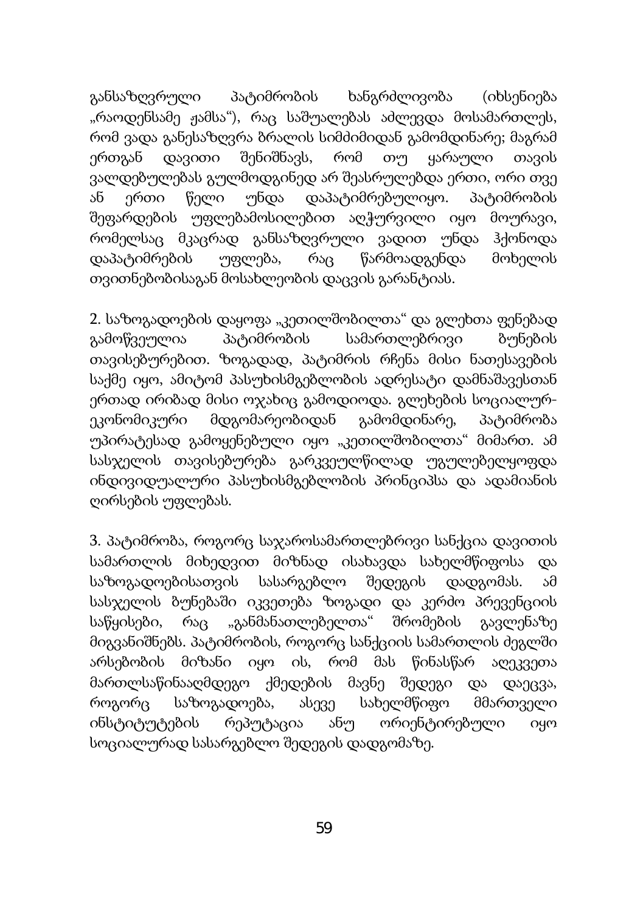განსაზღვრული პატიმრობის ხანგრძლივობა (იხსენიება „რაოდენსამე ჟამსა"), რაც საშუალებას აძლევდა მოსამართლეს, რომ ვადა განესაზღვრა ბრალის სიმძიმიდან გამომდინარე; მაგრამ ერთგან დავითი შენიშნავს, რომ თუ ყარაული თავის ვალდებულებას გულმოდგინედ არ შეასრულებდა ერთი, ორი თვე ან ერთი წელი უნდა დაპატიმრებულიყო. პატიმრობის შეფარდების უფლებამოსილებით აღჭურვილი იყო მოურავი, რომელსაც მკაცრად განსაზღვრული ვადით უნდა ჰქონოდა დაპატიმრების უფლება, რაც წარმოადგენდა მოხელის თვითნებობისაგან მოსახლეობის დაცვის გარანტიას.

2. საზოგადოების დაყოფა „კეთილშობილთა" და გლეხთა ფენებად გამოწვეულია პატიმრობის სამართლებრივი ბუნების თავისებურებით. ზოგადად, პატიმრის რჩენა მისი ნათესავების საქმე იყო, ამიტომ პასუხისმგებლობის ადრესატი დამნაშავესთან ერთად ირიბად მისი ოჯახიც გამოდიოდა. გლეხების სოციალურ-ეკონომიკური მდგომარეობიდან გამომდინარე, პატიმრობა უპირატესად გამოყენებული იყო „კეთილშობილთა" მიმართ. ამ სასჯელის თავისებურება გარკვეულწილად უგულებელყოფდა ინდივიდუალური პასუხისმგებლობის პრინციპსა და ადამიანის ღირსების უფლებას.

3. პატიმრობა, როგორც საჯაროსამართლებრივი სანქცია დავითის სამართლის მიხედვით მიზნად ისახავდა სახელმწიფოსა და საზოგადოებისათვის სასარგებლო შედეგის დადგომას. ამ სასჯელის ბუნებაში იკვეთება ზოგადი და კერძო პრევენციის საწყისები, რაც „განმანათლებელთა" შრომების გავლენაზე მიგვანიშნებს. პატიმრობის, როგორც სანქციის სამართლის ძეგლში არსებობის მიზანი იყო ის, რომ მას წინასწარ აღეკვეთა მართლსაწინააღმდეგო ქმედების მავნე შედეგი და დაეცვა, როგორც საზოგადოება, ასევე სახელმწიფო მმართველი ინსტიტუტების რეპუტაცია ანუ ორიენტირებული იყო სოციალურად სასარგებლო შედეგის დადგომაზე.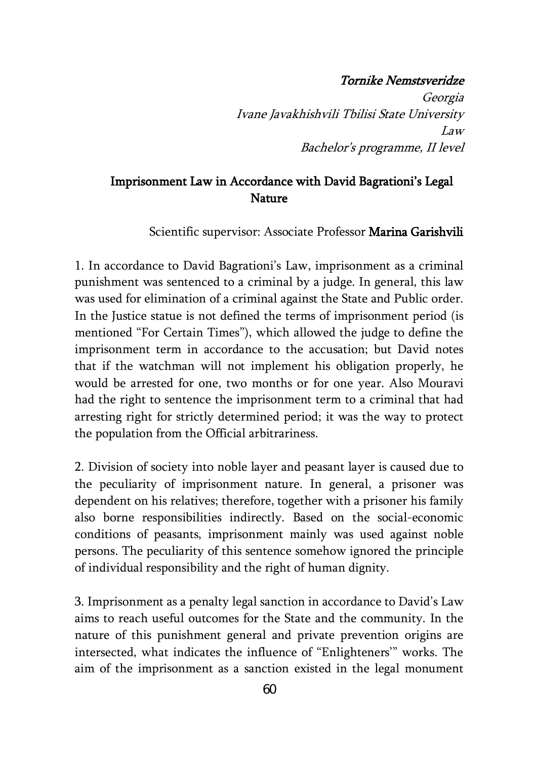*Tornike Nemstsveridze*

*Georgia*

*Ivane Javakhishvili Tbilisi State University*

*Law*

*Bachelor's programme, II level*

## Imprisonment Law in Accordance with David Bagrationi's Legal Nature

Scientific supervisor: Associate Professor **Marina Garishvili**

1. In accordance to David Bagrationi's Law, imprisonment as a criminal punishment was sentenced to a criminal by a judge. In general, this law was used for elimination of a criminal against the State and Public order. In the Justice statue is not defined the terms of imprisonment period (is mentioned "For Certain Times"), which allowed the judge to define the imprisonment term in accordance to the accusation; but David notes that if the watchman will not implement his obligation properly, he would be arrested for one, two months or for one year. Also Mouravi had the right to sentence the imprisonment term to a criminal that had arresting right for strictly determined period; it was the way to protect the population from the Official arbitrariness.

2. Division of society into noble layer and peasant layer is caused due to the peculiarity of imprisonment nature. In general, a prisoner was dependent on his relatives; therefore, together with a prisoner his family also borne responsibilities indirectly. Based on the social-economic conditions of peasants, imprisonment mainly was used against noble persons. The peculiarity of this sentence somehow ignored the principle of individual responsibility and the right of human dignity.

3. Imprisonment as a penalty legal sanction in accordance to David's Law aims to reach useful outcomes for the State and the community. In the nature of this punishment general and private prevention origins are intersected, what indicates the influence of "Enlighteners'" works. The aim of the imprisonment as a sanction existed in the legal monument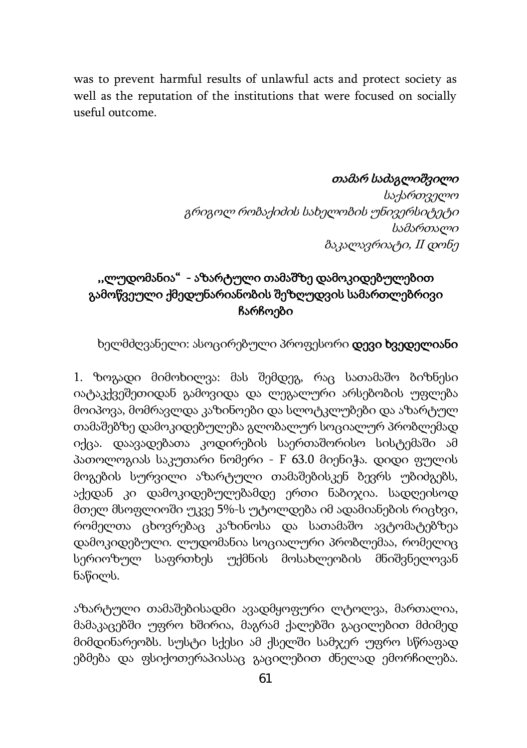was to prevent harmful results of unlawful acts and protect society as well as the reputation of the institutions that were focused on socially useful outcome.

*თამარ საძაგლიშვილი*
*საქართველო*
*გრიგოლ რობაქიძის სახელობის უნივერსიტეტი*
*სამართალი*
*ბაკალავრიატი, II დონე*

## „ლუდომანია“ - აზარტული თამაშზე დამოკიდებულებით გამოწვეული ქმედუნარიანობის შეზღუდვის სამართლებრივი ჩარჩოები

ხელმძღვანელი: ასოცირებული პროფესორი **დევი ხვედელიანი**

1. ზოგადი მიმოხილვა: მას შემდეგ, რაც სათამაშო ბიზნესი იატაკქვეშეთიდან გამოვიდა და ლეგალური არსებობის უფლება მოიპოვა, მომრავლდა კაზინოები და სლოტკლუბები და აზარტულ თამაშებზე დამოკიდებულება გლობალურ სოციალურ პრობლემად იქცა. დაავადებათა კოდირების საერთაშორისო სისტემაში ამ პათოლოგიას საკუთარი ნომერი - F 63.0 მიენიჭა. დიდი ფულის მოგების სურვილი აზარტული თამაშებისკენ ბევრს უბიძგებს, აქედან კი დამოკიდებულებამდე ერთი ნაბიჯია. სადღეისოდ მთელ მსოფლიოში უკვე 5%-ს უტოლდება იმ ადამიანების რიცხვი, რომელთა ცხოვრებაც კაზინოსა და სათამაშო ავტომატებზეა დამოკიდებული. ლუდომანია სოციალური პრობლემაა, რომელიც სერიოზულ საფრთხეს უქმნის მოსახლეობის მნიშვნელოვან ნაწილს.

აზარტული თამაშებისადმი ავადმყოფური ლტოლვა, მართალია, მამაკაცებში უფრო ხშირია, მაგრამ ქალებში გაცილებით მძიმედ მიმდინარეობს. სუსტი სქესი ამ ქსელში სამჯერ უფრო სწრაფად ებმება და ფსიქოთერაპიასაც გაცილებით ძნელად ემორჩილება.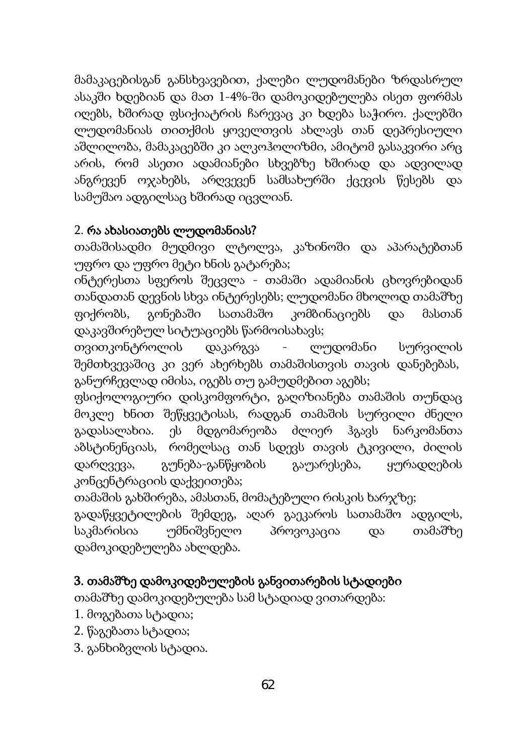მამაკაცებისგან განსხვავებით, ქალები ლუდომანები ზრდასრულ ასაკში ხდებიან და მათ 1-4%-ში დამოკიდებულება ისეთ ფორმას იღებს, ხშირად ფსიქიატრის ჩარევაც კი ხდება საჭირო. ქალებში ლუდომანიას თითქმის ყოველთვის ახლავს თან დეპრესიული აშლილობა, მამაკაცებში კი ალკოჰოლიზმი, ამიტომ გასაკვირი არც არის, რომ ასეთი ადამიანები სხვებზე ხშირად და ადვილად ანგრევენ ოჯახებს, არღვევენ სამსახურში ქცევის წესებს და სამუშაო ადგილსაც ხშირად იცვლიან.

2. **რა ახასიათებს ლუდომანიას?**

თამაშისადმი მუდმივი ლტოლვა, კაზინოში და აპარატებთან უფრო და უფრო მეტი ხნის გატარება;

ინტერესთა სფეროს შეცვლა - თამაში ადამიანის ცხოვრებიდან თანდათან დევნის სხვა ინტერესებს; ლუდომანი მხოლოდ თამაშზე ფიქრობს, გონებაში სათამაშო კომბინაციებს და მასთან დაკავშირებულ სიტუაციებს წარმოისახავს;

თვითკონტროლის დაკარგვა - ლუდომანი სურვილის შემთხვევაშიც კი ვერ ახერხებს თამაშისთვის თავის დანებებას, განურჩევლად იმისა, იგებს თუ გამუდმებით აგებს;

ფსიქოლოგიური დისკომფორტი, გაღიზიანება თამაშის თუნდაც მოკლე ხნით შეწყვეტისას, რადგან თამაშის სურვილი ძნელი გადასალახია. ეს მდგომარეობა ძლიერ ჰგავს ნარკომანთა აბსტინენციას, რომელსაც თან სდევს თავის ტკივილი, ძილის დარღვევა, გუნება-განწყობის გაუარესება, ყურადღების კონცენტრაციის დაქვეითება;

თამაშის გახშირება, ამასთან, მომატებული რისკის ხარჯზე;

გადაწყვეტილების შემდეგ, აღარ გაეკაროს სათამაშო ადგილს, საკმარისია უმნიშვნელო პროვოკაცია და თამაშზე დამოკიდებულება ახლდება.

3. **თამაშზე დამოკიდებულების განვითარების სტადიები**

თამაშზე დამოკიდებულება სამ სტადიად ვითარდება:

1. მოგებათა სტადია;
2. წაგებათა სტადია;
3. განხიბვლის სტადია.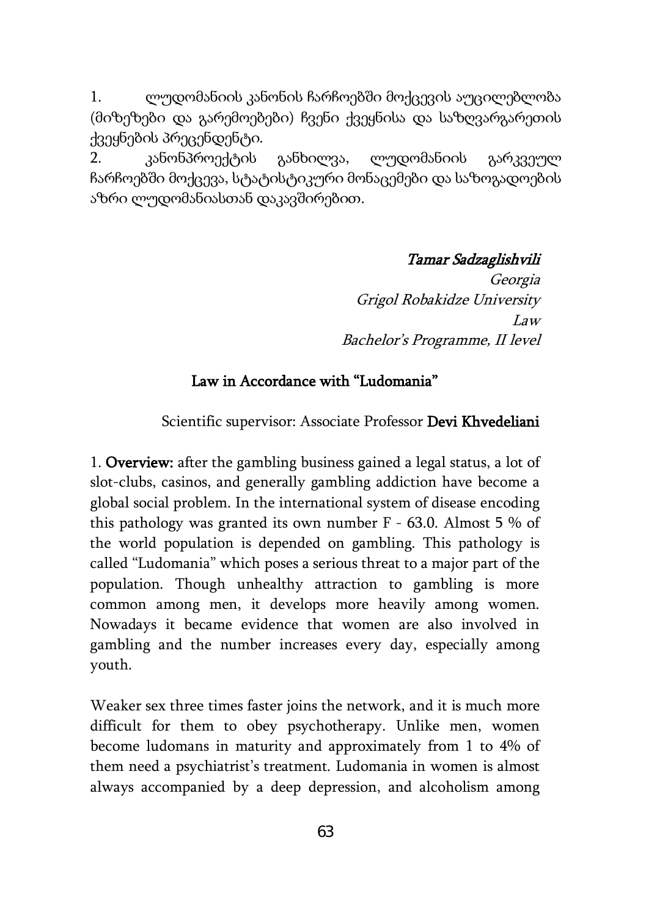1. ლუდომანიის კანონის ჩარჩოებში მოქცევის აუცილებლობა (მიზეზები და გარემოებები) ჩვენი ქვეყნისა და საზღვარგარეთის ქვეყნების პრეცენდენტი.
2. კანონპროექტის განხილვა, ლუდომანიის გარკვეულ ჩარჩოებში მოქცევა, სტატისტიკური მონაცემები და საზოგადოების აზრი ლუდომანიასთან დაკავშირებით.

*Tamar Sadzaglishvili*
*Georgia*
*Grigol Robakidze University*
*Law*
*Bachelor's Programme, II level*

## Law in Accordance with "Ludomania"

Scientific supervisor: Associate Professor **Devi Khvedeliani**

1. **Overview:** after the gambling business gained a legal status, a lot of slot-clubs, casinos, and generally gambling addiction have become a global social problem. In the international system of disease encoding this pathology was granted its own number F - 63.0. Almost 5 % of the world population is depended on gambling. This pathology is called "Ludomania" which poses a serious threat to a major part of the population. Though unhealthy attraction to gambling is more common among men, it develops more heavily among women. Nowadays it became evidence that women are also involved in gambling and the number increases every day, especially among youth.

Weaker sex three times faster joins the network, and it is much more difficult for them to obey psychotherapy. Unlike men, women become ludomans in maturity and approximately from 1 to 4% of them need a psychiatrist's treatment. Ludomania in women is almost always accompanied by a deep depression, and alcoholism among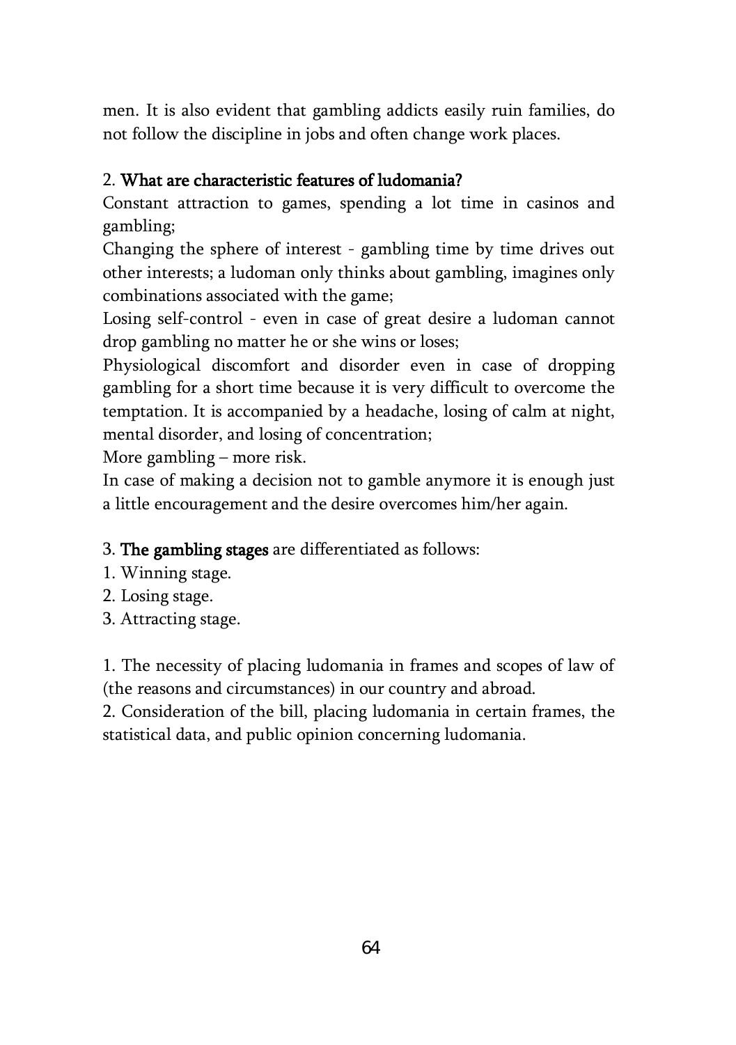men. It is also evident that gambling addicts easily ruin families, do not follow the discipline in jobs and often change work places.

2. **What are characteristic features of ludomania?**

Constant attraction to games, spending a lot time in casinos and gambling;

Changing the sphere of interest - gambling time by time drives out other interests; a ludoman only thinks about gambling, imagines only combinations associated with the game;

Losing self-control - even in case of great desire a ludoman cannot drop gambling no matter he or she wins or loses;

Physiological discomfort and disorder even in case of dropping gambling for a short time because it is very difficult to overcome the temptation. It is accompanied by a headache, losing of calm at night, mental disorder, and losing of concentration;

More gambling – more risk.

In case of making a decision not to gamble anymore it is enough just a little encouragement and the desire overcomes him/her again.

3. **The gambling stages** are differentiated as follows:

1. Winning stage.
2. Losing stage.
3. Attracting stage.

1. The necessity of placing ludomania in frames and scopes of law of (the reasons and circumstances) in our country and abroad.
2. Consideration of the bill, placing ludomania in certain frames, the statistical data, and public opinion concerning ludomania.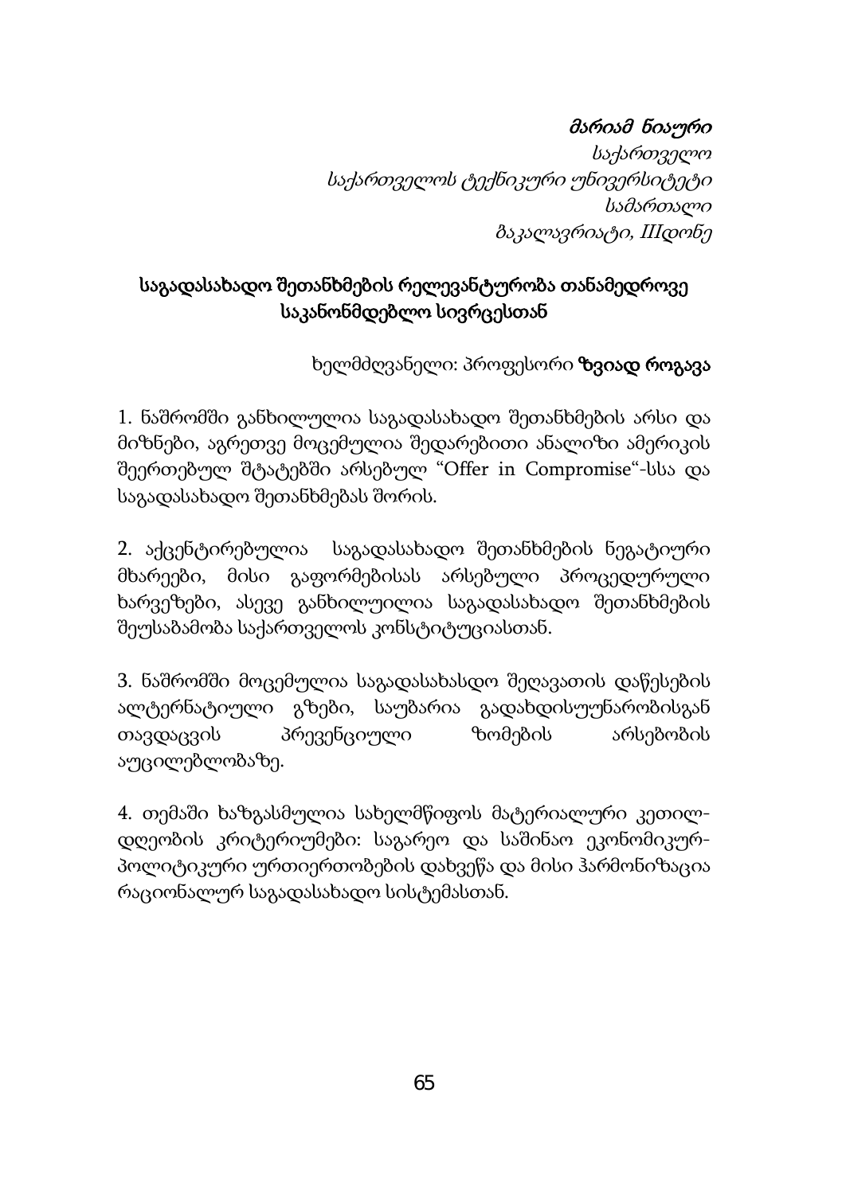*მარიამ ნიაური*

*საქართველო*

*საქართველოს ტექნიკური უნივერსიტეტი*

*სამართალი*

*ბაკალავრიატი, IIდონე*

## საგადასახადო შეთანხმების რელევანტურობა თანამედროვე საკანონმდებლო სივრცესთან

ხელმძღვანელი: პროფესორი **ზვიად როგავა**

1. ნაშრომში განხილულია საგადასახადო შეთანხმების არსი და მიზნები, აგრეთვე მოცემულია შედარებითი ანალიზი ამერიკის შეერთებულ შტატებში არსებულ "Offer in Compromise"-სსა და საგადასახადო შეთანხმებას შორის.

2. აქცენტირებულია საგადასახადო შეთანხმების ნეგატიური მხარეები, მისი გაფორმებისას არსებული პროცედურული ხარვეზები, ასევე განხილუილია საგადასახადო შეთანხმების შეუსაბამობა საქართველოს კონსტიტუციასთან.

3. ნაშრომში მოცემულია საგადასახსდო შეღავათის დაწესების ალტერნატიული გზები, საუბარია გადახდისუუნარობისგან თავდაცვის პრევენციული ზომების არსებობის აუცილებლობაზე.

4. თემაში ხაზგასმულია სახელმწიფოს მატერიალური კეთილდღეობის კრიტერიუმები: საგარეო და საშინაო ეკონომიკურ-პოლიტიკური ურთიერთობების დახვეწა და მისი ჰარმონიზაცია რაციონალურ საგადასახადო სისტემასთან.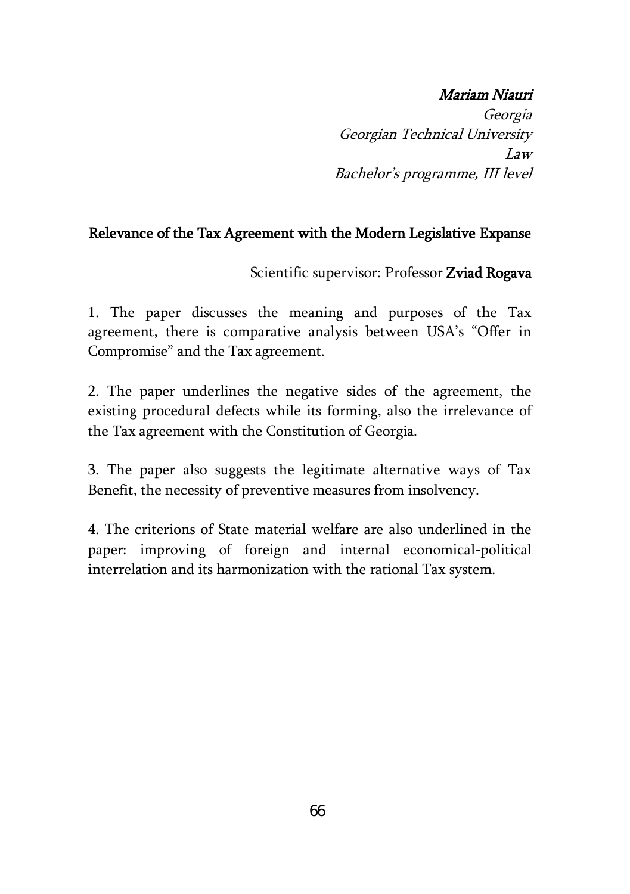*Mariam Niauri*  
*Georgia*  
*Georgian Technical University*  
*Law*  
*Bachelor's programme, III level*

## Relevance of the Tax Agreement with the Modern Legislative Expanse

Scientific supervisor: Professor **Zviad Rogava**

1. The paper discusses the meaning and purposes of the Tax agreement, there is comparative analysis between USA's "Offer in Compromise" and the Tax agreement.

2. The paper underlines the negative sides of the agreement, the existing procedural defects while its forming, also the irrelevance of the Tax agreement with the Constitution of Georgia.

3. The paper also suggests the legitimate alternative ways of Tax Benefit, the necessity of preventive measures from insolvency.

4. The criterions of State material welfare are also underlined in the paper: improving of foreign and internal economical-political interrelation and its harmonization with the rational Tax system.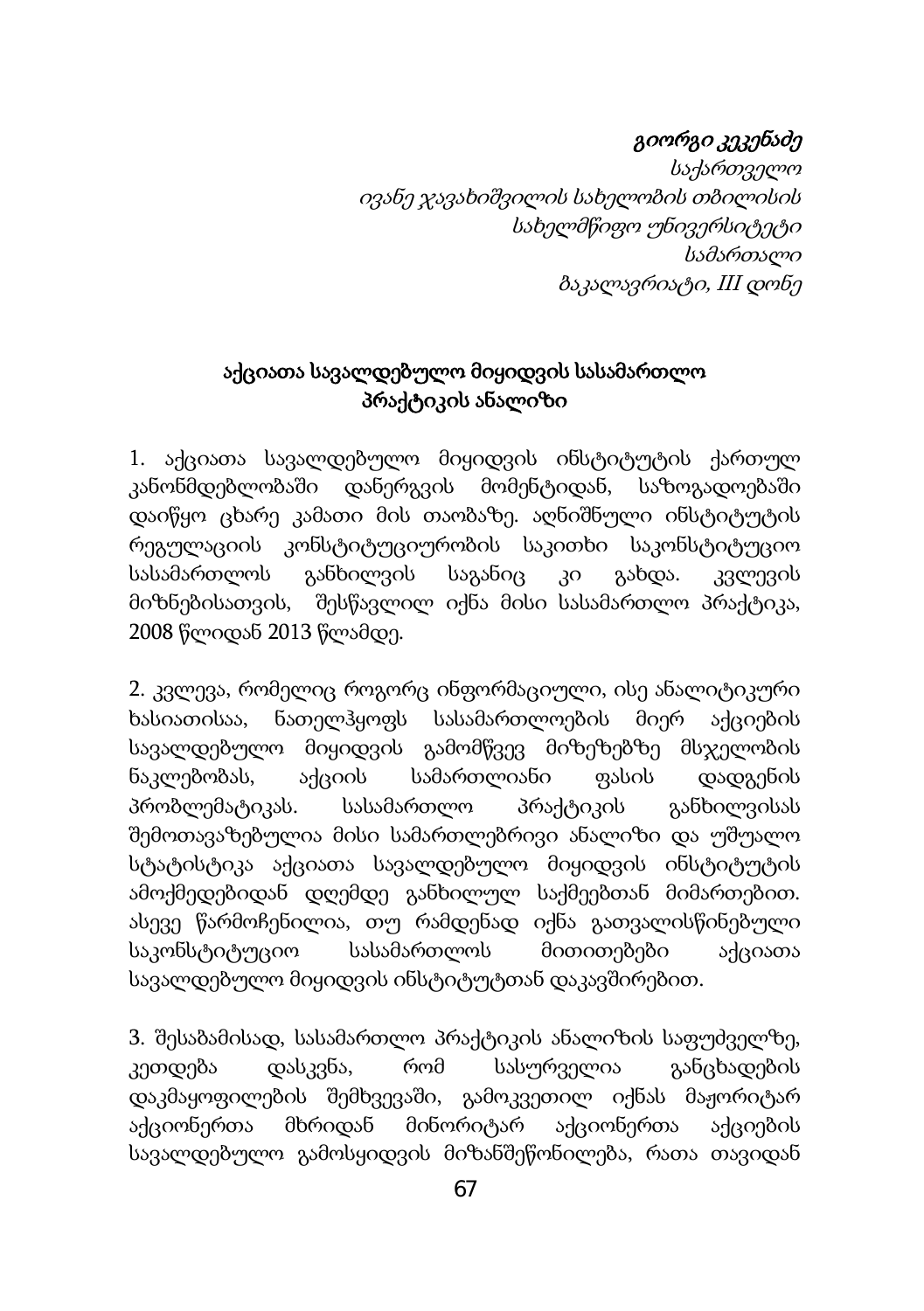*გიორგი კეკენაძე*
*საქართველო*
*ივანე ჯავახიშვილის სახელობის თბილისის სახელმწიფო უნივერსიტეტი*
*სამართალი*
*ბაკალავრიატი, III დონე*

## აქციათა სავალდებულო მიყიდვის სასამართლო პრაქტიკის ანალიზი

1. აქციათა სავალდებულო მიყიდვის ინსტიტუტის ქართულ კანონმდებლობაში დანერგვის მომენტიდან, საზოგადოებაში დაიწყო ცხარე კამათი მის თაობაზე. აღნიშნული ინსტიტუტის რეგულაციის კონსტიტუციურობის საკითხი საკონსტიტუციო სასამართლოს განხილვის საგანიც კი გახდა. კვლევის მიზნებისათვის, შესწავლილ იქნა მისი სასამართლო პრაქტიკა, 2008 წლიდან 2013 წლამდე.

2. კვლევა, რომელიც როგორც ინფორმაციული, ისე ანალიტიკური ხასიათისაა, ნათელჰყოფს სასამართლოების მიერ აქციების სავალდებულო მიყიდვის გამომწვევ მიზეზებზე მსჯელობის ნაკლებობას, აქციის სამართლიანი ფასის დადგენის პრობლემატიკას. სასამართლო პრაქტიკის განხილვისას შემოთავაზებულია მისი სამართლებრივი ანალიზი და უშუალო სტატისტიკა აქციათა სავალდებულო მიყიდვის ინსტიტუტის ამოქმედებიდან დღემდე განხილულ საქმეებთან მიმართებით. ასევე წარმოჩენილია, თუ რამდენად იქნა გათვალისწინებული საკონსტიტუციო სასამართლოს მითითებები აქციათა სავალდებულო მიყიდვის ინსტიტუტთან დაკავშირებით.

3. შესაბამისად, სასამართლო პრაქტიკის ანალიზის საფუძველზე, კეთდება დასკვნა, რომ სასურველია განცხადების დაკმაყოფილების შემხვევაში, გამოკვეთილ იქნას მაჟორიტარ აქციონერთა მხრიდან მინორიტარ აქციონერთა აქციების სავალდებულო გამოსყიდვის მიზანშეწონილება, რათა თავიდან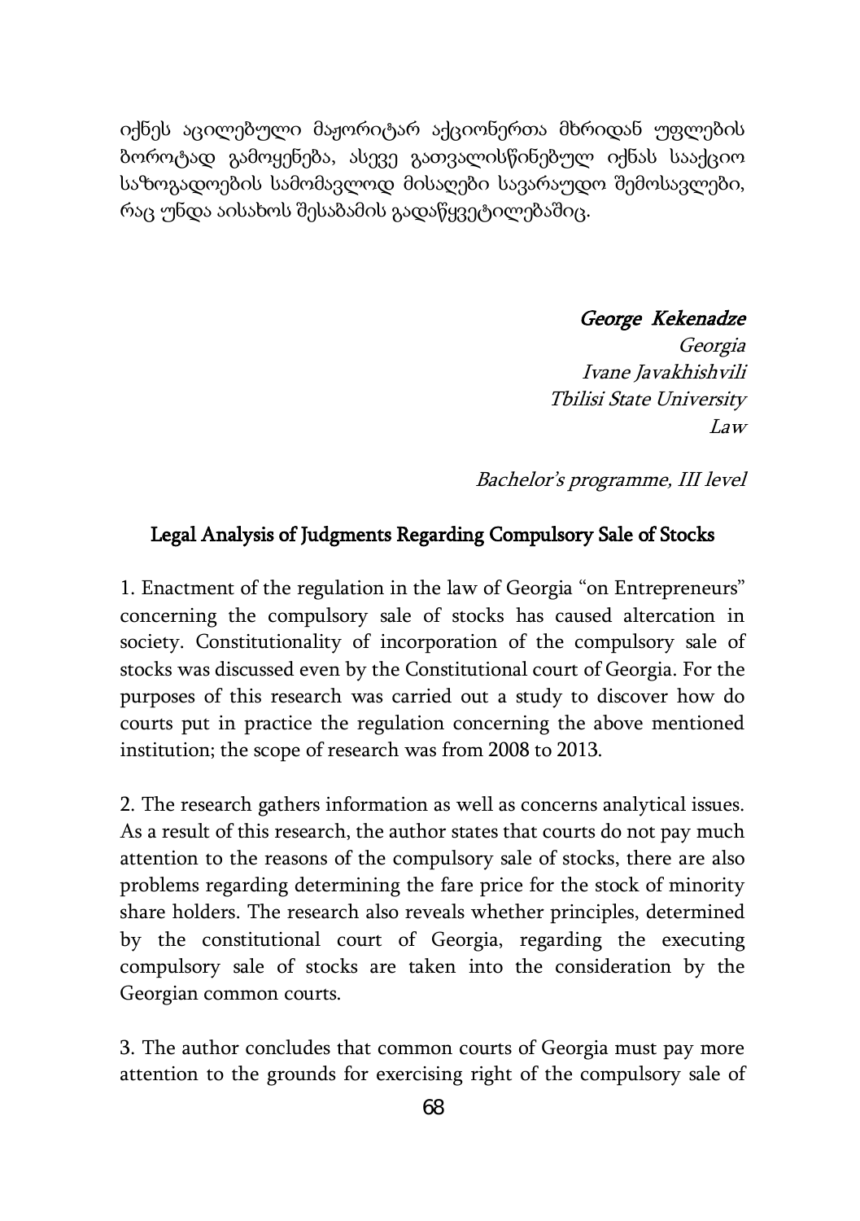იქნეს აცილებული მაჟორიტარ აქციონერთა მხრიდან უფლების ბოროტად გამოყენება, ასევე გათვალისწინებულ იქნას სააქციო საზოგადოების სამომავლოდ მისაღები სავარაუდო შემოსავლები, რაც უნდა აისახოს შესაბამის გადაწყვეტილებაშიც.

*George Kekenadze*
*Georgia*
*Ivane Javakhishvili*
*Tbilisi State University*
*Law*

*Bachelor's programme, III level*

## Legal Analysis of Judgments Regarding Compulsory Sale of Stocks

1. Enactment of the regulation in the law of Georgia "on Entrepreneurs" concerning the compulsory sale of stocks has caused altercation in society. Constitutionality of incorporation of the compulsory sale of stocks was discussed even by the Constitutional court of Georgia. For the purposes of this research was carried out a study to discover how do courts put in practice the regulation concerning the above mentioned institution; the scope of research was from 2008 to 2013.

2. The research gathers information as well as concerns analytical issues. As a result of this research, the author states that courts do not pay much attention to the reasons of the compulsory sale of stocks, there are also problems regarding determining the fare price for the stock of minority share holders. The research also reveals whether principles, determined by the constitutional court of Georgia, regarding the executing compulsory sale of stocks are taken into the consideration by the Georgian common courts.

3. The author concludes that common courts of Georgia must pay more attention to the grounds for exercising right of the compulsory sale of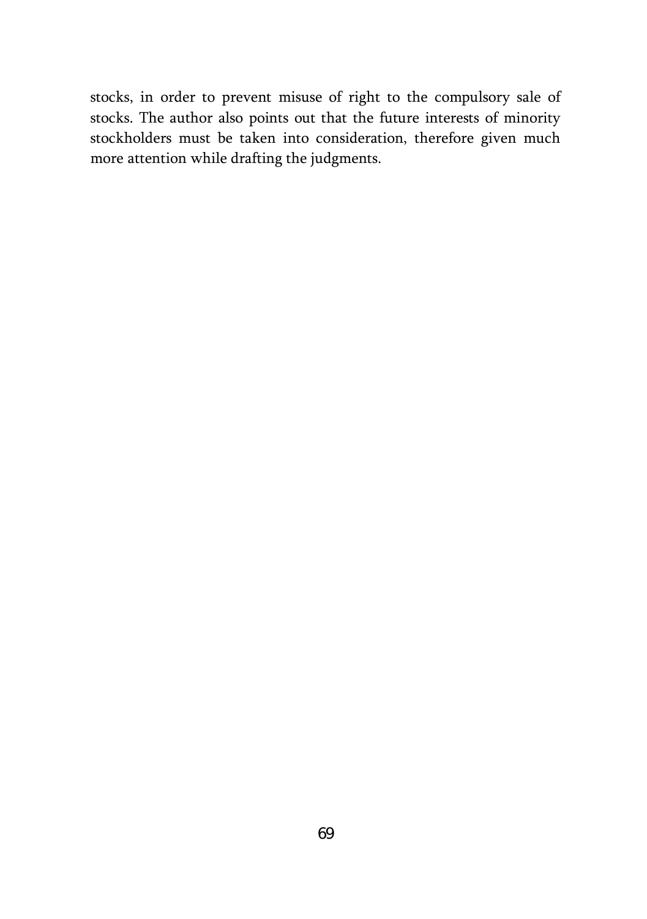stocks, in order to prevent misuse of right to the compulsory sale of stocks. The author also points out that the future interests of minority stockholders must be taken into consideration, therefore given much more attention while drafting the judgments.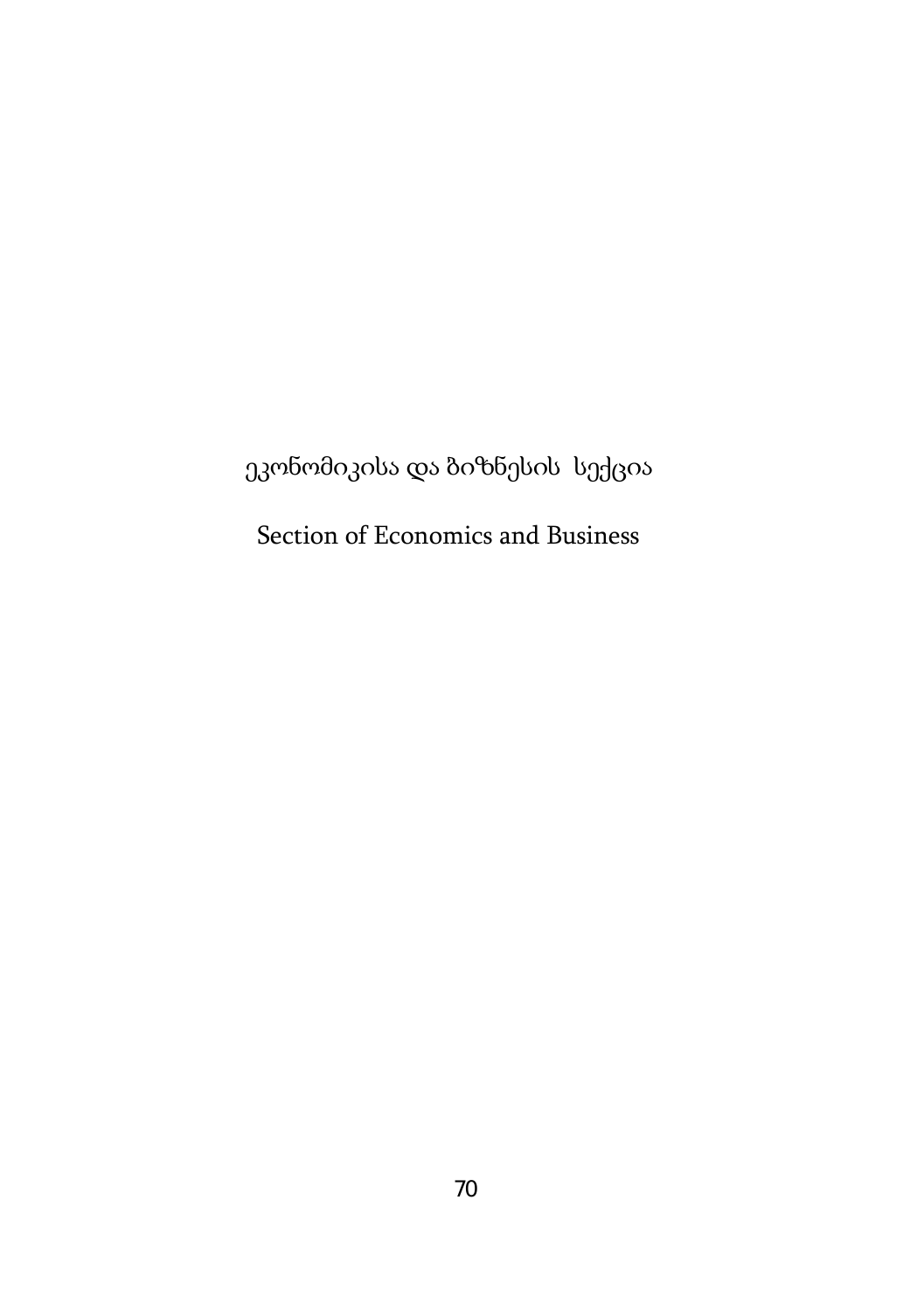# ეკონომიკისა და ბიზნესის სექცია

# Section of Economics and Business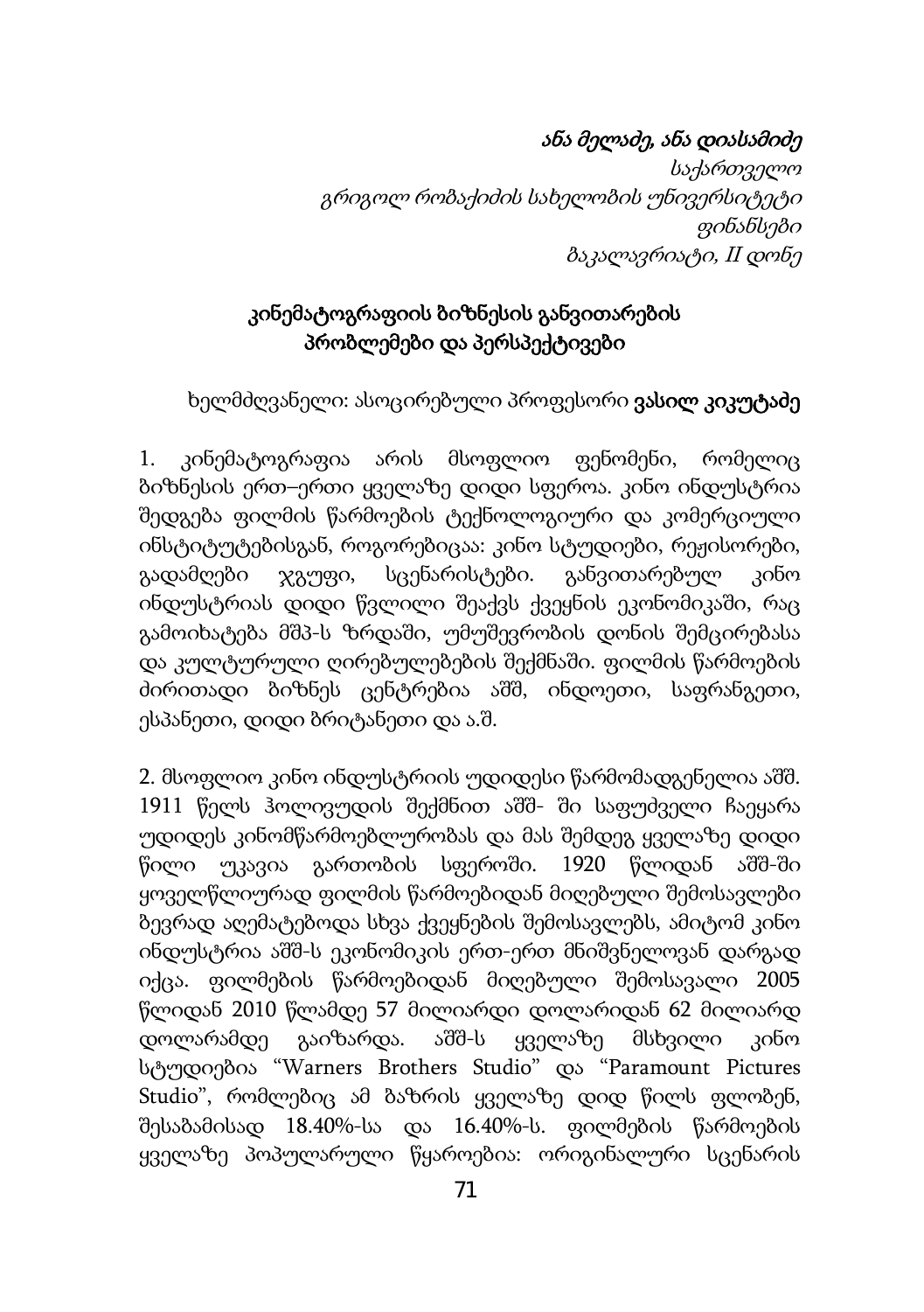*ანა მელაძე, ანა დიასამიძე*
*საქართველო*
*გრიგოლ რობაქიძის სახელობის უნივერსიტეტი*
*ფინანსები*
*ბაკალავრიატი, II დონე*

## კინემატოგრაფიის ბიზნესის განვითარების პრობლემები და პერსპექტივები

ხელმძღვანელი: ასოცირებული პროფესორი **ვასილ კიკუტაძე**

1. კინემატოგრაფია არის მსოფლიო ფენომენი, რომელიც ბიზნესის ერთ–ერთი ყველაზე დიდი სფეროა. კინო ინდუსტრია შედგება ფილმის წარმოების ტექნოლოგიური და კომერციული ინსტიტუტებისგან, როგორებიცაა: კინო სტუდიები, რეჟისორები, გადამღები ჯგუფი, სცენარისტები. განვითარებულ კინო ინდუსტრიას დიდი წვლილი შეაქვს ქვეყნის ეკონომიკაში, რაც გამოიხატება მშპ-ს ზრდაში, უმუშევრობის დონის შემცირებასა და კულტურული ღირებულებების შექმნაში. ფილმის წარმოების ძირითადი ბიზნეს ცენტრებია აშშ, ინდოეთი, საფრანგეთი, ესპანეთი, დიდი ბრიტანეთი და ა.შ.

2. მსოფლიო კინო ინდუსტრიის უდიდესი წარმომადგენელია აშშ. 1911 წელს ჰოლივუდის შექმნით აშშ- ში საფუძველი ჩაეყარა უდიდეს კინომწარმოებლურობას და მას შემდეგ ყველაზე დიდი წილი უკავია გართობის სფეროში. 1920 წლიდან აშშ-ში ყოველწლიურად ფილმის წარმოებიდან მიღებული შემოსავლები ბევრად აღემატებოდა სხვა ქვეყნების შემოსავლებს, ამიტომ კინო ინდუსტრია აშშ-ს ეკონომიკის ერთ-ერთ მნიშვნელოვან დარგად იქცა. ფილმების წარმოებიდან მიღებული შემოსავალი 2005 წლიდან 2010 წლამდე 57 მილიარდი დოლარიდან 62 მილიარდ დოლარამდე გაიზარდა. აშშ-ს ყველაზე მსხვილი კინო სტუდიებია “Warners Brothers Studio” და “Paramount Pictures Studio”, რომლებიც ამ ბაზრის ყველაზე დიდ წილს ფლობენ, შესაბამისად 18.40%-სა და 16.40%-ს. ფილმების წარმოების ყველაზე პოპულარული წყაროებია: ორიგინალური სცენარის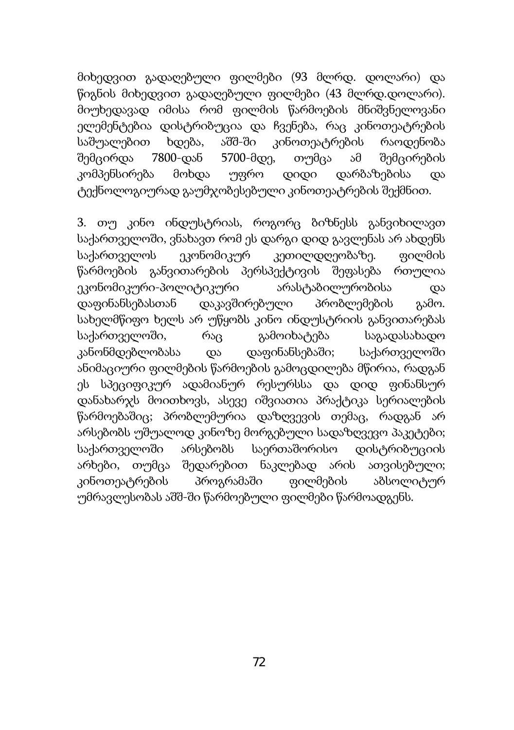მიხედვით გადაღებული ფილმები (93 მლრდ. დოლარი) და წიგნის მიხედვით გადაღებული ფილმები (43 მლრდ.დოლარი). მიუხედავად იმისა რომ ფილმის წარმოების მნიშვნელოვანი ელემენტებია დისტრიბუცია და ჩვენება, რაც კინოთეატრების საშუალებით ხდება, აშშ-ში კინოთეატრების რაოდენობა შემცირდა 7800-დან 5700-მდე, თუმცა ამ შემცირების კომპენსირება მოხდა უფრო დიდი დარბაზებისა და ტექნოლოგიურად გაუმჯობესებული კინოთეატრების შექმნით.

3. თუ კინო ინდუსტრიას, როგორც ბიზნესს განვიხილავთ საქართველოში, ვნახავთ რომ ეს დარგი დიდ გავლენას არ ახდენს საქართველოს ეკონომიკურ კეთილდღეობაზე. ფილმის წარმოების განვითარების პერსპექტივის შეფასება რთულია ეკონომიკური-პოლიტიკური არასტაბილურობისა და დაფინანსებასთან დაკავშირებული პრობლემების გამო. სახელმწიფო ხელს არ უწყობს კინო ინდუსტრიის განვითარებას საქართველოში, რაც გამოიხატება საგადასახადო კანონმდებლობასა და დაფინანსებაში; საქართველოში ანიმაციური ფილმების წარმოების გამოცდილება მწირია, რადგან ეს სპეციფიკურ ადამიანურ რესურსსა და დიდ ფინანსურ დანახარჯს მოითხოვს, ასევე იშვიათია პრაქტიკა სერიალების წარმოებაშიც; პრობლემურია დაზღვევის თემაც, რადგან არ არსებობს უშუალოდ კინოზე მორგებული სადაზღვევო პაკეტები; საქართველოში არსებობს საერთაშორისო დისტრიბუციის არხები, თუმცა შედარებით ნაკლებად არის ათვისებული; კინოთეატრების პროგრამაში ფილმების აბსოლიტურ უმრავლესობას აშშ-ში წარმოებული ფილმები წარმოადგენს.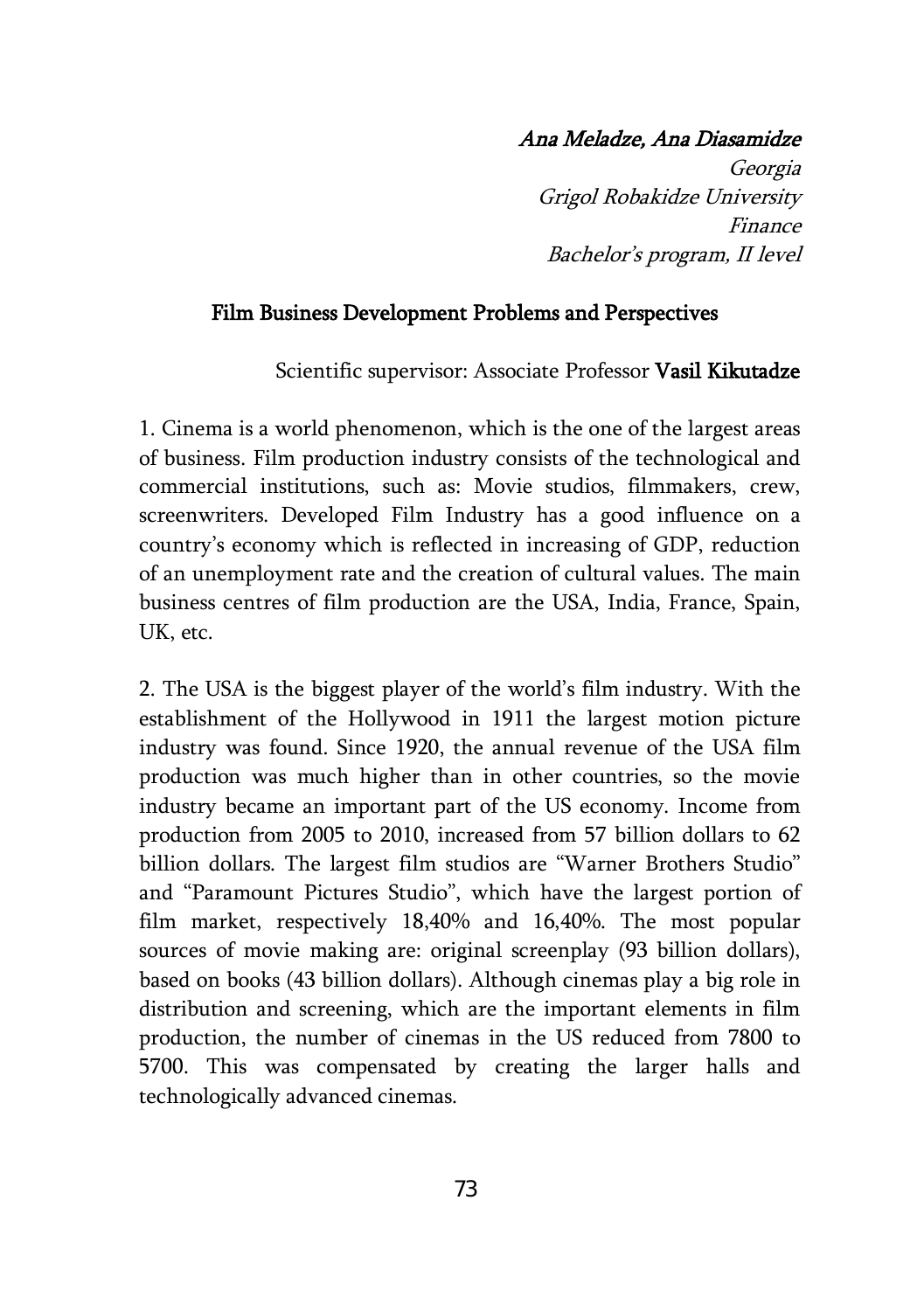*Ana Meladze, Ana Diasamidze*
*Georgia*
*Grigol Robakidze University*
*Finance*
*Bachelor's program, II level*

## Film Business Development Problems and Perspectives

Scientific supervisor: Associate Professor **Vasil Kikutadze**

1. Cinema is a world phenomenon, which is the one of the largest areas of business. Film production industry consists of the technological and commercial institutions, such as: Movie studios, filmmakers, crew, screenwriters. Developed Film Industry has a good influence on a country's economy which is reflected in increasing of GDP, reduction of an unemployment rate and the creation of cultural values. The main business centres of film production are the USA, India, France, Spain, UK, etc.

2. The USA is the biggest player of the world's film industry. With the establishment of the Hollywood in 1911 the largest motion picture industry was found. Since 1920, the annual revenue of the USA film production was much higher than in other countries, so the movie industry became an important part of the US economy. Income from production from 2005 to 2010, increased from 57 billion dollars to 62 billion dollars. The largest film studios are "Warner Brothers Studio" and "Paramount Pictures Studio", which have the largest portion of film market, respectively 18,40% and 16,40%. The most popular sources of movie making are: original screenplay (93 billion dollars), based on books (43 billion dollars). Although cinemas play a big role in distribution and screening, which are the important elements in film production, the number of cinemas in the US reduced from 7800 to 5700. This was compensated by creating the larger halls and technologically advanced cinemas.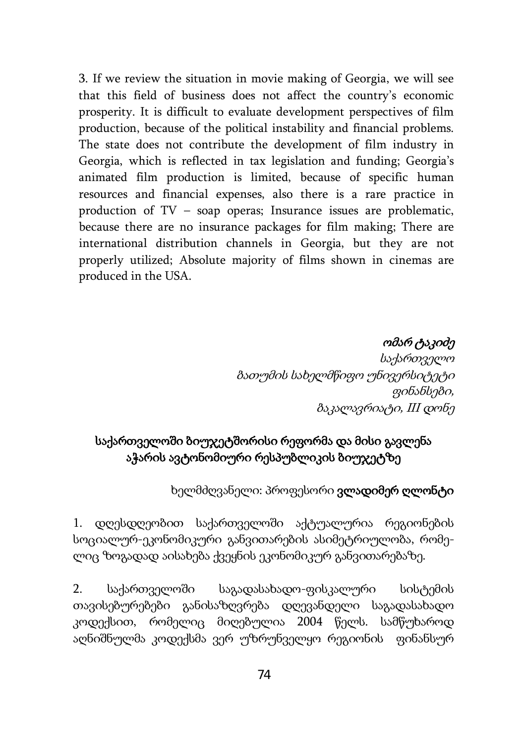3. If we review the situation in movie making of Georgia, we will see that this field of business does not affect the country's economic prosperity. It is difficult to evaluate development perspectives of film production, because of the political instability and financial problems. The state does not contribute the development of film industry in Georgia, which is reflected in tax legislation and funding; Georgia's animated film production is limited, because of specific human resources and financial expenses, also there is a rare practice in production of TV – soap operas; Insurance issues are problematic, because there are no insurance packages for film making; There are international distribution channels in Georgia, but they are not properly utilized; Absolute majority of films shown in cinemas are produced in the USA.

*ომარ ტაკიძე*
*საქართველო*
*ბათუმის სახელმწიფო უნივერსიტეტი*
*ფინანსები,*
*ბაკალავრიატი, III დონე*

## საქართველოში ბიუჯეტშორისი რეფორმა და მისი გავლენა აჭარის ავტონომიური რესპუბლიკის ბიუჯეტზე

ხელმძღვანელი: პროფესორი **ვლადიმერ ღლონტი**

1. დღესდღეობით საქართველოში აქტუალურია რეგიონების სოციალურ-ეკონომიკური განვითარების ასიმეტრიულობა, რომელიც ზოგადად აისახება ქვეყნის ეკონომიკურ განვითარებაზე.

2. საქართველოში საგადასახადო-ფისკალური სისტემის თავისებურებები განისაზღვრება დღევანდელი საგადასახადო კოდექსით, რომელიც მიღებულია 2004 წელს. სამწუხაროდ აღნიშნულმა კოდექსმა ვერ უზრუნველყო რეგიონის ფინანსურ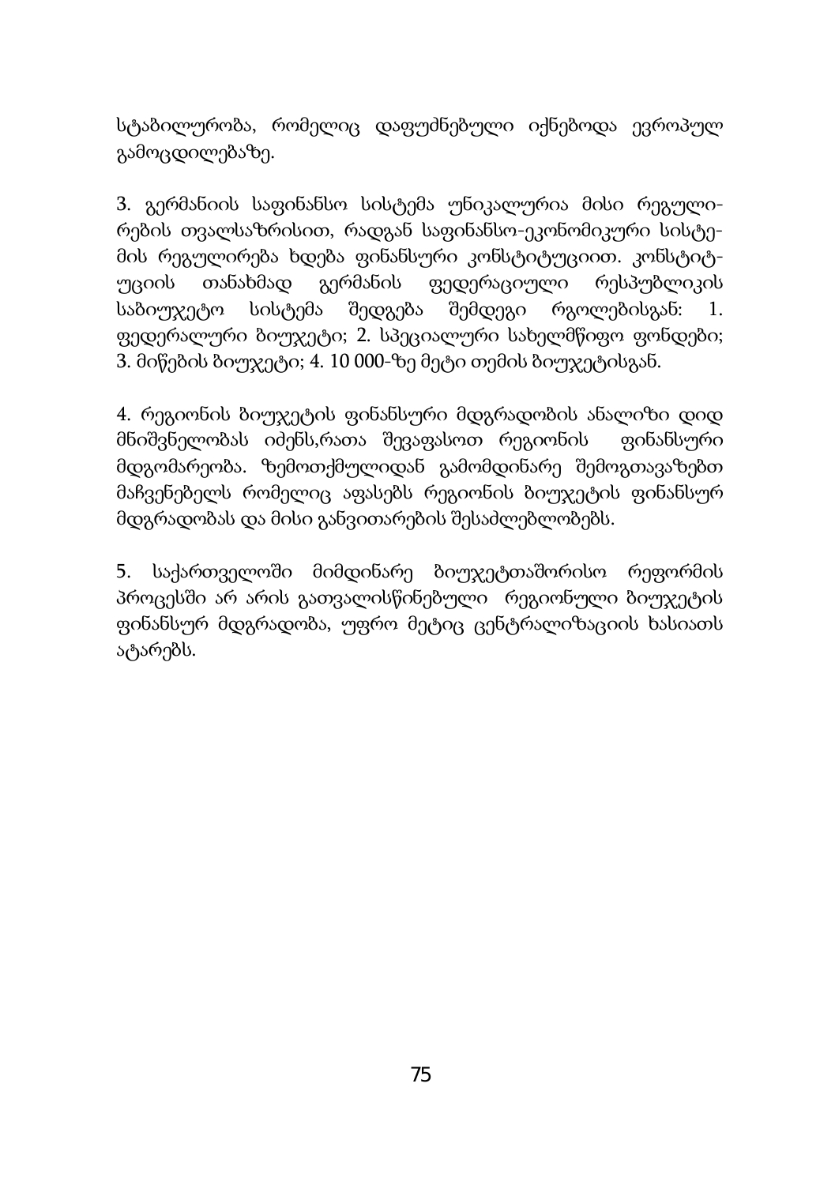სტაბილურობა, რომელიც დაფუძნებული იქნებოდა ევროპულ გამოცდილებაზე.

3. გერმანიის საფინანსო სისტემა უნიკალურია მისი რეგულირების თვალსაზრისით, რადგან საფინანსო-ეკონომიკური სისტემის რეგულირება ხდება ფინანსური კონსტიტუციით. კონსტიტუციის თანახმად გერმანის ფედერაციული რესპუბლიკის საბიუჯეტო სისტემა შედგება შემდეგი რგოლებისგან: 1. ფედერალური ბიუჯეტი; 2. სპეციალური სახელმწიფო ფონდები; 3. მიწების ბიუჯეტი; 4. 10 000-ზე მეტი თემის ბიუჯეტისგან.

4. რეგიონის ბიუჯეტის ფინანსური მდგრადობის ანალიზი დიდ მნიშვნელობას იძენს,რათა შევაფასოთ რეგიონის ფინანსური მდგომარეობა. ზემოთქმულიდან გამომდინარე შემოგთავაზებთ მაჩვენებელს რომელიც აფასებს რეგიონის ბიუჯეტის ფინანსურ მდგრადობას და მისი განვითარების შესაძლებლობებს.

5. საქართველოში მიმდინარე ბიუჯეტთაშორისო რეფორმის პროცესში არ არის გათვალისწინებული რეგიონული ბიუჯეტის ფინანსურ მდგრადობა, უფრო მეტიც ცენტრალიზაციის ხასიათს ატარებს.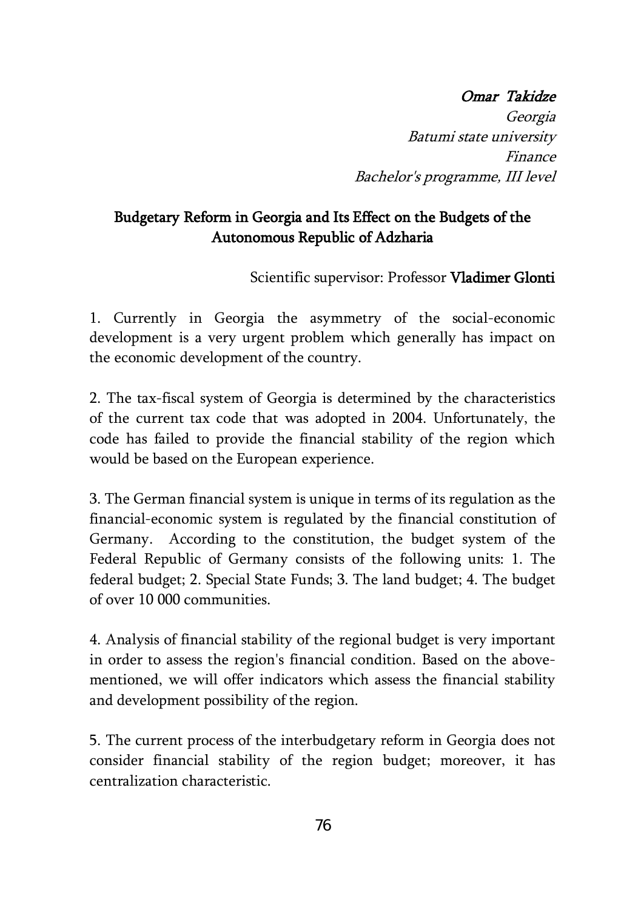*Omar Takidze*
*Georgia*
*Batumi state university*
*Finance*
*Bachelor's programme, III level*

## Budgetary Reform in Georgia and Its Effect on the Budgets of the Autonomous Republic of Adzharia

Scientific supervisor: Professor **Vladimer Glonti**

1. Currently in Georgia the asymmetry of the social-economic development is a very urgent problem which generally has impact on the economic development of the country.

2. The tax-fiscal system of Georgia is determined by the characteristics of the current tax code that was adopted in 2004. Unfortunately, the code has failed to provide the financial stability of the region which would be based on the European experience.

3. The German financial system is unique in terms of its regulation as the financial-economic system is regulated by the financial constitution of Germany. According to the constitution, the budget system of the Federal Republic of Germany consists of the following units: 1. The federal budget; 2. Special State Funds; 3. The land budget; 4. The budget of over 10 000 communities.

4. Analysis of financial stability of the regional budget is very important in order to assess the region's financial condition. Based on the above-mentioned, we will offer indicators which assess the financial stability and development possibility of the region.

5. The current process of the interbudgetary reform in Georgia does not consider financial stability of the region budget; moreover, it has centralization characteristic.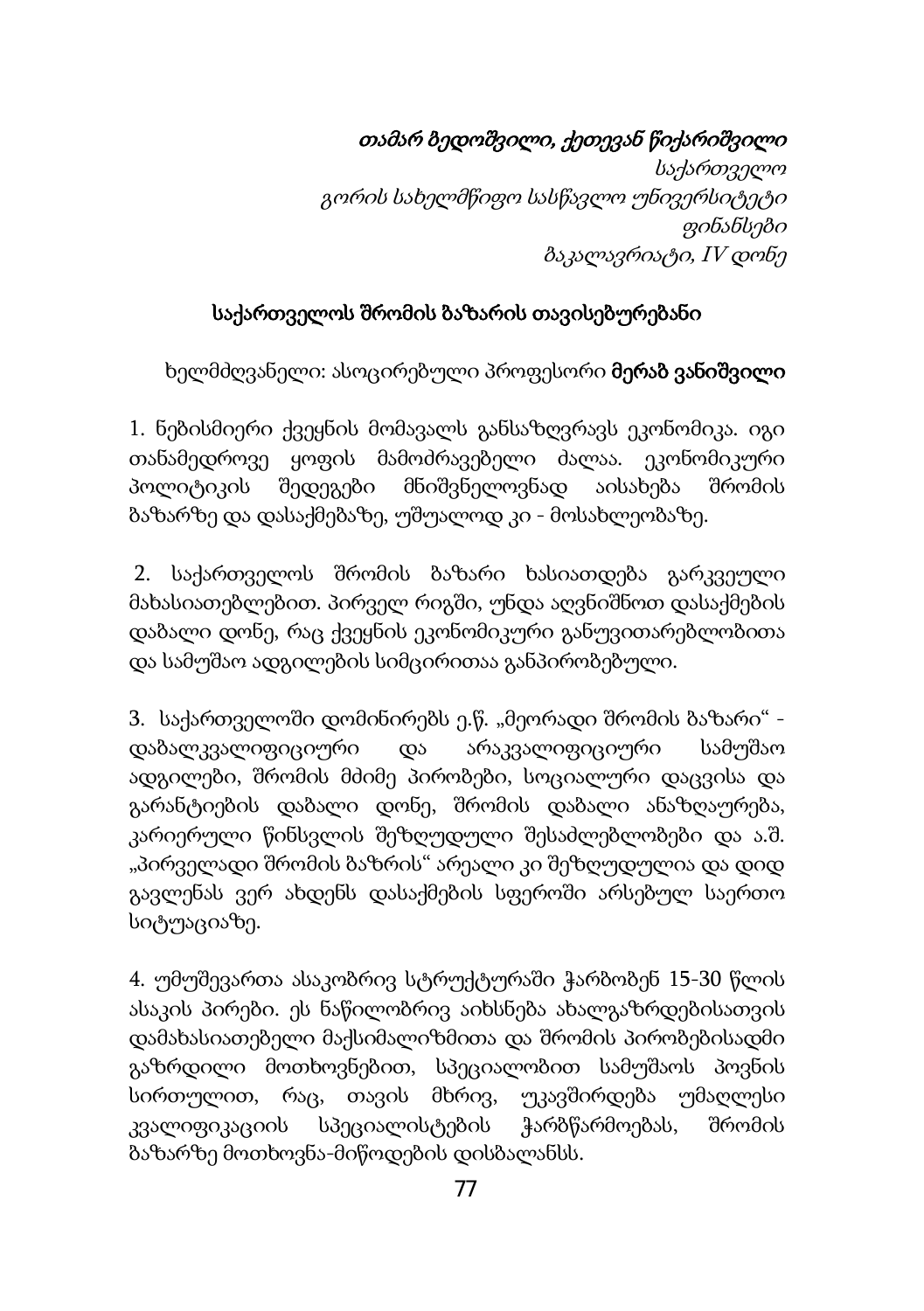*თამარ ბედოშვილი, ქეთევან წიქარიშვილი*
*საქართველო*
*გორის სახელმწიფო სასწავლო უნივერსიტეტი*
*ფინანსები*
*ბაკალავრიატი, IV დონე*

## საქართველოს შრომის ბაზარის თავისებურებანი

ხელმძღვანელი: ასოცირებული პროფესორი **მერაბ ვანიშვილი**

1. ნებისმიერი ქვეყნის მომავალს განსაზღვრავს ეკონომიკა. იგი თანამედროვე ყოფის მამოძრავებელი ძალაა. ეკონომიკური პოლიტიკის შედეგები მნიშვნელოვნად აისახება შრომის ბაზარზე და დასაქმებაზე, უშუალოდ კი - მოსახლეობაზე.

2. საქართველოს შრომის ბაზარი ხასიათდება გარკვეული მახასიათებლებით. პირველ რიგში, უნდა აღვნიშნოთ დასაქმების დაბალი დონე, რაც ქვეყნის ეკონომიკური განუვითარებლობითა და სამუშაო ადგილების სიმცირითაა განპირობებული.

3. საქართველოში დომინირებს ე.წ. „მეორადი შრომის ბაზარი" - დაბალკვალიფიციური და არაკვალიფიციური სამუშაო ადგილები, შრომის მძიმე პირობები, სოციალური დაცვისა და გარანტიების დაბალი დონე, შრომის დაბალი ანაზღაურება, კარიერული წინსვლის შეზღუდული შესაძლებლობები და ა.შ. „პირველადი შრომის ბაზრის" არეალი კი შეზღუდულია და დიდ გავლენას ვერ ახდენს დასაქმების სფეროში არსებულ საერთო სიტუაციაზე.

4. უმუშევართა ასაკობრივ სტრუქტურაში ჭარბობენ 15-30 წლის ასაკის პირები. ეს ნაწილობრივ აიხსნება ახალგაზრდებისათვის დამახასიათებელი მაქსიმალიზმითა და შრომის პირობებისადმი გაზრდილი მოთხოვნებით, სპეციალობით სამუშაოს პოვნის სირთულით, რაც, თავის მხრივ, უკავშირდება უმაღლესი კვალიფიკაციის სპეციალისტების ჭარბწარმოებას, შრომის ბაზარზე მოთხოვნა-მიწოდების დისბალანსს.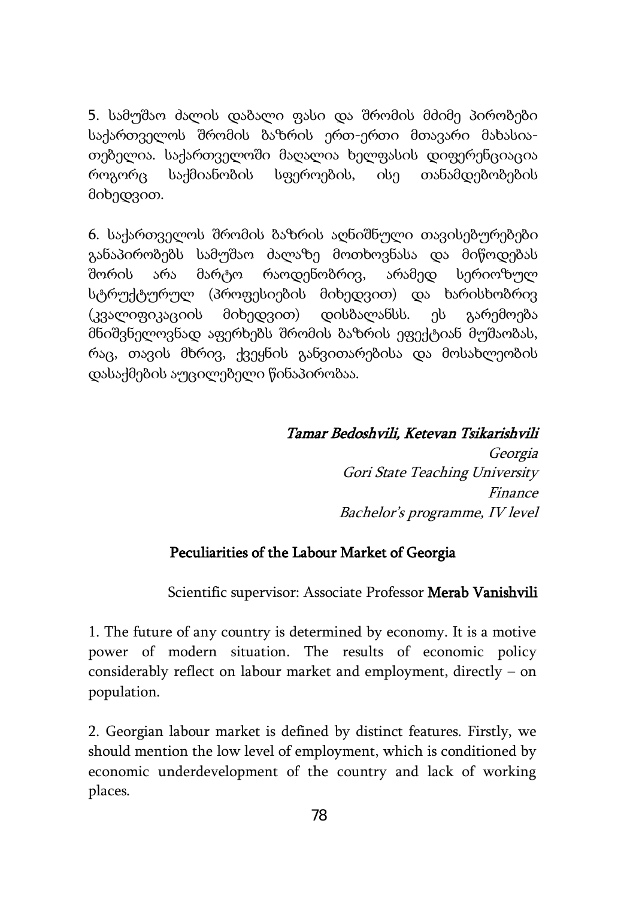5. სამუშაო ძალის დაბალი ფასი და შრომის მძიმე პირობები საქართველოს შრომის ბაზრის ერთ-ერთი მთავარი მახასია-თებელია. საქართველოში მაღალია ხელფასის დიფერენციაცია როგორც საქმიანობის სფეროების, ისე თანამდებობების მიხედვით.

6. საქართველოს შრომის ბაზრის აღნიშნული თავისებურებები განაპირობებს სამუშაო ძალაზე მოთხოვნასა და მიწოდებას შორის არა მარტო რაოდენობრივ, არამედ სერიოზულ სტრუქტურულ (პროფესიების მიხედვით) და ხარისხობრივ (კვალიფიკაციის მიხედვით) დისბალანსს. ეს გარემოება მნიშვნელოვნად აფერხებს შრომის ბაზრის ეფექტიან მუშაობას, რაც, თავის მხრივ, ქვეყნის განვითარებისა და მოსახლეობის დასაქმების აუცილებელი წინაპირობაა.

*Tamar Bedoshvili, Ketevan Tsikarishvili*
*Georgia*
*Gori State Teaching University*
*Finance*
*Bachelor's programme, IV level*

## Peculiarities of the Labour Market of Georgia

Scientific supervisor: Associate Professor **Merab Vanishvili**

1. The future of any country is determined by economy. It is a motive power of modern situation. The results of economic policy considerably reflect on labour market and employment, directly – on population.

2. Georgian labour market is defined by distinct features. Firstly, we should mention the low level of employment, which is conditioned by economic underdevelopment of the country and lack of working places.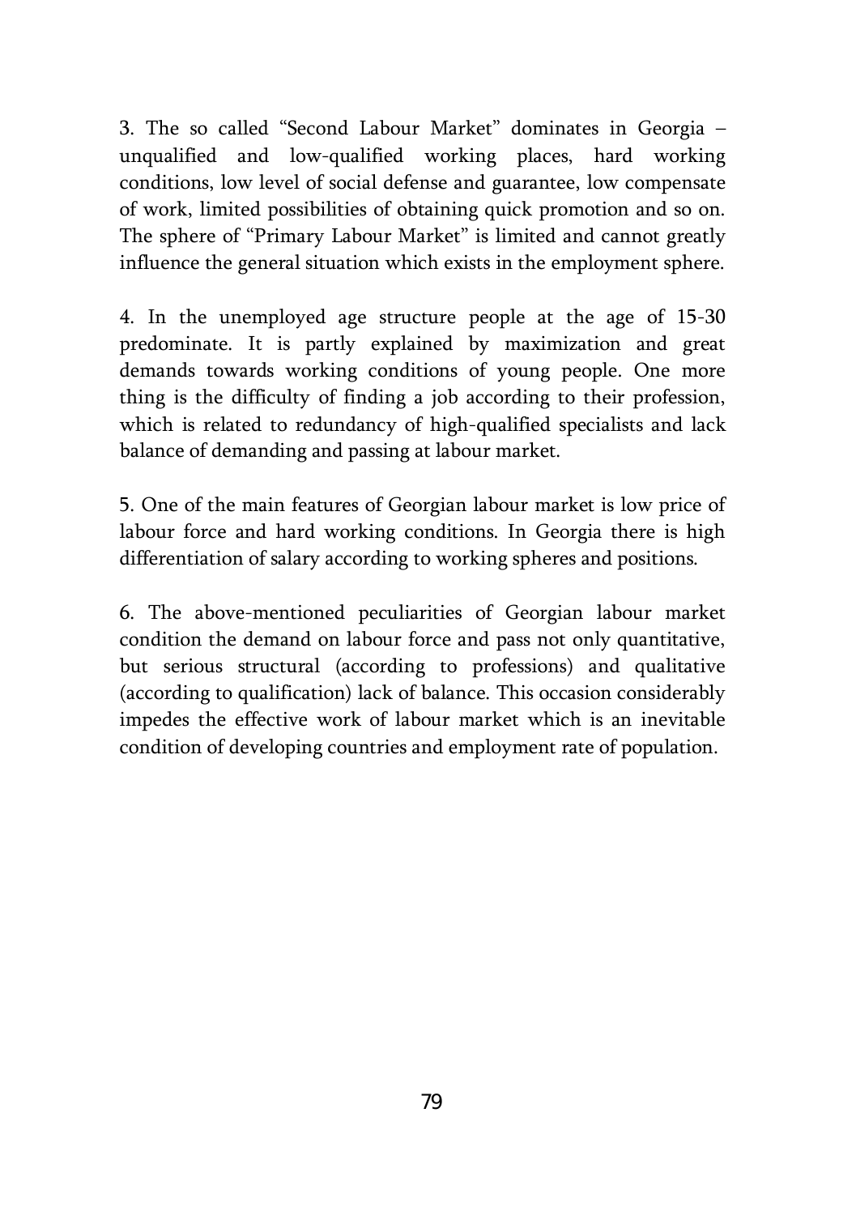3. The so called "Second Labour Market" dominates in Georgia – unqualified and low-qualified working places, hard working conditions, low level of social defense and guarantee, low compensate of work, limited possibilities of obtaining quick promotion and so on. The sphere of "Primary Labour Market" is limited and cannot greatly influence the general situation which exists in the employment sphere.

4. In the unemployed age structure people at the age of 15-30 predominate. It is partly explained by maximization and great demands towards working conditions of young people. One more thing is the difficulty of finding a job according to their profession, which is related to redundancy of high-qualified specialists and lack balance of demanding and passing at labour market.

5. One of the main features of Georgian labour market is low price of labour force and hard working conditions. In Georgia there is high differentiation of salary according to working spheres and positions.

6. The above-mentioned peculiarities of Georgian labour market condition the demand on labour force and pass not only quantitative, but serious structural (according to professions) and qualitative (according to qualification) lack of balance. This occasion considerably impedes the effective work of labour market which is an inevitable condition of developing countries and employment rate of population.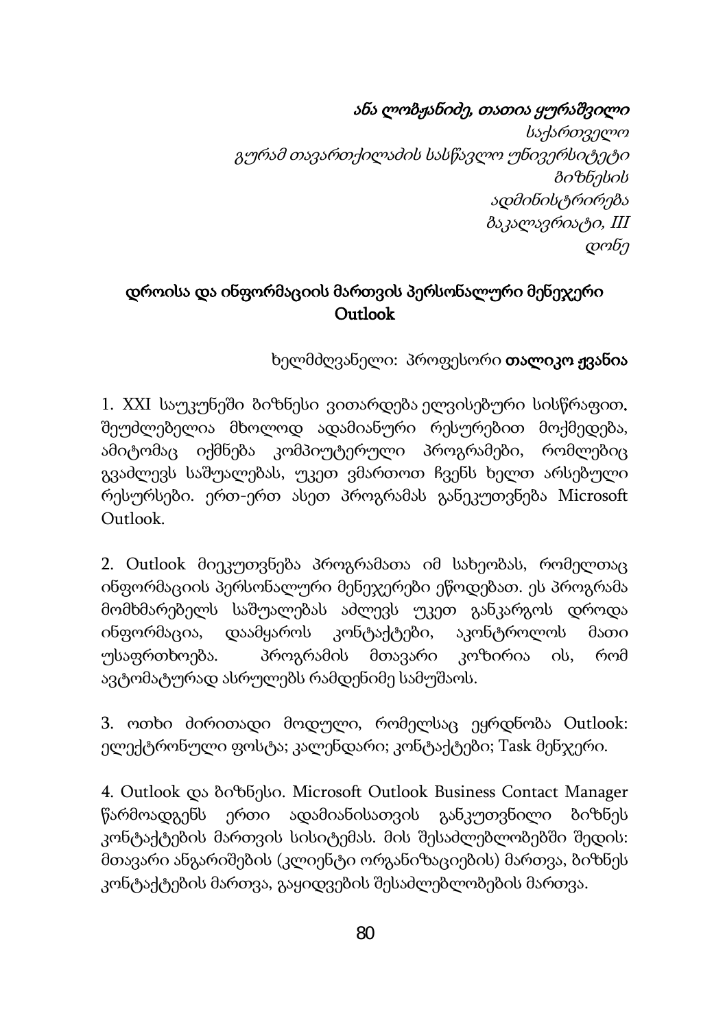*ანა ლობჟანიძე, თათია ყურაშვილი*
*საქართველო*
*გურამ თავართქილაძის სასწავლო უნივერსიტეტი*
*ბიზნესის*
*ადმინისტრირება*
*ბაკალავრიატი, III*
*დონე*

## დროისა და ინფორმაციის მართვის პერსონალური მენეჯერი Outlook

ხელმძღვანელი: პროფესორი **თალიკო ჟვანია**

1. XXI საუკუნეში ბიზნესი ვითარდება ელვისებური სისწრაფით. შეუძლებელია მხოლოდ ადამიანური რესურებით მოქმედება, ამიტომაც იქმნება კომპიუტერული პროგრამები, რომლებიც გვაძლევს საშუალებას, უკეთ ვმართოთ ჩვენს ხელთ არსებული რესურსები. ერთ-ერთ ასეთ პროგრამას განეკუთვნება Microsoft Outlook.

2. Outlook მიეკუთვნება პროგრამათა იმ სახეობას, რომელთაც ინფორმაციის პერსონალური მენეჯერები ეწოდებათ. ეს პროგრამა მომხმარებელს საშუალებას აძლევს უკეთ განკარგოს დროდა ინფორმაცია, დაამყაროს კონტაქტები, აკონტროლოს მათი უსაფრთხოება. პროგრამის მთავარი კოზირია ის, რომ ავტომატურად ასრულებს რამდენიმე სამუშაოს.

3. ოთხი ძირითადი მოდული, რომელსაც ეყრდნობა Outlook: ელექტრონული ფოსტა; კალენდარი; კონტაქტები; Task მენჯერი.

4. Outlook და ბიზნესი. Microsoft Outlook Business Contact Manager წარმოადგენს ერთი ადამიანისათვის განკუთვნილი ბიზნეს კონტაქტების მართვის სისიტემას. მის შესაძლებლობებში შედის: მთავარი ანგარიშების (კლიენტი ორგანიზაციების) მართვა, ბიზნეს კონტაქტების მართვა, გაყიდვების შესაძლებლობების მართვა.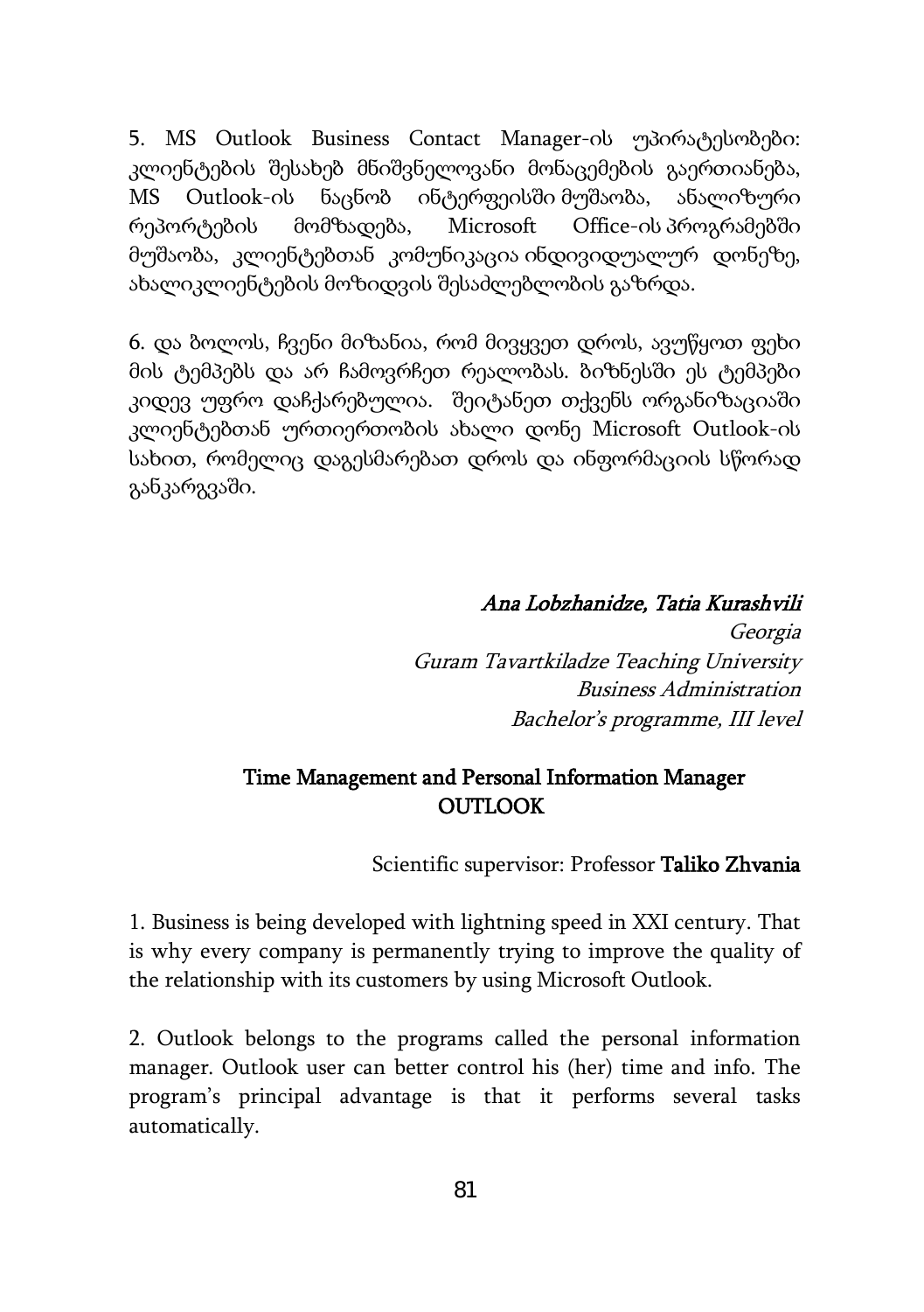5. MS Outlook Business Contact Manager-ის უპირატესობები: კლიენტების შესახებ მნიშვნელოვანი მონაცემების გაერთიანება, MS Outlook-ის ნაცნობ ინტერფეისში მუშაობა, ანალიზური რეპორტების მომზადება, Microsoft Office-ის პროგრამებში მუშაობა, კლიენტებთან კომუნიკაცია ინდივიდუალურ დონეზე, ახალიკლიენტების მოზიდვის შესაძლებლობის გაზრდა.

6. და ბოლოს, ჩვენი მიზანია, რომ მივყვეთ დროს, ავუწყოთ ფეხი მის ტემპებს და არ ჩამოვრჩეთ რეალობას. ბიზნესში ეს ტემპები კიდევ უფრო დაჩქარებულია. შეიტანეთ თქვენს ორგანიზაციაში კლიენტებთან ურთიერთობის ახალი დონე Microsoft Outlook-ის სახით, რომელიც დაგესმარებათ დროს და ინფორმაციის სწორად განკარგვაში.

*Ana Lobzhanidze, Tatia Kurashvili*  
*Georgia*  
*Guram Tavartkiladze Teaching University*  
*Business Administration*  
*Bachelor's programme, III level*

## Time Management and Personal Information Manager OUTLOOK

Scientific supervisor: Professor **Taliko Zhvania**

1. Business is being developed with lightning speed in XXI century. That is why every company is permanently trying to improve the quality of the relationship with its customers by using Microsoft Outlook.

2. Outlook belongs to the programs called the personal information manager. Outlook user can better control his (her) time and info. The program's principal advantage is that it performs several tasks automatically.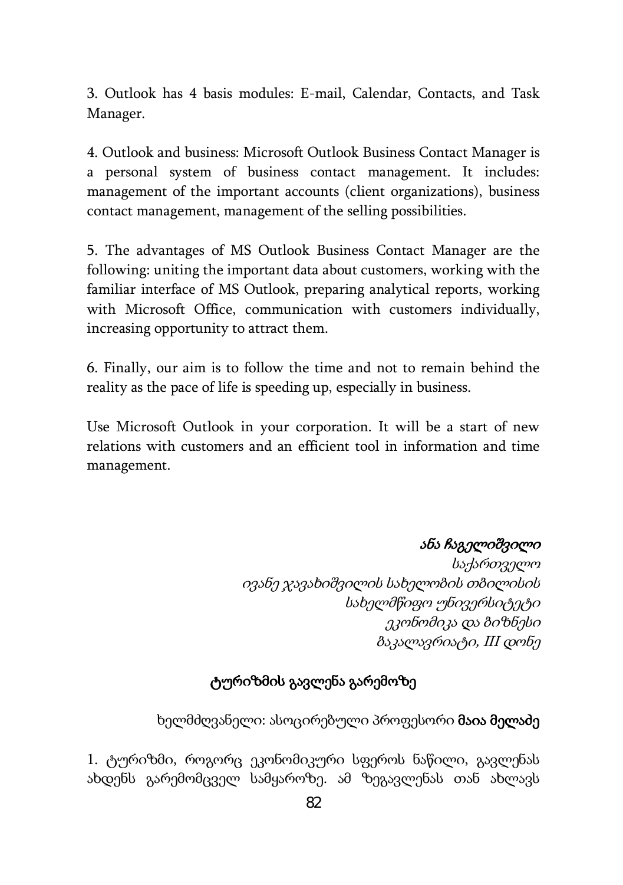3. Outlook has 4 basis modules: E-mail, Calendar, Contacts, and Task Manager.

4. Outlook and business: Microsoft Outlook Business Contact Manager is a personal system of business contact management. It includes: management of the important accounts (client organizations), business contact management, management of the selling possibilities.

5. The advantages of MS Outlook Business Contact Manager are the following: uniting the important data about customers, working with the familiar interface of MS Outlook, preparing analytical reports, working with Microsoft Office, communication with customers individually, increasing opportunity to attract them.

6. Finally, our aim is to follow the time and not to remain behind the reality as the pace of life is speeding up, especially in business.

Use Microsoft Outlook in your corporation. It will be a start of new relations with customers and an efficient tool in information and time management.

***ანა ჩაგელიშვილი***
*საქართველო*
*ივანე ჯავახიშვილის სახელობის თბილისის*
*სახელმწიფო უნივერსიტეტი*
*ეკონომიკა და ბიზნესი*
*ბაკალავრიატი, III დონე*

## ტურიზმის გავლენა გარემოზე

ხელმძღვანელი: ასოცირებული პროფესორი **მაია მელაძე**

1. ტურიზმი, როგორც ეკონომიკური სფეროს ნაწილი, გავლენას ახდენს გარემომცველ სამყაროზე. ამ ზეგავლენას თან ახლავს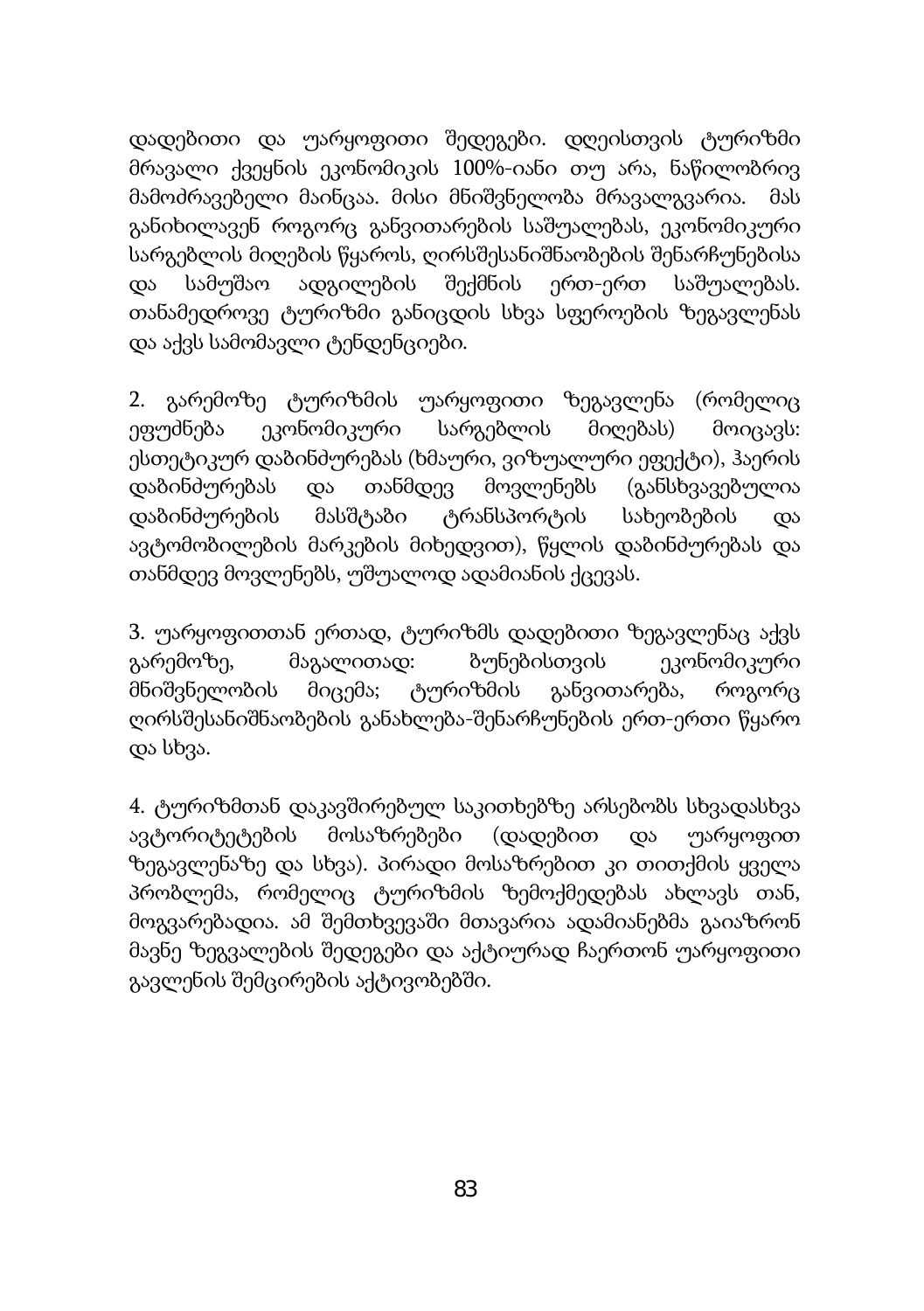დადებითი და უარყოფითი შედეგები. დღეისთვის ტურიზმი მრავალი ქვეყნის ეკონომიკის 100%-იანი თუ არა, ნაწილობრივ მამოძრავებელი მაინცაა. მისი მნიშვნელობა მრავალგვარია. მას განიხილავენ როგორც განვითარების საშუალებას, ეკონომიკური სარგებლის მიღების წყაროს, ღირსშესანიშნაობების შენარჩუნებისა და სამუშაო ადგილების შექმნის ერთ-ერთ საშუალებას. თანამედროვე ტურიზმი განიცდის სხვა სფეროების ზეგავლენას და აქვს სამომავლი ტენდენციები.

2. გარემოზე ტურიზმის უარყოფითი ზეგავლენა (რომელიც ეფუძნება ეკონომიკური სარგებლის მიღებას) მოიცავს: ესთეტიკურ დაბინძურებას (ხმაური, ვიზუალური ეფექტი), ჰაერის დაბინძურებას და თანმდევ მოვლენებს (განსხვავებულია დაბინძურების მასშტაბი ტრანსპორტის სახეობების და ავტომობილების მარკების მიხედვით), წყლის დაბინძურებას და თანმდევ მოვლენებს, უშუალოდ ადამიანის ქცევას.

3. უარყოფითთან ერთად, ტურიზმს დადებითი ზეგავლენაც აქვს გარემოზე, მაგალითად: ბუნებისთვის ეკონომიკური მნიშვნელობის მიცემა; ტურიზმის განვითარება, როგორც ღირსშესანიშნაობების განახლება-შენარჩუნების ერთ-ერთი წყარო და სხვა.

4. ტურიზმთან დაკავშირებულ საკითხებზე არსებობს სხვადასხვა ავტორიტეტების მოსაზრებები (დადებით და უარყოფით ზეგავლენაზე და სხვა). პირადი მოსაზრებით კი თითქმის ყველა პრობლემა, რომელიც ტურიზმის ზემოქმედებას ახლავს თან, მოგვარებადია. ამ შემთხვევაში მთავარია ადამიანებმა გაიაზრონ მავნე ზეგვალების შედეგები და აქტიურად ჩაერთონ უარყოფითი გავლენის შემცირების აქტივობებში.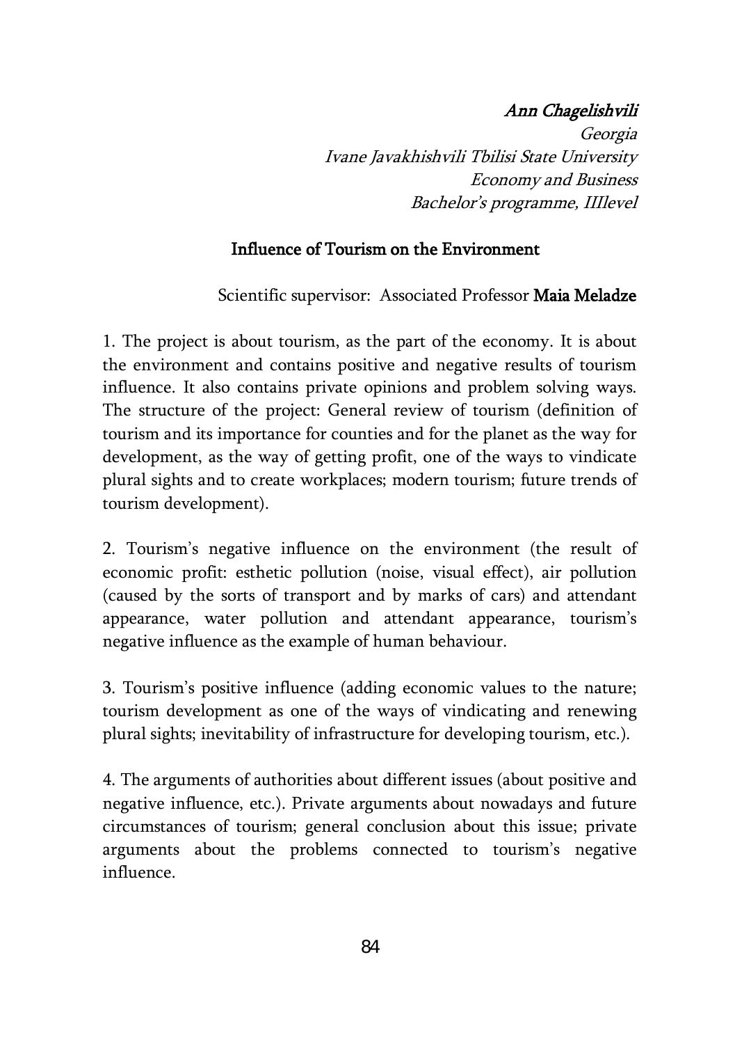*Ann Chagelishvili*
*Georgia*
*Ivane Javakhishvili Tbilisi State University*
*Economy and Business*
*Bachelor's programme, IIIlevel*

## Influence of Tourism on the Environment

Scientific supervisor: Associated Professor **Maia Meladze**

1. The project is about tourism, as the part of the economy. It is about the environment and contains positive and negative results of tourism influence. It also contains private opinions and problem solving ways. The structure of the project: General review of tourism (definition of tourism and its importance for counties and for the planet as the way for development, as the way of getting profit, one of the ways to vindicate plural sights and to create workplaces; modern tourism; future trends of tourism development).

2. Tourism's negative influence on the environment (the result of economic profit: esthetic pollution (noise, visual effect), air pollution (caused by the sorts of transport and by marks of cars) and attendant appearance, water pollution and attendant appearance, tourism's negative influence as the example of human behaviour.

3. Tourism's positive influence (adding economic values to the nature; tourism development as one of the ways of vindicating and renewing plural sights; inevitability of infrastructure for developing tourism, etc.).

4. The arguments of authorities about different issues (about positive and negative influence, etc.). Private arguments about nowadays and future circumstances of tourism; general conclusion about this issue; private arguments about the problems connected to tourism's negative influence.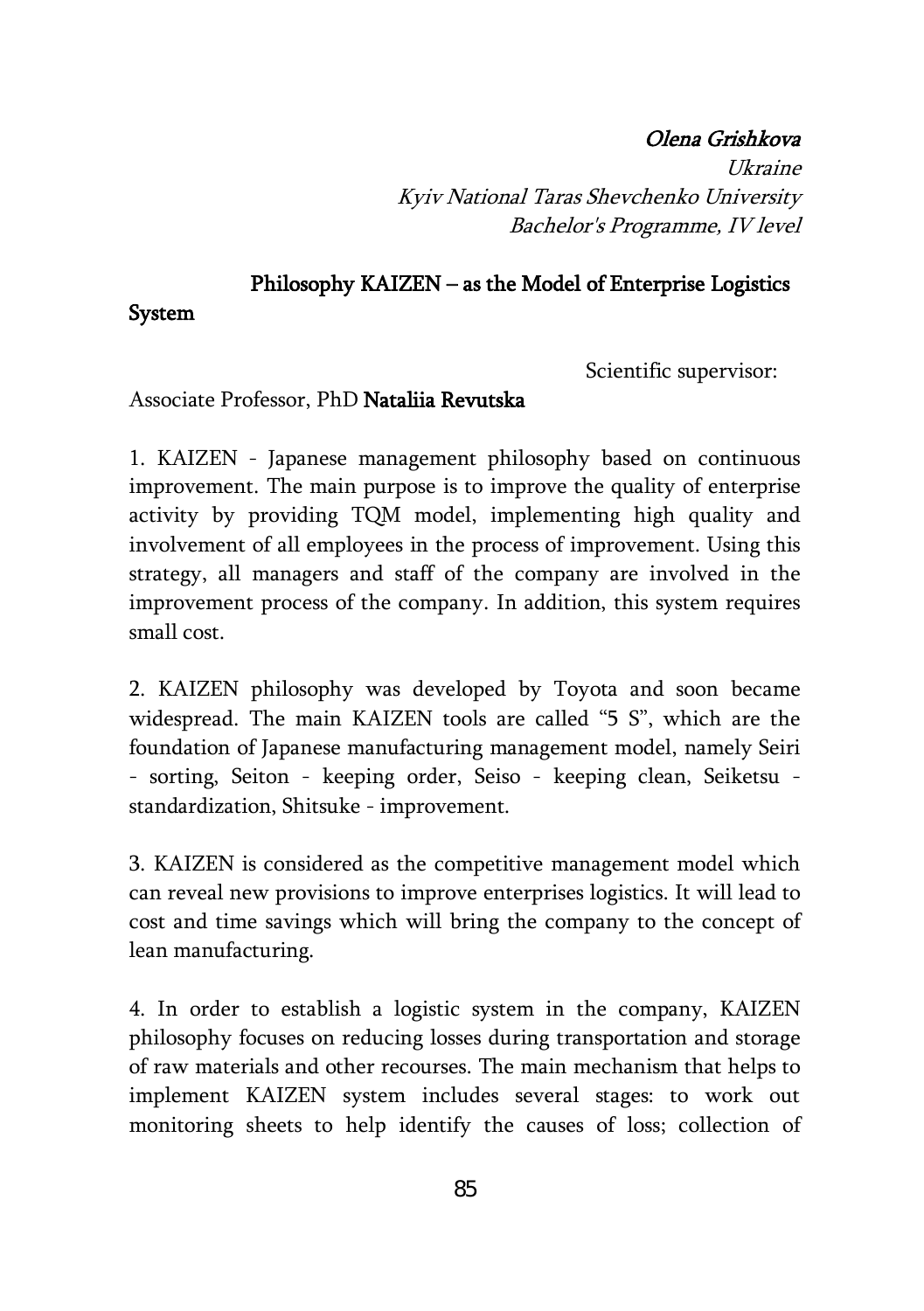*Olena Grishkova*

*Ukraine*

*Kyiv National Taras Shevchenko University*

*Bachelor's Programme, IV level*

## Philosophy KAIZEN – as the Model of Enterprise Logistics System

Scientific supervisor:

Associate Professor, PhD **Nataliia Revutska**

1. KAIZEN - Japanese management philosophy based on continuous improvement. The main purpose is to improve the quality of enterprise activity by providing TQM model, implementing high quality and involvement of all employees in the process of improvement. Using this strategy, all managers and staff of the company are involved in the improvement process of the company. In addition, this system requires small cost.

2. KAIZEN philosophy was developed by Toyota and soon became widespread. The main KAIZEN tools are called "5 S", which are the foundation of Japanese manufacturing management model, namely Seiri - sorting, Seiton - keeping order, Seiso - keeping clean, Seiketsu - standardization, Shitsuke - improvement.

3. KAIZEN is considered as the competitive management model which can reveal new provisions to improve enterprises logistics. It will lead to cost and time savings which will bring the company to the concept of lean manufacturing.

4. In order to establish a logistic system in the company, KAIZEN philosophy focuses on reducing losses during transportation and storage of raw materials and other recourses. The main mechanism that helps to implement KAIZEN system includes several stages: to work out monitoring sheets to help identify the causes of loss; collection of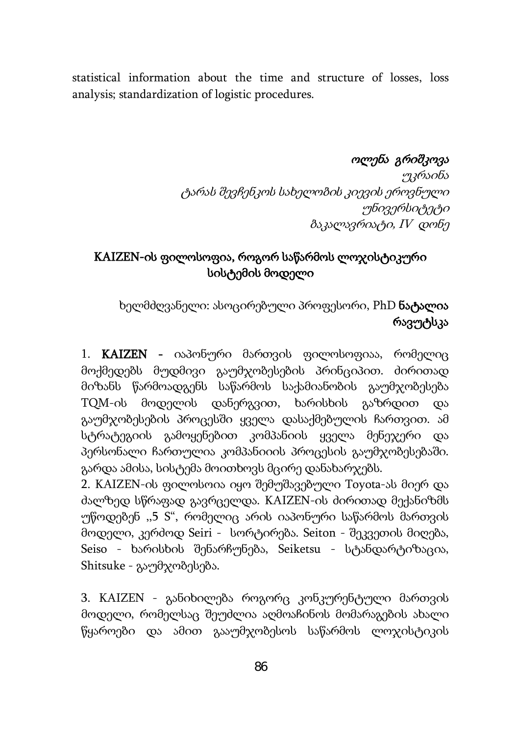statistical information about the time and structure of losses, loss analysis; standardization of logistic procedures.

*ოლენა გრიშკოვა*
*უკრაინა*
*ტარას შევჩენკოს სახელობის კიევის ეროვნული უნივერსიტეტი*
*ბაკალავრიატი, IV დონე*

## KAIZEN-ის ფილოსოფია, როგორ საწარმოს ლოჯისტიკური სისტემის მოდელი

ხელმძღვანელი: ასოცირებული პროფესორი, PhD **ნატალია რავუტსკა**

1. **KAIZEN** - იაპონური მართვის ფილოსოფიაა, რომელიც მოქმედებს მუდმივი გაუმჯობესების პრინციპით. ძირითად მიზანს წარმოადგენს საწარმოს საქამიანობის გაუმჯობესება TQM-ის მოდელის დანერგვით, ხარისხის გაზრდით და გაუმჯობესების პროცესში ყველა დასაქმებულის ჩართვით. ამ სტრატეგიის გამოყენებით კომპანიის ყველა მენეჯერი და პერსონალი ჩართულია კომპანიის პროცესის გაუმჯობესებაში. გარდა ამისა, სისტემა მოითხოვს მცირე დანახარჯებს.

2. KAIZEN-ის ფილოსოია იყო შემუშავებული Toyota-ას მიერ და ძალზედ სწრაფად გავრცელდა. KAIZEN-ის ძირითად მექანიზმს უწოდებენ „5 S", რომელიც არის იაპონური საწარმოს მართვის მოდელი, კერძოდ Seiri - სორტირება. Seiton - შეკვეთის მიღება, Seiso - ხარისხის შენარჩუნება, Seiketsu - სტანდარტიზაცია, Shitsuke - გაუმჯობესება.

3. KAIZEN - განიხილება როგორც კონკურენტული მართვის მოდელი, რომელსაც შეუძლია აღმოაჩინოს მომარაგების ახალი წყაროები და ამით გააუმჯობესოს საწარმოს ლოჯისტიკის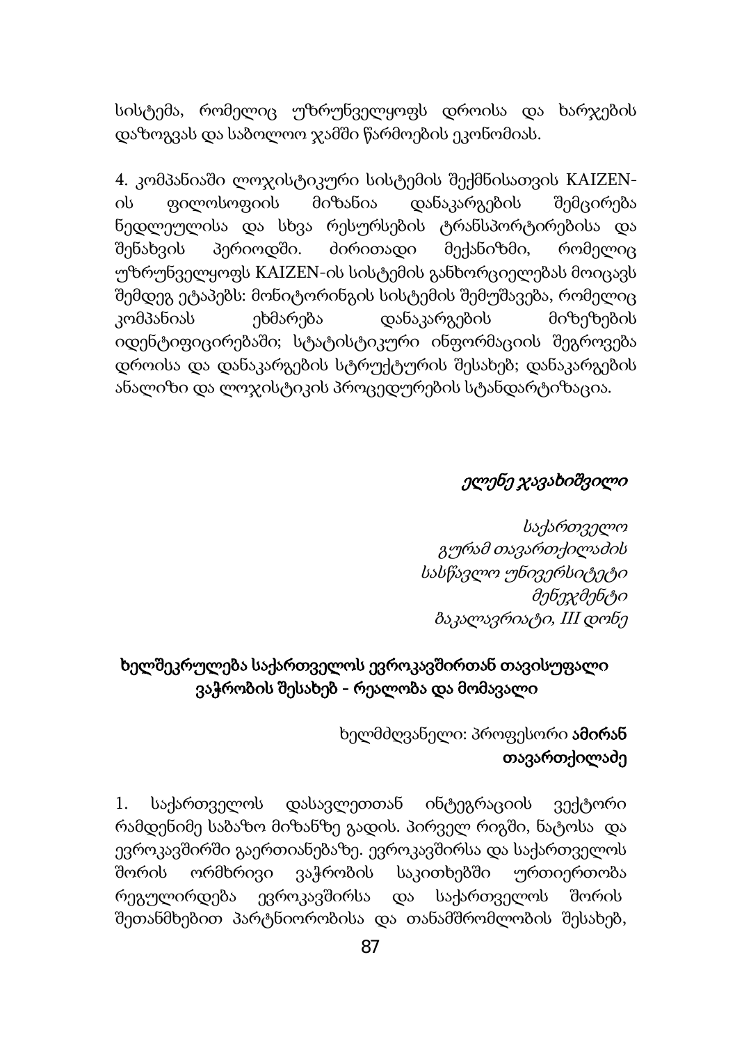სისტემა, რომელიც უზრუნველყოფს დროისა და ხარჯების დაზოგვას და საბოლოო ჯამში წარმოების ეკონომიას.

4. კომპანიაში ლოჯისტიკური სისტემის შექმნისათვის KAIZEN-ის ფილოსოფიის მიზანია დანაკარგების შემცირება ნედლეულისა და სხვა რესურსების ტრანსპორტირებისა და შენახვის პერიოდში. ძირითადი მექანიზმი, რომელიც უზრუნველყოფს KAIZEN-ის სისტემის განხორციელებას მოიცავს შემდეგ ეტაპებს: მონიტორინგის სისტემის შემუშავება, რომელიც კომპანიას ეხმარება დანაკარგების მიზეზების იდენტიფიცირებაში; სტატისტიკური ინფორმაციის შეგროვება დროისა და დანაკარგების სტრუქტურის შესახებ; დანაკარგების ანალიზი და ლოჯისტიკის პროცედურების სტანდარტიზაცია.

*ელენე ჯავახიშვილი*

*საქართველო*
*გურამ თავართქილაძის*
*სასწავლო უნივერსიტეტი*
*მენეჯმენტი*
*ბაკალავრიატი, III დონე*

## ხელშეკრულება საქართველოს ევროკავშირთან თავისუფალი ვაჭრობის შესახებ - რეალობა და მომავალი

ხელმძღვანელი: პროფესორი **ამირან თავართქილაძე**

1. საქართველოს დასავლეთთან ინტეგრაციის ვექტორი რამდენიმე საბაზო მიზანზე გადის. პირველ რიგში, ნატოსა და ევროკავშირში გაერთიანებაზე. ევროკავშირსა და საქართველოს შორის ორმხრივი ვაჭრობის საკითხებში ურთიერთობა რეგულირდება ევროკავშირსა და საქართველოს შორის შეთანხმებით პარტნიორობისა და თანამშრომლობის შესახებ,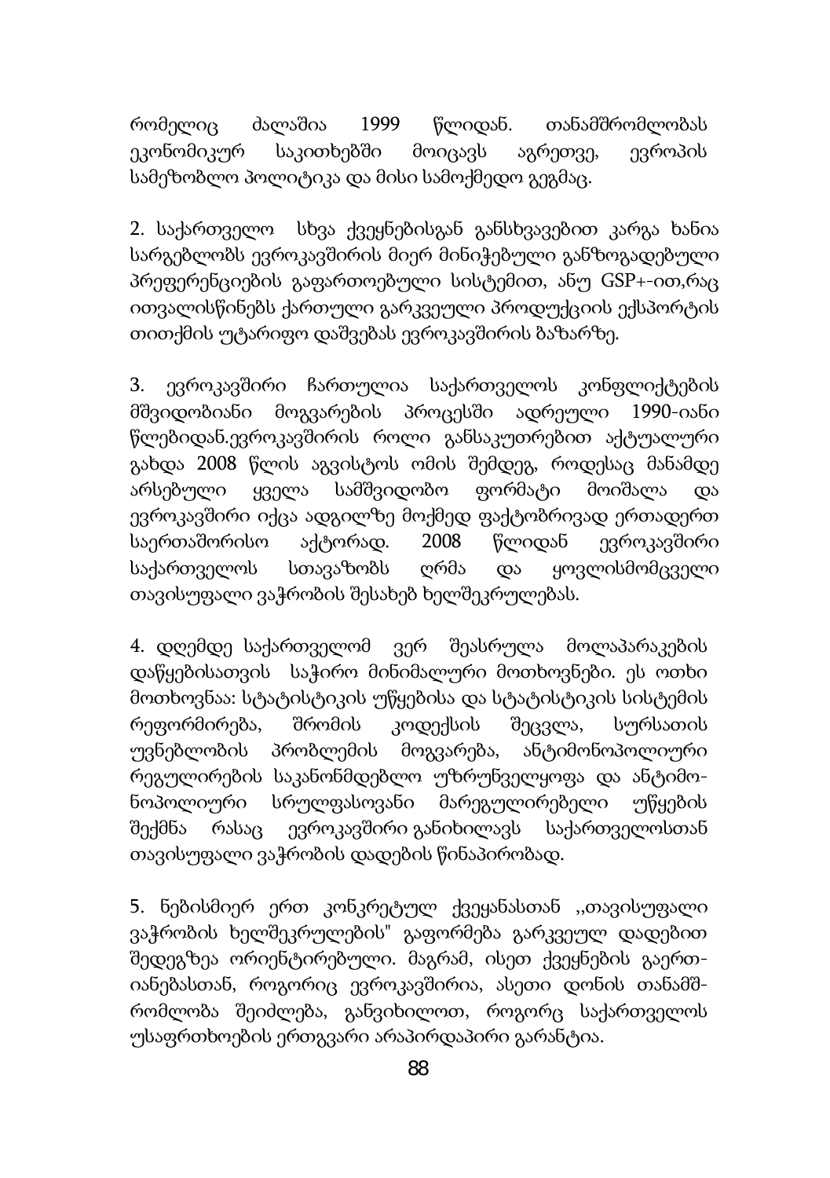რომელიც ძალაშია 1999 წლიდან. თანამშრომლობას ეკონომიკურ საკითხებში მოიცავს აგრეთვე, ევროპის სამეზობლო პოლიტიკა და მისი სამოქმედო გეგმაც.

2. საქართველო სხვა ქვეყნებისგან განსხვავებით კარგა ხანია სარგებლობს ევროკავშირის მიერ მინიჭებული განზოგადებული პრეფერენციების გაფართოებული სისტემით, ანუ GSP+-ით,რაც ითვალისწინებს ქართული გარკვეული პროდუქციის ექსპორტის თითქმის უტარიფო დაშვებას ევროკავშირის ბაზარზე.

3. ევროკავშირი ჩართულია საქართველოს კონფლიქტების მშვიდობიანი მოგვარების პროცესში ადრეული 1990-იანი წლებიდან.ევროკავშირის როლი განსაკუთრებით აქტუალური გახდა 2008 წლის აგვისტოს ომის შემდეგ, როდესაც მანამდე არსებული ყველა სამშვიდობო ფორმატი მოიშალა და ევროკავშირი იქცა ადგილზე მოქმედ ფაქტობრივად ერთადერთ საერთაშორისო აქტორად. 2008 წლიდან ევროკავშირი საქართველოს სთავაზობს ღრმა და ყოვლისმომცველი თავისუფალი ვაჭრობის შესახებ ხელშეკრულებას.

4. დღემდე საქართველომ ვერ შეასრულა მოლაპარაკების დაწყებისათვის საჭირო მინიმალური მოთხოვნები. ეს ოთხი მოთხოვნაა: სტატისტიკის უწყებისა და სტატისტიკის სისტემის რეფორმირება, შრომის კოდექსის შეცვლა, სურსათის უვნებლობის პრობლემის მოგვარება, ანტიმონოპოლიური რეგულირების საკანონმდებლო უზრუნველყოფა და ანტიმონოპოლიური სრულფასოვანი მარეგულირებელი უწყების შექმნა რასაც ევროკავშირი განიხილავს საქართველოსთან თავისუფალი ვაჭრობის დადების წინაპირობად.

5. ნებისმიერ ერთ კონკრეტულ ქვეყანასთან ,,თავისუფალი ვაჭრობის ხელშეკრულების" გაფორმება გარკვეულ დადებით შედეგზეა ორიენტირებული. მაგრამ, ისეთ ქვეყნების გაერთიანებასთან, როგორიც ევროკავშირია, ასეთი დონის თანამშრომლობა შეიძლება, განვიხილოთ, როგორც საქართველოს უსაფრთხოების ერთგვარი არაპირდაპირი გარანტია.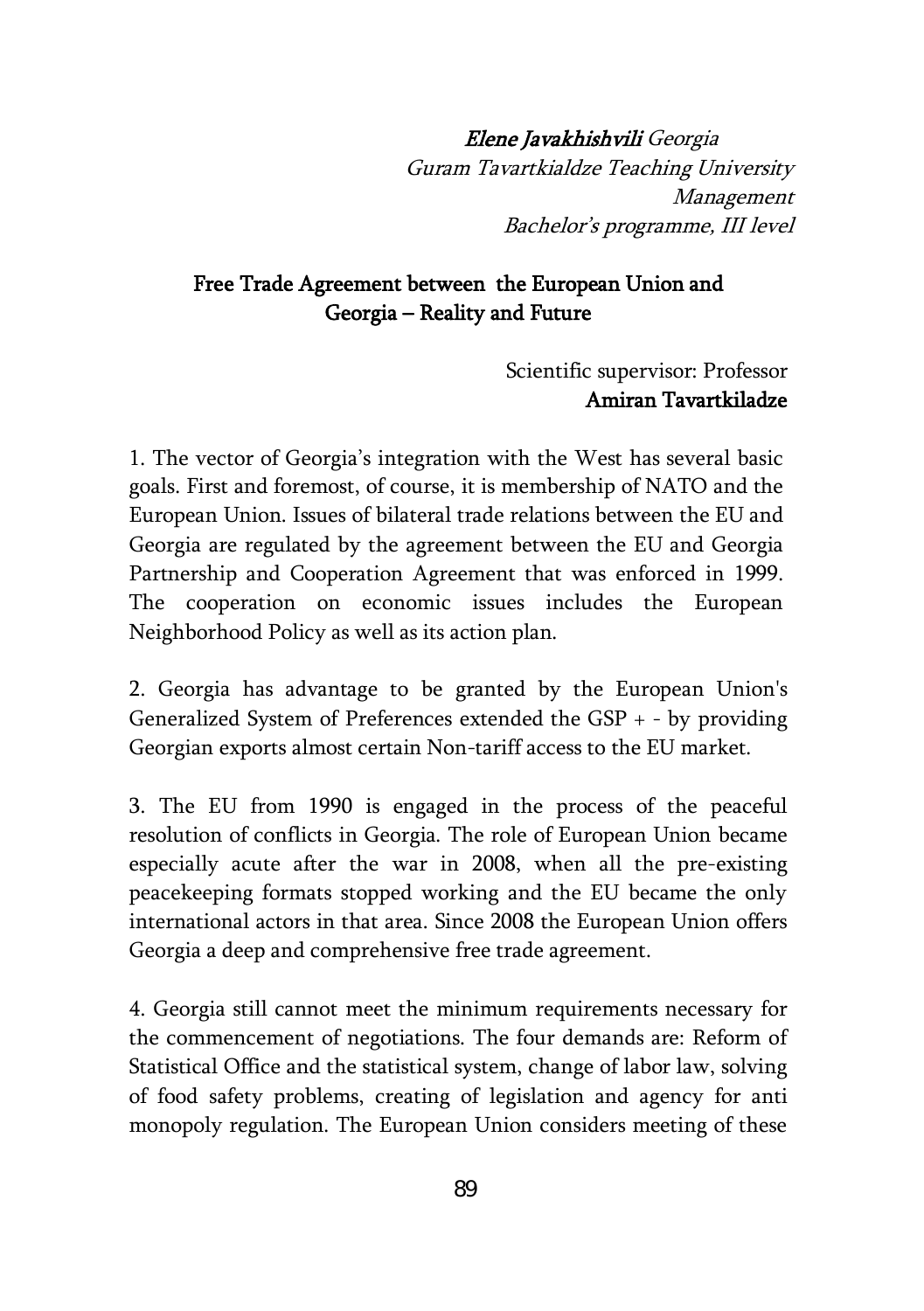*Elene Javakhishvili* *Georgia*
*Guram Tavartkialdze Teaching University*
*Management*
*Bachelor's programme, III level*

## Free Trade Agreement between the European Union and Georgia – Reality and Future

Scientific supervisor: Professor
**Amiran Tavartkiladze**

1. The vector of Georgia's integration with the West has several basic goals. First and foremost, of course, it is membership of NATO and the European Union. Issues of bilateral trade relations between the EU and Georgia are regulated by the agreement between the EU and Georgia Partnership and Cooperation Agreement that was enforced in 1999. The cooperation on economic issues includes the European Neighborhood Policy as well as its action plan.

2. Georgia has advantage to be granted by the European Union's Generalized System of Preferences extended the GSP + - by providing Georgian exports almost certain Non-tariff access to the EU market.

3. The EU from 1990 is engaged in the process of the peaceful resolution of conflicts in Georgia. The role of European Union became especially acute after the war in 2008, when all the pre-existing peacekeeping formats stopped working and the EU became the only international actors in that area. Since 2008 the European Union offers Georgia a deep and comprehensive free trade agreement.

4. Georgia still cannot meet the minimum requirements necessary for the commencement of negotiations. The four demands are: Reform of Statistical Office and the statistical system, change of labor law, solving of food safety problems, creating of legislation and agency for anti monopoly regulation. The European Union considers meeting of these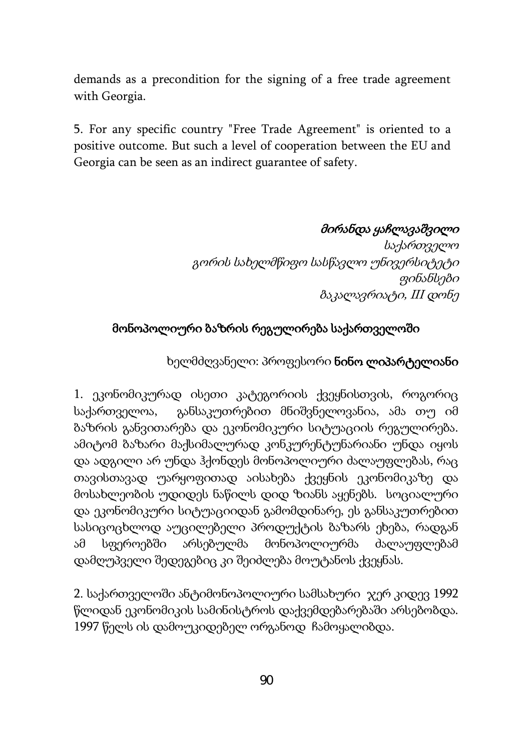demands as a precondition for the signing of a free trade agreement with Georgia.

5. For any specific country "Free Trade Agreement" is oriented to a positive outcome. But such a level of cooperation between the EU and Georgia can be seen as an indirect guarantee of safety.

*მირანდა ყაჩლავაშვილი*
*საქართველო*
*გორის სახელმწიფო სასწავლო უნივერსიტეტი*
*ფინანსები*
*ბაკალავრიატი, III დონე*

## მონოპოლიური ბაზრის რეგულირება საქართველოში

ხელმძღვანელი: პროფესორი **ნინო ლიპარტელიანი**

1. ეკონომიკურად ისეთი კატეგორიის ქვეყნისთვის, როგორიც საქართველოა, განსაკუთრებით მნიშვნელოვანია, ამა თუ იმ ბაზრის განვითარება და ეკონომიკური სიტუაციის რეგულირება. ამიტომ ბაზარი მაქსიმალურად კონკურენტუნარიანი უნდა იყოს და ადგილი არ უნდა ჰქონდეს მონოპოლიური ძალაუფლებას, რაც თავისთავად უარყოფითად აისახება ქვეყნის ეკონომიკაზე და მოსახლეობის უდიდეს ნაწილს დიდ ზიანს აყენებს. სოციალური და ეკონომიკური სიტუაციიდან გამომდინარე, ეს განსაკუთრებით სასიცოცხლოდ აუცილებელი პროდუქტის ბაზარს ეხება, რადგან ამ სფეროებში არსებულმა მონოპოლიურმა ძალაუფლებამ დამღუპველი შედეგებიც კი შეიძლება მოუტანოს ქვეყანას.

2. საქართველოში ანტიმონოპოლიური სამსახური ჯერ კიდევ 1992 წლიდან ეკონომიკის სამინისტროს დაქვემდებარებაში არსებობდა. 1997 წელს ის დამოუკიდებელ ორგანოდ ჩამოყალიბდა.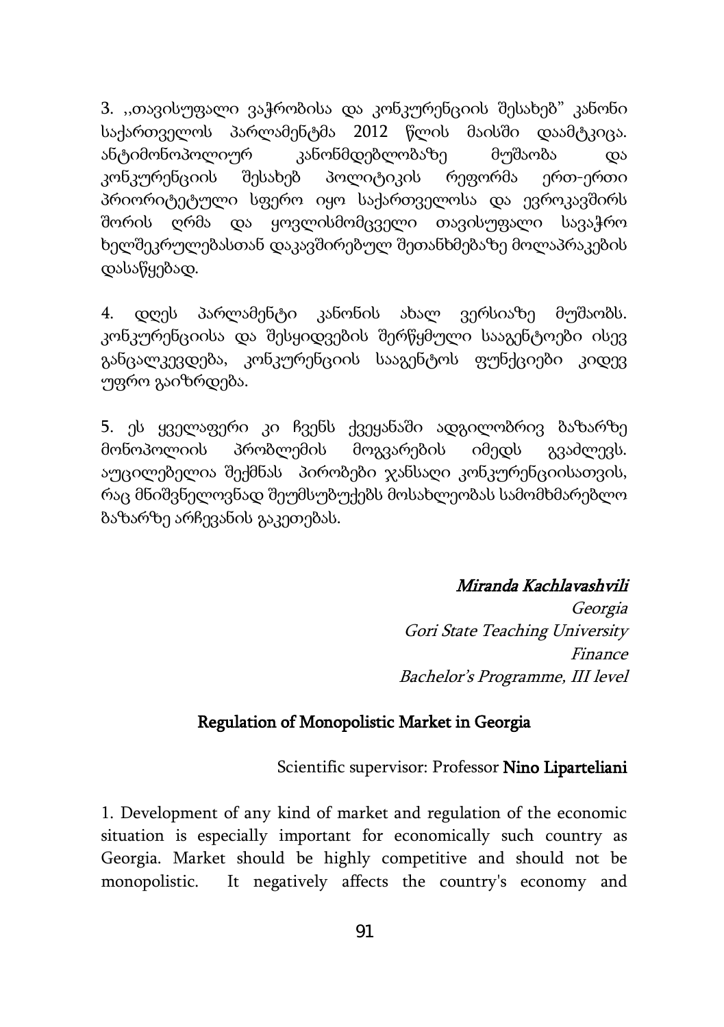3. ,,თავისუფალი ვაჭრობისა და კონკურენციის შესახებ" კანონი საქართველოს პარლამენტმა 2012 წლის მაისში დაამტკიცა. ანტიმონოპოლიურ კანონმდებლობაზე მუშაობა და კონკურენციის შესახებ პოლიტიკის რეფორმა ერთ-ერთი პრიორიტეტული სფერო იყო საქართველოსა და ევროკავშირს შორის ღრმა და ყოვლისმომცველი თავისუფალი სავაჭრო ხელშეკრულებასთან დაკავშირებულ შეთანხმებაზე მოლაპრაკების დასაწყებად.

4. დღეს პარლამენტი კანონის ახალ ვერსიაზე მუშაობს. კონკურენციისა და შესყიდვების შერწყმული სააგენტოები ისევ განცალკევდება, კონკურენციის სააგენტოს ფუნქციები კიდევ უფრო გაიზრდება.

5. ეს ყველაფერი კი ჩვენს ქვეყანაში ადგილობრივ ბაზარზე მონოპოლიის პრობლემის მოგვარების იმედს გვაძლევს. აუცილებელია შექმნას პირობები ჯანსაღი კონკურენციისათვის, რაც მნიშვნელოვნად შეუმსუბუქებს მოსახლეობას სამომხმარებლო ბაზარზე არჩევანის გაკეთებას.

*Miranda Kachlavashvili*
*Georgia*
*Gori State Teaching University*
*Finance*
*Bachelor's Programme, III level*

## Regulation of Monopolistic Market in Georgia

Scientific supervisor: Professor **Nino Liparteliani**

1. Development of any kind of market and regulation of the economic situation is especially important for economically such country as Georgia. Market should be highly competitive and should not be monopolistic. It negatively affects the country's economy and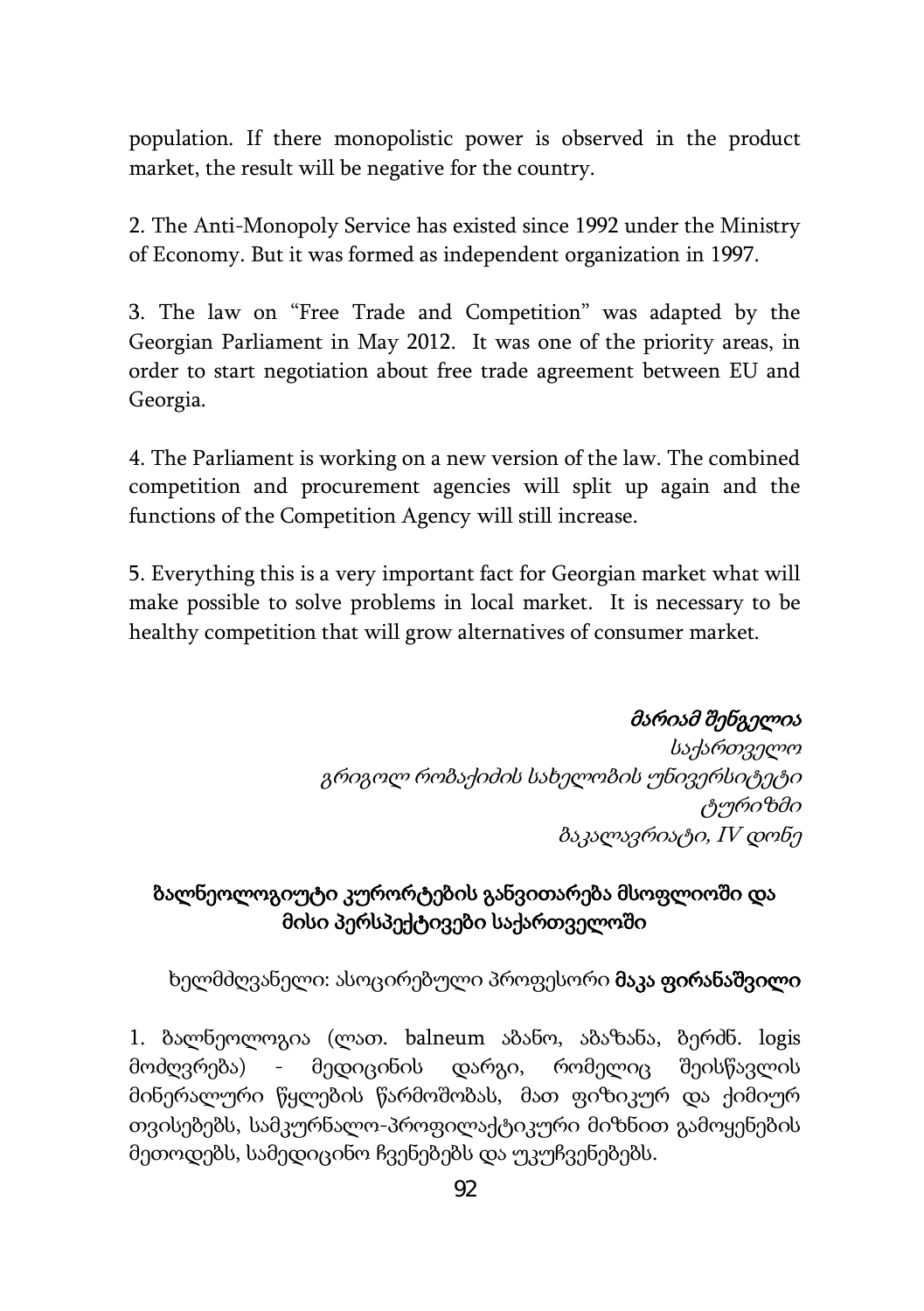population. If there monopolistic power is observed in the product market, the result will be negative for the country.

2. The Anti-Monopoly Service has existed since 1992 under the Ministry of Economy. But it was formed as independent organization in 1997.

3. The law on "Free Trade and Competition" was adapted by the Georgian Parliament in May 2012. It was one of the priority areas, in order to start negotiation about free trade agreement between EU and Georgia.

4. The Parliament is working on a new version of the law. The combined competition and procurement agencies will split up again and the functions of the Competition Agency will still increase.

5. Everything this is a very important fact for Georgian market what will make possible to solve problems in local market. It is necessary to be healthy competition that will grow alternatives of consumer market.

***მარიამ შენგელია***
*საქართველო*
*გრიგოლ რობაქიძის სახელობის უნივერსიტეტი*
*ტურიზმი*
*ბაკალავრიატი, IV დონე*

## ბალნეოლოგიური კურორტების განვითარება მსოფლიოში და მისი პერსპექტივები საქართველოში

ხელმძღვანელი: ასოცირებული პროფესორი **მაკა ფირანაშვილი**

1. ბალნეოლოგია (ლათ. balneum აბანო, აბაზანა, ბერძნ. logis მოძღვრება) - მედიცინის დარგი, რომელიც შეისწავლის მინერალური წყლების წარმოშობას, მათ ფიზიკურ და ქიმიურ თვისებებს, სამკურნალო-პროფილაქტიკური მიზნით გამოყენების მეთოდებს, სამედიცინო ჩვენებებს და უკუჩვენებებს.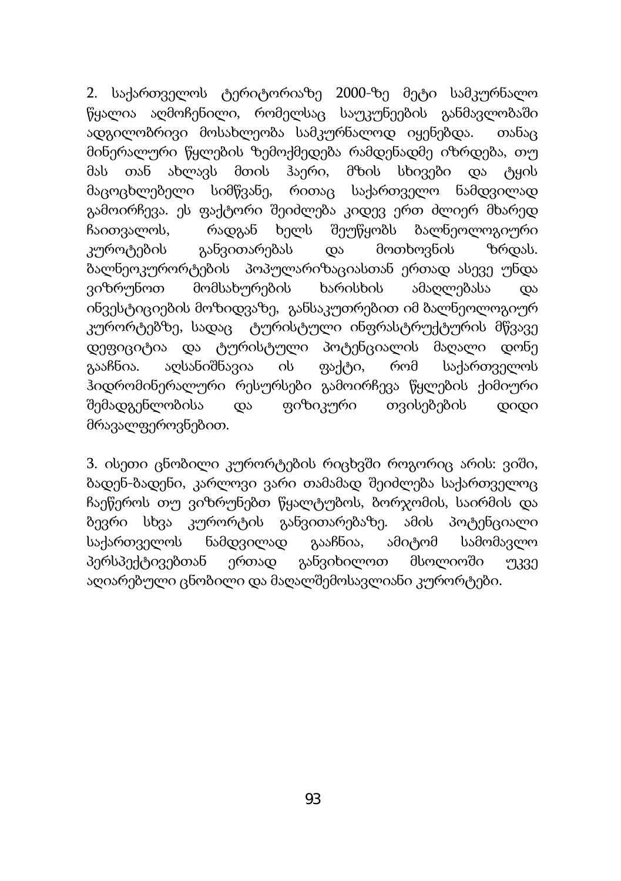2. საქართველოს ტერიტორიაზე 2000-ზე მეტი სამკურნალო წყალია აღმოჩენილი, რომელსაც საუკუნეების განმავლობაში ადგილობრივი მოსახლეობა სამკურნალოდ იყენებდა. თანაც მინერალური წყლების ზემოქმედება რამდენადმე იზრდება, თუ მას თან ახლავს მთის ჰაერი, მზის სხივები და ტყის მაცოცხლებელი სიმწვანე, რითაც საქართველო ნამდვილად გამოირჩევა. ეს ფაქტორი შეიძლება კიდევ ერთ ძლიერ მხარედ ჩაითვალოს, რადგან ხელს შეუწყობს ბალნეოლოგიური კუროტების განვითარებას და მოთხოვნის ზრდას. ბალნეოკურორტების პოპულარიზაციასთან ერთად ასევე უნდა ვიზრუნოთ მომსახურების ხარისხის ამაღლებასა და ინვესტიციების მოზიდვაზე, განსაკუთრებით იმ ბალნეოლოგიურ კურორტებზე, სადაც ტურისტული ინფრასტრუქტურის მწვავე დეფიციტია და ტურისტული პოტენციალის მაღალი დონე გააჩნია. აღსანიშნავია ის ფაქტი, რომ საქართველოს ჰიდრომინერალური რესურსები გამოირჩევა წყლების ქიმიური შემადგენლობისა და ფიზიკური თვისებების დიდი მრავალფეროვნებით.

3. ისეთი ცნობილი კურორტების რიცხვში როგორიც არის: ვიში, ბადენ-ბადენი, კარლოვი ვარი თამამად შეიძლება საქართველოც ჩაეწეროს თუ ვიზრუნებთ წყალტუბოს, ბორჯომის, საირმის და ბევრი სხვა კურორტის განვითარებაზე. ამის პოტენციალი საქართველოს ნამდვილად გააჩნია, ამიტომ სამომავლო პერსპექტივებთან ერთად განვიხილოთ მსოლიოში უკვე აღიარებული ცნობილი და მაღალშემოსავლიანი კურორტები.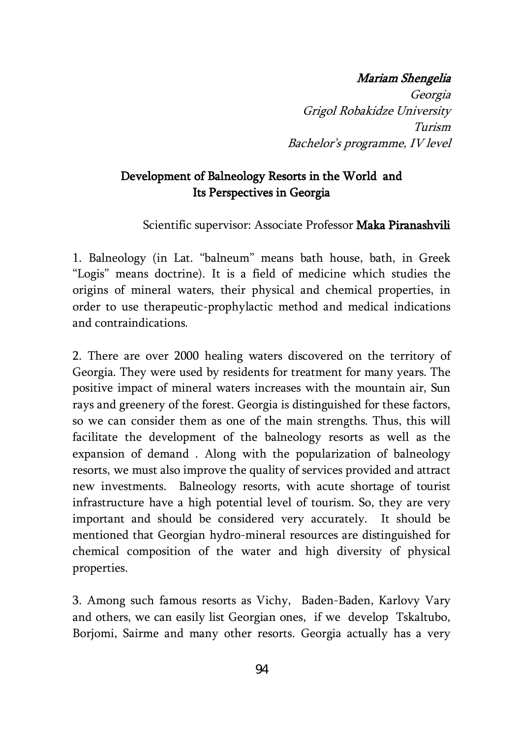***Mariam Shengelia***
*Georgia*
*Grigol Robakidze University*
*Turism*
*Bachelor's programme, IV level*

## Development of Balneology Resorts in the World and Its Perspectives in Georgia

Scientific supervisor: Associate Professor **Maka Piranashvili**

1. Balneology (in Lat. "balneum" means bath house, bath, in Greek "Logis" means doctrine). It is a field of medicine which studies the origins of mineral waters, their physical and chemical properties, in order to use therapeutic-prophylactic method and medical indications and contraindications.

2. There are over 2000 healing waters discovered on the territory of Georgia. They were used by residents for treatment for many years. The positive impact of mineral waters increases with the mountain air, Sun rays and greenery of the forest. Georgia is distinguished for these factors, so we can consider them as one of the main strengths. Thus, this will facilitate the development of the balneology resorts as well as the expansion of demand . Along with the popularization of balneology resorts, we must also improve the quality of services provided and attract new investments. Balneology resorts, with acute shortage of tourist infrastructure have a high potential level of tourism. So, they are very important and should be considered very accurately. It should be mentioned that Georgian hydro-mineral resources are distinguished for chemical composition of the water and high diversity of physical properties.

3. Among such famous resorts as Vichy, Baden-Baden, Karlovy Vary and others, we can easily list Georgian ones, if we develop Tskaltubo, Borjomi, Sairme and many other resorts. Georgia actually has a very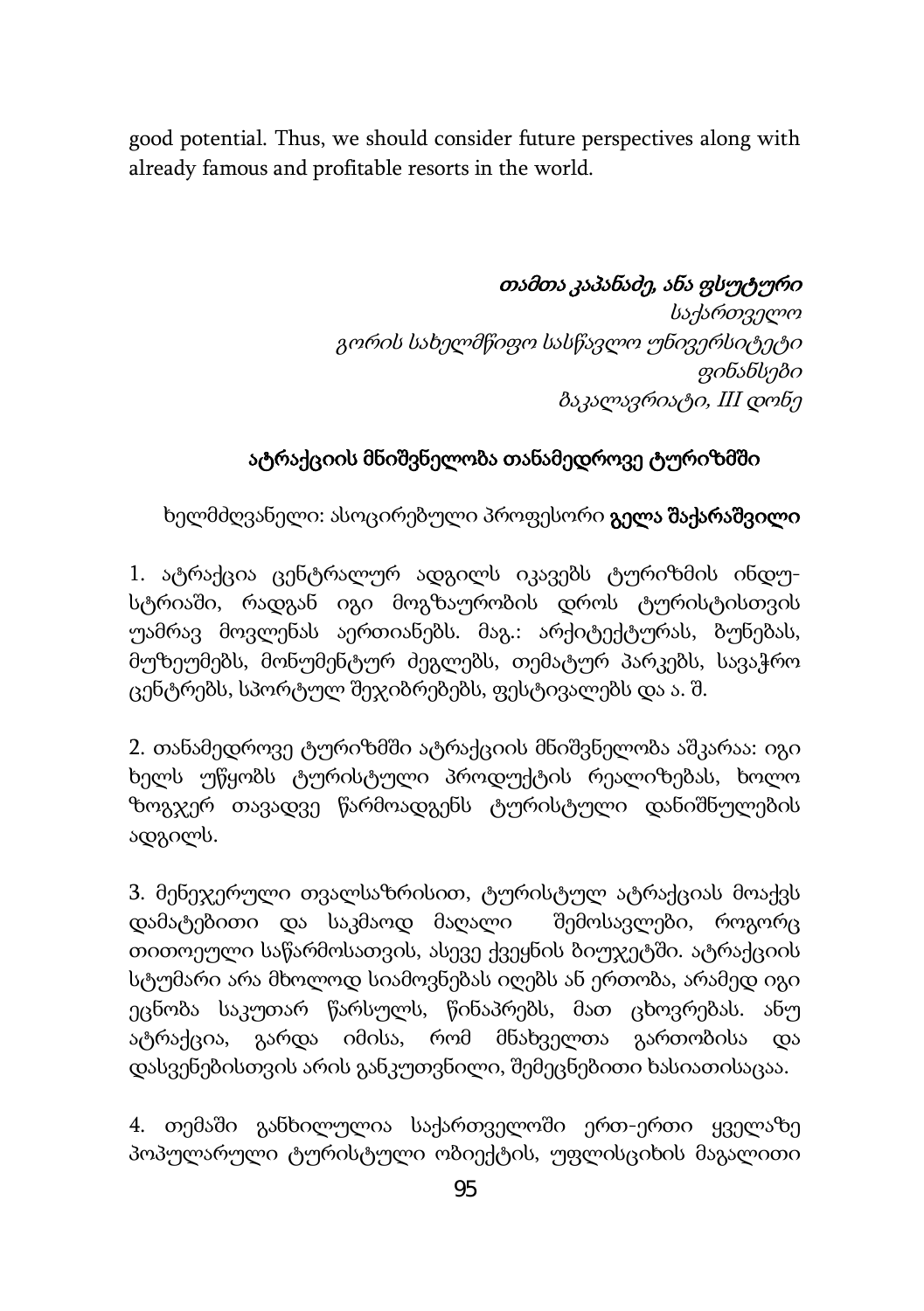good potential. Thus, we should consider future perspectives along with already famous and profitable resorts in the world.

*თამთა კაპანაძე, ანა ფსუტური*
*საქართველო*
*გორის სახელმწიფო სასწავლო უნივერსიტეტი*
*ფინანსები*
*ბაკალავრიატი, III დონე*

## ატრაქციის მნიშვნელობა თანამედროვე ტურიზმში

ხელმძღვანელი: ასოცირებული პროფესორი **გელა შაქარაშვილი**

1. ატრაქცია ცენტრალურ ადგილს იკავებს ტურიზმის ინდუსტრიაში, რადგან იგი მოგზაურობის დროს ტურისტისთვის უამრავ მოვლენას აერთიანებს. მაგ.: არქიტექტურას, ბუნებას, მუზეუმებს, მონუმენტურ ძეგლებს, თემატურ პარკებს, სავაჭრო ცენტრებს, სპორტულ შეჯიბრებებს, ფესტივალებს და ა. შ.

2. თანამედროვე ტურიზმში ატრაქციის მნიშვნელობა აშკარაა: იგი ხელს უწყობს ტურისტული პროდუქტის რეალიზებას, ხოლო ზოგჯერ თავადვე წარმოადგენს ტურისტული დანიშნულების ადგილს.

3. მენეჯერული თვალსაზრისით, ტურისტულ ატრაქციას მოაქვს დამატებითი და საკმაოდ მაღალი შემოსავლები, როგორც თითოეული საწარმოსათვის, ასევე ქვეყნის ბიუჯეტში. ატრაქციის სტუმარი არა მხოლოდ სიამოვნებას იღებს ან ერთობა, არამედ იგი ეცნობა საკუთარ წარსულს, წინაპრებს, მათ ცხოვრებას. ანუ ატრაქცია, გარდა იმისა, რომ მნახველთა გართობისა და დასვენებისთვის არის განკუთვნილი, შემეცნებითი ხასიათისაცაა.

4. თემაში განხილულია საქართველოში ერთ-ერთი ყველაზე პოპულარული ტურისტული ობიექტის, უფლისციხის მაგალითი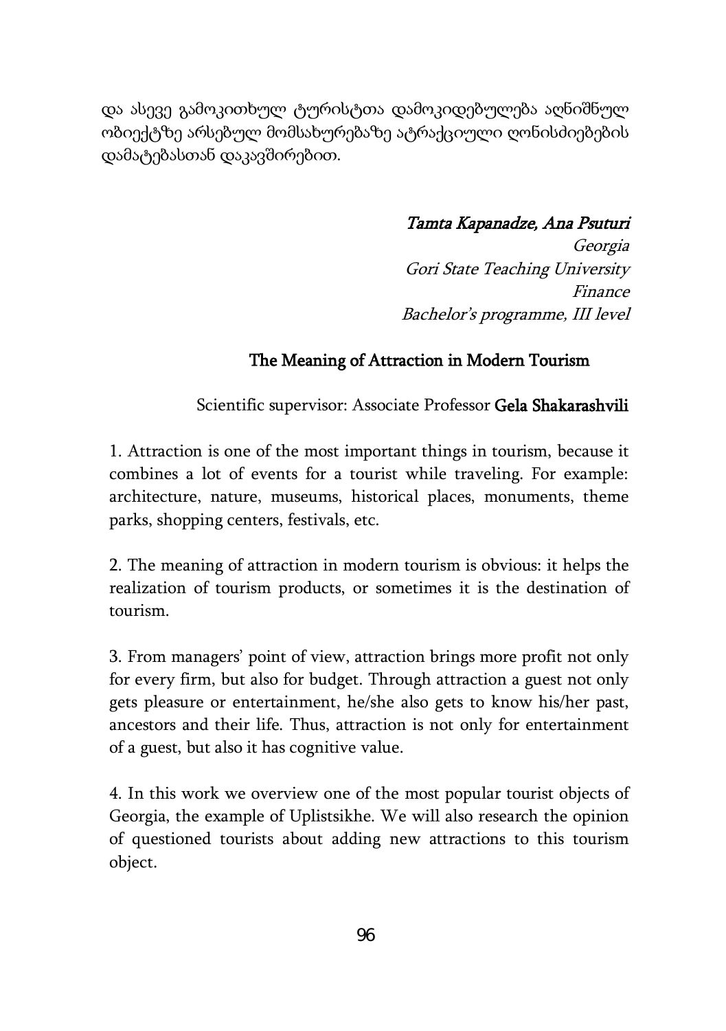და ასევე გამოკითხულ ტურისტთა დამოკიდებულება აღნიშნულ ობიექტზე არსებულ მომსახურებაზე ატრაქციული ღონისძიებების დამატებასთან დაკავშირებით.

*Tamta Kapanadze, Ana Psuturi*
*Georgia*
*Gori State Teaching University*
*Finance*
*Bachelor's programme, III level*

## The Meaning of Attraction in Modern Tourism

Scientific supervisor: Associate Professor **Gela Shakarashvili**

1. Attraction is one of the most important things in tourism, because it combines a lot of events for a tourist while traveling. For example: architecture, nature, museums, historical places, monuments, theme parks, shopping centers, festivals, etc.

2. The meaning of attraction in modern tourism is obvious: it helps the realization of tourism products, or sometimes it is the destination of tourism.

3. From managers' point of view, attraction brings more profit not only for every firm, but also for budget. Through attraction a guest not only gets pleasure or entertainment, he/she also gets to know his/her past, ancestors and their life. Thus, attraction is not only for entertainment of a guest, but also it has cognitive value.

4. In this work we overview one of the most popular tourist objects of Georgia, the example of Uplistsikhe. We will also research the opinion of questioned tourists about adding new attractions to this tourism object.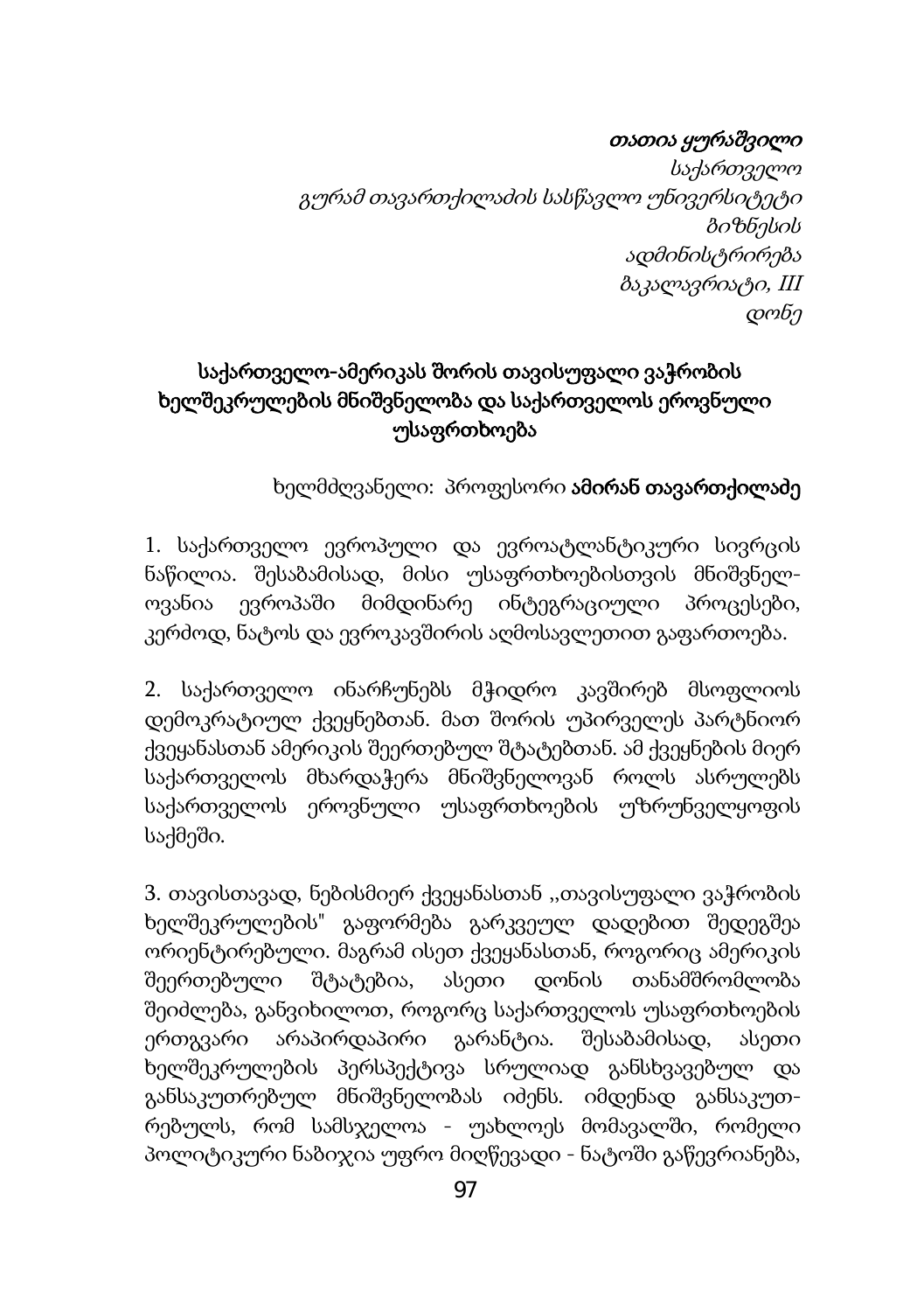*თათია ყურაშვილი*
*საქართველო*
*გურამ თავართქილაძის სასწავლო უნივერსიტეტი*
*ბიზნესის*
*ადმინისტრირება*
*ბაკალავრიატი, III*
*დონე*

## საქართველო-ამერიკას შორის თავისუფალი ვაჭრობის ხელშეკრულების მნიშვნელობა და საქართველოს ეროვნული უსაფრთხოება

ხელმძღვანელი: პროფესორი **ამირან თავართქილაძე**

1. საქართველო ევროპული და ევროატლანტიკური სივრცის ნაწილია. შესაბამისად, მისი უსაფრთხოებისთვის მნიშვნელოვანია ევროპაში მიმდინარე ინტეგრაციული პროცესები, კერძოდ, ნატოს და ევროკავშირის აღმოსავლეთით გაფართოება.

2. საქართველო ინარჩუნებს მჭიდრო კავშირებ მსოფლიოს დემოკრატიულ ქვეყნებთან. მათ შორის უპირველეს პარტნიორ ქვეყანასთან ამერიკის შეერთებულ შტატებთან. ამ ქვეყნების მიერ საქართველოს მხარდაჭერა მნიშვნელოვან როლს ასრულებს საქართველოს ეროვნული უსაფრთხოების უზრუნველყოფის საქმეში.

3. თავისთავად, ნებისმიერ ქვეყანასთან ,,თავისუფალი ვაჭრობის ხელშეკრულების" გაფორმება გარკვეულ დადებით შედეგზეა ორიენტირებული. მაგრამ ისეთ ქვეყანასთან, როგორიც ამერიკის შეერთებული შტატებია, ასეთი დონის თანამშრომლობა შეიძლება, განვიხილოთ, როგორც საქართველოს უსაფრთხოების ერთგვარი არაპირდაპირი გარანტია. შესაბამისად, ასეთი ხელშეკრულების პერსპექტივა სრულიად განსხვავებულ და განსაკუთრებულ მნიშვნელობას იძენს. იმდენად განსაკუთრებულს, რომ სამსჯელოა - უახლოეს მომავალში, რომელი პოლიტიკური ნაბიჯია უფრო მიღწევადი - ნატოში გაწევრიანება,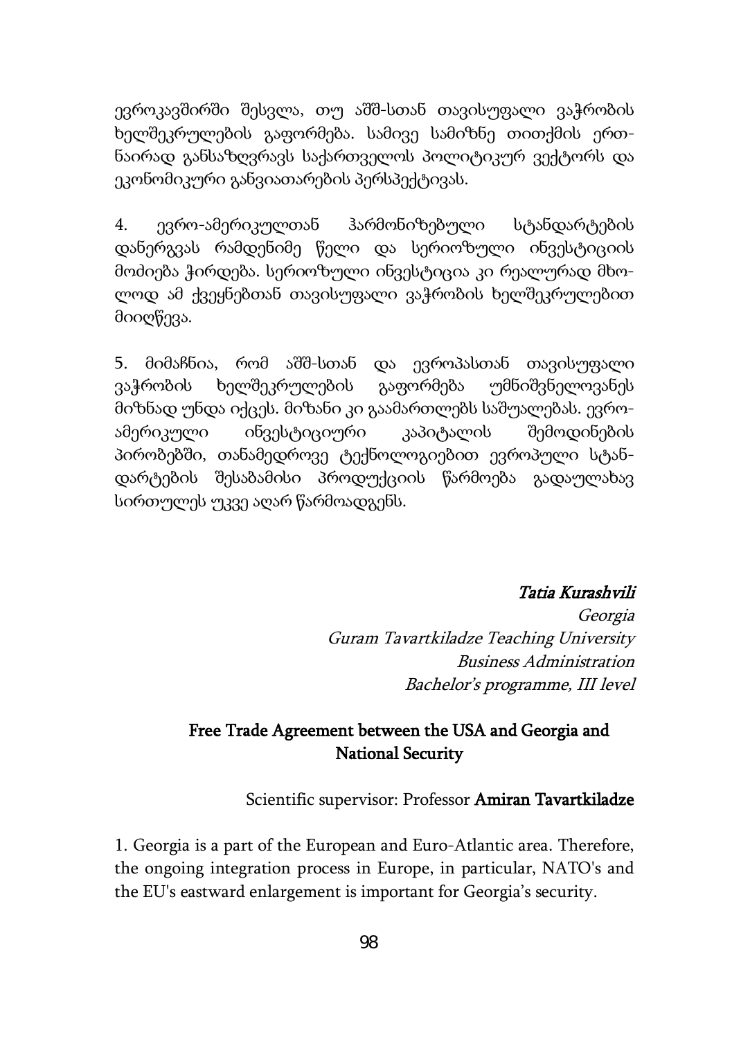ევროკავშირში შესვლა, თუ აშშ-სთან თავისუფალი ვაჭრობის ხელშეკრულების გაფორმება. სამივე სამიზნე თითქმის ერთნაირად განსაზღვრავს საქართველოს პოლიტიკურ ვექტორს და ეკონომიკური განვითარების პერსპექტივას.

4. ევრო-ამერიკულთან ჰარმონიზებული სტანდარტების დანერგვას რამდენიმე წელი და სერიოზული ინვესტიციის მოძიება ჭირდება. სერიოზული ინვესტიცია კი რეალურად მხოლოდ ამ ქვეყნებთან თავისუფალი ვაჭრობის ხელშეკრულებით მიიღწევა.

5. მიმაჩნია, რომ აშშ-სთან და ევროპასთან თავისუფალი ვაჭრობის ხელშეკრულების გაფორმება უმნიშვნელოვანეს მიზნად უნდა იქცეს. მიზანი კი გაამართლებს საშუალებას. ევრო-ამერიკული ინვესტიციური კაპიტალის შემოდინების პირობებში, თანამედროვე ტექნოლოგიებით ევროპული სტანდარტების შესაბამისი პროდუქციის წარმოება გადაულახავ სირთულეს უკვე აღარ წარმოადგენს.

*Tatia Kurashvili*
*Georgia*
*Guram Tavartkiladze Teaching University*
*Business Administration*
*Bachelor's programme, III level*

## Free Trade Agreement between the USA and Georgia and National Security

Scientific supervisor: Professor **Amiran Tavartkiladze**

1. Georgia is a part of the European and Euro-Atlantic area. Therefore, the ongoing integration process in Europe, in particular, NATO's and the EU's eastward enlargement is important for Georgia's security.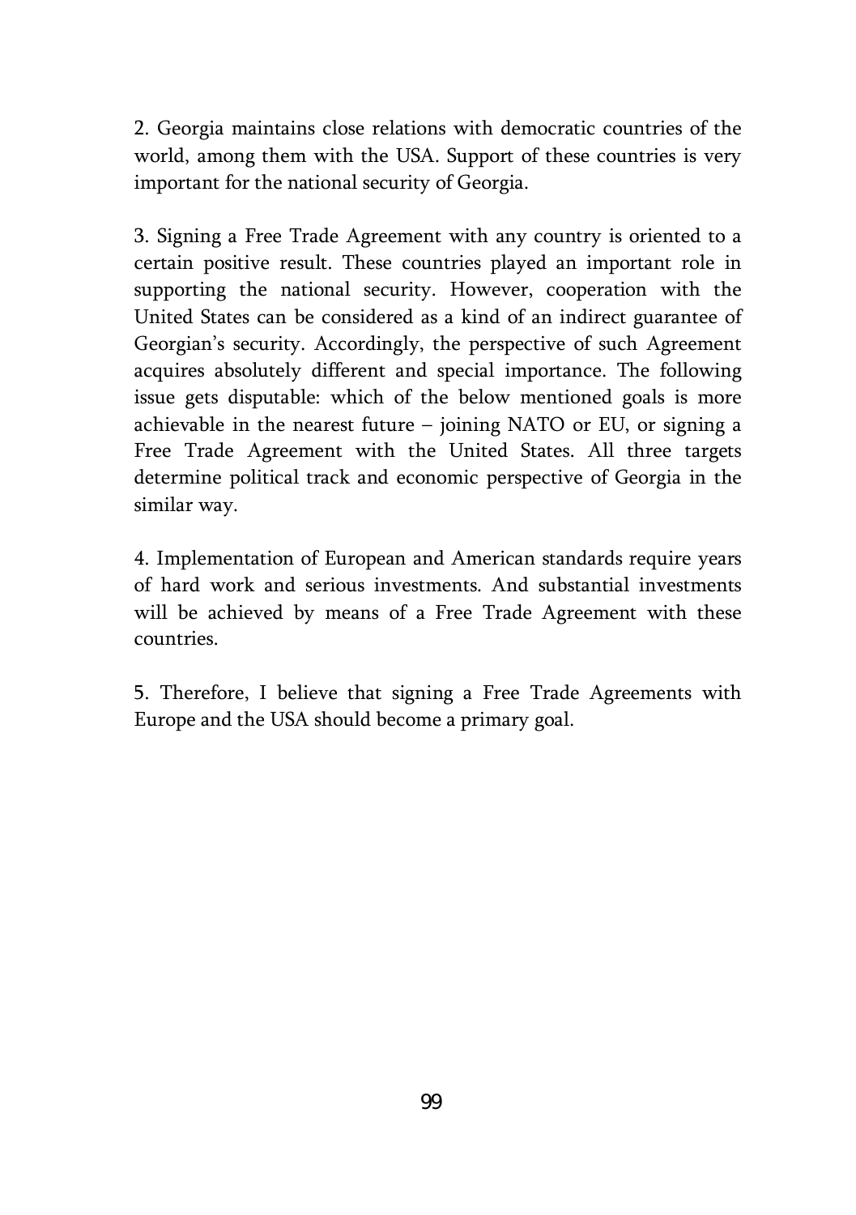2. Georgia maintains close relations with democratic countries of the world, among them with the USA. Support of these countries is very important for the national security of Georgia.

3. Signing a Free Trade Agreement with any country is oriented to a certain positive result. These countries played an important role in supporting the national security. However, cooperation with the United States can be considered as a kind of an indirect guarantee of Georgian's security. Accordingly, the perspective of such Agreement acquires absolutely different and special importance. The following issue gets disputable: which of the below mentioned goals is more achievable in the nearest future – joining NATO or EU, or signing a Free Trade Agreement with the United States. All three targets determine political track and economic perspective of Georgia in the similar way.

4. Implementation of European and American standards require years of hard work and serious investments. And substantial investments will be achieved by means of a Free Trade Agreement with these countries.

5. Therefore, I believe that signing a Free Trade Agreements with Europe and the USA should become a primary goal.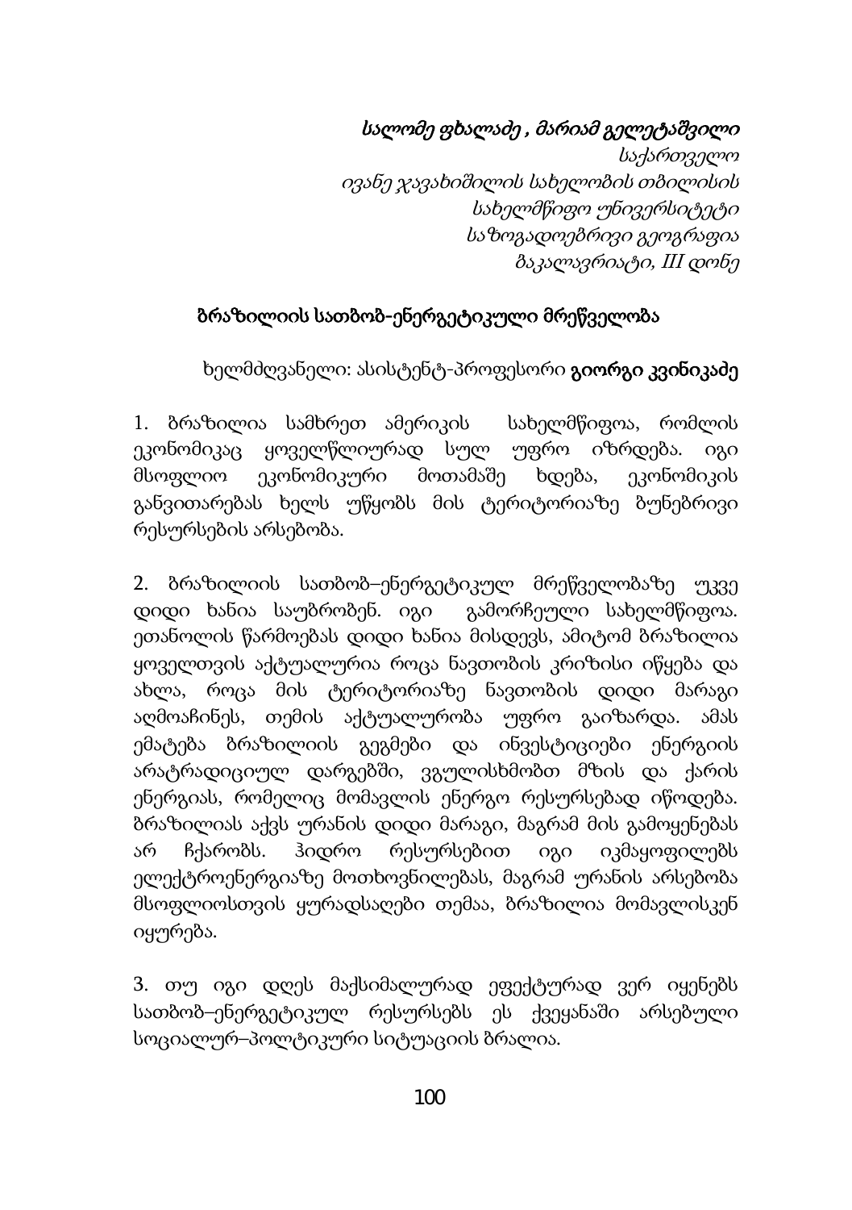*სალომე ფხალაძე , მარიამ გელეტაშვილი*
*საქართველო*
*ივანე ჯავახიშვილის სახელობის თბილისის*
*სახელმწიფო უნივერსიტეტი*
*საზოგადოებრივი გეოგრაფია*
*ბაკალავრიატი, III დონე*

## ბრაზილიის სათბობ-ენერგეტიკული მრეწველობა

ხელმძღვანელი: ასისტენტ-პროფესორი **გიორგი კვინიკაძე**

1. ბრაზილია სამხრეთ ამერიკის სახელმწიფოა, რომლის ეკონომიკაც ყოველწლიურად სულ უფრო იზრდება. იგი მსოფლიო ეკონომიკური მოთამაშე ხდება, ეკონომიკის განვითარებას ხელს უწყობს მის ტერიტორიაზე ბუნებრივი რესურსების არსებობა.

2. ბრაზილიის სათბობ–ენერგეტიკულ მრეწველობაზე უკვე დიდი ხანია საუბრობენ. იგი გამორჩეული სახელმწიფოა. ეთანოლის წარმოებას დიდი ხანია მისდევს, ამიტომ ბრაზილია ყოველთვის აქტუალურია როცა ნავთობის კრიზისი იწყება და ახლა, როცა მის ტერიტორიაზე ნავთობის დიდი მარაგი აღმოაჩინეს, თემის აქტუალურობა უფრო გაიზარდა. ამას ემატება ბრაზილიის გეგმები და ინვესტიციები ენერგიის არატრადიციულ დარგებში, ვგულისხმობთ მზის და ქარის ენერგიას, რომელიც მომავლის ენერგო რესურსებად იწოდება. ბრაზილიას აქვს ურანის დიდი მარაგი, მაგრამ მის გამოყენებას არ ჩქარობს. ჰიდრო რესურსებით იგი იკმაყოფილებს ელექტროენერგიაზე მოთხოვნილებას, მაგრამ ურანის არსებობა მსოფლიოსთვის ყურადსაღები თემაა, ბრაზილია მომავლისკენ იყურება.

3. თუ იგი დღეს მაქსიმალურად ეფექტურად ვერ იყენებს სათბობ–ენერგეტიკულ რესურსებს ეს ქვეყანაში არსებული სოციალურ–პოლტიკური სიტუაციის ბრალია.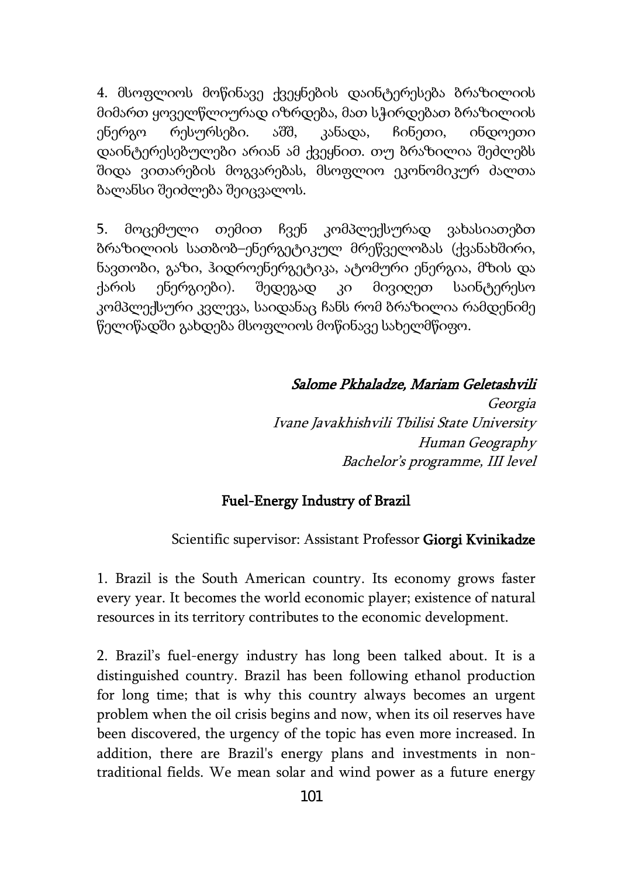4. მსოფლიოს მოწინავე ქვეყნების დაინტერესება ბრაზილიის მიმართ ყოველწლიურად იზრდება, მათ სჭირდებათ ბრაზილიის ენერგო რესურსები. აშშ, კანადა, ჩინეთი, ინდოეთი დაინტერესებულები არიან ამ ქვეყნით. თუ ბრაზილია შეძლებს შიდა ვითარების მოგვარებას, მსოფლიო ეკონომიკურ ძალთა ბალანსი შეიძლება შეიცვალოს.

5. მოცემული თემით ჩვენ კომპლექსურად ვახასიათებთ ბრაზილიის სათბობ–ენერგეტიკულ მრეწველობას (ქვანახშირი, ნავთობი, გაზი, ჰიდროენერგეტიკა, ატომური ენერგია, მზის და ქარის ენერგიები). შედეგად კი მივიღეთ საინტერესო კომპლექსური კვლევა, საიდანაც ჩანს რომ ბრაზილია რამდენიმე წელიწადში გახდება მსოფლიოს მოწინავე სახელმწიფო.

***Salome Pkhaladze, Mariam Geletashvili***
*Georgia*
*Ivane Javakhishvili Tbilisi State University*
*Human Geography*
*Bachelor's programme, III level*

## Fuel-Energy Industry of Brazil

Scientific supervisor: Assistant Professor **Giorgi Kvinikadze**

1. Brazil is the South American country. Its economy grows faster every year. It becomes the world economic player; existence of natural resources in its territory contributes to the economic development.

2. Brazil's fuel-energy industry has long been talked about. It is a distinguished country. Brazil has been following ethanol production for long time; that is why this country always becomes an urgent problem when the oil crisis begins and now, when its oil reserves have been discovered, the urgency of the topic has even more increased. In addition, there are Brazil's energy plans and investments in non-traditional fields. We mean solar and wind power as a future energy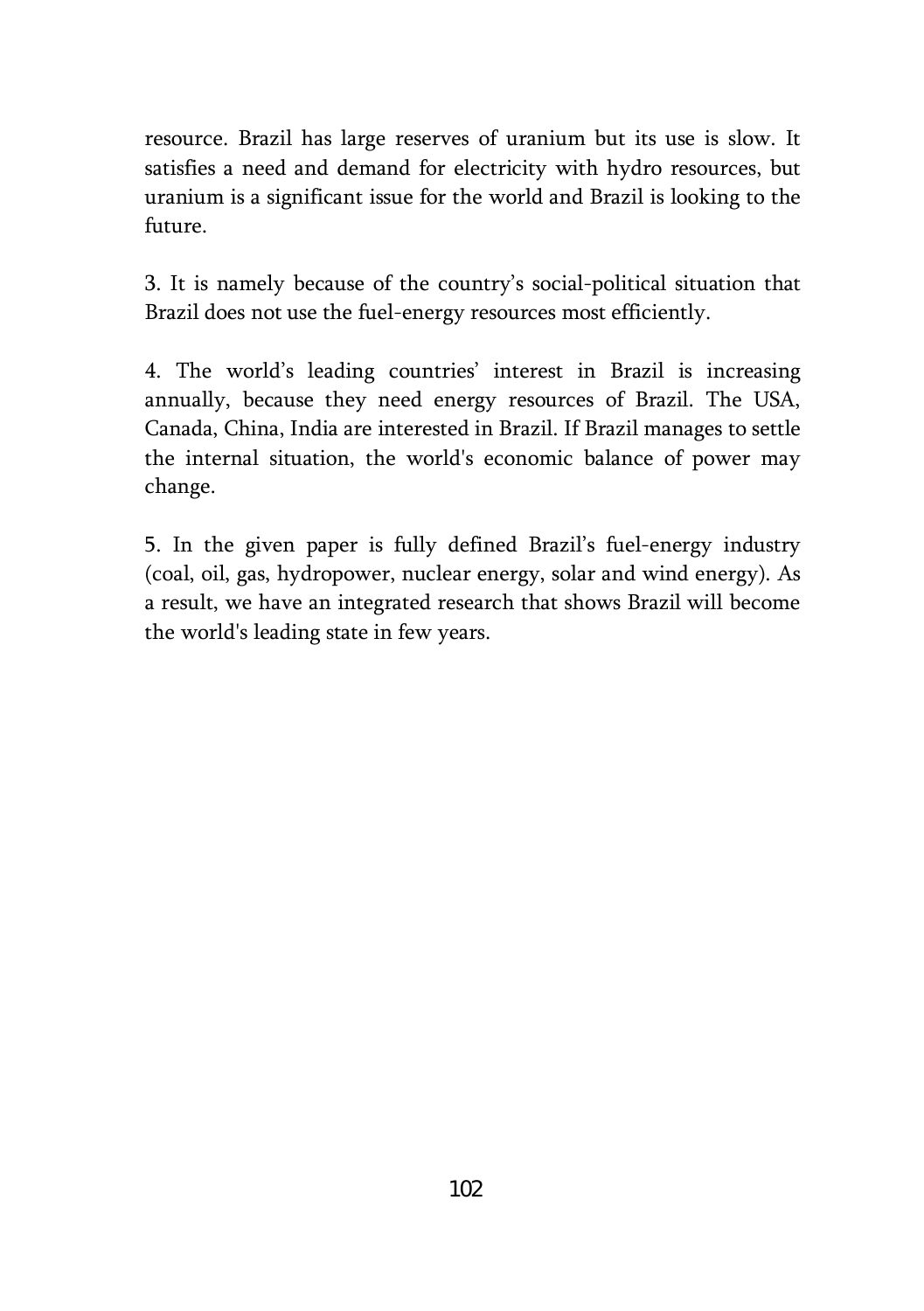resource. Brazil has large reserves of uranium but its use is slow. It satisfies a need and demand for electricity with hydro resources, but uranium is a significant issue for the world and Brazil is looking to the future.

3. It is namely because of the country's social-political situation that Brazil does not use the fuel-energy resources most efficiently.

4. The world's leading countries' interest in Brazil is increasing annually, because they need energy resources of Brazil. The USA, Canada, China, India are interested in Brazil. If Brazil manages to settle the internal situation, the world's economic balance of power may change.

5. In the given paper is fully defined Brazil's fuel-energy industry (coal, oil, gas, hydropower, nuclear energy, solar and wind energy). As a result, we have an integrated research that shows Brazil will become the world's leading state in few years.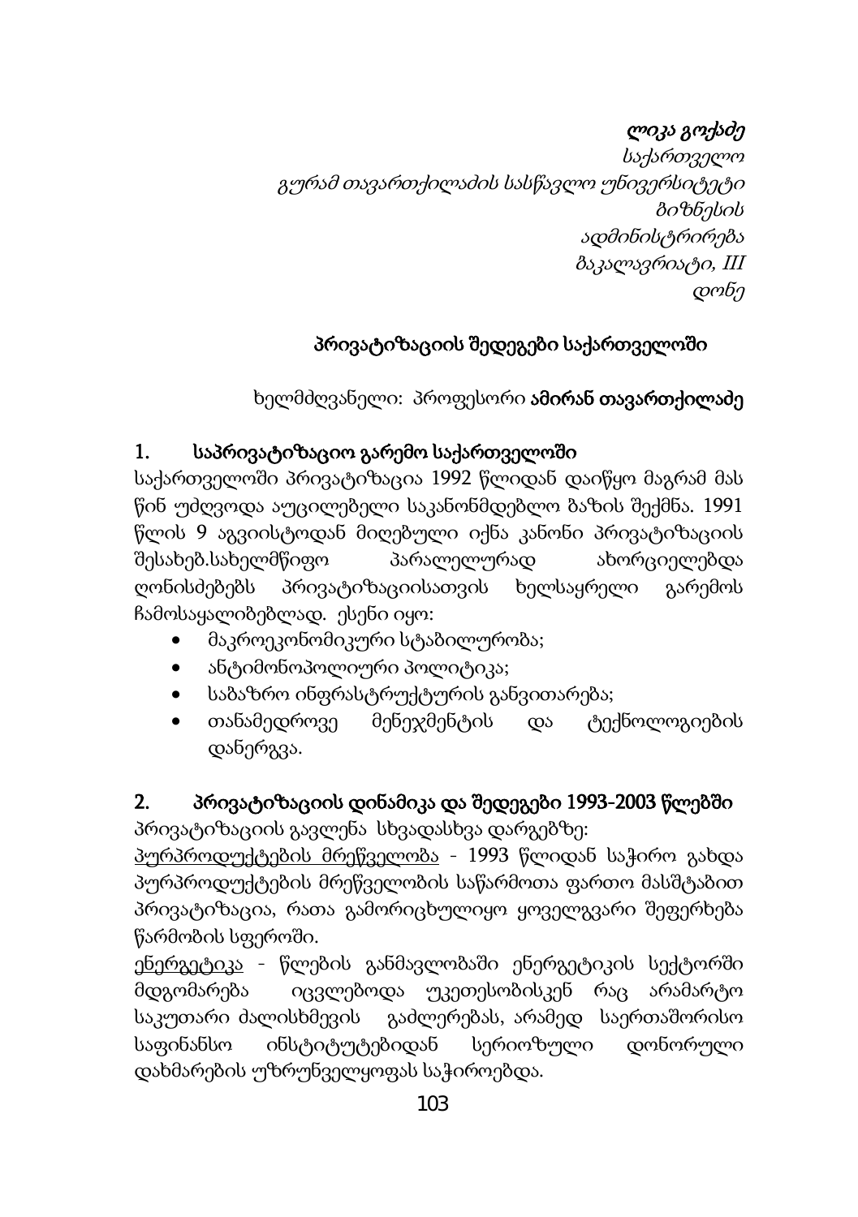*ლიკა გოქაძე*
*საქართველო*
*გურამ თავართქილაძის სასწავლო უნივერსიტეტი*
*ბიზნესის*
*ადმინისტრირება*
*ბაკალავრიატი, III*
*დონე*

## პრივატიზაციის შედეგები საქართველოში

ხელმძღვანელი: პროფესორი **ამირან თავართქილაძე**

### 1. საპრივატიზაციო გარემო საქართველოში

საქართველოში პრივატიზაცია 1992 წლიდან დაიწყო მაგრამ მას წინ უძღვოდა აუცილებელი საკანონმდებლო ბაზის შექმნა. 1991 წლის 9 აგვისტოდან მიღებული იქნა კანონი პრივატიზაციის შესახებ.სახელმწიფო პარალელურად ახორციელებდა ღონისძებებს პრივატიზაციისათვის ხელსაყრელი გარემოს ჩამოსაყალიბებლად. ესენი იყო:

- მაკროეკონომიკური სტაბილურობა;
- ანტიმონოპოლიური პოლიტიკა;
- საბაზრო ინფრასტრუქტურის განვითარება;
- თანამედროვე მენეჯმენტის და ტექნოლოგიების დანერგვა.

### 2. პრივატიზაციის დინამიკა და შედეგები 1993-2003 წლებში

პრივატიზაციის გავლენა სხვადასხვა დარგებზე:

პურპროდუქტების მრეწველობა - 1993 წლიდან საჭირო გახდა პურპროდუქტების მრეწველობის საწარმოთა ფართო მასშტაბით პრივატიზაცია, რათა გამორიცხულიყო ყოველგვარი შეფერხება წარმობის სფეროში.

ენერგეტიკა - წლების განმავლობაში ენერგეტიკის სექტორში მდგომარება იცვლებოდა უკეთესობისკენ რაც არამარტო საკუთარი ძალისხმევის გაძლერებას, არამედ საერთაშორისო საფინანსო ინსტიტუტებიდან სერიოზული დონორული დახმარების უზრუნველყოფას საჭიროებდა.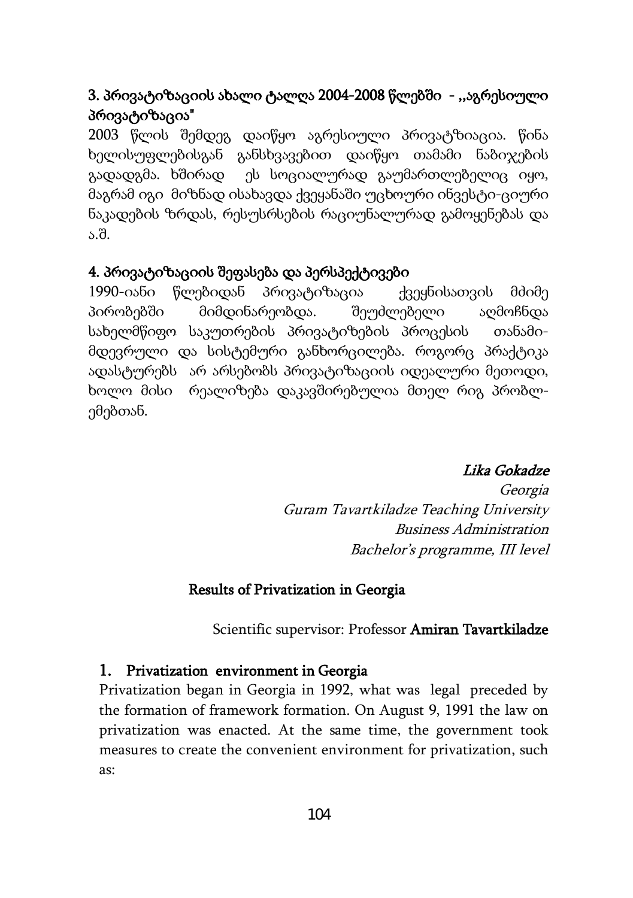### 3. პრივატიზაციის ახალი ტალღა 2004-2008 წლებში - ,,აგრესიული პრივატიზაცია"

2003 წლის შემდეგ დაიწყო აგრესიული პრივატზიაცია. წინა ხელისუფლებისგან განსხვავებით დაიწყო თამამი ნაბიჯების გადადგმა. ხშირად ეს სოციალურად გაუმართლებელიც იყო, მაგრამ იგი მიზნად ისახავდა ქვეყანაში უცხოური ინვესტი-ციური ნაკადების ზრდას, რესუსრსების რაციუნალურად გამოყენებას და ა.შ.

### 4. პრივატიზაციის შეფასება და პერსპექტივები

1990-იანი წლებიდან პრივატიზაცია ქვეყნისათვის მძიმე პირობებში მიმდინარეობდა. შეუძლებელი აღმოჩნდა სახელმწიფო საკუთრების პრივატიზების პროცესის თანამი-მდევრული და სისტემური განხორცილება. როგორც პრაქტიკა ადასტურებს არ არსებობს პრივატიზაციის იდეალური მეთოდი, ხოლო მისი რეალიზება დაკავშირებულია მთელ რიგ პრობლ-ემებთან.

*Lika Gokadze*
*Georgia*
*Guram Tavartkiladze Teaching University*
*Business Administration*
*Bachelor's programme, III level*

## Results of Privatization in Georgia

Scientific supervisor: Professor **Amiran Tavartkiladze**

### 1. Privatization environment in Georgia

Privatization began in Georgia in 1992, what was legal preceded by the formation of framework formation. On August 9, 1991 the law on privatization was enacted. At the same time, the government took measures to create the convenient environment for privatization, such as: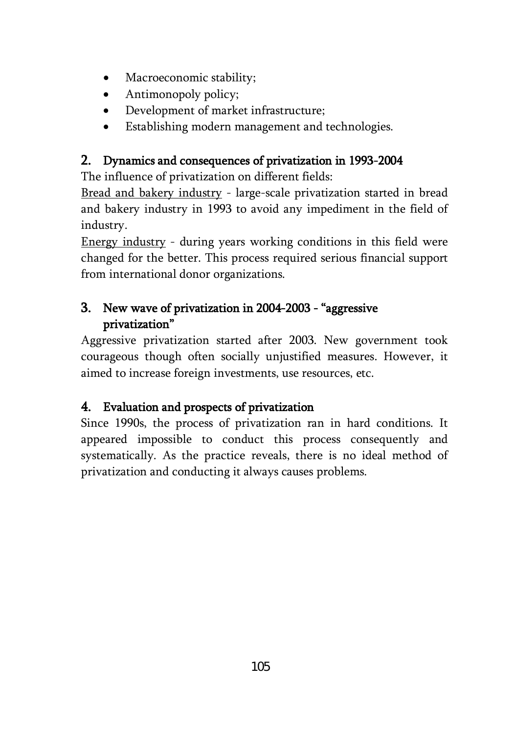- Macroeconomic stability;
- Antimonopoly policy;
- Development of market infrastructure;
- Establishing modern management and technologies.

## 2. Dynamics and consequences of privatization in 1993-2004

The influence of privatization on different fields:

Bread and bakery industry - large-scale privatization started in bread and bakery industry in 1993 to avoid any impediment in the field of industry.

Energy industry - during years working conditions in this field were changed for the better. This process required serious financial support from international donor organizations.

## 3. New wave of privatization in 2004-2003 - "aggressive privatization"

Aggressive privatization started after 2003. New government took courageous though often socially unjustified measures. However, it aimed to increase foreign investments, use resources, etc.

## 4. Evaluation and prospects of privatization

Since 1990s, the process of privatization ran in hard conditions. It appeared impossible to conduct this process consequently and systematically. As the practice reveals, there is no ideal method of privatization and conducting it always causes problems.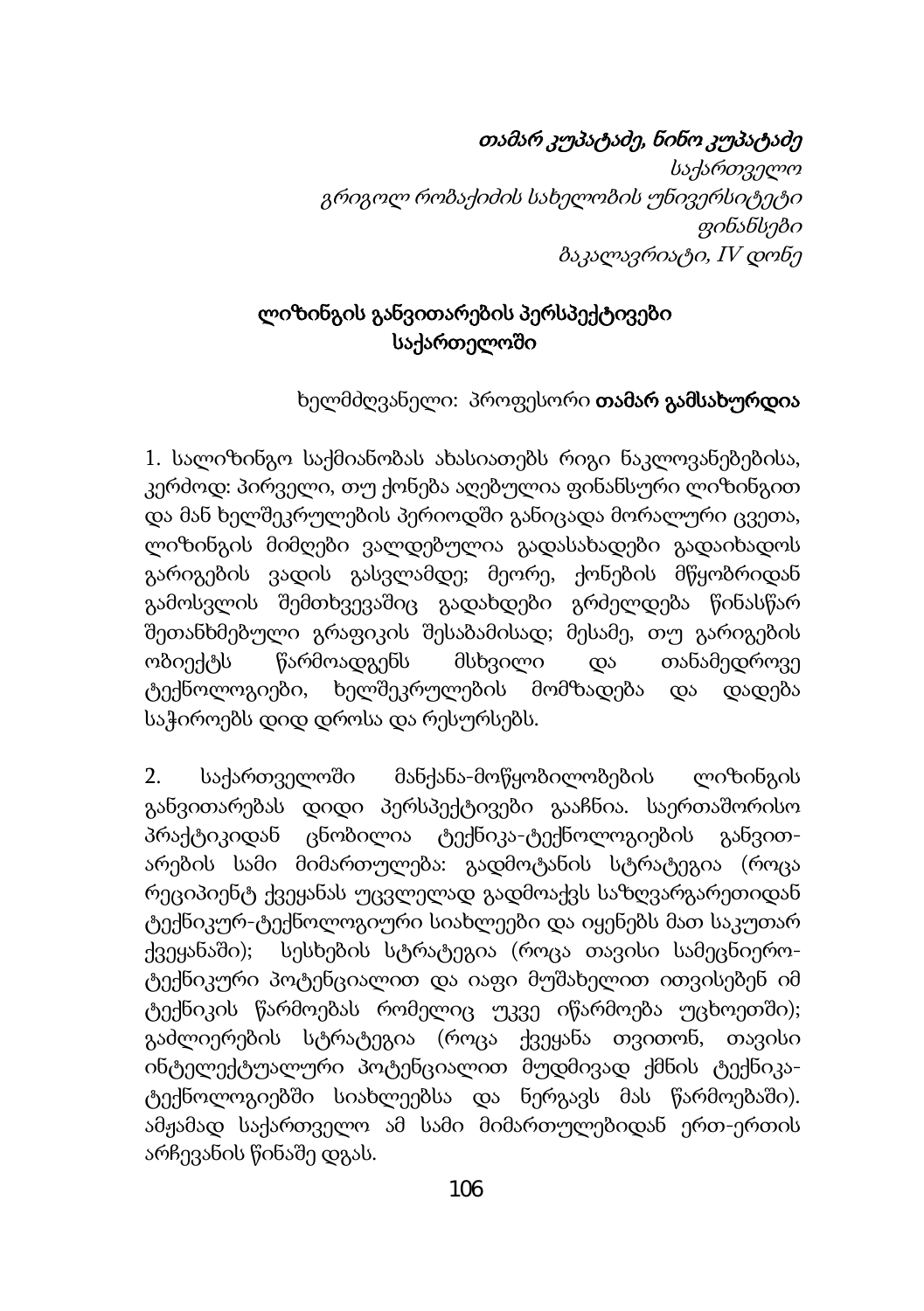*თამარ კუპატაძე, ნინო კუპატაძე*
*საქართველო*
*გრიგოლ რობაქიძის სახელობის უნივერსიტეტი*
*ფინანსები*
*ბაკალავრიატი, IV დონე*

## ლიზინგის განვითარების პერსპექტივები საქართველოში

ხელმძღვანელი: პროფესორი **თამარ გამსახურდია**

1. სალიზინგო საქმიანობას ახასიათებს რიგი ნაკლოვანებებისა, კერძოდ: პირველი, თუ ქონება აღებულია ფინანსური ლიზინგით და მან ხელშეკრულების პერიოდში განიცადა მორალური ცვეთა, ლიზინგის მიმღები ვალდებულია გადასახადები გადაიხადოს გარიგების ვადის გასვლამდე; მეორე, ქონების მწყობრიდან გამოსვლის შემთხვევაშიც გადახდები გრძელდება წინასწარ შეთანხმებული გრაფიკის შესაბამისად; მესამე, თუ გარიგების ობიექტს წარმოადგენს მსხვილი და თანამედროვე ტექნოლოგიები, ხელშეკრულების მომზადება და დადება საჭიროებს დიდ დროსა და რესურსებს.

2. საქართველოში მანქანა-მოწყობილობების ლიზინგის განვითარებას დიდი პერსპექტივები გააჩნია. საერთაშორისო პრაქტიკიდან ცნობილია ტექნიკა-ტექნოლოგიების განვითარების სამი მიმართულება: გადმოტანის სტრატეგია (როცა რეციპიენტ ქვეყანას უცვლელად გადმოაქვს საზღვარგარეთიდან ტექნიკურ-ტექნოლოგიური სიახლეები და იყენებს მათ საკუთარ ქვეყანაში); სესხების სტრატეგია (როცა თავისი სამეცნიერო-ტექნიკური პოტენციალით და იაფი მუშახელით ითვისებენ იმ ტექნიკის წარმოებას რომელიც უკვე იწარმოება უცხოეთში); გაძლიერების სტრატეგია (როცა ქვეყანა თვითონ, თავისი ინტელექტუალური პოტენციალით მუდმივად ქმნის ტექნიკა-ტექნოლოგიებში სიახლეებსა და ნერგავს მას წარმოებაში). ამჟამად საქართველო ამ სამი მიმართულებიდან ერთ-ერთის არჩევანის წინაშე დგას.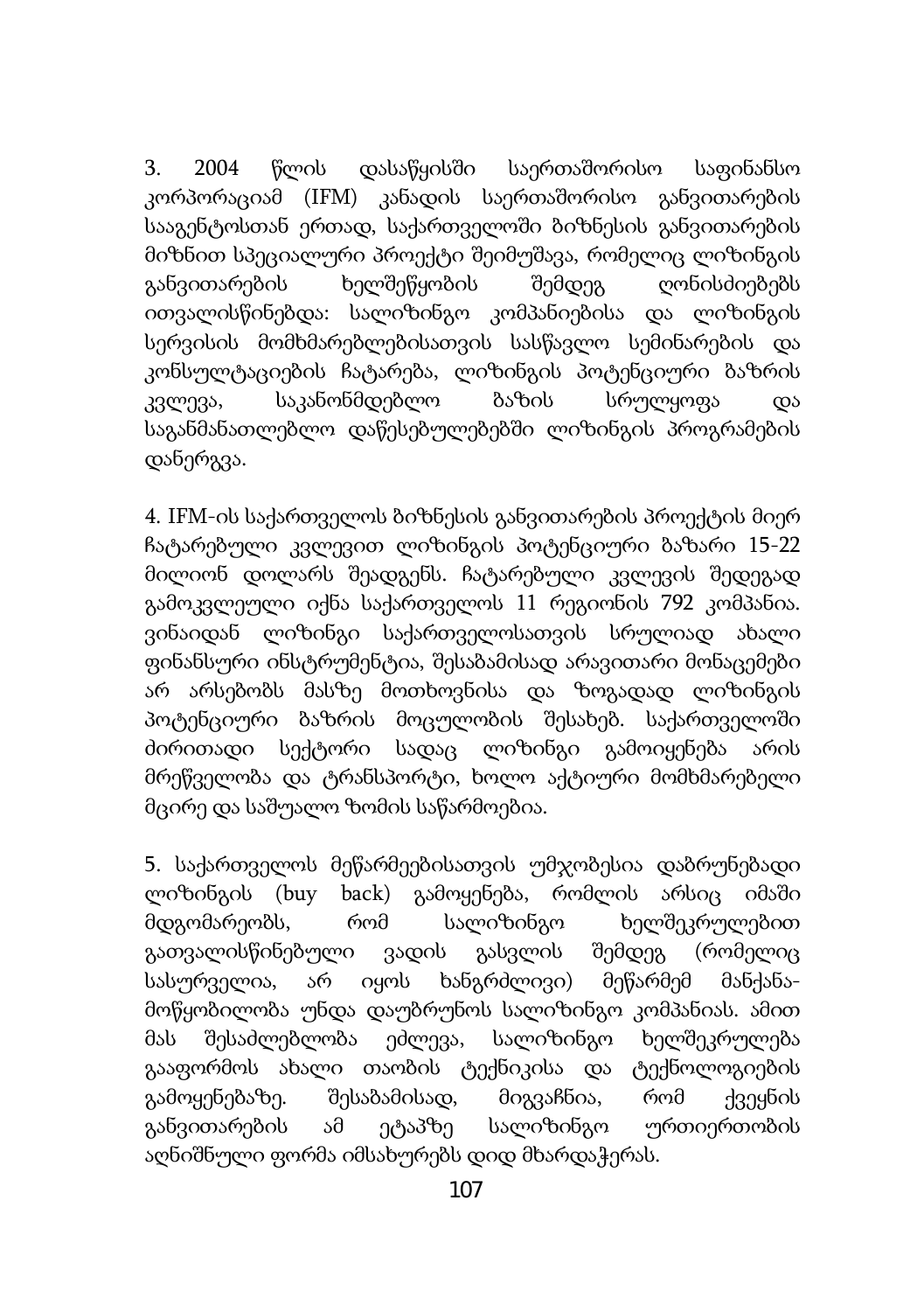3. 2004 წლის დასაწყისში საერთაშორისო საფინანსო კორპორაციამ (IFM) კანადის საერთაშორისო განვითარების სააგენტოსთან ერთად, საქართველოში ბიზნესის განვითარების მიზნით სპეციალური პროექტი შეიმუშავა, რომელიც ლიზინგის განვითარების ხელშეწყობის შემდეგ ღონისძიებებს ითვალისწინებდა: სალიზინგო კომპანიებისა და ლიზინგის სერვისის მომხმარებლებისათვის სასწავლო სემინარების და კონსულტაციების ჩატარება, ლიზინგის პოტენციური ბაზრის კვლევა, საკანონმდებლო ბაზის სრულყოფა და საგანმანათლებლო დაწესებულებებში ლიზინგის პროგრამების დანერგვა.

4. IFM-ის საქართველოს ბიზნესის განვითარების პროექტის მიერ ჩატარებული კვლევით ლიზინგის პოტენციური ბაზარი 15-22 მილიონ დოლარს შეადგენს. ჩატარებული კვლევის შედეგად გამოკვლეული იქნა საქართველოს 11 რეგიონის 792 კომპანია. ვინაიდან ლიზინგი საქართველოსათვის სრულიად ახალი ფინანსური ინსტრუმენტია, შესაბამისად არავითარი მონაცემები არ არსებობს მასზე მოთხოვნისა და ზოგადად ლიზინგის პოტენციური ბაზრის მოცულობის შესახებ. საქართველოში ძირითადი სექტორი სადაც ლიზინგი გამოიყენება არის მრეწველობა და ტრანსპორტი, ხოლო აქტიური მომხმარებელი მცირე და საშუალო ზომის საწარმოებია.

5. საქართველოს მეწარმეებისათვის უმჯობესია დაბრუნებადი ლიზინგის (buy back) გამოყენება, რომლის არსიც იმაში მდგომარეობს, რომ სალიზინგო ხელშეკრულებით გათვალისწინებული ვადის გასვლის შემდეგ (რომელიც სასურველია, არ იყოს ხანგრძლივი) მეწარმემ მანქანა-მოწყობილობა უნდა დაუბრუნოს სალიზინგო კომპანიას. ამით მას შესაძლებლობა ეძლევა, სალიზინგო ხელშეკრულება გააფორმოს ახალი თაობის ტექნიკისა და ტექნოლოგიების გამოყენებაზე. შესაბამისად, მიგვაჩნია, რომ ქვეყნის განვითარების ამ ეტაპზე სალიზინგო ურთიერთობის აღნიშნული ფორმა იმსახურებს დიდ მხარდაჭერას.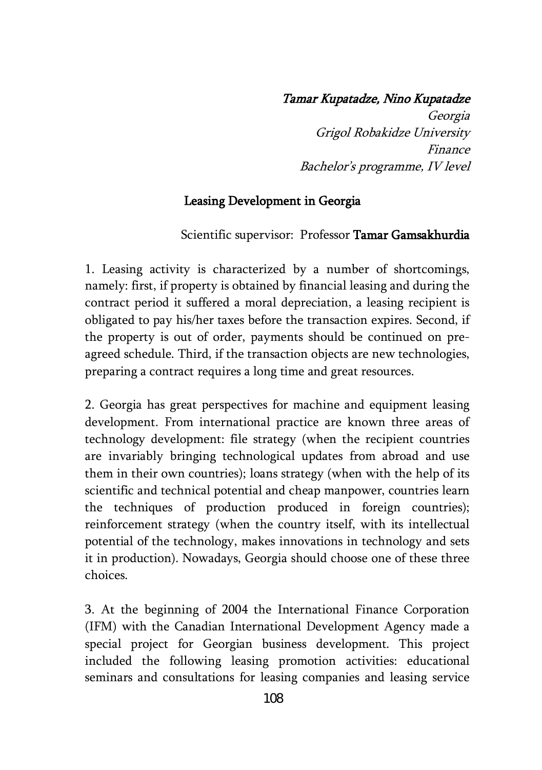*Tamar Kupatadze, Nino Kupatadze*  
*Georgia*  
*Grigol Robakidze University*  
*Finance*  
*Bachelor's programme, IV level*

## Leasing Development in Georgia

Scientific supervisor: Professor **Tamar Gamsakhurdia**

1. Leasing activity is characterized by a number of shortcomings, namely: first, if property is obtained by financial leasing and during the contract period it suffered a moral depreciation, a leasing recipient is obligated to pay his/her taxes before the transaction expires. Second, if the property is out of order, payments should be continued on pre-agreed schedule. Third, if the transaction objects are new technologies, preparing a contract requires a long time and great resources.

2. Georgia has great perspectives for machine and equipment leasing development. From international practice are known three areas of technology development: file strategy (when the recipient countries are invariably bringing technological updates from abroad and use them in their own countries); loans strategy (when with the help of its scientific and technical potential and cheap manpower, countries learn the techniques of production produced in foreign countries); reinforcement strategy (when the country itself, with its intellectual potential of the technology, makes innovations in technology and sets it in production). Nowadays, Georgia should choose one of these three choices.

3. At the beginning of 2004 the International Finance Corporation (IFM) with the Canadian International Development Agency made a special project for Georgian business development. This project included the following leasing promotion activities: educational seminars and consultations for leasing companies and leasing service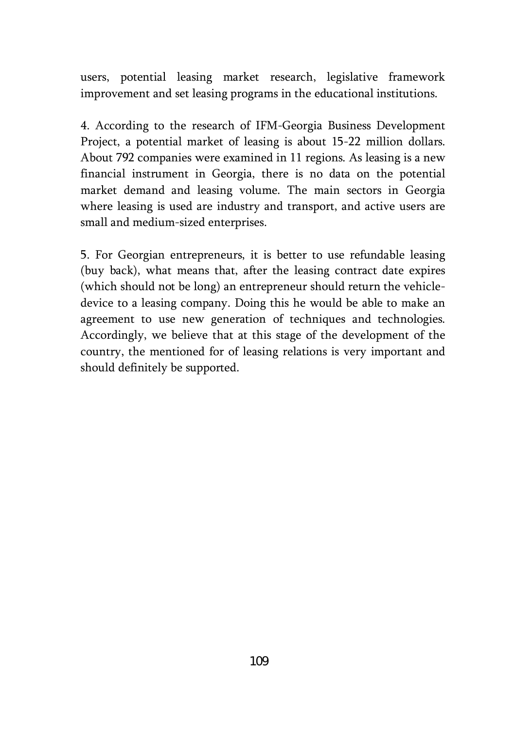users, potential leasing market research, legislative framework improvement and set leasing programs in the educational institutions.

4. According to the research of IFM-Georgia Business Development Project, a potential market of leasing is about 15-22 million dollars. About 792 companies were examined in 11 regions. As leasing is a new financial instrument in Georgia, there is no data on the potential market demand and leasing volume. The main sectors in Georgia where leasing is used are industry and transport, and active users are small and medium-sized enterprises.

5. For Georgian entrepreneurs, it is better to use refundable leasing (buy back), what means that, after the leasing contract date expires (which should not be long) an entrepreneur should return the vehicle-device to a leasing company. Doing this he would be able to make an agreement to use new generation of techniques and technologies. Accordingly, we believe that at this stage of the development of the country, the mentioned for of leasing relations is very important and should definitely be supported.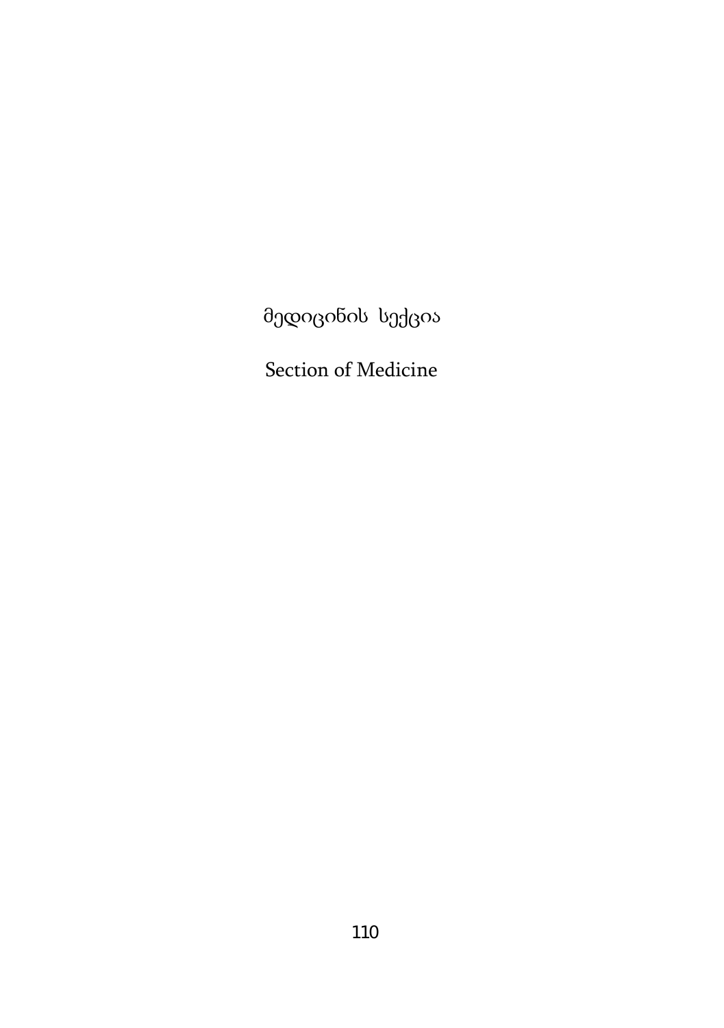# მედიცინის სექცია

# Section of Medicine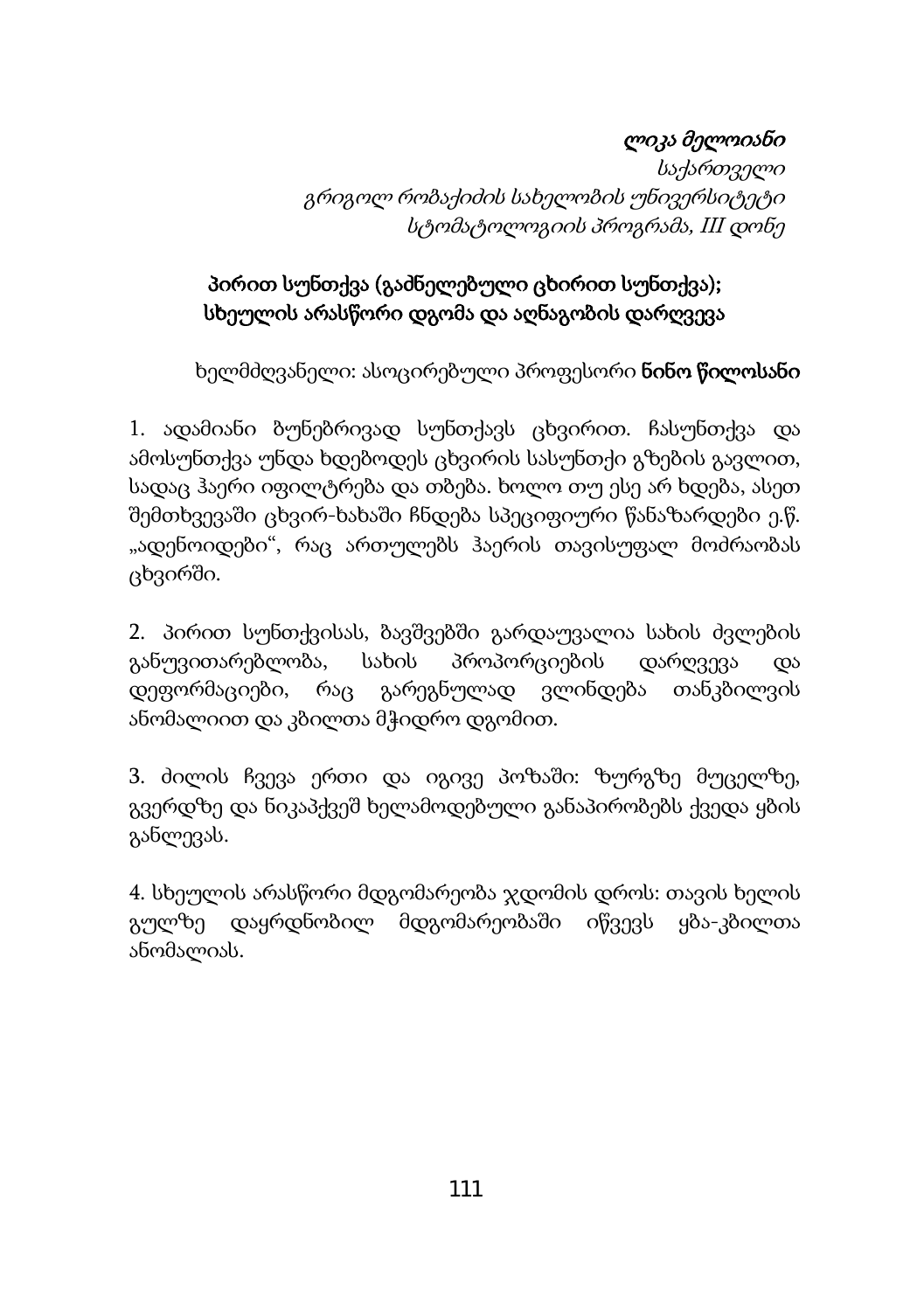*ლიკა მელოიანი*
*საქართველო*
*გრიგოლ რობაქიძის სახელობის უნივერსიტეტი*
*სტომატოლოგიის პროგრამა, III დონე*

## **პირით სუნთქვა (გაძნელებული ცხირით სუნთქვა); სხეულის არასწორი დგომა და აღნაგობის დარღვევა**

ხელმძღვანელი: ასოცირებული პროფესორი **ნინო წილოსანი**

1. ადამიანი ბუნებრივად სუნთქავს ცხვირით. ჩასუნთქვა და ამოსუნთქვა უნდა ხდებოდეს ცხვირის სასუნთქი გზების გავლით, სადაც ჰაერი იფილტრება და თბება. ხოლო თუ ესე არ ხდება, ასეთ შემთხვევაში ცხვირ-ხახაში ჩნდება სპეციფიური წანაზარდები ე.წ. „ადენოიდები", რაც ართულებს ჰაერის თავისუფალ მოძრაობას ცხვირში.

2. პირით სუნთქვისას, ბავშვებში გარდაუვალია სახის ძვლების განუვითარებლობა, სახის პროპორციების დარღვევა და დეფორმაციები, რაც გარეგნულად ვლინდება თანკბილვის ანომალიით და კბილთა მჭიდრო დგომით.

3. ძილის ჩვევა ერთი და იგივე პოზაში: ზურგზე მუცელზე, გვერდზე და ნიკაპქვეშ ხელამოდებული განაპირობებს ქვედა ყბის განლევას.

4. სხეულის არასწორი მდგომარეობა ჯდომის დროს: თავის ხელის გულზე დაყრდნობილ მდგომარეობაში იწვევს ყბა-კბილთა ანომალიას.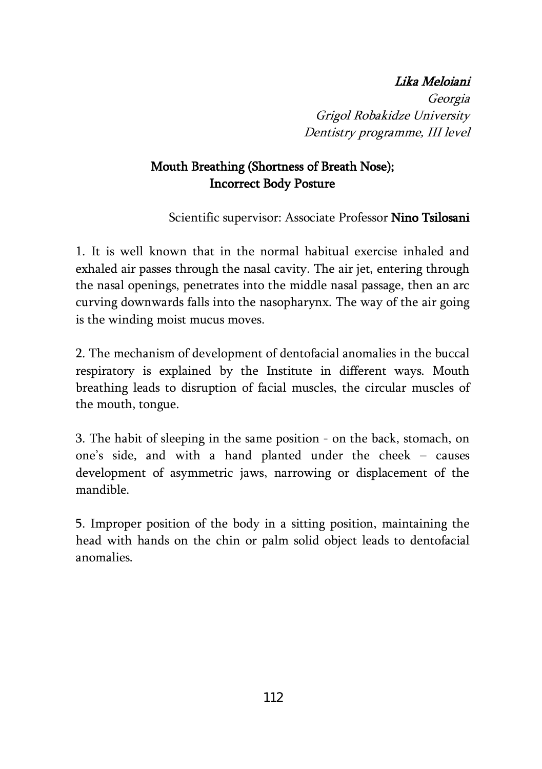*Lika Meloiani*
*Georgia*
*Grigol Robakidze University*
*Dentistry programme, III level*

## Mouth Breathing (Shortness of Breath Nose); Incorrect Body Posture

Scientific supervisor: Associate Professor **Nino Tsilosani**

1. It is well known that in the normal habitual exercise inhaled and exhaled air passes through the nasal cavity. The air jet, entering through the nasal openings, penetrates into the middle nasal passage, then an arc curving downwards falls into the nasopharynx. The way of the air going is the winding moist mucus moves.

2. The mechanism of development of dentofacial anomalies in the buccal respiratory is explained by the Institute in different ways. Mouth breathing leads to disruption of facial muscles, the circular muscles of the mouth, tongue.

3. The habit of sleeping in the same position - on the back, stomach, on one's side, and with a hand planted under the cheek – causes development of asymmetric jaws, narrowing or displacement of the mandible.

5. Improper position of the body in a sitting position, maintaining the head with hands on the chin or palm solid object leads to dentofacial anomalies.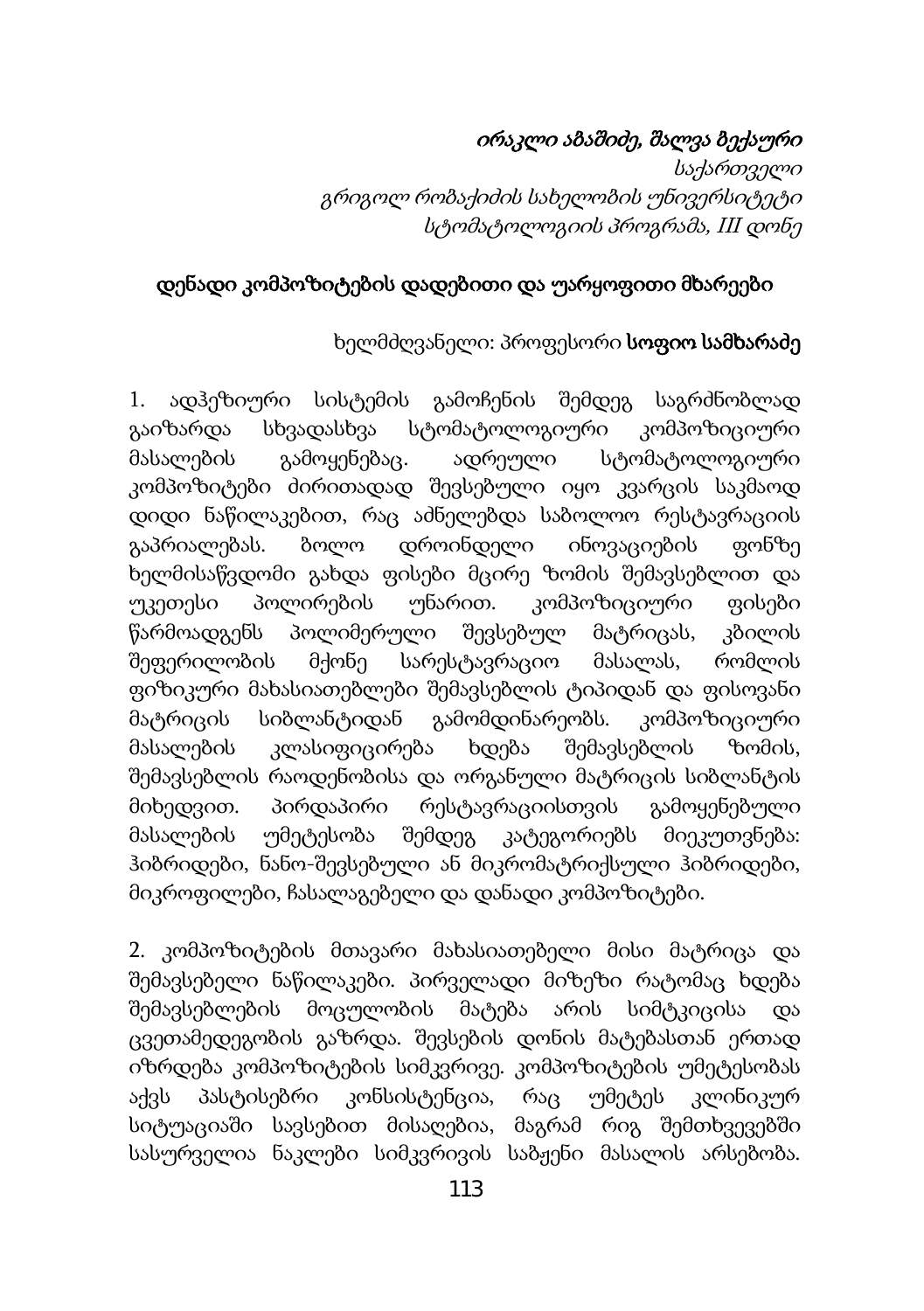*ირაკლი აბაშიძე, შალვა ბექაური*
*საქართველო*
*გრიგოლ რობაქიძის სახელობის უნივერსიტეტი*
*სტომატოლოგიის პროგრამა, III დონე*

## დენადი კომპოზიტების დადებითი და უარყოფითი მხარეები

ხელმძღვანელი: პროფესორი **სოფიო სამხარაძე**

1. ადჰეზიური სისტემის გამოჩენის შემდეგ საგრძნობლად გაიზარდა სხვადასხვა სტომატოლოგიური კომპოზიციური მასალების გამოყენებაც. ადრეული სტომატოლოგიური კომპოზიტები ძირითადად შევსებული იყო კვარცის საკმაოდ დიდი ნაწილაკებით, რაც ამნელებდა საბოლოო რესტავრაციის გაპრიალებას. ბოლო დროინდელი ინოვაციების ფონზე ხელმისაწვდომი გახდა ფისები მცირე ზომის შემავსებლით და უკეთესი პოლირების უნარით. კომპოზიციური ფისები წარმოადგენს პოლიმერული შევსებულ მატრიცას, კბილის შეფერილობის მქონე სარესტავრაციო მასალას, რომლის ფიზიკური მახასიათებლები შემავსებლის ტიპიდან და ფისოვანი მატრიცის სიბლანტიდან გამომდინარეობს. კომპოზიციური მასალების კლასიფიცირება ხდება შემავსებლის ზომის, შემავსებლის რაოდენობისა და ორგანული მატრიცის სიბლანტის მიხედვით. პირდაპირი რესტავრაციისთვის გამოყენებული მასალების უმეტესობა შემდეგ კატეგორიებს მიეკუთვნება: ჰიბრიდები, ნანო-შევსებული ან მიკრომატრიქსული ჰიბრიდები, მიკროფილები, ჩასალაგებელი და დანადი კომპოზიტები.

2. კომპოზიტების მთავარი მახასიათებელი მისი მატრიცა და შემავსებელი ნაწილაკები. პირველადი მიზეზი რატომაც ხდება შემავსებლების მოცულობის მატება არის სიმტკიცისა და ცვეთამედეგობის ზრდა. შევსების დონის მატებასთან ერთად იზრდება კომპოზიტების სიმკვრივე. კომპოზიტების უმეტესობას აქვს პასტისებრი კონსისტენცია, რაც უმეტეს კლინიკურ სიტუაციაში სავსებით მისაღებია, მაგრამ რიგ შემთხვევებში სასურველია ნაკლები სიმკვრივის საბჟენი მასალის არსებობა.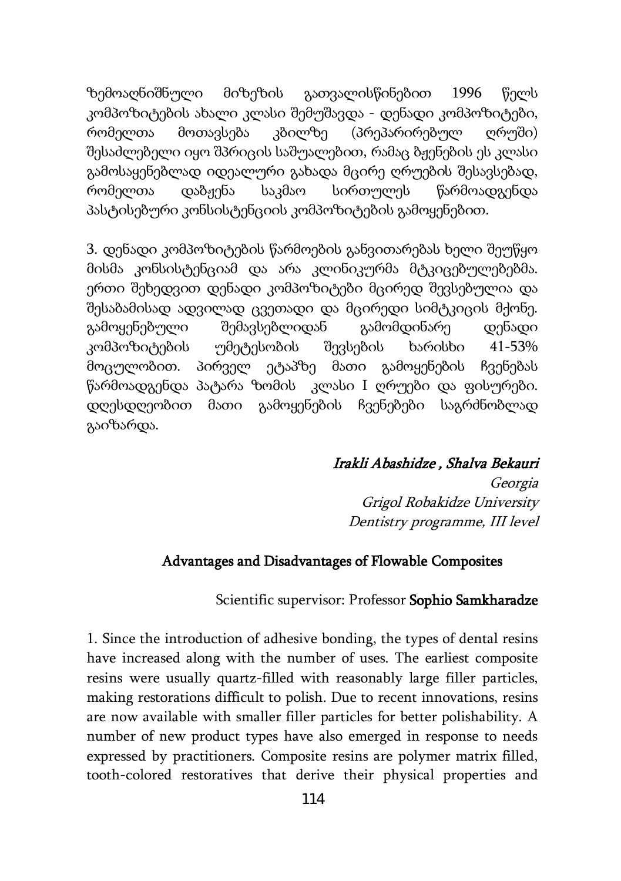ზემოაღნიშნული მიზეზის გათვალისწინებით 1996 წელს კომპოზიტების ახალი კლასი შემუშავდა - დენადი კომპოზიტები, რომელთა მოთავსება კბილზე (პრეპარირებულ ღრუში) შესაძლებელი იყო შპრიცის საშუალებით, რამაც ბჟენების ეს კლასი გამოსაყენებლად იდეალური გახადა მცირე ღრუების შესავსებად, რომელთა დაბჟენა საკმაო სირთულეს წარმოადგენდა პასტისებური კონსისტენციის კომპოზიტების გამოყენებით.

3. დენადი კომპოზიტების წარმოების განვითარებას ხელი შეუწყო მისმა კონსისტენციამ და არა კლინიკურმა მტკიცებულებებმა. ერთი შეხედვით დენადი კომპოზიტები მცირედ შევსებულია და შესაბამისად ადვილად ცვეთადი და მცირედი სიმტკიცის მქონე. გამოყენებული შემავსებლიდან გამომდინარე დენადი კომპოზიტების უმეტესობის შევსების ხარისხი 41-53% მოცულობით. პირველ ეტაპზე მათი გამოყენების ჩვენებას წარმოადგენდა პატარა ზომის კლასი I ღრუები და ფისურები. დღესდღეობით მათი გამოყენების ჩვენებები საგრძნობლად გაიზარდა.

*Irakli Abashidze , Shalva Bekauri*

*Georgia*

*Grigol Robakidze University*

*Dentistry programme, III level*

## Advantages and Disadvantages of Flowable Composites

Scientific supervisor: Professor **Sophio Samkharadze**

1. Since the introduction of adhesive bonding, the types of dental resins have increased along with the number of uses. The earliest composite resins were usually quartz-filled with reasonably large filler particles, making restorations difficult to polish. Due to recent innovations, resins are now available with smaller filler particles for better polishability. A number of new product types have also emerged in response to needs expressed by practitioners. Composite resins are polymer matrix filled, tooth-colored restoratives that derive their physical properties and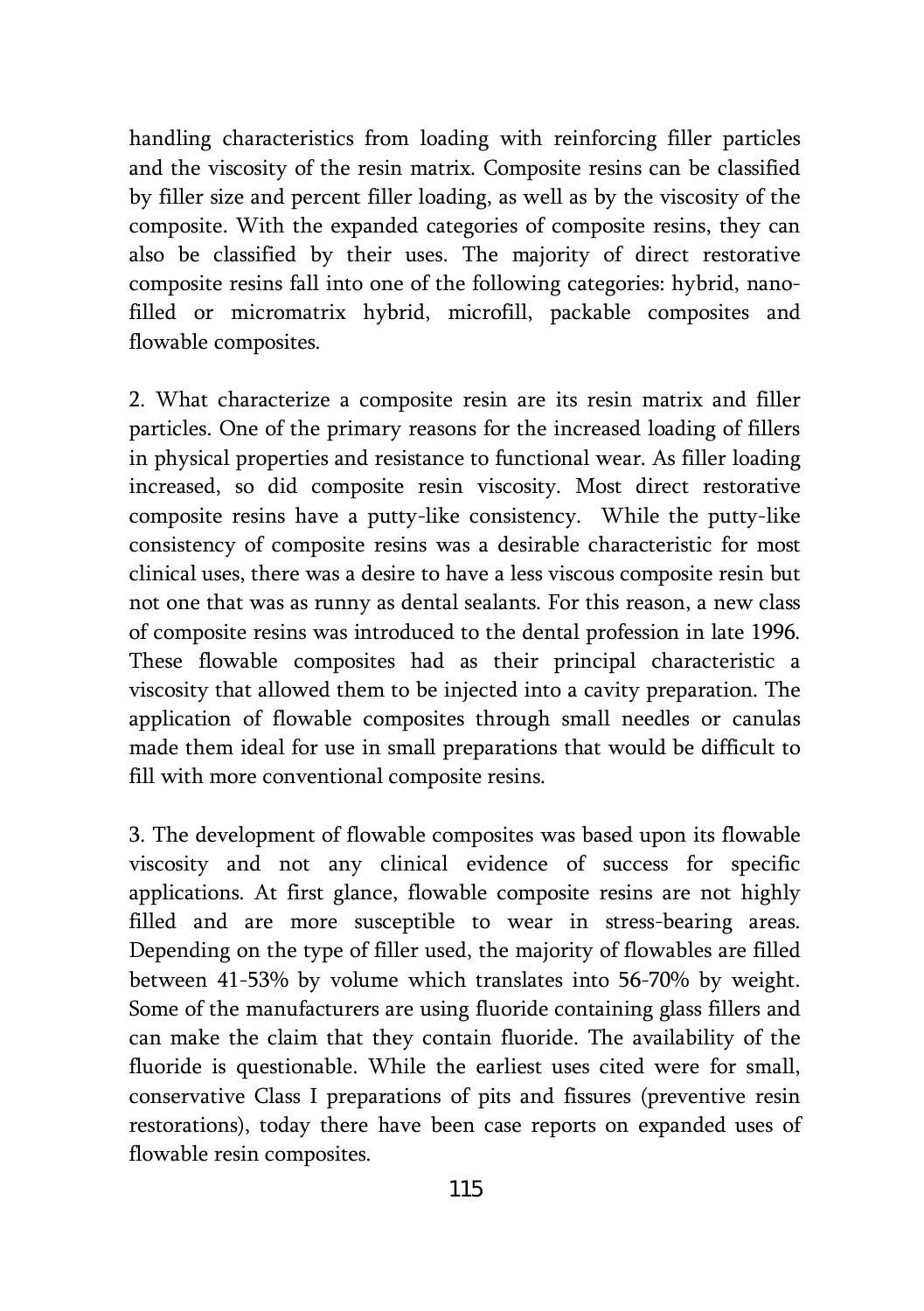handling characteristics from loading with reinforcing filler particles and the viscosity of the resin matrix. Composite resins can be classified by filler size and percent filler loading, as well as by the viscosity of the composite. With the expanded categories of composite resins, they can also be classified by their uses. The majority of direct restorative composite resins fall into one of the following categories: hybrid, nano-filled or micromatrix hybrid, microfill, packable composites and flowable composites.

2. What characterize a composite resin are its resin matrix and filler particles. One of the primary reasons for the increased loading of fillers in physical properties and resistance to functional wear. As filler loading increased, so did composite resin viscosity. Most direct restorative composite resins have a putty-like consistency. While the putty-like consistency of composite resins was a desirable characteristic for most clinical uses, there was a desire to have a less viscous composite resin but not one that was as runny as dental sealants. For this reason, a new class of composite resins was introduced to the dental profession in late 1996. These flowable composites had as their principal characteristic a viscosity that allowed them to be injected into a cavity preparation. The application of flowable composites through small needles or canulas made them ideal for use in small preparations that would be difficult to fill with more conventional composite resins.

3. The development of flowable composites was based upon its flowable viscosity and not any clinical evidence of success for specific applications. At first glance, flowable composite resins are not highly filled and are more susceptible to wear in stress-bearing areas. Depending on the type of filler used, the majority of flowables are filled between 41-53% by volume which translates into 56-70% by weight. Some of the manufacturers are using fluoride containing glass fillers and can make the claim that they contain fluoride. The availability of the fluoride is questionable. While the earliest uses cited were for small, conservative Class I preparations of pits and fissures (preventive resin restorations), today there have been case reports on expanded uses of flowable resin composites.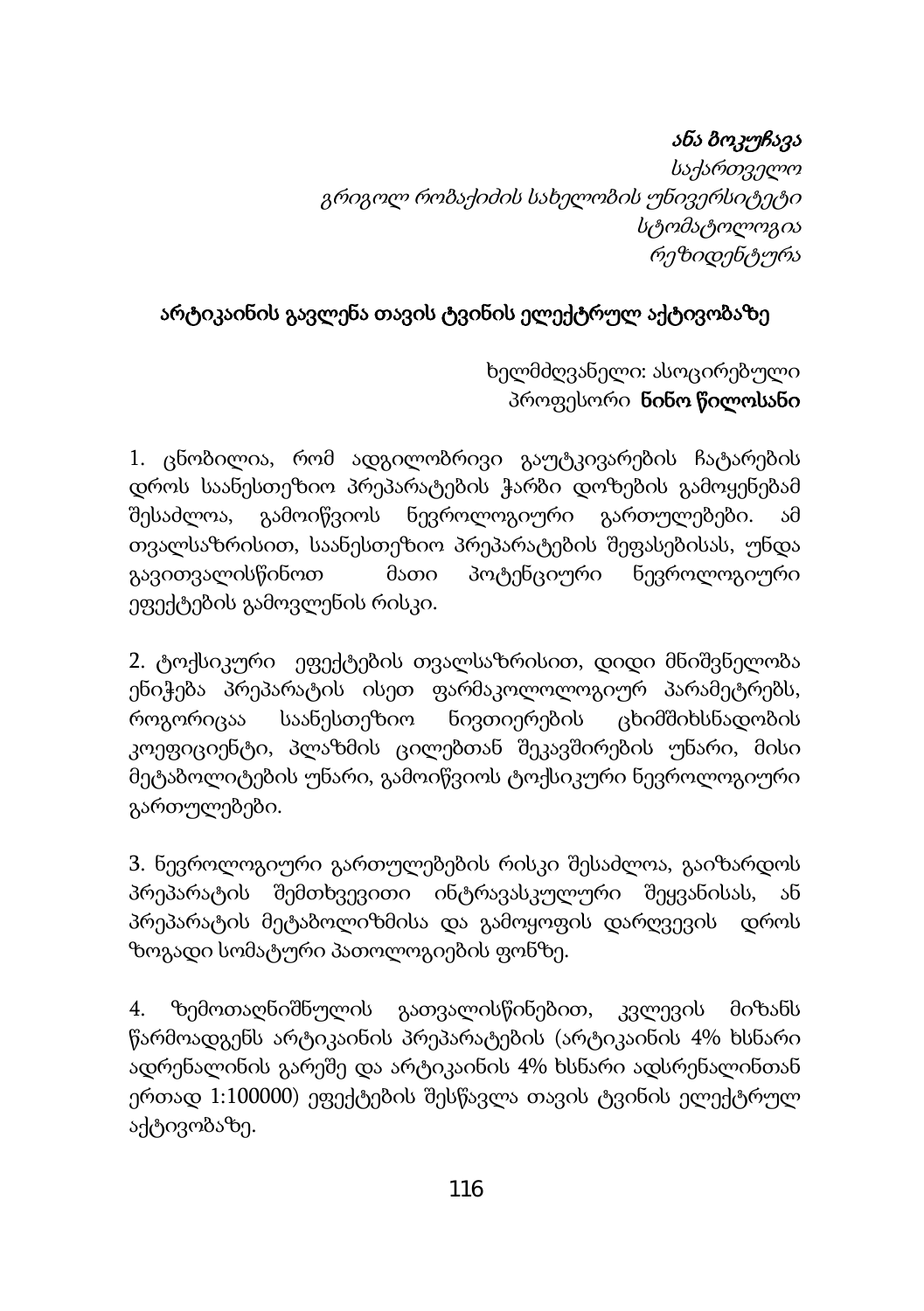*ანა ბოკუჩავა*
*საქართველო*
*გრიგოლ რობაქიძის სახელობის უნივერსიტეტი*
*სტომატოლოგია*
*რეზიდენტურა*

## არტიკაინის გავლენა თავის ტვინის ელექტრულ აქტივობაზე

ხელმძღვანელი: ასოცირებული
პროფესორი **ნინო წილოსანი**

1. ცნობილია, რომ ადგილობრივი გაუტკივარების ჩატარების დროს საანესთეზიო პრეპარატების ჭარბი დოზების გამოყენებამ შესაძლოა, გამოიწვიოს ნევროლოგიური გართულებები. ამ თვალსაზრისით, საანესთეზიო პრეპარატების შეფასებისას, უნდა გავითვალისწინოთ მათი პოტენციური ნევროლოგიური ეფექტების გამოვლენის რისკი.

2. ტოქსიკური ეფექტების თვალსაზრისით, დიდი მნიშვნელობა ენიჭება პრეპარატის ისეთ ფარმაკოლოლოგიურ პარამეტრებს, როგორიცაა საანესთეზიო ნივთიერების ცხიმშიხსნადობის კოეფიციენტი, პლაზმის ცილებთან შეკავშირების უნარი, მისი მეტაბოლიტების უნარი, გამოიწვიოს ტოქსიკური ნევროლოგიური გართულებები.

3. ნევროლოგიური გართულებების რისკი შესაძლოა, გაიზარდოს პრეპარატის შემთხვევითი ინტრავასკულური შეყვანისას, ან პრეპარატის მეტაბოლიზმისა და გამოყოფის დარღვევის დროს ზოგადი სომატური პათოლოგიების ფონზე.

4. ზემოთაღნიშნულის გათვალისწინებით, კვლევის მიზანს წარმოადგენს არტიკაინის პრეპარატების (არტიკაინის 4% ხსნარი ადრენალინის გარეშე და არტიკაინის 4% ხსნარი ადსრენალინთან ერთად 1:100000) ეფექტების შესწავლა თავის ტვინის ელექტრულ აქტივობაზე.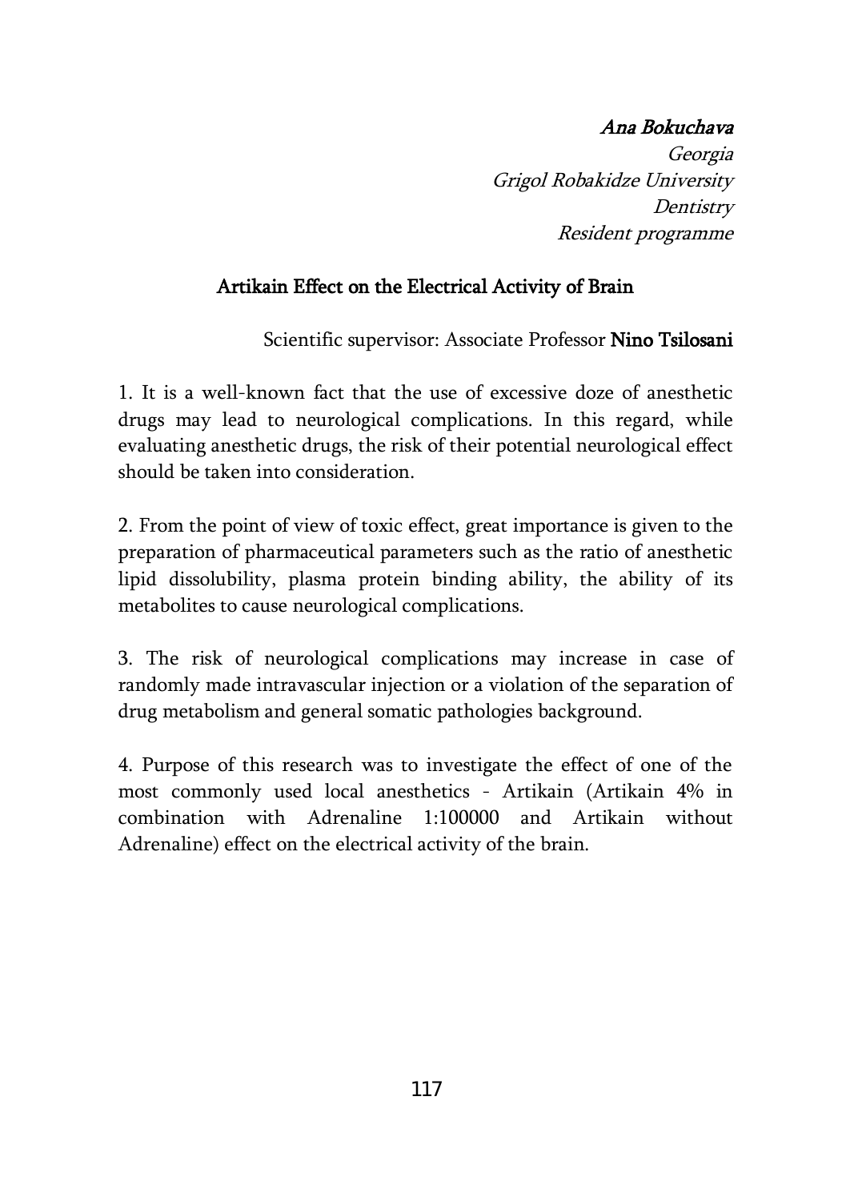*Ana Bokuchava*

*Georgia*

*Grigol Robakidze University*

*Dentistry*

*Resident programme*

## Artikain Effect on the Electrical Activity of Brain

Scientific supervisor: Associate Professor Nino Tsilosani

1. It is a well-known fact that the use of excessive doze of anesthetic drugs may lead to neurological complications. In this regard, while evaluating anesthetic drugs, the risk of their potential neurological effect should be taken into consideration.

2. From the point of view of toxic effect, great importance is given to the preparation of pharmaceutical parameters such as the ratio of anesthetic lipid dissolubility, plasma protein binding ability, the ability of its metabolites to cause neurological complications.

3. The risk of neurological complications may increase in case of randomly made intravascular injection or a violation of the separation of drug metabolism and general somatic pathologies background.

4. Purpose of this research was to investigate the effect of one of the most commonly used local anesthetics - Artikain (Artikain 4% in combination with Adrenaline 1:100000 and Artikain without Adrenaline) effect on the electrical activity of the brain.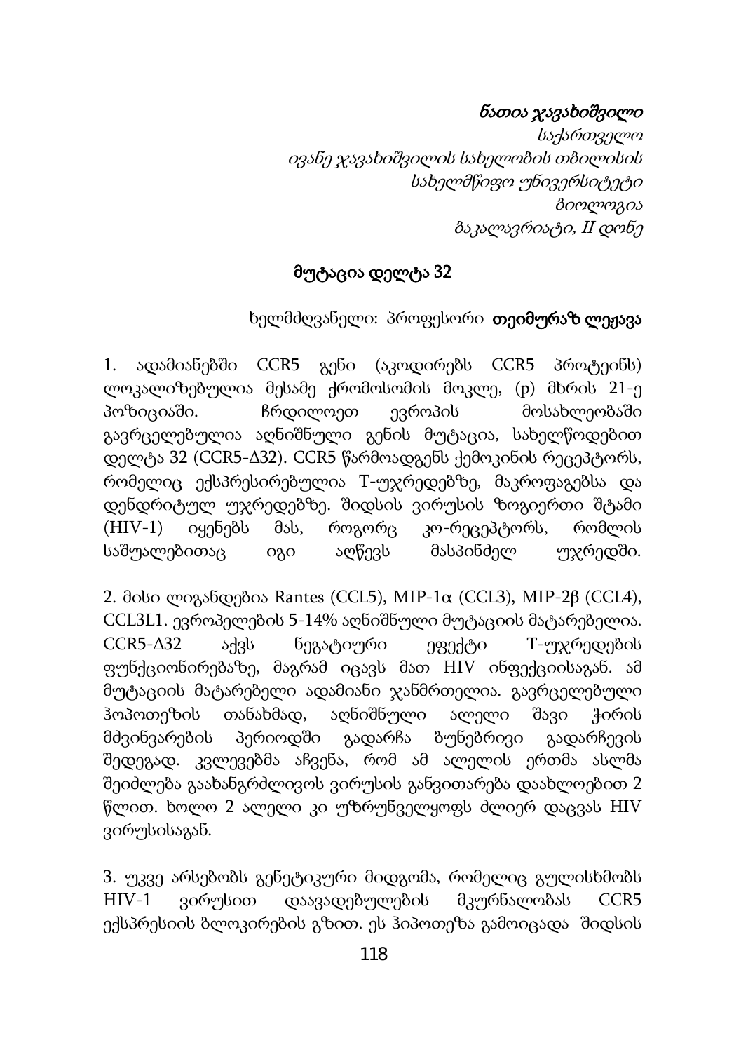*ნათია ჯავახიშვილი*

*საქართველო*

*ივანე ჯავახიშვილის სახელობის თბილისის*

*სახელმწიფო უნივერსიტეტი*

*ბიოლოგია*

*ბაკალავრიატი, II დონე*

## მუტაცია დელტა 32

ხელმძღვანელი: პროფესორი **თეიმურაზ ლეჟავა**

1. ადამიანებში CCR5 გენი (აკოდირებს CCR5 პროტეინს) ლოკალიზებულია მესამე ქრომოსომის მოკლე, (p) მხრის 21-ე პოზიციაში. ჩრდილოეთ ევროპის მოსახლეობაში გავრცელებულია აღნიშნული გენის მუტაცია, სახელწოდებით დელტა 32 (CCR5-Δ32). CCR5 წარმოადგენს ქემოკინის რეცეპტორს, რომელიც ექსპრესირებულია T-უჯრედებზე, მაკროფაგებსა და დენდრიტულ უჯრედებზე. შიდსის ვირუსის ზოგიერთი შტამი (HIV-1) იყენებს მას, როგორც კო-რეცეპტორს, რომლის საშუალებითაც იგი აღწევს მასპინძელ უჯრედში.

2. მისი ლიგანდებია Rantes (CCL5), MIP-1α (CCL3), MIP-2β (CCL4), CCL3L1. ევროპელების 5-14% აღნიშნული მუტაციის მატარებელია. CCR5-Δ32 აქვს ნეგატიური ეფექტი T-უჯრედების ფუნქციონირებაზე, მაგრამ იცავს მათ HIV ინფექციისაგან. ამ მუტაციის მატარებელი ადამიანი ჯანმრთელია. გავრცელებული ჰიპოთეზის თანახმად, აღნიშნული ალელი შავი ჭირის მძვინვარების პერიოდში გადარჩა ბუნებრივი გადარჩევის შედეგად. კვლევებმა აჩვენა, რომ ამ ალელის ერთმა ასლმა შეიძლება გაახანგრძლივოს ვირუსის განვითარება დაახლოებით 2 წლით. ხოლო 2 ალელი კი უზრუნველყოფს ძლიერ დაცვას HIV ვირუსისაგან.

3. უკვე არსებობს გენეტიკური მიდგომა, რომელიც გულისხმობს HIV-1 ვირუსით დაავადებულების მკურნალობას CCR5 ექსპრესიის ბლოკირების გზით. ეს ჰიპოთეზა გამოიცადა შიდსის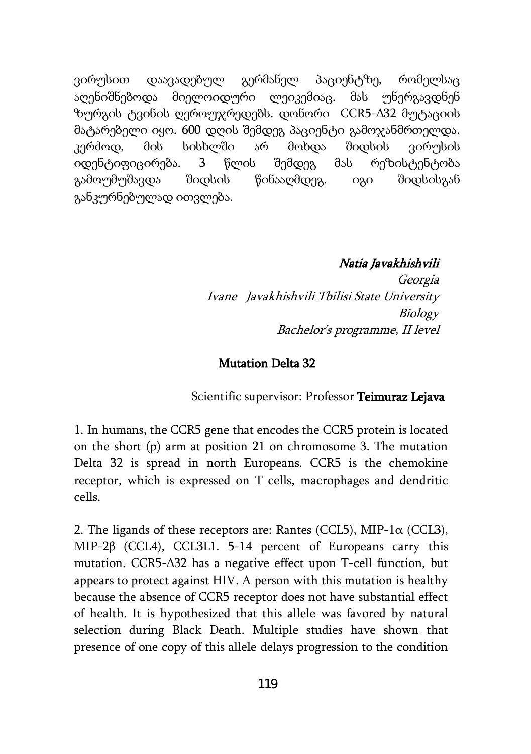ვირუსით დაავადებულ გერმანელ პაციენტზე, რომელსაც აღენიშნებოდა მიელოიდური ლეიკემიაც. მას უნერგავდნენ ზურგის ტვინის ღეროუჯრედებს. დონორი CCR5-Δ32 მუტაციის მატარებელი იყო. 600 დღის შემდეგ პაციენტი გამოჯანმრთელდა. კერძოდ, მის სისხლში არ მოხდა შიდსის ვირუსის იდენტიფიცირება. 3 წლის შემდეგ მას რეზისტენტობა გამოუმუშავდა შიდსის წინააღმდეგ. იგი შიდსისგან განკურნებულად ითვლება.

*Natia Javakhishvili*
*Georgia*
*Ivane Javakhishvili Tbilisi State University*
*Biology*
*Bachelor's programme, II level*

## Mutation Delta 32

Scientific supervisor: Professor **Teimuraz Lejava**

1. In humans, the CCR5 gene that encodes the CCR5 protein is located on the short (p) arm at position 21 on chromosome 3. The mutation Delta 32 is spread in north Europeans. CCR5 is the chemokine receptor, which is expressed on T cells, macrophages and dendritic cells.

2. The ligands of these receptors are: Rantes (CCL5), MIP-1α (CCL3), MIP-2β (CCL4), CCL3L1. 5-14 percent of Europeans carry this mutation. CCR5-Δ32 has a negative effect upon T-cell function, but appears to protect against HIV. A person with this mutation is healthy because the absence of CCR5 receptor does not have substantial effect of health. It is hypothesized that this allele was favored by natural selection during Black Death. Multiple studies have shown that presence of one copy of this allele delays progression to the condition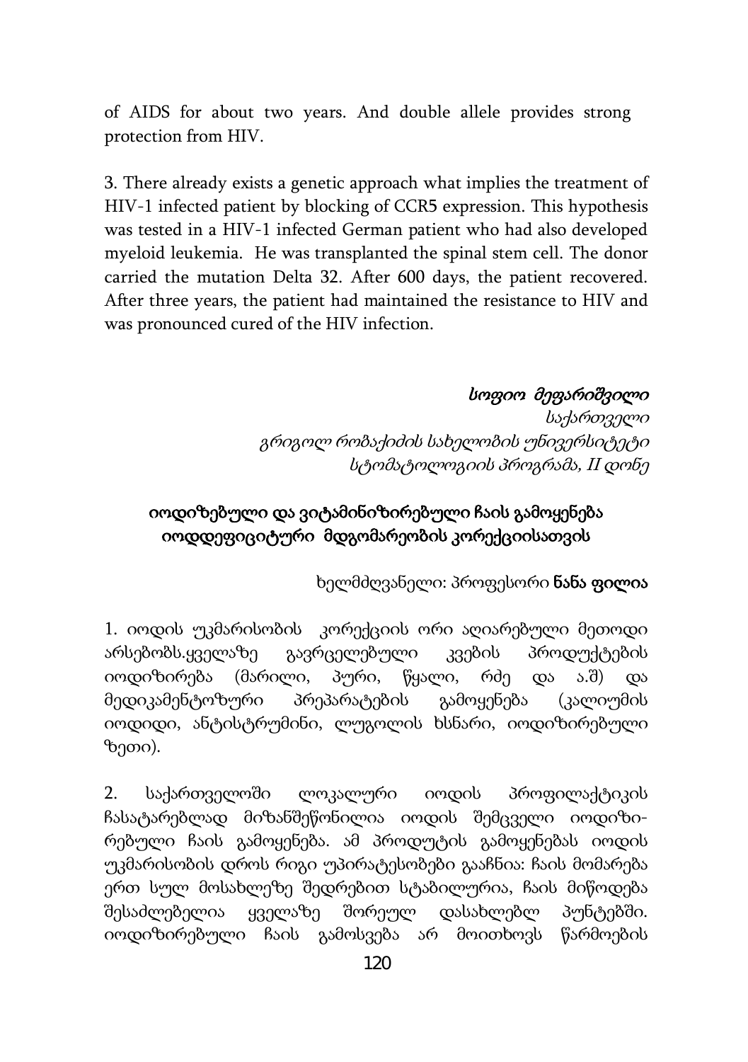of AIDS for about two years. And double allele provides strong protection from HIV.

3. There already exists a genetic approach what implies the treatment of HIV-1 infected patient by blocking of CCR5 expression. This hypothesis was tested in a HIV-1 infected German patient who had also developed myeloid leukemia. He was transplanted the spinal stem cell. The donor carried the mutation Delta 32. After 600 days, the patient recovered. After three years, the patient had maintained the resistance to HIV and was pronounced cured of the HIV infection.

*სოფიო მეფარიშვილი*

*საქართველო*

*გრიგოლ რობაქიძის სახელობის უნივერსიტეტი*

*სტომატოლოგიის პროგრამა, II დონე*

## იოდიზებული და ვიტამინიზირებული ჩაის გამოყენება იოდდეფიციტური მდგომარეობის კორექციისათვის

ხელმძღვანელი: პროფესორი **ნანა ფილია**

1. იოდის უკმარისობის კორექციის ორი აღიარებული მეთოდი არსებობს.ყველაზე გავრცელებული კვების პროდუქტების იოდიზირება (მარილი, პური, წყალი, რძე და ა.შ) და მედიკამენტოზური პრეპარატების გამოყენება (კალიუმის იოდიდი, ანტისტრუმინი, ლუგოლის ხსნარი, იოდიზირებული ზეთი).

2. საქართველოში ლოკალური იოდის პროფილაქტიკის ჩასატარებლად მიზანშეწონილია იოდის შემცველი იოდიზი-რებული ჩაის გამოყენება. ამ პროდუტის გამოყენებას იოდის უკმარისობის დროს რიგი უპირატესობები გააჩნია: ჩაის მომარება ერთ სულ მოსახლეზე შედრებით სტაბილურია, ჩაის მიწოდება შესაძლებელია ყველაზე შორეულ დასახლებლ პუნტებში. იოდიზირებული ჩაის გამოსვება არ მოითხოვს წარმოების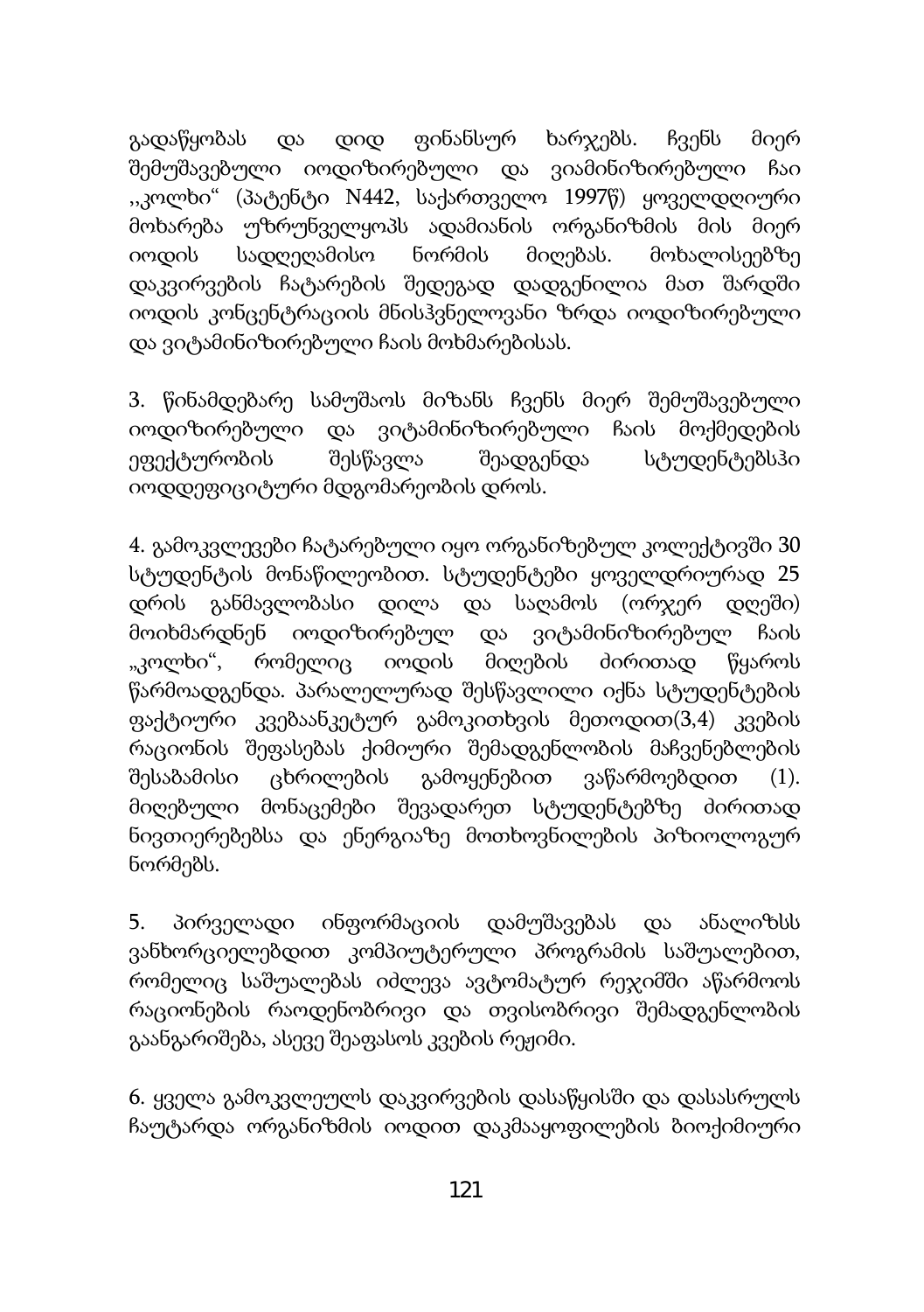გადაწყობას და დიდ ფინანსურ ხარჯებს. ჩვენს მიერ შემუშავებული იოდიზირებული და ვიამინიზირებული ჩაი ,,კოლხი" (პატენტი N442, საქართველო 1997წ) ყოველდღიური მოხარება უზრუნველყოპს ადამიანის ორგანიზმის მის მიერ იოდის სადღეღამისო ნორმის მიღებას. მოხალისეებზე დაკვირვების ჩატარების შედეგად დადგენილია მათ შარდში იოდის კონცენტრაციის მნისჰვნელოვანი ზრდა იოდიზირებული და ვიტამინიზირებული ჩაის მოხმარებისას.

3. წინამდებარე სამუშაოს მიზანს ჩვენს მიერ შემუშავებული იოდიზირებული და ვიტამინიზირებული ჩაის მოქმედების ეფექტურობის შესწავლა შეადგენდა სტუდენტებსჰი იოდდეფიციტური მდგომარეობის დროს.

4. გამოკვლევები ჩატარებული იყო ორგანიზებულ კოლექტივში 30 სტუდენტის მონაწილეობით. სტუდენტები ყოველდრიურად 25 დრის განმავლობასი დილა და საღამოს (ორჯერ დღეში) მოიხმარდნენ იოდიზირებულ და ვიტამინიზირებულ ჩაის „კოლხი", რომელიც იოდის მიღების ძირითად წყაროს წარმოადგენდა. პარალელურად შესწავლილი იქნა სტუდენტების ფაქტიური კვებაანკეტურ გამოკითხვის მეთოდით(3,4) კვების რაციონის შეფასებას ქიმიური შემადგენლობის მაჩვენებლების შესაბამისი ცხრილების გამოყენებით ვაწარმოებდით (1). მიღებული მონაცემები შევადარეთ სტუდენტებზე ძირითად ნივთიერებებსა და ენერგიაზე მოთხოვნილების პიზიოლოგურ ნორმებს.

5. პირველადი ინფორმაციის დამუშავებას და ანალიზსს ვანხორციელებდით კომპიუტერული პროგრამის საშუალებით, რომელიც საშუალებას იძლევა ავტომატურ რეჯიმში აწარმოოს რაციონების რაოდენობრივი და თვისობრივი შემადგენლობის გაანგარიშება, ასევე შეაფასოს კვების რეჟიმი.

6. ყველა გამოკვლეულს დაკვირვების დასაწყისში და დასასრულს ჩაუტარდა ორგანიზმის იოდით დაკმააყოფილების ბიოქიმიური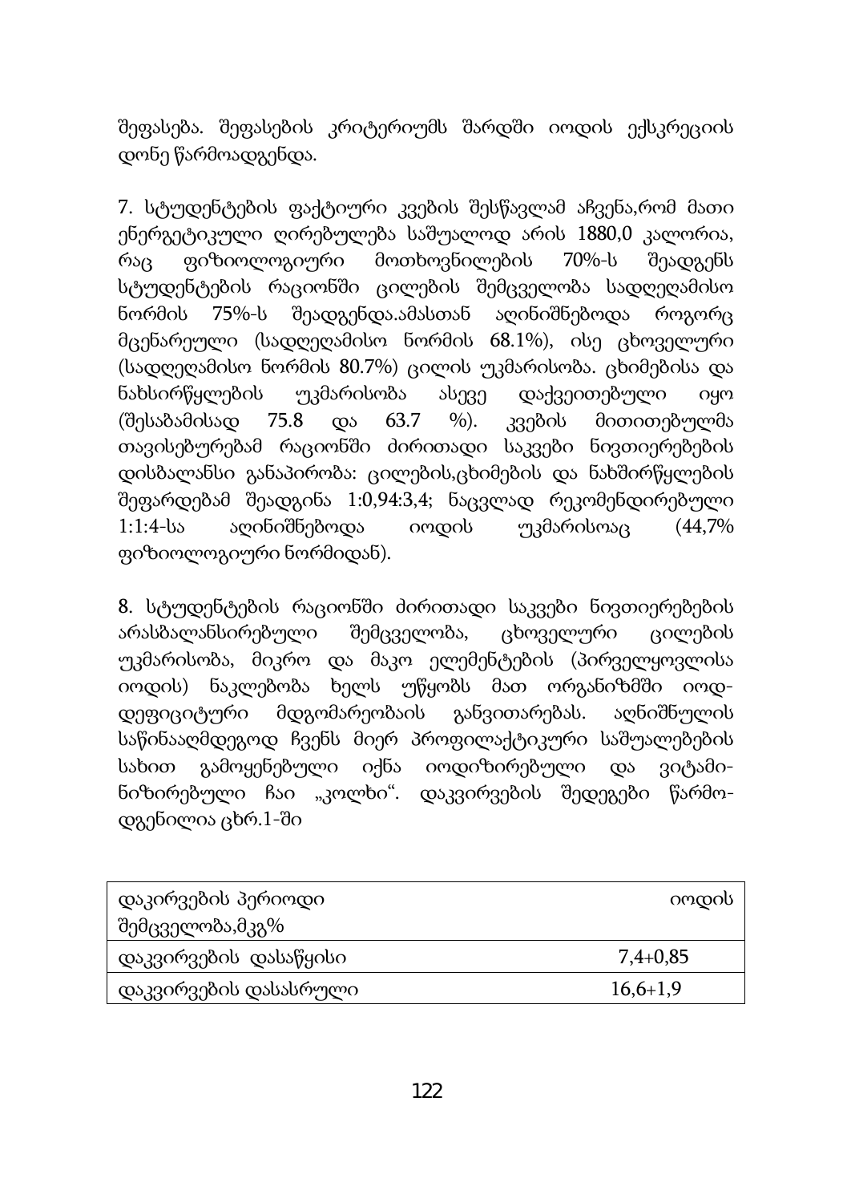შეფასება. შეფასების კრიტერიუმს შარდში იოდის ექსკრეციის დონე წარმოადგენდა.

7. სტუდენტების ფაქტიური კვების შესწავლამ აჩვენა,რომ მათი ენერგეტიკული ღირებულება საშუალოდ არის 1880,0 კალორია, რაც ფიზიოლოგიური მოთხოვნილების 70%-ს შეადგენს სტუდენტების რაციონში ცილების შემცველობა სადღეღამისო ნორმის 75%-ს შეადგენდა.ამასთან აღინიშნებოდა როგორც მცენარეული (სადღეღამისო ნორმის 68.1%), ისე ცხოველური (სადღეღამისო ნორმის 80.7%) ცილის უკმარისობა. ცხიმებისა და ნახსირწყლების უკმარისობა ასევე დაქვეითებული იყო (შესაბამისად 75.8 და 63.7 %). კვების მითითებულმა თავისებურებამ რაციონში ძირითადი საკვები ნივთიერებების დისბალანსი განაპირობა: ცილების,ცხიმების და ნახშირწყლების შეფარდებამ შეადგინა 1:0,94:3,4; ნაცვლად რეკომენდირებული 1:1:4-სა აღინიშნებოდა იოდის უკმარისოაც (44,7% ფიზიოლოგიური ნორმიდან).

8. სტუდენტების რაციონში ძირითადი საკვები ნივთიერებების არასბალანსირებული შემცველობა, ცხოველური ცილების უკმარისობა, მიკრო და მაკო ელემენტების (პირველყოვლისა იოდის) ნაკლებობა ხელს უწყობს მათ ორგანიზმში იოდ-დეფიციტური მდგომარეობაის განვითარებას. აღნიშნულის საწინააღმდეგოდ ჩვენს მიერ პროფილაქტიკური საშუალებების სახით გამოყენებული იქნა იოდიზირებული და ვიტამი-ნიზირებული ჩაი „კოლხი“. დაკვირვების შედეგები წარმო-დგენილია ცხრ.1-ში

| დაკირვების პერიოდი | იოდის შემცველობა,მკგ% |
|---|---|
| დაკვირვების დასაწყისი | 7,4+0,85 |
| დაკვირვების დასასრული | 16,6+1,9 |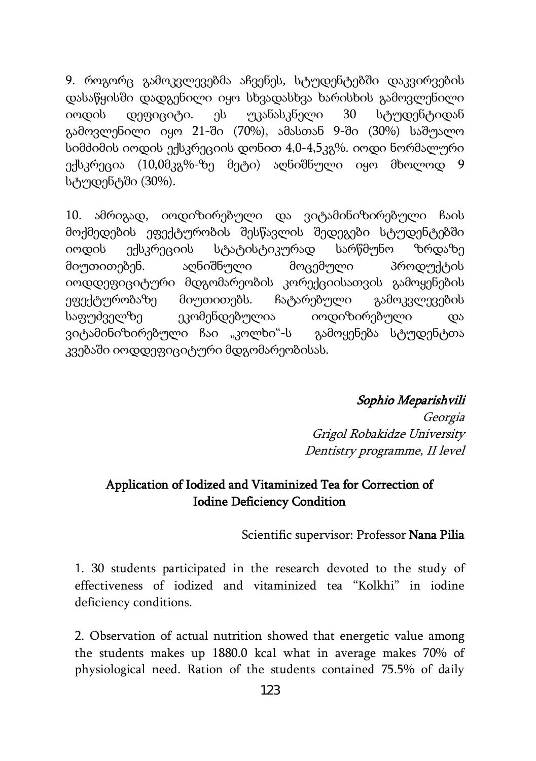9. როგორც გამოკვლევებმა აჩვენეს, სტუდენტებში დაკვირვების დასაწყისში დადგენილი იყო სხვადასხვა ხარისხის გამოვლენილი იოდის დეფიციტი. ეს უკანასკნელი 30 სტუდენტიდან გამოვლენილი იყო 21-ში (70%), ამასთან 9-ში (30%) საშუალო სიმძიმის იოდის ექსკრეციის დონით 4,0-4,5კგ%. იოდი ნორმალური ექსკრეცია (10,0მკგ%-ზე მეტი) აღნიშნული იყო მხოლოდ 9 სტუდენტში (30%).

10. ამრიგად, იოდიზირებული და ვიტამინიზირებული ჩაის მოქმედების ეფექტურობის შესწავლის შედეგები სტუდენტებში იოდის ექსკრეციის სტატისტიკურად სარწმუნო ზრდაზე მიუთითებენ. აღნიშნული მოცემული პროდუქტის იოდდეფიციტური მდგომარეობის კორექციისათვის გამოყენების ეფექტურობაზე მიუთითებს. ჩატარებული გამოკვლევების საფუძველზე ეკომენდებულია იოდიზირებული და ვიტამინიზირებული ჩაი „კოლხი"-ს გამოყენება სტუდენტთა კვებაში იოდდეფიციტური მდგომარეობისას.

*Sophio Meparishvili*
*Georgia*
*Grigol Robakidze University*
*Dentistry programme, II level*

## Application of Iodized and Vitaminized Tea for Correction of Iodine Deficiency Condition

Scientific supervisor: Professor **Nana Pilia**

1. 30 students participated in the research devoted to the study of effectiveness of iodized and vitaminized tea "Kolkhi" in iodine deficiency conditions.

2. Observation of actual nutrition showed that energetic value among the students makes up 1880.0 kcal what in average makes 70% of physiological need. Ration of the students contained 75.5% of daily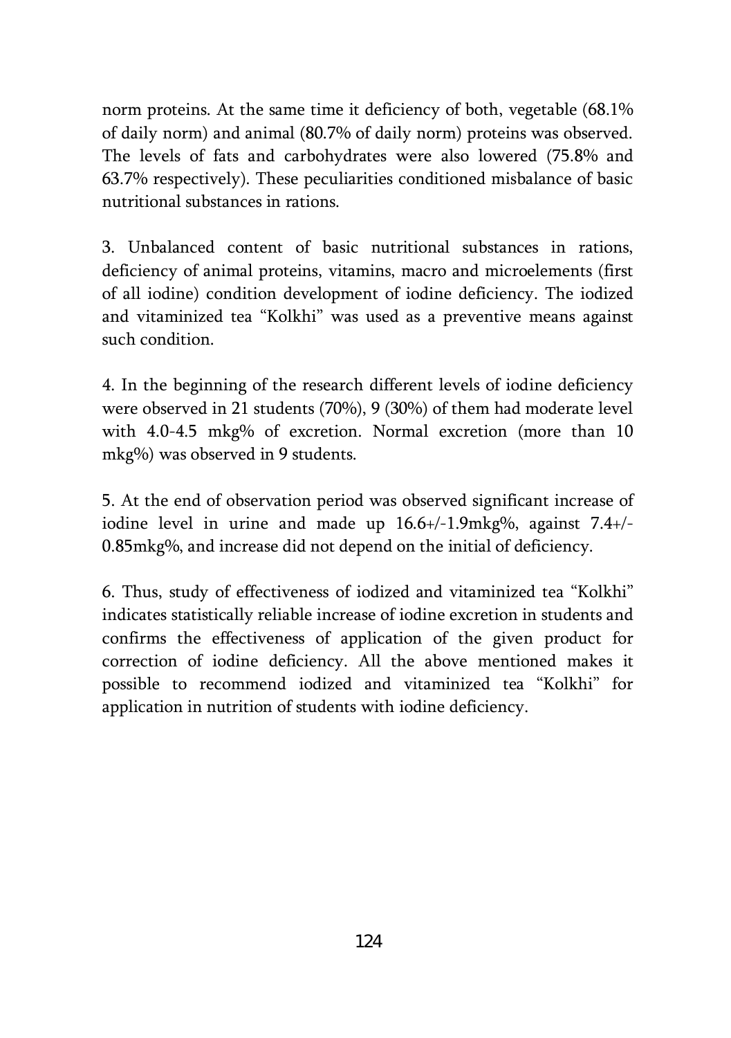norm proteins. At the same time it deficiency of both, vegetable (68.1% of daily norm) and animal (80.7% of daily norm) proteins was observed. The levels of fats and carbohydrates were also lowered (75.8% and 63.7% respectively). These peculiarities conditioned misbalance of basic nutritional substances in rations.

3. Unbalanced content of basic nutritional substances in rations, deficiency of animal proteins, vitamins, macro and microelements (first of all iodine) condition development of iodine deficiency. The iodized and vitaminized tea "Kolkhi" was used as a preventive means against such condition.

4. In the beginning of the research different levels of iodine deficiency were observed in 21 students (70%), 9 (30%) of them had moderate level with 4.0-4.5 mkg% of excretion. Normal excretion (more than 10 mkg%) was observed in 9 students.

5. At the end of observation period was observed significant increase of iodine level in urine and made up 16.6+/-1.9mkg%, against 7.4+/-0.85mkg%, and increase did not depend on the initial of deficiency.

6. Thus, study of effectiveness of iodized and vitaminized tea "Kolkhi" indicates statistically reliable increase of iodine excretion in students and confirms the effectiveness of application of the given product for correction of iodine deficiency. All the above mentioned makes it possible to recommend iodized and vitaminized tea "Kolkhi" for application in nutrition of students with iodine deficiency.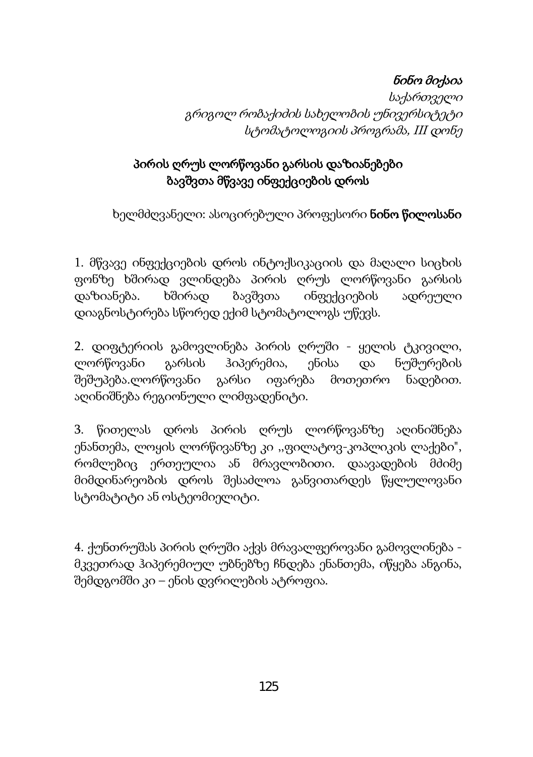*ნინო მიქაია*

*საქართველო*

*გრიგოლ რობაქიძის სახელობის უნივერსიტეტი*

*სტომატოლოგიის პროგრამა, III დონე*

## პირის ღრუს ლორწოვანი გარსის დაზიანებები ბავშვთა მწვავე ინფექციების დროს

ხელმძღვანელი: ასოცირებული პროფესორი **ნინო წილოსანი**

1. მწვავე ინფექციების დროს ინტოქსიკაციის და მაღალი სიცხის ფონზე ხშირად ვლინდება პირის ღრუს ლორწოვანი გარსის დაზიანება. ხშირად ბავშვთა ინფექციების ადრეული დიაგნოსტირება სწორედ ექიმ სტომატოლოგს უწევს.

2. დიფტერიის გამოვლინება პირის ღრუში - ყელის ტკივილი, ლორწოვანი გარსის ჰიპერემია, ენისა და ნუშურების შეშუპება.ლორწოვანი გარსი იფარება მოთეთრო ნადებით. აღინიშნება რეგიონული ლიმფადენიტი.

3. წითელას დროს პირის ღრუს ლორწოვანზე აღინიშნება ენანთემა, ლოყის ლორწოვანზე კი ,,ფილატოვ-კოპლიკის ლაქები", რომლებიც ერთეულია ან მრავლობითი. დაავადების მძიმე მიმდინარეობის დროს შესაძლოა განვითარდეს წყლულოვანი სტომატიტი ან ოსტეომიელიტი.

4. ქუნთრუშას პირის ღრუში აქვს მრავალფეროვანი გამოვლინება - მკვეთრად ჰიპერემიულ უბნებზე ჩნდება ენანთემა, იწყება ანგინა, შემდგომში კი – ენის დვრილების ატროფია.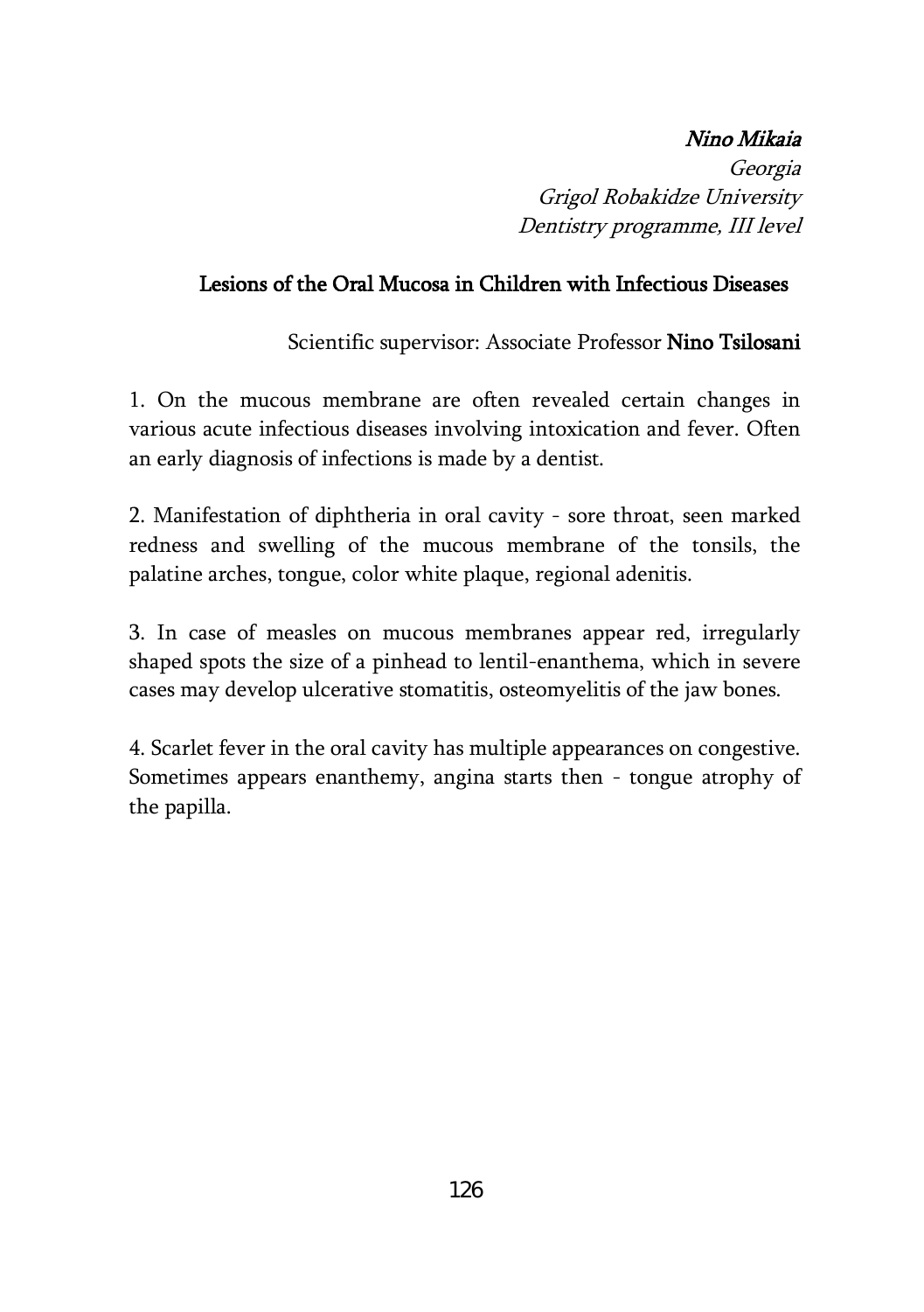*Nino Mikaia*
*Georgia*
*Grigol Robakidze University*
*Dentistry programme, III level*

## Lesions of the Oral Mucosa in Children with Infectious Diseases

Scientific supervisor: Associate Professor **Nino Tsilosani**

1. On the mucous membrane are often revealed certain changes in various acute infectious diseases involving intoxication and fever. Often an early diagnosis of infections is made by a dentist.

2. Manifestation of diphtheria in oral cavity - sore throat, seen marked redness and swelling of the mucous membrane of the tonsils, the palatine arches, tongue, color white plaque, regional adenitis.

3. In case of measles on mucous membranes appear red, irregularly shaped spots the size of a pinhead to lentil-enanthema, which in severe cases may develop ulcerative stomatitis, osteomyelitis of the jaw bones.

4. Scarlet fever in the oral cavity has multiple appearances on congestive. Sometimes appears enanthemy, angina starts then - tongue atrophy of the papilla.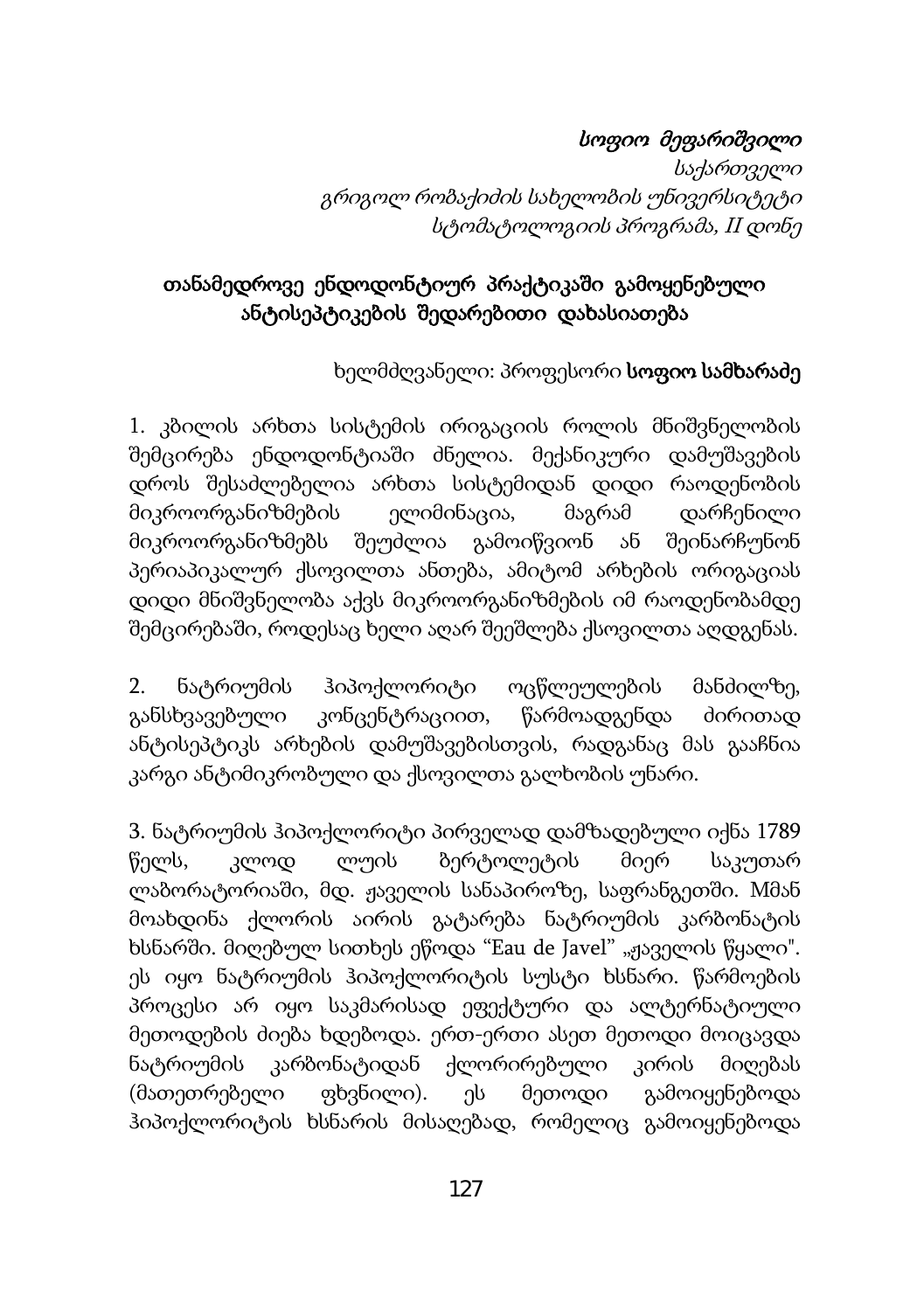*სოფიო მეფარიშვილი*

*საქართველო*

*გრიგოლ რობაქიძის სახელობის უნივერსიტეტი*

*სტომატოლოგიის პროგრამა, II დონე*

## თანამედროვე ენდოდონტიურ პრაქტიკაში გამოყენებული ანტისეპტიკების შედარებითი დახასიათება

ხელმძღვანელი: პროფესორი **სოფიო სამხარაძე**

1. კბილის არხთა სისტემის ირიგაციის როლის მნიშვნელობის შემცირება ენდოდონტიაში ძნელია. მექანიკური დამუშავების დროს შესაძლებელია არხთა სისტემიდან დიდი რაოდენობის მიკროორგანიზმების ელიმინაცია, მაგრამ დარჩენილი მიკროორგანიზმებს შეუძლია გამოიწვიონ ან შეინარჩუნონ პერიაპიკალურ ქსოვილთა ანთება, ამიტომ არხების ორიგაციას დიდი მნიშვნელობა აქვს მიკროორგანიზმების იმ რაოდენობამდე შემცირებაში, როდესაც ხელი აღარ შეეშლება ქსოვილთა აღდგენას.

2. ნატრიუმის ჰიპოქლორიტი ოცწლეულების მანძილზე, განსხვავებული კონცენტრაციით, წარმოადგენდა ძირითად ანტისეპტიკს არხების დამუშავებისთვის, რადგანაც მას გააჩნია კარგი ანტიმიკრობული და ქსოვილთა გალხობის უნარი.

3. ნატრიუმის ჰიპოქლორიტი პირველად დამზადებული იქნა 1789 წელს, კლოდ ლუის ბერტოლეტის მიერ საკუთარ ლაბორატორიაში, მდ. ჟაველის სანაპიროზე, საფრანგეთში. Mმან მოახდინა ქლორის აირის გატარება ნატრიუმის კარბონატის ხსნარში. მიღებულ სითხეს ეწოდა "Eau de Javel" „ჟაველის წყალი". ეს იყო ნატრიუმის ჰიპოქლორიტის სუსტი ხსნარი. წარმოების პროცესი არ იყო საკმარისად ეფექტური და ალტერნატიული მეთოდების ძიება ხდებოდა. ერთ-ერთი ასეთ მეთოდი მოიცავდა ნატრიუმის კარბონატიდან ქლორირებული კირის მიღებას (მათეთრებელი ფხვნილი). ეს მეთოდი გამოიყენებოდა ჰიპოქლორიტის ხსნარის მისაღებად, რომელიც გამოიყენებოდა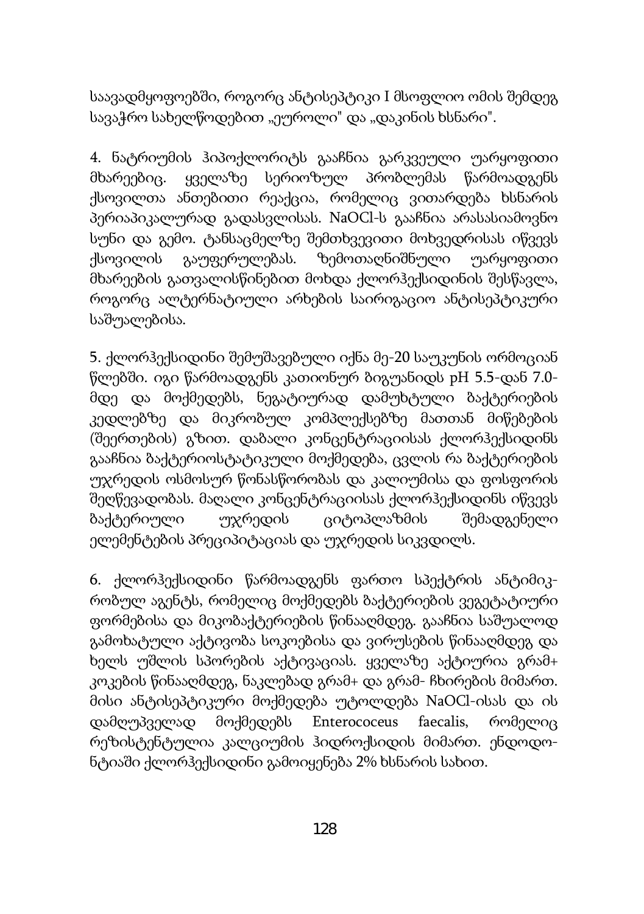საავადმყოფოებში, როგორც ანტისეპტიკი I მსოფლიო ომის შემდეგ სავაჭრო სახელწოდებით „ეუროლი" და „დაკინის ხსნარი".

4. ნატრიუმის ჰიპოქლორიტს გააჩნია გარკვეული უარყოფითი მხარეებიც. ყველაზე სერიოზულ პრობლემას წარმოადგენს ქსოვილთა ანთებითი რეაქცია, რომელიც ვითარდება ხსნარის პერიაპიკალურად გადასვლისას. NaOCl-ს გააჩნია არასასიამოვნო სუნი და გემო. ტანსაცმელზე შემთხვევითი მოხვედრისას იწვევს ქსოვილის გაუფერულებას. ზემოთაღნიშნული უარყოფითი მხარეების გათვალისწინებით მოხდა ქლორჰექსიდინის შესწავლა, როგორც ალტერნატიული არხების საირიგაციო ანტისეპტიკური საშუალებისა.

5. ქლორჰექსიდინი შემუშავებული იქნა მე-20 საუკუნის ორმოციან წლებში. იგი წარმოადგენს კათიონურ ბიგუანიდს pH 5.5-დან 7.0-მდე და მოქმედებს, ნეგატიურად დამუხტული ბაქტერიების კედლებზე და მიკრობულ კომპლექსებზე მათთან მიწებების (შეერთების) გზით. დაბალი კონცენტრაციისას ქლორჰექსიდინს გააჩნია ბაქტერიოსტატიკული მოქმედება, ცვლის რა ბაქტერიების უჯრედის ოსმოსურ წონასწორობას და კალიუმისა და ფოსფორის შეღწევადობას. მაღალი კონცენტრაციისას ქლორჰექსიდინს იწვევს ბაქტერიული უჯრედის ციტოპლაზმის შემადგენელი ელემენტების პრეციპიტაციას და უჯრედის სიკვდილს.

6. ქლორჰექსიდინი წარმოადგენს ფართო სპექტრის ანტიმიკ-რობულ აგენტს, რომელიც მოქმედებს ბაქტერიების ვეგეტატიური ფორმებისა და მიკობაქტერიების წინააღმდეგ. გააჩნია საშუალოდ გამოხატული აქტივობა სოკოებისა და ვირუსების წინააღმდეგ და ხელს უშლის სპორების აქტივაციას. ყველაზე აქტიურია გრამ+ კოკების წინააღმდეგ, ნაკლებად გრამ+ და გრამ- ჩხირების მიმართ. მისი ანტისეპტიკური მოქმედება უტოლდება NaOCl-ისას და ის დამღუპველად მოქმედებს Enterococeus faecalis, რომელიც რეზისტენტულია კალციუმის ჰიდროქსიდის მიმართ. ენდოდო-ნტიაში ქლორჰექსიდინი გამოიყენება 2% ხსნარის სახით.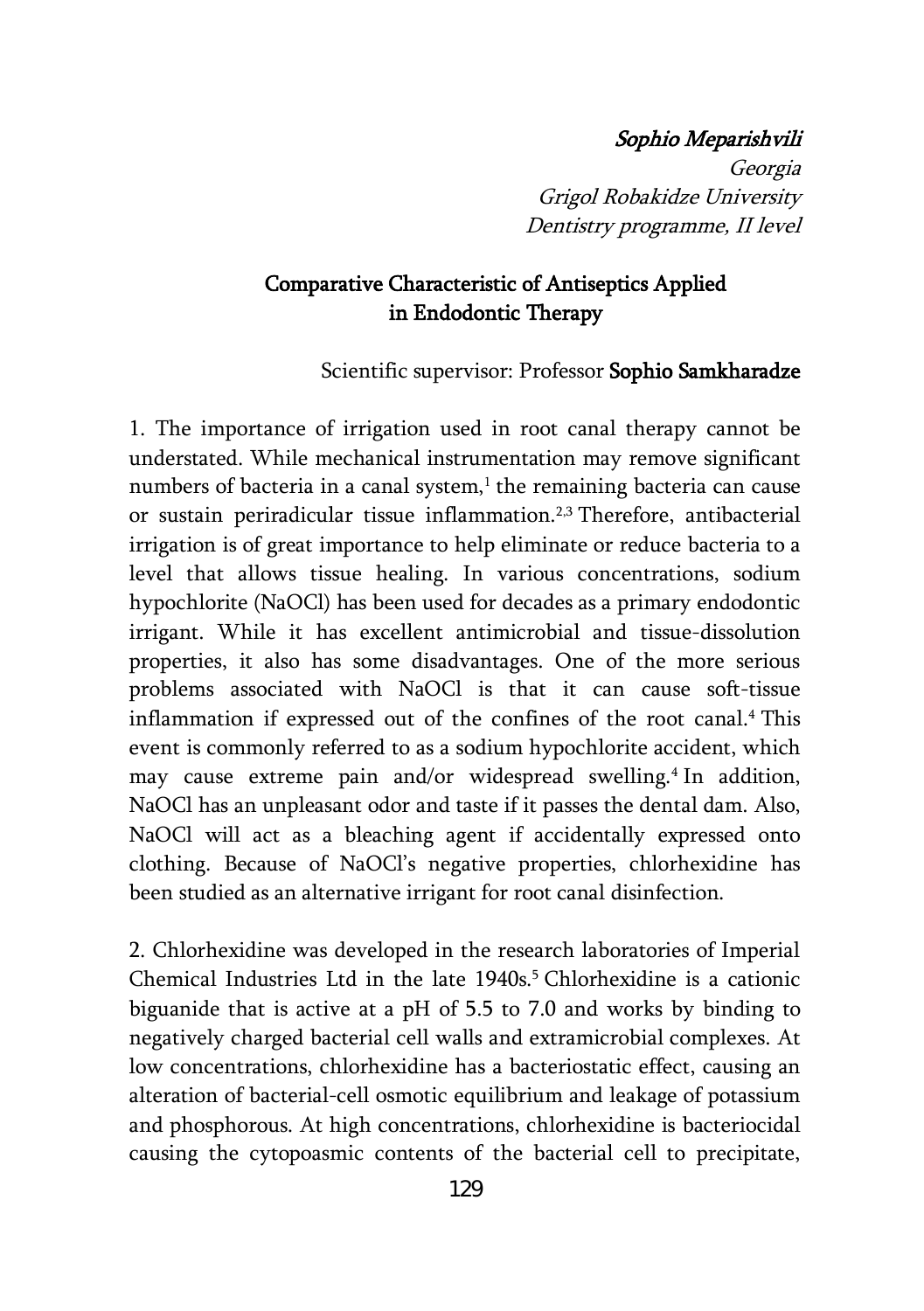*Sophio Meparishvili*
*Georgia*
*Grigol Robakidze University*
*Dentistry programme, II level*

## Comparative Characteristic of Antiseptics Applied in Endodontic Therapy

Scientific supervisor: Professor **Sophio Samkharadze**

1. The importance of irrigation used in root canal therapy cannot be understated. While mechanical instrumentation may remove significant numbers of bacteria in a canal system,[1] the remaining bacteria can cause or sustain periradicular tissue inflammation.[2,3] Therefore, antibacterial irrigation is of great importance to help eliminate or reduce bacteria to a level that allows tissue healing. In various concentrations, sodium hypochlorite (NaOCl) has been used for decades as a primary endodontic irrigant. While it has excellent antimicrobial and tissue-dissolution properties, it also has some disadvantages. One of the more serious problems associated with NaOCl is that it can cause soft-tissue inflammation if expressed out of the confines of the root canal.[4] This event is commonly referred to as a sodium hypochlorite accident, which may cause extreme pain and/or widespread swelling.[4] In addition, NaOCl has an unpleasant odor and taste if it passes the dental dam. Also, NaOCl will act as a bleaching agent if accidentally expressed onto clothing. Because of NaOCl's negative properties, chlorhexidine has been studied as an alternative irrigant for root canal disinfection.

2. Chlorhexidine was developed in the research laboratories of Imperial Chemical Industries Ltd in the late 1940s.[5] Chlorhexidine is a cationic biguanide that is active at a pH of 5.5 to 7.0 and works by binding to negatively charged bacterial cell walls and extramicrobial complexes. At low concentrations, chlorhexidine has a bacteriostatic effect, causing an alteration of bacterial-cell osmotic equilibrium and leakage of potassium and phosphorous. At high concentrations, chlorhexidine is bacteriocidal causing the cytopoasmic contents of the bacterial cell to precipitate,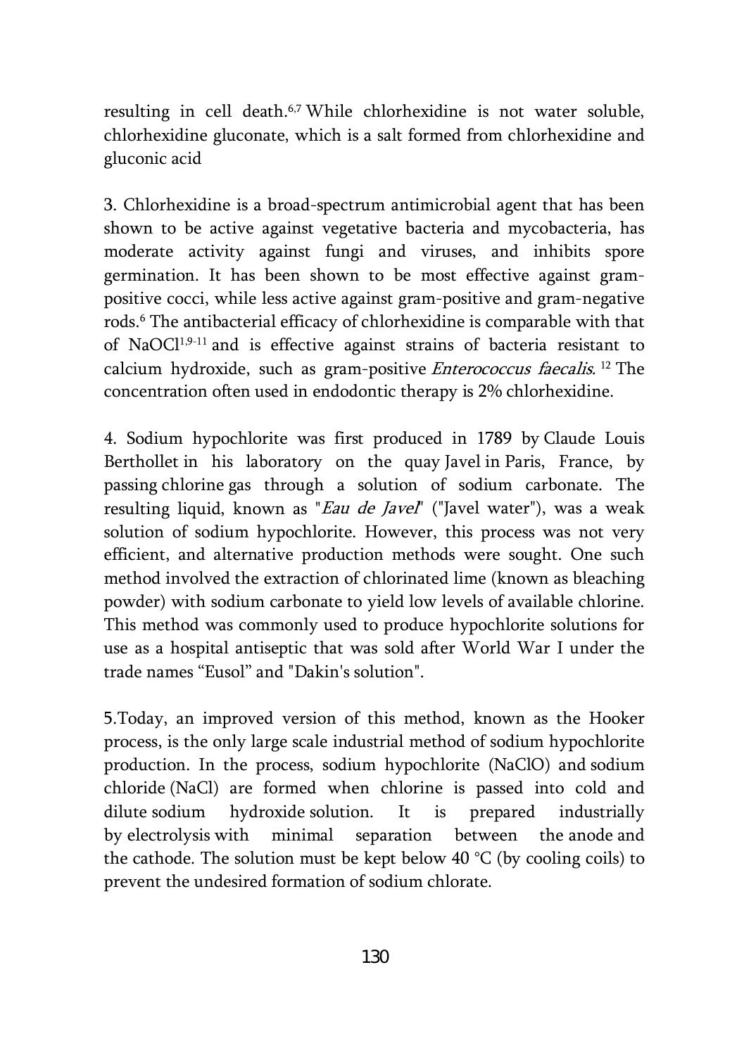resulting in cell death.[6,7] While chlorhexidine is not water soluble, chlorhexidine gluconate, which is a salt formed from chlorhexidine and gluconic acid

3. Chlorhexidine is a broad-spectrum antimicrobial agent that has been shown to be active against vegetative bacteria and mycobacteria, has moderate activity against fungi and viruses, and inhibits spore germination. It has been shown to be most effective against gram-positive cocci, while less active against gram-positive and gram-negative rods.[6] The antibacterial efficacy of chlorhexidine is comparable with that of NaOCl[1,9-11] and is effective against strains of bacteria resistant to calcium hydroxide, such as gram-positive *Enterococcus faecalis.* [12] The concentration often used in endodontic therapy is 2% chlorhexidine.

4. Sodium hypochlorite was first produced in 1789 by Claude Louis Berthollet in his laboratory on the quay Javel in Paris, France, by passing chlorine gas through a solution of sodium carbonate. The resulting liquid, known as "*Eau de Javel*" ("Javel water"), was a weak solution of sodium hypochlorite. However, this process was not very efficient, and alternative production methods were sought. One such method involved the extraction of chlorinated lime (known as bleaching powder) with sodium carbonate to yield low levels of available chlorine. This method was commonly used to produce hypochlorite solutions for use as a hospital antiseptic that was sold after World War I under the trade names "Eusol" and "Dakin's solution".

5.Today, an improved version of this method, known as the Hooker process, is the only large scale industrial method of sodium hypochlorite production. In the process, sodium hypochlorite (NaClO) and sodium chloride (NaCl) are formed when chlorine is passed into cold and dilute sodium hydroxide solution. It is prepared industrially by electrolysis with minimal separation between the anode and the cathode. The solution must be kept below 40 °C (by cooling coils) to prevent the undesired formation of sodium chlorate.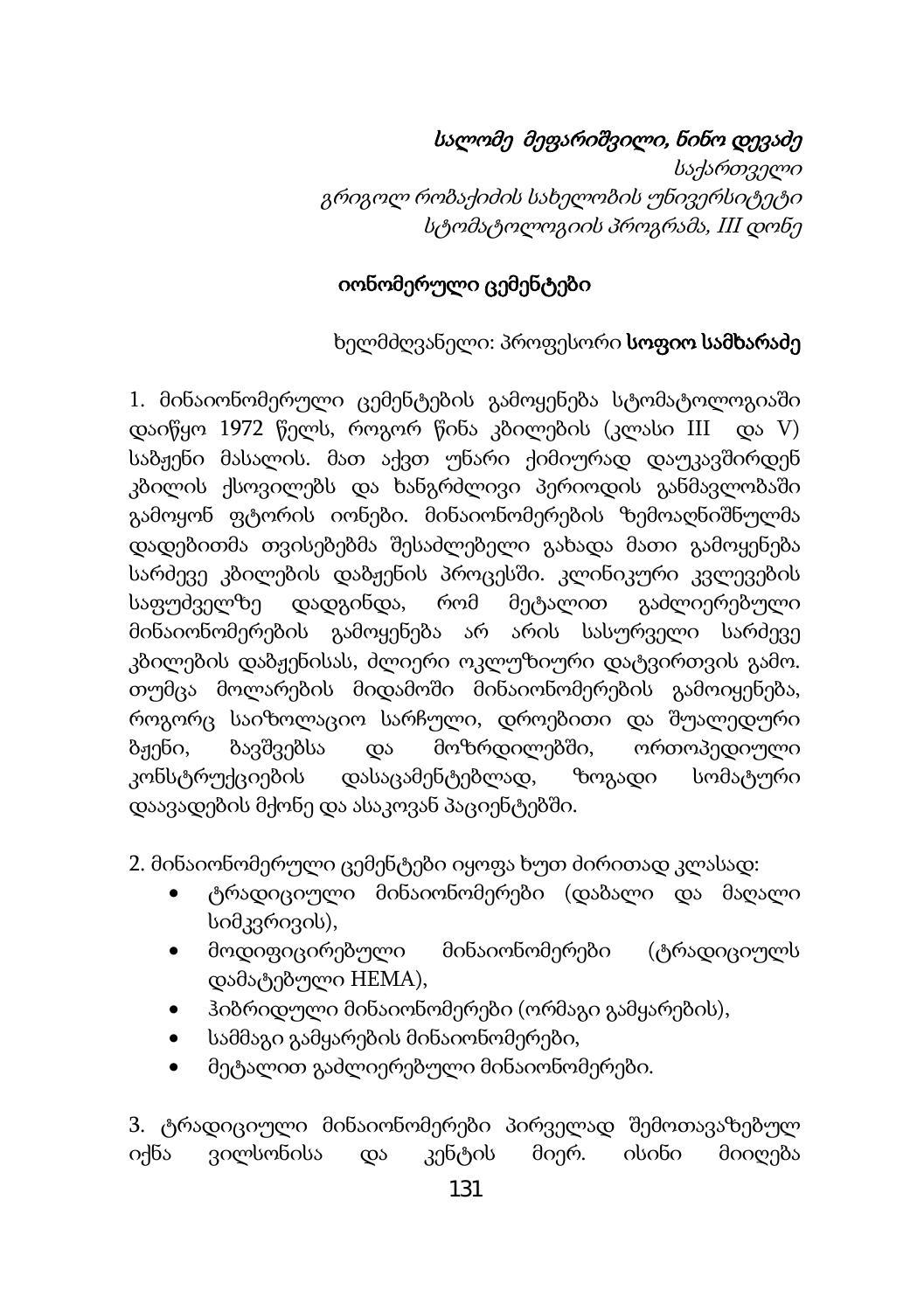*სალომე მეფარიშვილი, ნინო დევაძე*
*საქართველო*
*გრიგოლ რობაქიძის სახელობის უნივერსიტეტი*
*სტომატოლოგიის პროგრამა, III დონე*

## იონომერული ცემენტები

ხელმძღვანელი: პროფესორი **სოფიო სამხარაძე**

1. მინაიონომერული ცემენტების გამოყენება სტომატოლოგიაში დაიწყო 1972 წელს, როგორ წინა კბილების (კლასი III და V) საბჟენი მასალის. მათ აქვთ უნარი ქიმიურად დაუკავშირდენ კბილის ქსოვილებს და ხანგრძლივი პერიოდის განმავლობაში გამოყონ ფტორის იონები. მინაიონომერების ზემოაღნიშნულმა დადებითმა თვისებებმა შესაძლებელი გახადა მათი გამოყენება სარძევე კბილების დაბჟენის პროცესში. კლინიკური კვლევების საფუძველზე დადგინდა, რომ მეტალით გაძლიერებული მინაიონომერების გამოყენება არ არის სასურველი სარძევე კბილების დაბჟენისას, ძლიერი ოკლუზიური დატვირთვის გამო. თუმცა მოლარების მიდამოში მინაიონომერების გამოიყენება, როგორც საიზოლაციო სარჩული, დროებითი და შუალედური ბჟენი, ბავშვებსა და მოზრდილებში, ორთოპედიული კონსტრუქციების დასაცამენტებლად, ზოგადი სომატური დაავადების მქონე და ასაკოვან პაციენტებში.

2. მინაიონომერული ცემენტები იყოფა ხუთ ძირითად კლასად:

- ტრადიციული მინაიონომერები (დაბალი და მაღალი სიმკვრივის),
- მოდიფიცირებული მინაიონომერები (ტრადიციულს დამატებული HEMA),
- ჰიბრიდული მინაიონომერები (ორმაგი გამყარების),
- სამმაგი გამყარების მინაიონომერები,
- მეტალით გაძლიერებული მინაიონომერები.

3. ტრადიციული მინაიონომერები პირველად შემოთავაზებულ იქნა ვილსონისა და კენტის მიერ. ისინი მიიღება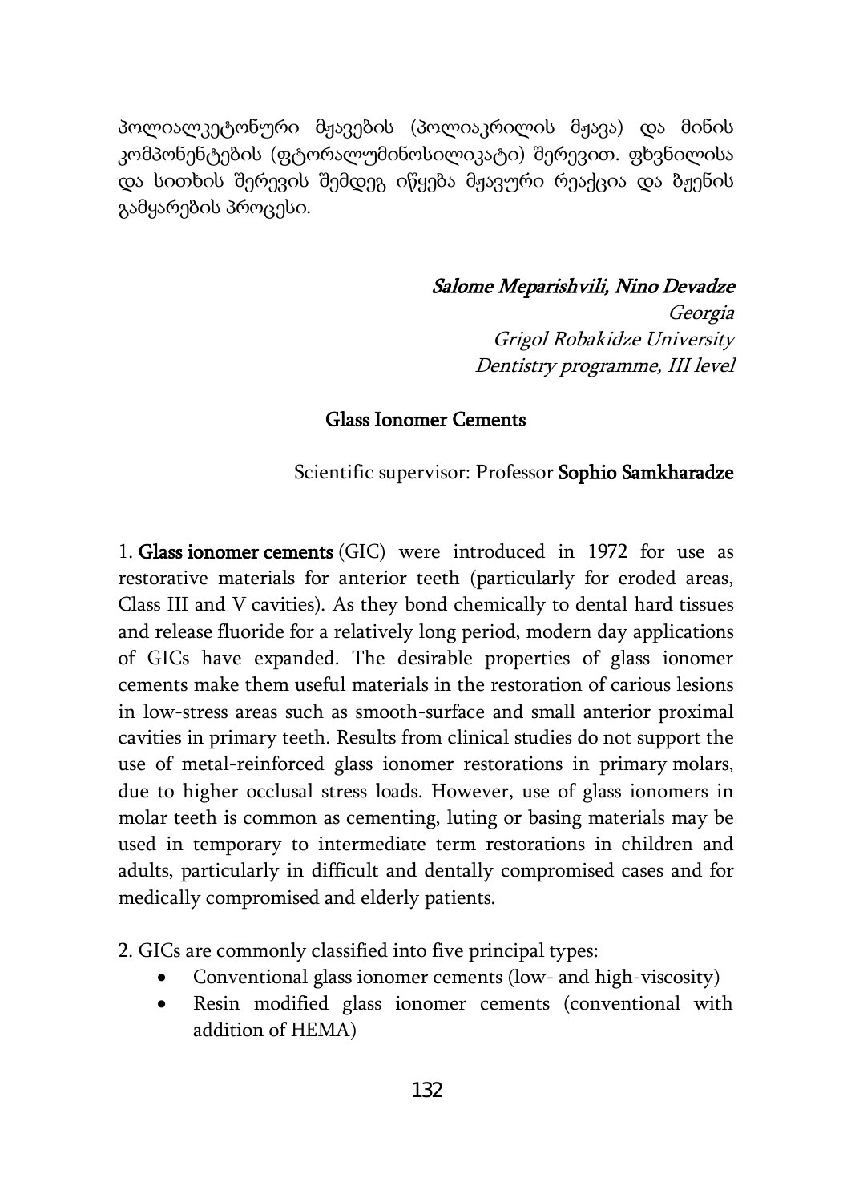პოლიალკეტონური მჟავების (პოლიაკრილის მჟავა) და მინის კომპონენტების (ფტორალუმინოსილიკატი) შერევით. ფხვნილისა და სითხის შერევის შემდეგ იწყება მჟავური რეაქცია და ბჟენის გამყარების პროცესი.

*Salome Meparishvili, Nino Devadze*
*Georgia*
*Grigol Robakidze University*
*Dentistry programme, III level*

## Glass Ionomer Cements

Scientific supervisor: Professor **Sophio Samkharadze**

1. **Glass ionomer cements** (GIC) were introduced in 1972 for use as restorative materials for anterior teeth (particularly for eroded areas, Class III and V cavities). As they bond chemically to dental hard tissues and release fluoride for a relatively long period, modern day applications of GICs have expanded. The desirable properties of glass ionomer cements make them useful materials in the restoration of carious lesions in low-stress areas such as smooth-surface and small anterior proximal cavities in primary teeth. Results from clinical studies do not support the use of metal-reinforced glass ionomer restorations in primary molars, due to higher occlusal stress loads. However, use of glass ionomers in molar teeth is common as cementing, luting or basing materials may be used in temporary to intermediate term restorations in children and adults, particularly in difficult and dentally compromised cases and for medically compromised and elderly patients.

2. GICs are commonly classified into five principal types:

- Conventional glass ionomer cements (low- and high-viscosity)
- Resin modified glass ionomer cements (conventional with addition of HEMA)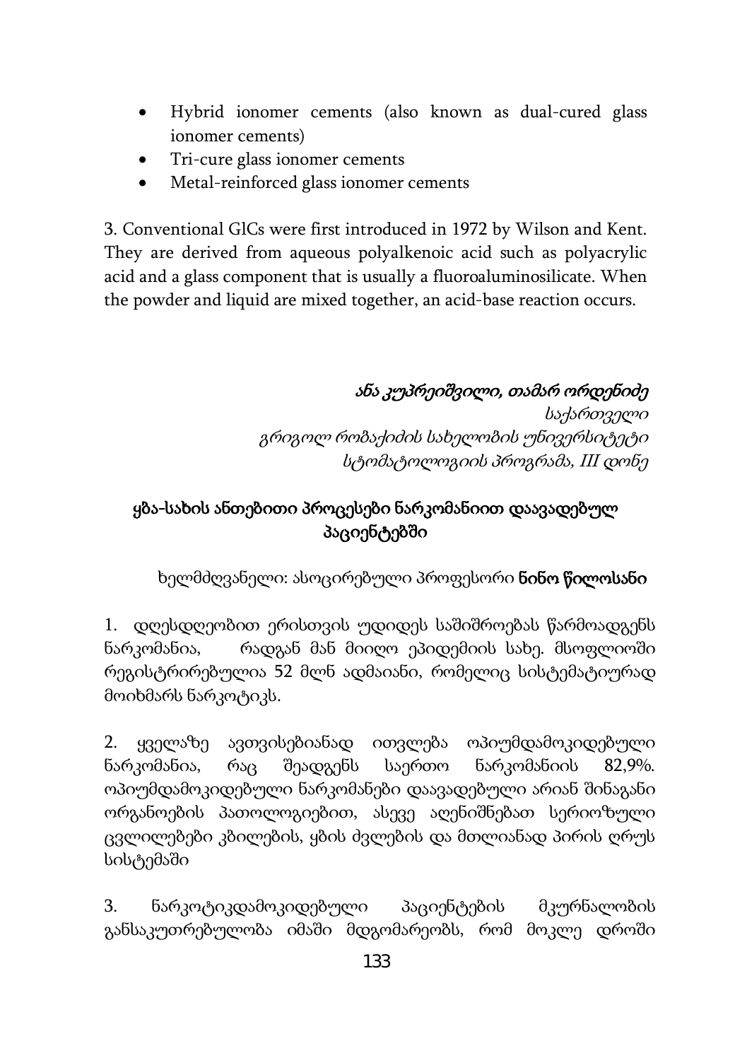- Hybrid ionomer cements (also known as dual-cured glass ionomer cements)
- Tri-cure glass ionomer cements
- Metal-reinforced glass ionomer cements

3. Conventional GlCs were first introduced in 1972 by Wilson and Kent. They are derived from aqueous polyalkenoic acid such as polyacrylic acid and a glass component that is usually a fluoroaluminosilicate. When the powder and liquid are mixed together, an acid-base reaction occurs.

*ანა კუპრეიშვილი, თამარ ორდენიძე*
*საქართველო*
*გრიგოლ რობაქიძის სახელობის უნივერსიტეტი*
*სტომატოლოგიის პროგრამა, III დონე*

## ყბა-სახის ანთებითი პროცესები ნარკომანიით დაავადებულ პაციენტებში

ხელმძღვანელი: ასოცირებული პროფესორი **ნინო წილოსანი**

1. დღესდღეობით ერისთვის უდიდეს საშიშროებას წარმოადგენს ნარკომანია, რადგან მან მიიღო ეპიდემიის სახე. მსოფლიოში რეგისტრირებულია 52 მლნ ადმაიანი, რომელიც სისტემატიურად მოიხმარს ნარკოტიკს.

2. ყველაზე ავთვისებიანად ითვლება ოპიუმდამოკიდებული ნარკომანია, რაც შეადგენს საერთო ნარკომანიის 82,9%. ოპიუმდამოკიდებული ნარკომანები დაავადებული არიან შინაგანი ორგანოების პათოლოგიებით, ასევე აღენიშნებათ სერიოზული ცვლილებები კბილების, ყბის ძვლების და მთლიანად პირის ღრუს სისტემაში

3. ნარკოტიკდამოკიდებული პაციენტების მკურნალობის განსაკუთრებულობა იმაში მდგომარეობს, რომ მოკლე დროში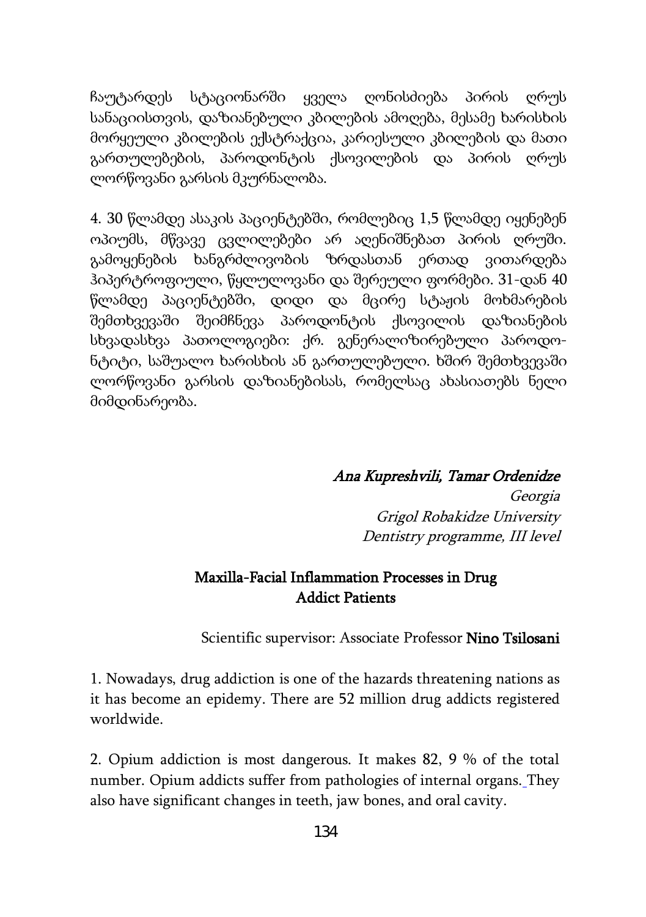ჩაუტარდეს სტაციონარში ყველა ღონისძიება პირის ღრუს სანაციისთვის, დაზიანებული კბილების ამოღება, მესამე ხარისხის მორყეული კბილების ექსტრაქცია, კარიესული კბილების და მათი გართულებების, პაროდონტის ქსოვილების და პირის ღრუს ლორწოვანი გარსის მკურნალობა.

4. 30 წლამდე ასაკის პაციენტებში, რომლებიც 1,5 წლამდე იყენებენ ოპიუმს, მწვავე ცვლილებები არ აღენიშნებათ პირის ღრუში. გამოყენების ხანგრძლივობის ზრდასთან ერთად ვითარდება ჰიპერტროფიული, წყლულოვანი და შერეული ფორმები. 31-დან 40 წლამდე პაციენტებში, დიდი და მცირე სტაჟის მოხმარების შემთხვევაში შეიმჩნევა პაროდონტის ქსოვილის დაზიანების სხვადასხვა პათოლოგიები: ქრ. გენერალიზირებული პაროდო-ნტიტი, საშუალო ხარისხის ან გართულებული. ხშირ შემთხვევაში ლორწოვანი გარსის დაზიანებისას, რომელსაც ახასიათებს ნელი მიმდინარეობა.

***Ana Kupreshvili, Tamar Ordenidze***
*Georgia*
*Grigol Robakidze University*
*Dentistry programme, III level*

## Maxilla-Facial Inflammation Processes in Drug Addict Patients

Scientific supervisor: Associate Professor **Nino Tsilosani**

1. Nowadays, drug addiction is one of the hazards threatening nations as it has become an epidemy. There are 52 million drug addicts registered worldwide.

2. Opium addiction is most dangerous. It makes 82, 9 % of the total number. Opium addicts suffer from pathologies of internal organs. They also have significant changes in teeth, jaw bones, and oral cavity.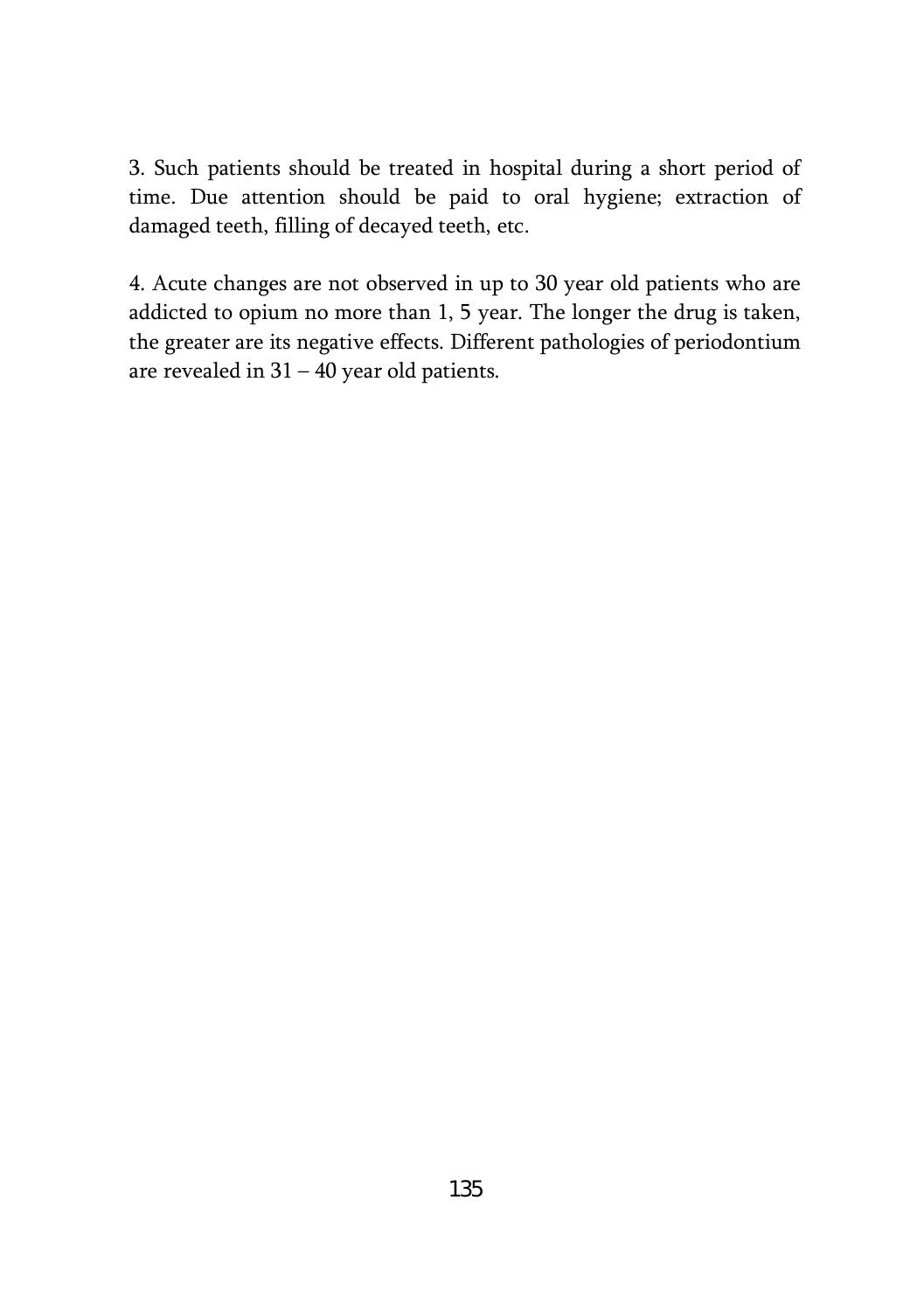3. Such patients should be treated in hospital during a short period of time. Due attention should be paid to oral hygiene; extraction of damaged teeth, filling of decayed teeth, etc.

4. Acute changes are not observed in up to 30 year old patients who are addicted to opium no more than 1, 5 year. The longer the drug is taken, the greater are its negative effects. Different pathologies of periodontium are revealed in 31 – 40 year old patients.